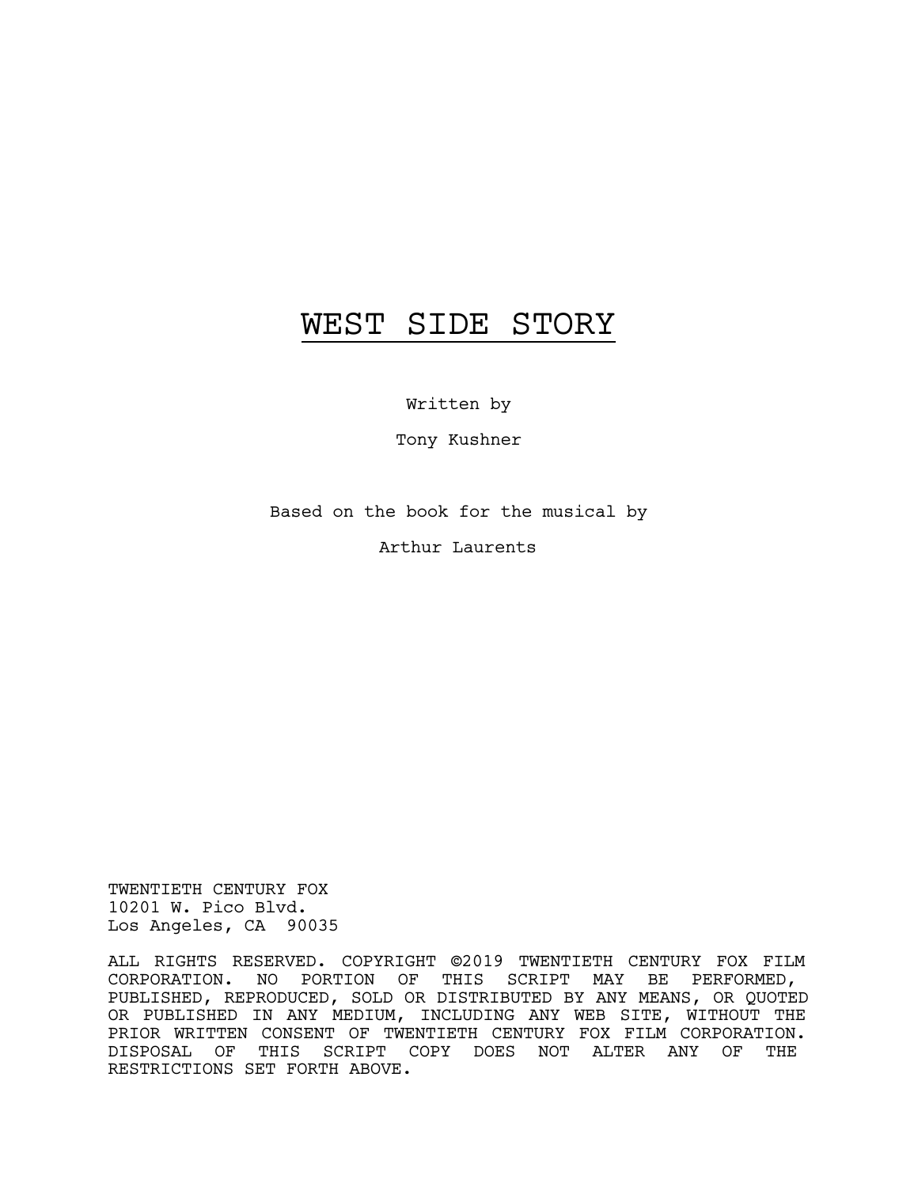# WEST SIDE STORY

Written by

Tony Kushner

Based on the book for the musical by

Arthur Laurents

TWENTIETH CENTURY FOX
10201 W. Pico Blvd.
Los Angeles, CA 90035

ALL RIGHTS RESERVED. COPYRIGHT ©2019 TWENTIETH CENTURY FOX FILM CORPORATION. NO PORTION OF THIS SCRIPT MAY BE PERFORMED, PUBLISHED, REPRODUCED, SOLD OR DISTRIBUTED BY ANY MEANS, OR QUOTED OR PUBLISHED IN ANY MEDIUM, INCLUDING ANY WEB SITE, WITHOUT THE PRIOR WRITTEN CONSENT OF TWENTIETH CENTURY FOX FILM CORPORATION. DISPOSAL OF THIS SCRIPT COPY DOES NOT ALTER ANY OF THE RESTRICTIONS SET FORTH ABOVE.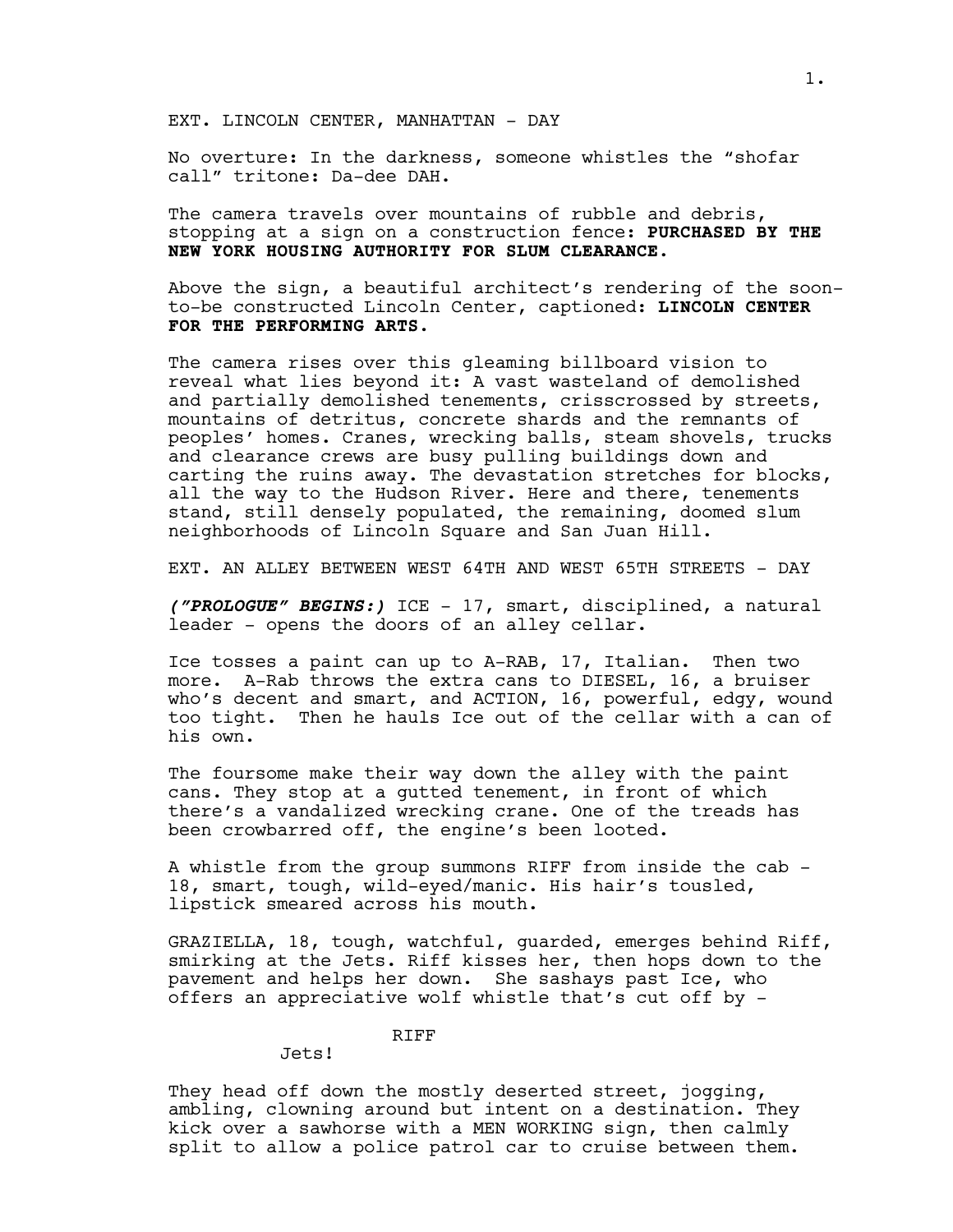EXT. LINCOLN CENTER, MANHATTAN - DAY

No overture: In the darkness, someone whistles the "shofar call" tritone: Da-dee DAH.

The camera travels over mountains of rubble and debris, stopping at a sign on a construction fence: **PURCHASED BY THE NEW YORK HOUSING AUTHORITY FOR SLUM CLEARANCE.**

Above the sign, a beautiful architect's rendering of the soon-to-be constructed Lincoln Center, captioned: **LINCOLN CENTER FOR THE PERFORMING ARTS.**

The camera rises over this gleaming billboard vision to reveal what lies beyond it: A vast wasteland of demolished and partially demolished tenements, crisscrossed by streets, mountains of detritus, concrete shards and the remnants of peoples' homes. Cranes, wrecking balls, steam shovels, trucks and clearance crews are busy pulling buildings down and carting the ruins away. The devastation stretches for blocks, all the way to the Hudson River. Here and there, tenements stand, still densely populated, the remaining, doomed slum neighborhoods of Lincoln Square and San Juan Hill.

EXT. AN ALLEY BETWEEN WEST 64TH AND WEST 65TH STREETS - DAY

***("PROLOGUE" BEGINS:)*** ICE - 17, smart, disciplined, a natural leader - opens the doors of an alley cellar.

Ice tosses a paint can up to A-RAB, 17, Italian. Then two more. A-Rab throws the extra cans to DIESEL, 16, a bruiser who's decent and smart, and ACTION, 16, powerful, edgy, wound too tight. Then he hauls Ice out of the cellar with a can of his own.

The foursome make their way down the alley with the paint cans. They stop at a gutted tenement, in front of which there's a vandalized wrecking crane. One of the treads has been crowbarred off, the engine's been looted.

A whistle from the group summons RIFF from inside the cab - 18, smart, tough, wild-eyed/manic. His hair's tousled, lipstick smeared across his mouth.

GRAZIELLA, 18, tough, watchful, guarded, emerges behind Riff, smirking at the Jets. Riff kisses her, then hops down to the pavement and helps her down. She sashays past Ice, who offers an appreciative wolf whistle that's cut off by -

RIFF

Jets!

They head off down the mostly deserted street, jogging, ambling, clowning around but intent on a destination. They kick over a sawhorse with a MEN WORKING sign, then calmly split to allow a police patrol car to cruise between them.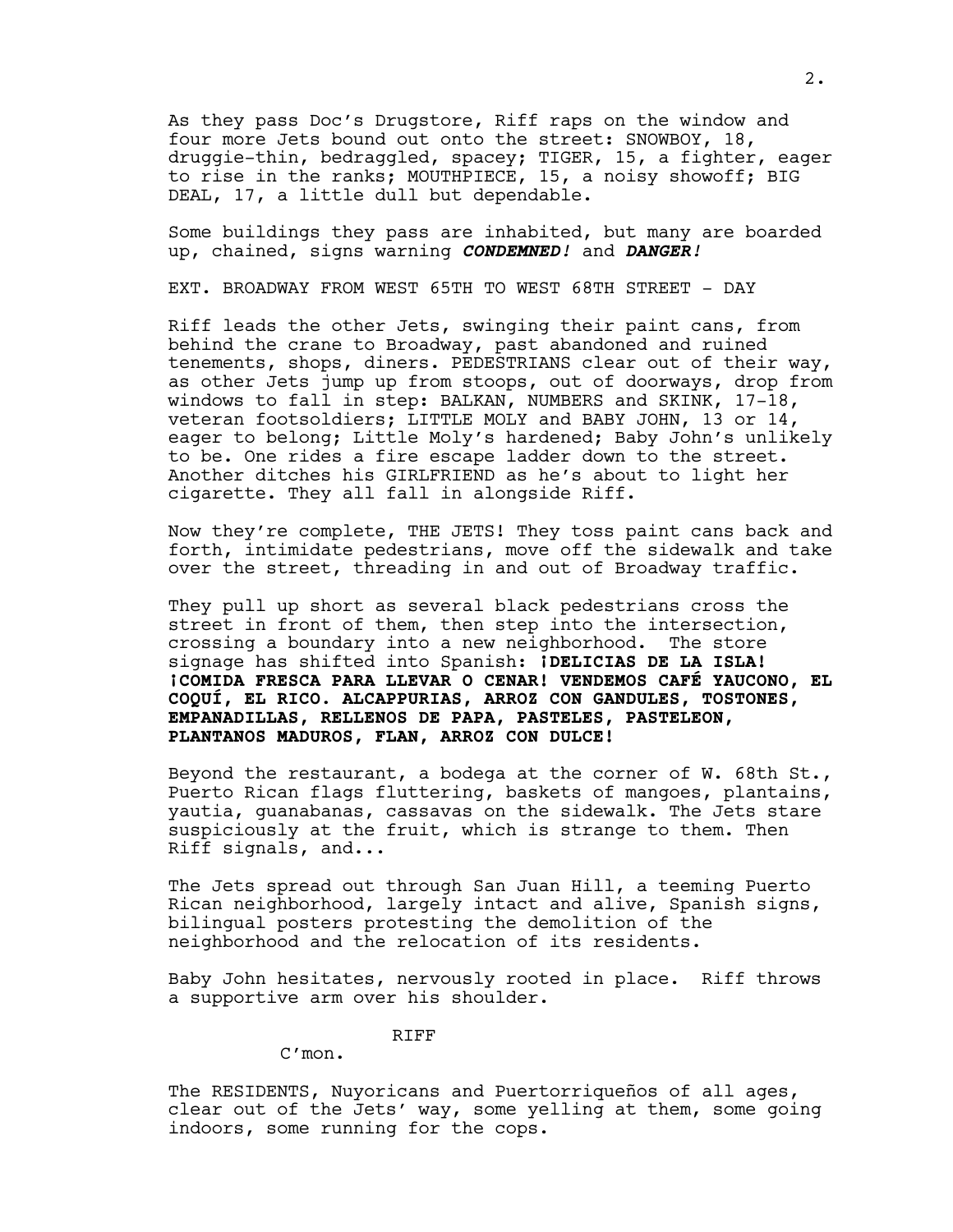As they pass Doc's Drugstore, Riff raps on the window and four more Jets bound out onto the street: SNOWBOY, 18, druggie-thin, bedraggled, spacey; TIGER, 15, a fighter, eager to rise in the ranks; MOUTHPIECE, 15, a noisy showoff; BIG DEAL, 17, a little dull but dependable.

Some buildings they pass are inhabited, but many are boarded up, chained, signs warning ***CONDEMNED!*** and ***DANGER!***

EXT. BROADWAY FROM WEST 65TH TO WEST 68TH STREET - DAY

Riff leads the other Jets, swinging their paint cans, from behind the crane to Broadway, past abandoned and ruined tenements, shops, diners. PEDESTRIANS clear out of their way, as other Jets jump up from stoops, out of doorways, drop from windows to fall in step: BALKAN, NUMBERS and SKINK, 17-18, veteran footsoldiers; LITTLE MOLY and BABY JOHN, 13 or 14, eager to belong; Little Moly's hardened; Baby John's unlikely to be. One rides a fire escape ladder down to the street. Another ditches his GIRLFRIEND as he's about to light her cigarette. They all fall in alongside Riff.

Now they're complete, THE JETS! They toss paint cans back and forth, intimidate pedestrians, move off the sidewalk and take over the street, threading in and out of Broadway traffic.

They pull up short as several black pedestrians cross the street in front of them, then step into the intersection, crossing a boundary into a new neighborhood. The store signage has shifted into Spanish: **¡DELICIAS DE LA ISLA! ¡COMIDA FRESCA PARA LLEVAR O CENAR! VENDEMOS CAFÉ YAUCONO, EL COQUÍ, EL RICO. ALCAPPURIAS, ARROZ CON GANDULES, TOSTONES, EMPANADILLAS, RELLENOS DE PAPA, PASTELES, PASTELEON, PLANTANOS MADUROS, FLAN, ARROZ CON DULCE!**

Beyond the restaurant, a bodega at the corner of W. 68th St., Puerto Rican flags fluttering, baskets of mangoes, plantains, yautia, guanabanas, cassavas on the sidewalk. The Jets stare suspiciously at the fruit, which is strange to them. Then Riff signals, and...

The Jets spread out through San Juan Hill, a teeming Puerto Rican neighborhood, largely intact and alive, Spanish signs, bilingual posters protesting the demolition of the neighborhood and the relocation of its residents.

Baby John hesitates, nervously rooted in place. Riff throws a supportive arm over his shoulder.

RIFF

C'mon.

The RESIDENTS, Nuyoricans and Puertorriqueños of all ages, clear out of the Jets' way, some yelling at them, some going indoors, some running for the cops.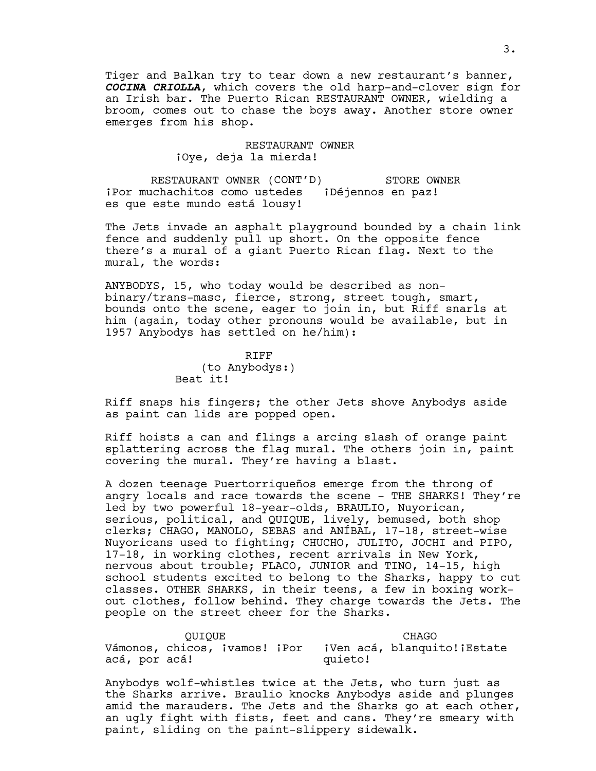Tiger and Balkan try to tear down a new restaurant's banner, ***COCINA CRIOLLA***, which covers the old harp-and-clover sign for an Irish bar. The Puerto Rican RESTAURANT OWNER, wielding a broom, comes out to chase the boys away. Another store owner emerges from his shop.

RESTAURANT OWNER
¡Oye, deja la mierda!

RESTAURANT OWNER (CONT'D)
¡Por muchachitos como ustedes es que este mundo está lousy!

STORE OWNER
¡Déjennos en paz!

The Jets invade an asphalt playground bounded by a chain link fence and suddenly pull up short. On the opposite fence there's a mural of a giant Puerto Rican flag. Next to the mural, the words:

ANYBODYS, 15, who today would be described as non-binary/trans-masc, fierce, strong, street tough, smart, bounds onto the scene, eager to join in, but Riff snarls at him (again, today other pronouns would be available, but in 1957 Anybodys has settled on he/him):

RIFF
(to Anybodys:)
Beat it!

Riff snaps his fingers; the other Jets shove Anybodys aside as paint can lids are popped open.

Riff hoists a can and flings a arcing slash of orange paint splattering across the flag mural. The others join in, paint covering the mural. They're having a blast.

A dozen teenage Puertorriqueños emerge from the throng of angry locals and race towards the scene - THE SHARKS! They're led by two powerful 18-year-olds, BRAULIO, Nuyorican, serious, political, and QUIQUE, lively, bemused, both shop clerks; CHAGO, MANOLO, SEBAS and ANÍBAL, 17-18, street-wise Nuyoricans used to fighting; CHUCHO, JULITO, JOCHI and PIPO, 17-18, in working clothes, recent arrivals in New York, nervous about trouble; FLACO, JUNIOR and TINO, 14-15, high school students excited to belong to the Sharks, happy to cut classes. OTHER SHARKS, in their teens, a few in boxing work-out clothes, follow behind. They charge towards the Jets. The people on the street cheer for the Sharks.

QUIQUE
Vámonos, chicos, ¡vamos! ¡Por acá, por acá!

CHAGO
¡Ven acá, blanquito!¡Estate quieto!

Anybodys wolf-whistles twice at the Jets, who turn just as the Sharks arrive. Braulio knocks Anybodys aside and plunges amid the marauders. The Jets and the Sharks go at each other, an ugly fight with fists, feet and cans. They're smeary with paint, sliding on the paint-slippery sidewalk.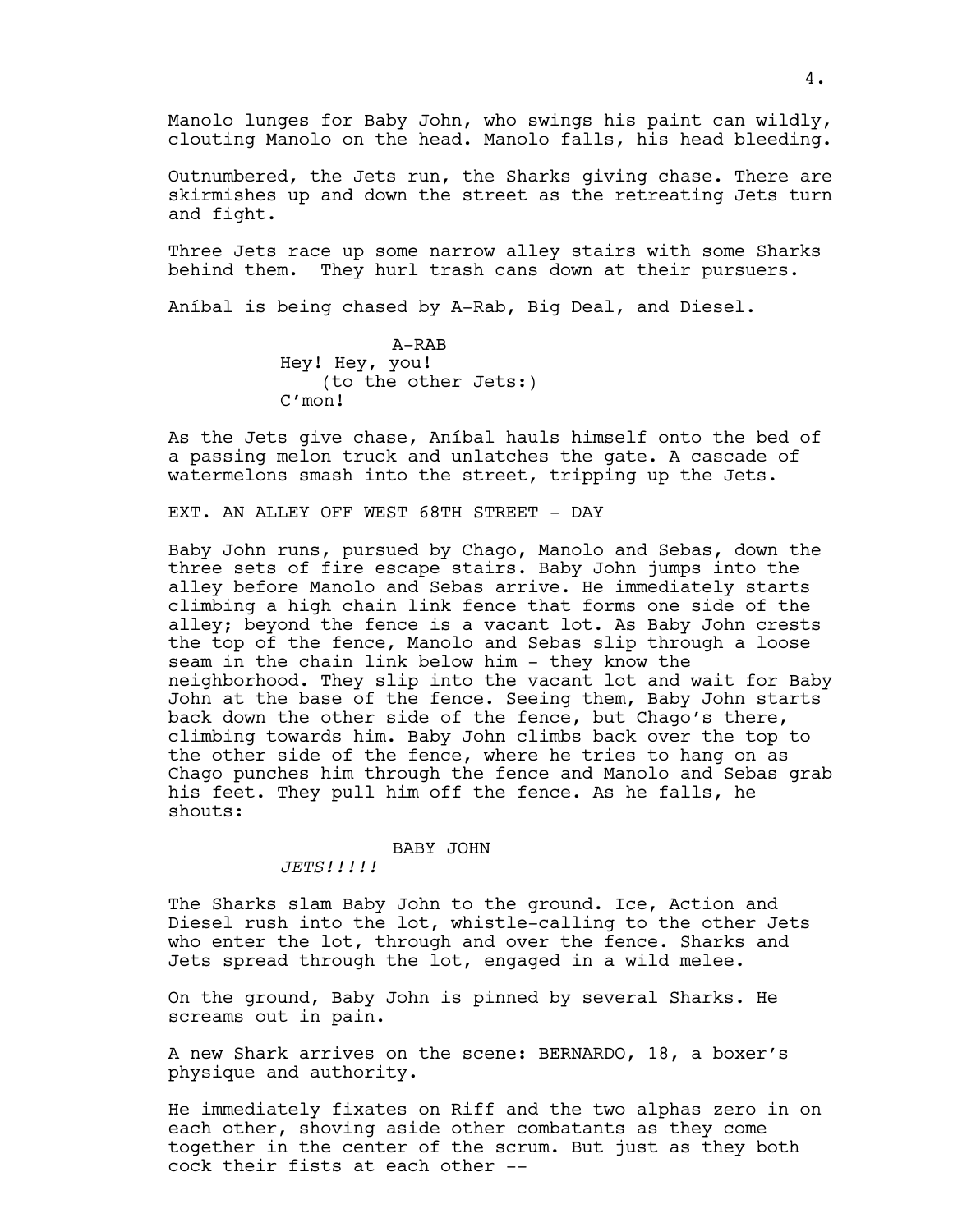Manolo lunges for Baby John, who swings his paint can wildly, clouting Manolo on the head. Manolo falls, his head bleeding.

Outnumbered, the Jets run, the Sharks giving chase. There are skirmishes up and down the street as the retreating Jets turn and fight.

Three Jets race up some narrow alley stairs with some Sharks behind them. They hurl trash cans down at their pursuers.

Aníbal is being chased by A-Rab, Big Deal, and Diesel.

A-RAB
Hey! Hey, you!
(to the other Jets:)
C'mon!

As the Jets give chase, Aníbal hauls himself onto the bed of a passing melon truck and unlatches the gate. A cascade of watermelons smash into the street, tripping up the Jets.

EXT. AN ALLEY OFF WEST 68TH STREET - DAY

Baby John runs, pursued by Chago, Manolo and Sebas, down the three sets of fire escape stairs. Baby John jumps into the alley before Manolo and Sebas arrive. He immediately starts climbing a high chain link fence that forms one side of the alley; beyond the fence is a vacant lot. As Baby John crests the top of the fence, Manolo and Sebas slip through a loose seam in the chain link below him - they know the neighborhood. They slip into the vacant lot and wait for Baby John at the base of the fence. Seeing them, Baby John starts back down the other side of the fence, but Chago's there, climbing towards him. Baby John climbs back over the top to the other side of the fence, where he tries to hang on as Chago punches him through the fence and Manolo and Sebas grab his feet. They pull him off the fence. As he falls, he shouts:

BABY JOHN
*JETS!!!!!*

The Sharks slam Baby John to the ground. Ice, Action and Diesel rush into the lot, whistle-calling to the other Jets who enter the lot, through and over the fence. Sharks and Jets spread through the lot, engaged in a wild melee.

On the ground, Baby John is pinned by several Sharks. He screams out in pain.

A new Shark arrives on the scene: BERNARDO, 18, a boxer's physique and authority.

He immediately fixates on Riff and the two alphas zero in on each other, shoving aside other combatants as they come together in the center of the scrum. But just as they both cock their fists at each other --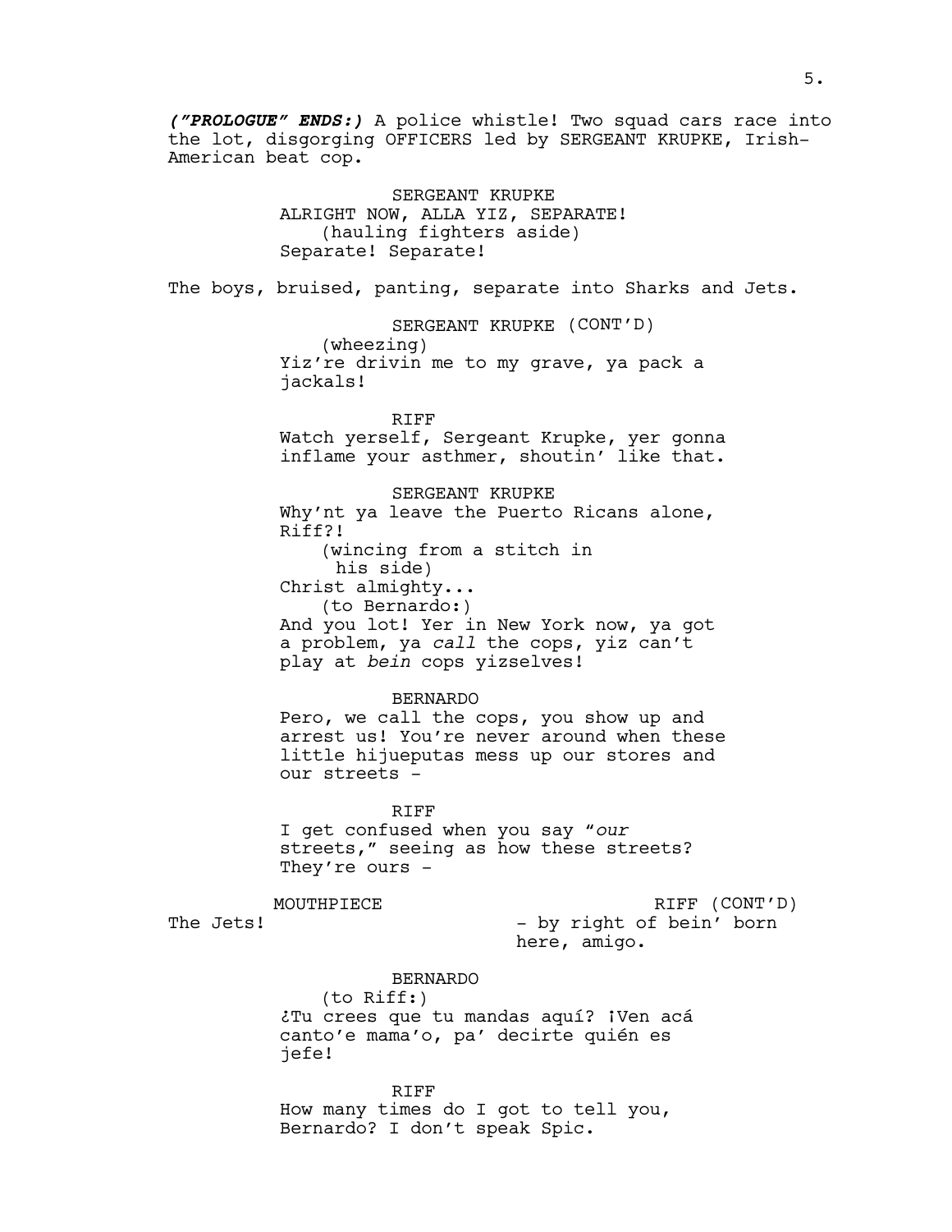***("PROLOGUE" ENDS:)*** A police whistle! Two squad cars race into the lot, disgorging OFFICERS led by SERGEANT KRUPKE, Irish-American beat cop.

SERGEANT KRUPKE
ALRIGHT NOW, ALLA YIZ, SEPARATE!
(hauling fighters aside)
Separate! Separate!

The boys, bruised, panting, separate into Sharks and Jets.

SERGEANT KRUPKE (CONT'D)
(wheezing)
Yiz're drivin me to my grave, ya pack a jackals!

RIFF
Watch yerself, Sergeant Krupke, yer gonna inflame your asthmer, shoutin' like that.

SERGEANT KRUPKE
Why'nt ya leave the Puerto Ricans alone, Riff?!
(wincing from a stitch in his side)
Christ almighty...
(to Bernardo:)
And you lot! Yer in New York now, ya got a problem, ya *call* the cops, yiz can't play at *bein* cops yizselves!

BERNARDO
Pero, we call the cops, you show up and arrest us! You're never around when these little hijueputas mess up our stores and our streets -

RIFF
I get confused when you say "*our* streets," seeing as how these streets? They're ours -

MOUTHPIECE
The Jets!

RIFF (CONT'D)
- by right of bein' born here, amigo.

BERNARDO
(to Riff:)
¿Tu crees que tu mandas aquí? ¡Ven acá canto'e mama'o, pa' decirte quién es jefe!

RIFF
How many times do I got to tell you, Bernardo? I don't speak Spic.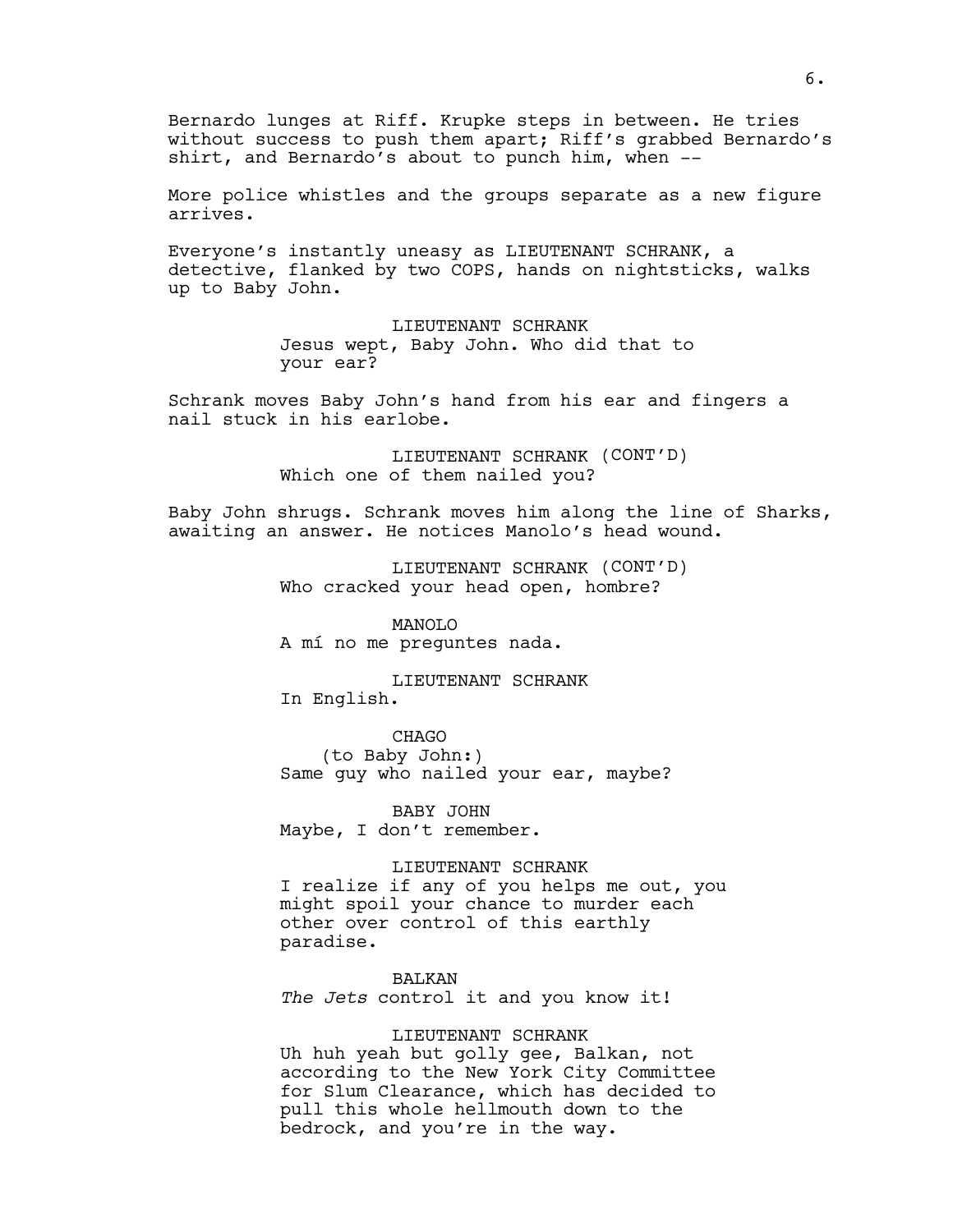Bernardo lunges at Riff. Krupke steps in between. He tries without success to push them apart; Riff's grabbed Bernardo's shirt, and Bernardo's about to punch him, when --

More police whistles and the groups separate as a new figure arrives.

Everyone's instantly uneasy as LIEUTENANT SCHRANK, a detective, flanked by two COPS, hands on nightsticks, walks up to Baby John.

LIEUTENANT SCHRANK
Jesus wept, Baby John. Who did that to your ear?

Schrank moves Baby John's hand from his ear and fingers a nail stuck in his earlobe.

LIEUTENANT SCHRANK (CONT'D)
Which one of them nailed you?

Baby John shrugs. Schrank moves him along the line of Sharks, awaiting an answer. He notices Manolo's head wound.

LIEUTENANT SCHRANK (CONT'D)
Who cracked your head open, hombre?

MANOLO
A mí no me preguntes nada.

LIEUTENANT SCHRANK
In English.

CHAGO
(to Baby John:)
Same guy who nailed your ear, maybe?

BABY JOHN
Maybe, I don't remember.

LIEUTENANT SCHRANK
I realize if any of you helps me out, you might spoil your chance to murder each other over control of this earthly paradise.

BALKAN
*The Jets* control it and you know it!

LIEUTENANT SCHRANK
Uh huh yeah but golly gee, Balkan, not according to the New York City Committee for Slum Clearance, which has decided to pull this whole hellmouth down to the bedrock, and you're in the way.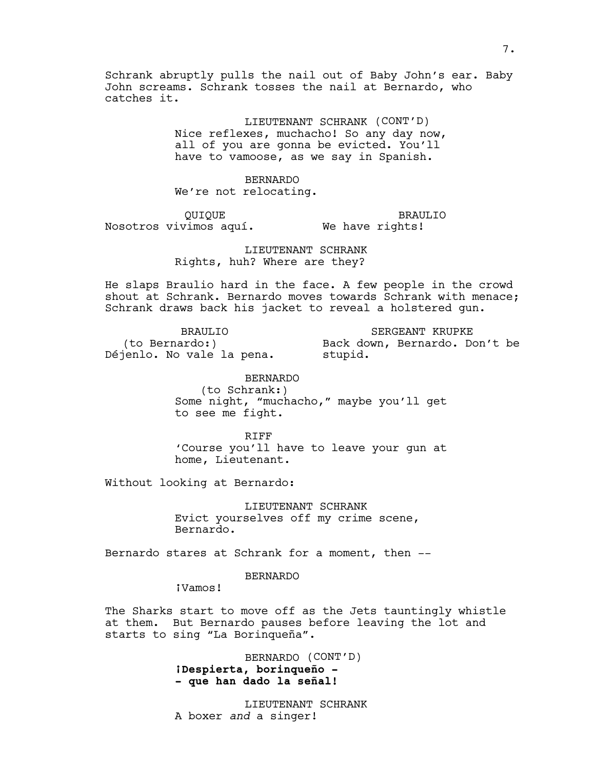Schrank abruptly pulls the nail out of Baby John's ear. Baby John screams. Schrank tosses the nail at Bernardo, who catches it.

LIEUTENANT SCHRANK (CONT'D)
Nice reflexes, muchacho! So any day now, all of you are gonna be evicted. You'll have to vamoose, as we say in Spanish.

BERNARDO
We're not relocating.

QUIQUE
Nosotros vivimos aquí.

BRAULIO
We have rights!

LIEUTENANT SCHRANK
Rights, huh? Where are they?

He slaps Braulio hard in the face. A few people in the crowd shout at Schrank. Bernardo moves towards Schrank with menace; Schrank draws back his jacket to reveal a holstered gun.

BRAULIO
(to Bernardo:)
Déjenlo. No vale la pena.

SERGEANT KRUPKE
Back down, Bernardo. Don't be stupid.

BERNARDO
(to Schrank:)
Some night, "muchacho," maybe you'll get to see me fight.

RIFF
'Course you'll have to leave your gun at home, Lieutenant.

Without looking at Bernardo:

LIEUTENANT SCHRANK
Evict yourselves off my crime scene, Bernardo.

Bernardo stares at Schrank for a moment, then --

BERNARDO
¡Vamos!

The Sharks start to move off as the Jets tauntingly whistle at them. But Bernardo pauses before leaving the lot and starts to sing "La Borinqueña".

BERNARDO (CONT'D)
**¡Despierta, borinqueño -**
**- que han dado la señal!**

LIEUTENANT SCHRANK
A boxer *and* a singer!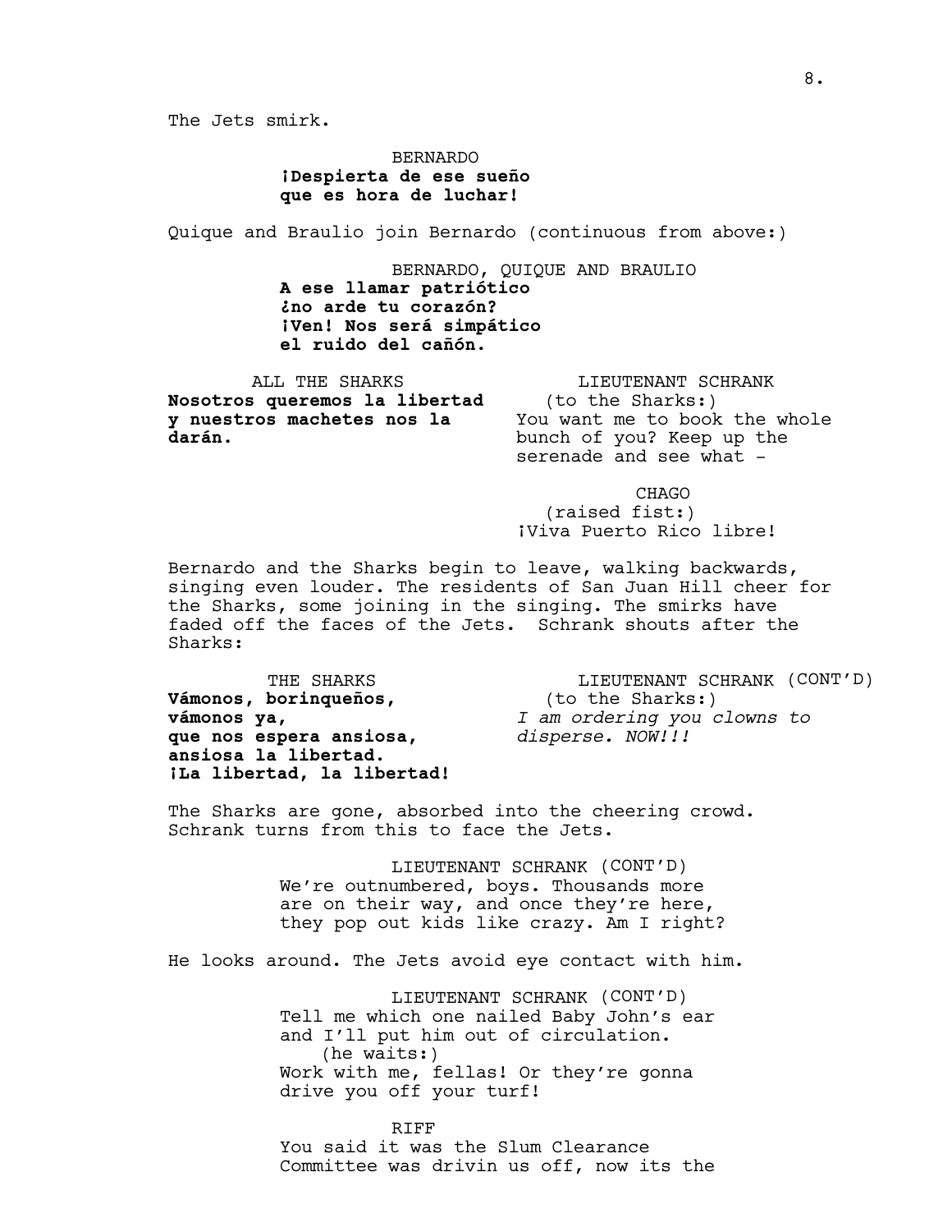The Jets smirk.

BERNARDO
**¡Despierta de ese sueño**
**que es hora de luchar!**

Quique and Braulio join Bernardo (continuous from above:)

BERNARDO, QUIQUE AND BRAULIO
**A ese llamar patriótico**
**¿no arde tu corazón?**
**¡Ven! Nos será simpático**
**el ruido del cañón.**

ALL THE SHARKS
**Nosotros queremos la libertad**
**y nuestros machetes nos la**
**darán.**

LIEUTENANT SCHRANK
(to the Sharks:)
You want me to book the whole bunch of you? Keep up the serenade and see what -

CHAGO
(raised fist:)
¡Viva Puerto Rico libre!

Bernardo and the Sharks begin to leave, walking backwards, singing even louder. The residents of San Juan Hill cheer for the Sharks, some joining in the singing. The smirks have faded off the faces of the Jets. Schrank shouts after the Sharks:

THE SHARKS
**Vámonos, borinqueños,**
**vámonos ya,**
**que nos espera ansiosa,**
**ansiosa la libertad.**
**¡La libertad, la libertad!**

LIEUTENANT SCHRANK (CONT'D)
(to the Sharks:)
*I am ordering you clowns to disperse. NOW!!!*

The Sharks are gone, absorbed into the cheering crowd. Schrank turns from this to face the Jets.

LIEUTENANT SCHRANK (CONT'D)
We're outnumbered, boys. Thousands more are on their way, and once they're here, they pop out kids like crazy. Am I right?

He looks around. The Jets avoid eye contact with him.

LIEUTENANT SCHRANK (CONT'D)
Tell me which one nailed Baby John's ear and I'll put him out of circulation.
(he waits:)
Work with me, fellas! Or they're gonna drive you off your turf!

RIFF
You said it was the Slum Clearance Committee was drivin us off, now its the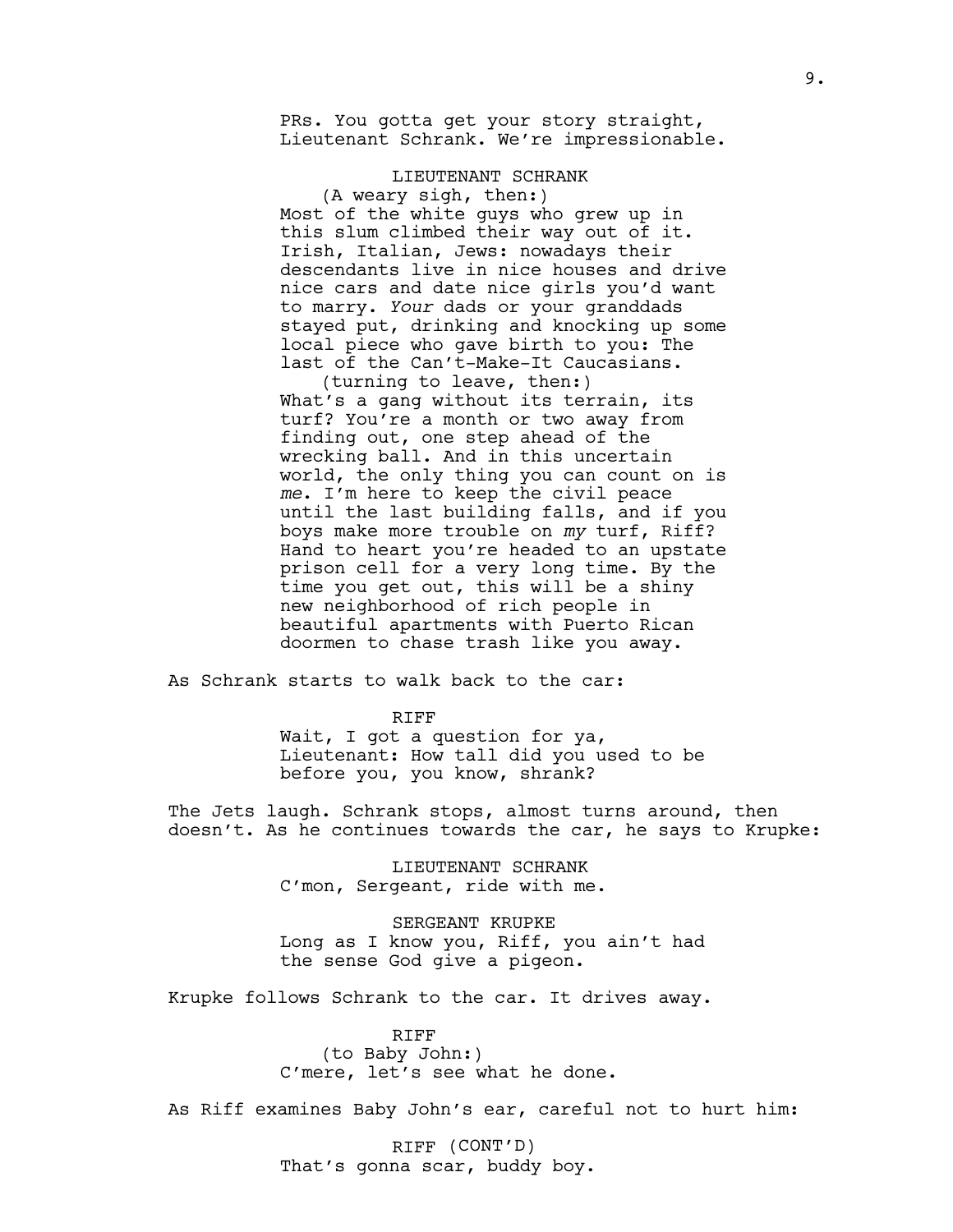PRs. You gotta get your story straight, Lieutenant Schrank. We're impressionable.

LIEUTENANT SCHRANK
(A weary sigh, then:)
Most of the white guys who grew up in this slum climbed their way out of it. Irish, Italian, Jews: nowadays their descendants live in nice houses and drive nice cars and date nice girls you'd want to marry. *Your* dads or your granddads stayed put, drinking and knocking up some local piece who gave birth to you: The last of the Can't-Make-It Caucasians.
(turning to leave, then:)
What's a gang without its terrain, its turf? You're a month or two away from finding out, one step ahead of the wrecking ball. And in this uncertain world, the only thing you can count on is *me*. I'm here to keep the civil peace until the last building falls, and if you boys make more trouble on *my* turf, Riff? Hand to heart you're headed to an upstate prison cell for a very long time. By the time you get out, this will be a shiny new neighborhood of rich people in beautiful apartments with Puerto Rican doormen to chase trash like you away.

As Schrank starts to walk back to the car:

RIFF
Wait, I got a question for ya, Lieutenant: How tall did you used to be before you, you know, shrank?

The Jets laugh. Schrank stops, almost turns around, then doesn't. As he continues towards the car, he says to Krupke:

LIEUTENANT SCHRANK
C'mon, Sergeant, ride with me.

SERGEANT KRUPKE
Long as I know you, Riff, you ain't had the sense God give a pigeon.

Krupke follows Schrank to the car. It drives away.

RIFF
(to Baby John:)
C'mere, let's see what he done.

As Riff examines Baby John's ear, careful not to hurt him:

RIFF (CONT'D)
That's gonna scar, buddy boy.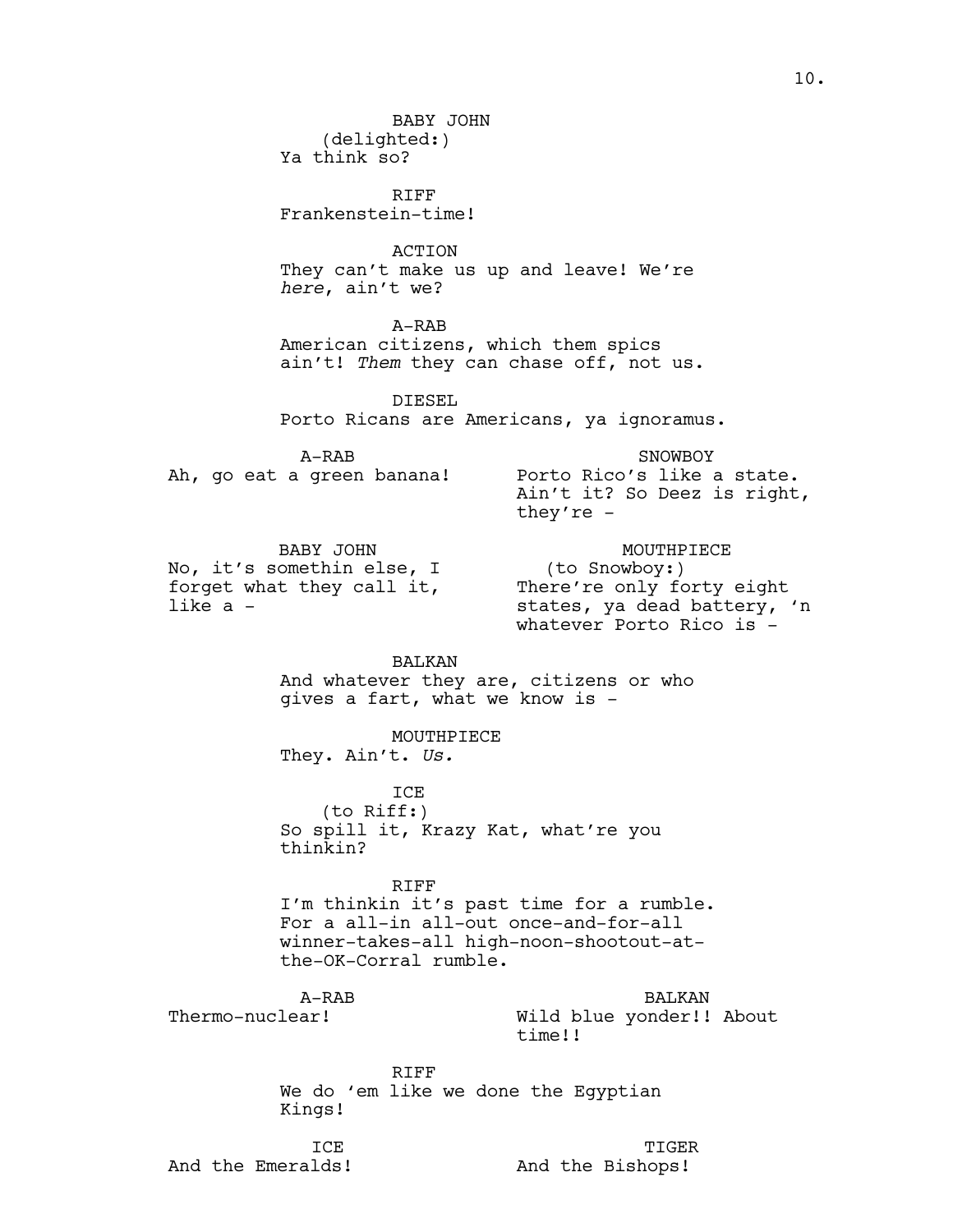BABY JOHN
(delighted:)
Ya think so?

RIFF
Frankenstein-time!

ACTION
They can't make us up and leave! We're *here*, ain't we?

A-RAB
American citizens, which them spics ain't! *Them* they can chase off, not us.

DIESEL
Porto Ricans are Americans, ya ignoramus.

A-RAB
Ah, go eat a green banana!

SNOWBOY
Porto Rico's like a state. Ain't it? So Deez is right, they're -

BABY JOHN
No, it's somethin else, I forget what they call it, like a -

MOUTHPIECE
(to Snowboy:)
There're only forty eight states, ya dead battery, 'n whatever Porto Rico is -

BALKAN
And whatever they are, citizens or who gives a fart, what we know is -

MOUTHPIECE
They. Ain't. *Us.*

ICE
(to Riff:)
So spill it, Krazy Kat, what're you thinkin?

RIFF
I'm thinkin it's past time for a rumble. For a all-in all-out once-and-for-all winner-takes-all high-noon-shootout-at-the-OK-Corral rumble.

A-RAB
Thermo-nuclear!

BALKAN
Wild blue yonder!! About time!!

RIFF
We do 'em like we done the Egyptian Kings!

ICE
And the Emeralds!

TIGER
And the Bishops!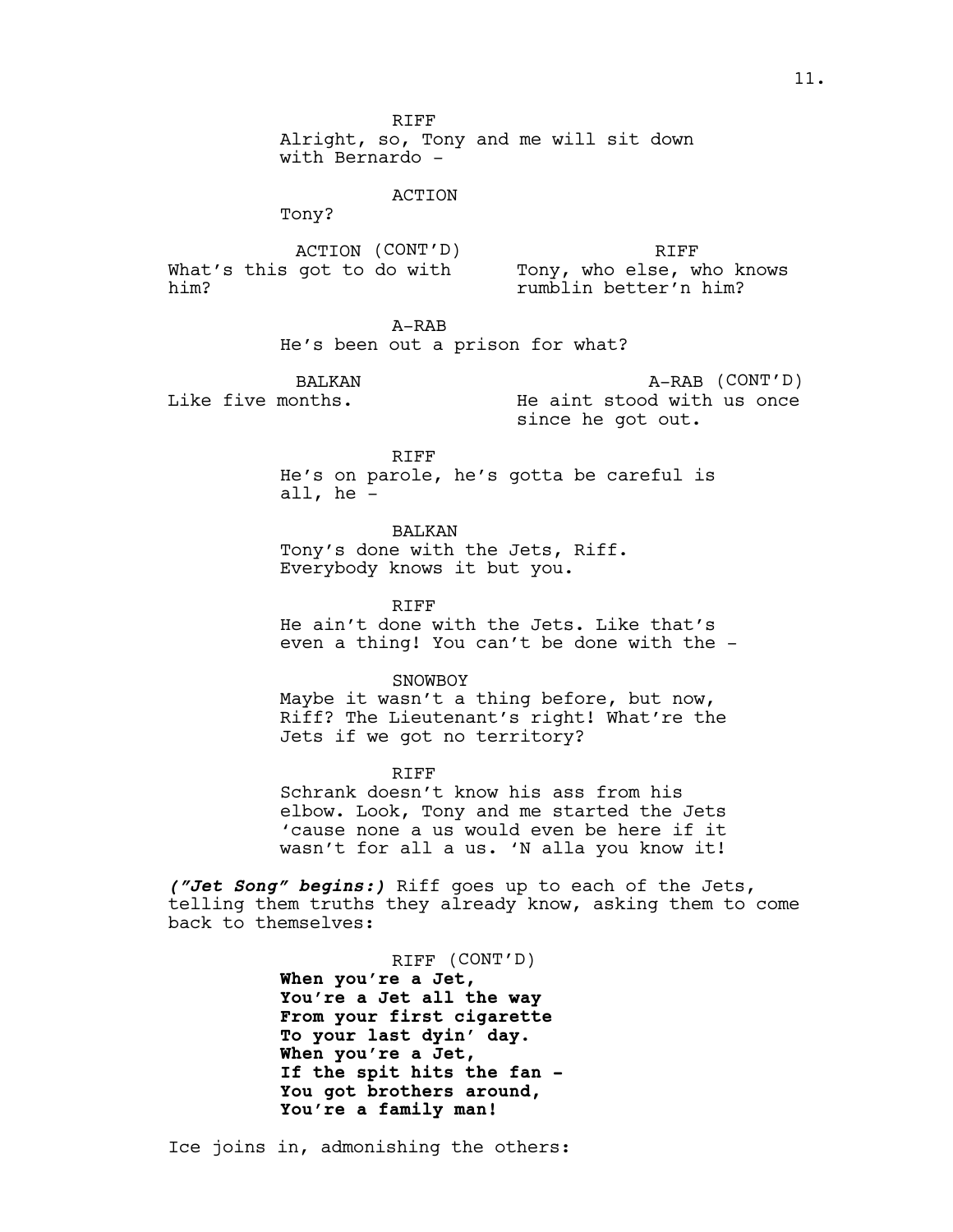RIFF
Alright, so, Tony and me will sit down with Bernardo -

ACTION
Tony?

ACTION (CONT'D)
What's this got to do with him?

RIFF
Tony, who else, who knows rumblin better'n him?

A-RAB
He's been out a prison for what?

BALKAN
Like five months.

A-RAB (CONT'D)
He aint stood with us once since he got out.

RIFF
He's on parole, he's gotta be careful is all, he -

BALKAN
Tony's done with the Jets, Riff. Everybody knows it but you.

RIFF
He ain't done with the Jets. Like that's even a thing! You can't be done with the -

SNOWBOY
Maybe it wasn't a thing before, but now, Riff? The Lieutenant's right! What're the Jets if we got no territory?

RIFF
Schrank doesn't know his ass from his elbow. Look, Tony and me started the Jets 'cause none a us would even be here if it wasn't for all a us. 'N alla you know it!

***("Jet Song" begins:)*** Riff goes up to each of the Jets, telling them truths they already know, asking them to come back to themselves:

RIFF (CONT'D)
**When you're a Jet,**
**You're a Jet all the way**
**From your first cigarette**
**To your last dyin' day.**
**When you're a Jet,**
**If the spit hits the fan -**
**You got brothers around,**
**You're a family man!**

Ice joins in, admonishing the others: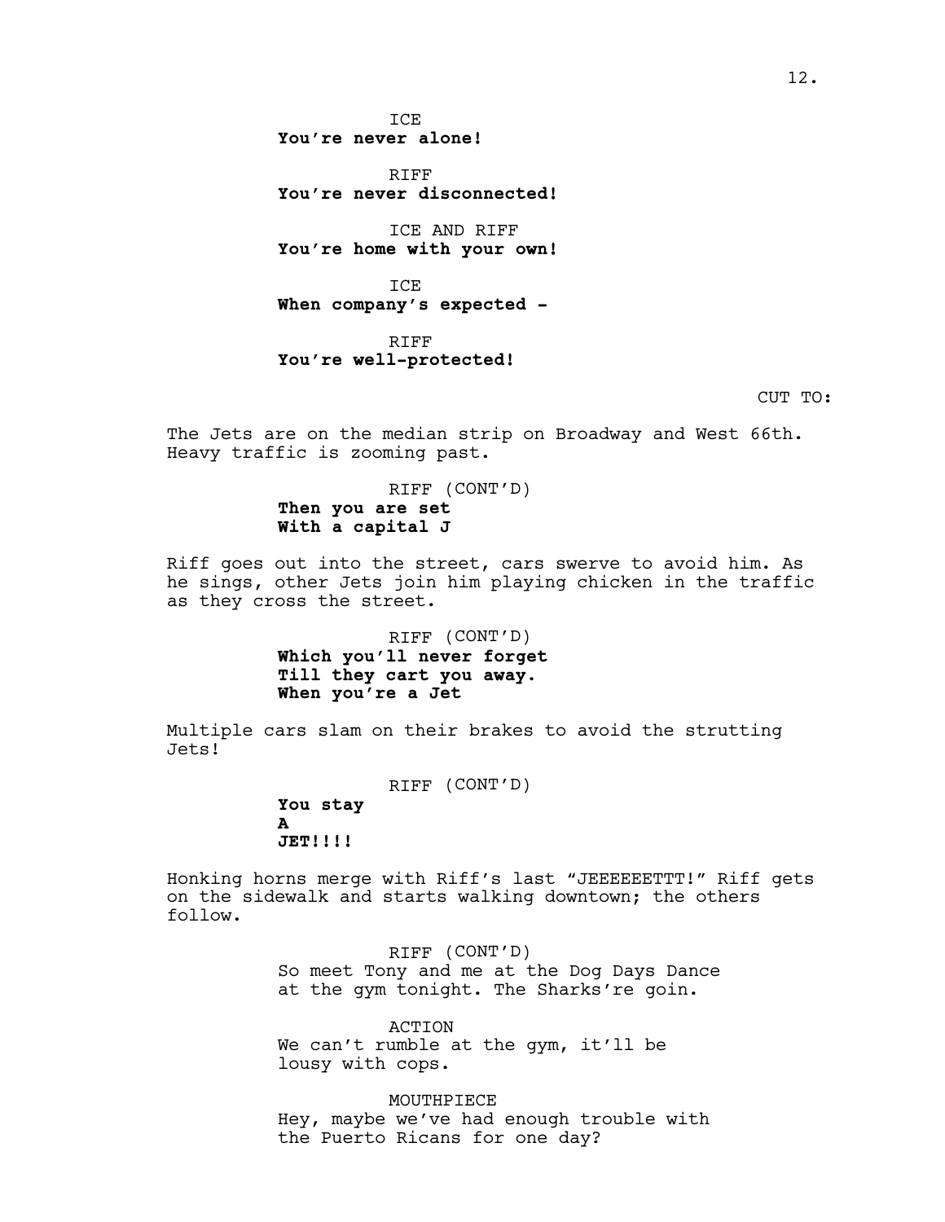ICE
**You're never alone!**

RIFF
**You're never disconnected!**

ICE AND RIFF
**You're home with your own!**

ICE
**When company's expected -**

RIFF
**You're well-protected!**

CUT TO:

The Jets are on the median strip on Broadway and West 66th. Heavy traffic is zooming past.

RIFF (CONT'D)
**Then you are set**
**With a capital J**

Riff goes out into the street, cars swerve to avoid him. As he sings, other Jets join him playing chicken in the traffic as they cross the street.

RIFF (CONT'D)
**Which you'll never forget**
**Till they cart you away.**
**When you're a Jet**

Multiple cars slam on their brakes to avoid the strutting Jets!

RIFF (CONT'D)
**You stay**
**A**
**JET!!!!**

Honking horns merge with Riff's last "JEEEEEETTT!" Riff gets on the sidewalk and starts walking downtown; the others follow.

RIFF (CONT'D)
So meet Tony and me at the Dog Days Dance at the gym tonight. The Sharks're goin.

ACTION
We can't rumble at the gym, it'll be lousy with cops.

MOUTHPIECE
Hey, maybe we've had enough trouble with the Puerto Ricans for one day?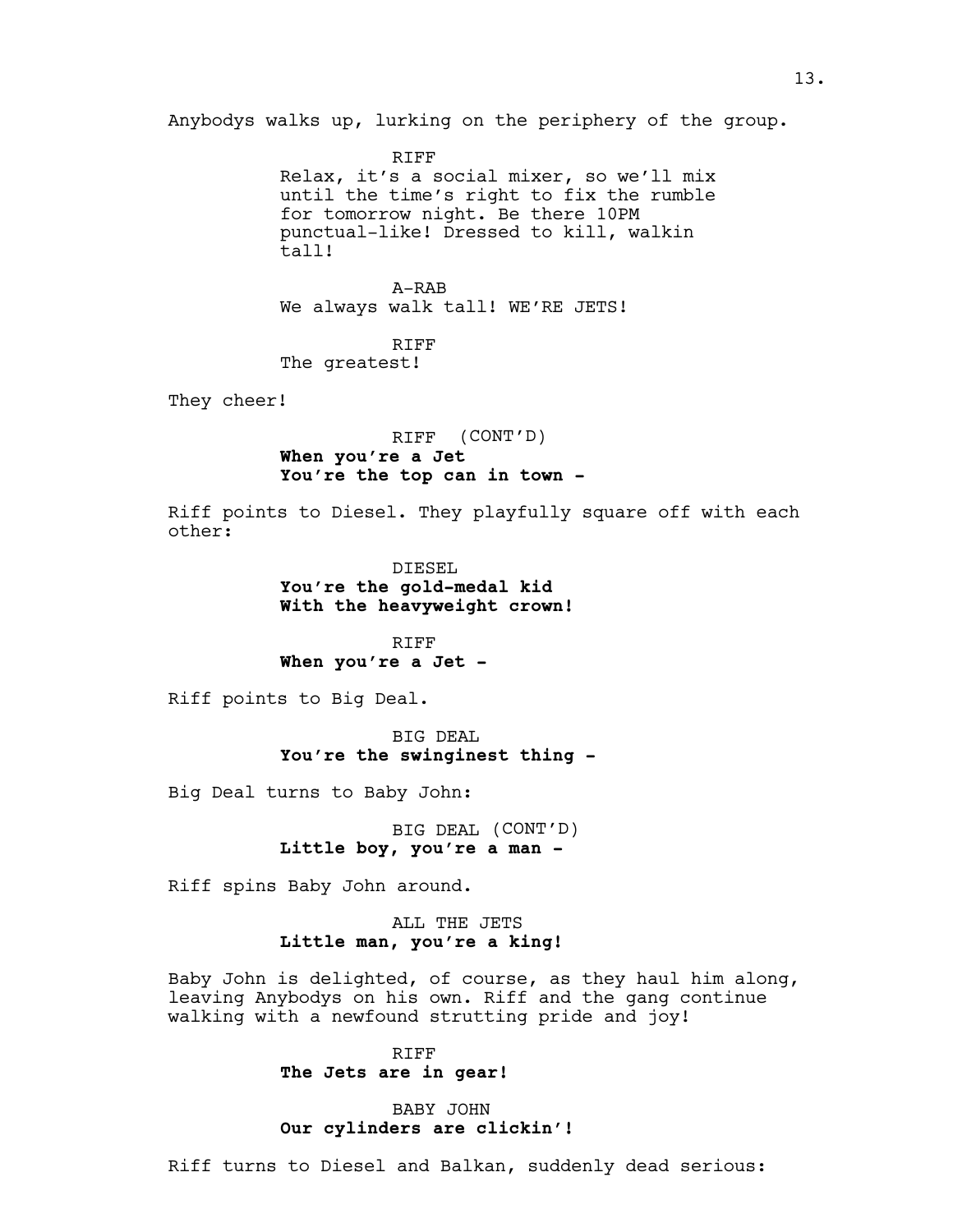Anybodys walks up, lurking on the periphery of the group.

RIFF
Relax, it's a social mixer, so we'll mix until the time's right to fix the rumble for tomorrow night. Be there 10PM punctual-like! Dressed to kill, walkin tall!

A-RAB
We always walk tall! WE'RE JETS!

RIFF
The greatest!

They cheer!

RIFF (CONT'D)
**When you're a Jet**
**You're the top can in town -**

Riff points to Diesel. They playfully square off with each other:

DIESEL
**You're the gold-medal kid**
**With the heavyweight crown!**

RIFF
**When you're a Jet -**

Riff points to Big Deal.

BIG DEAL
**You're the swinginest thing -**

Big Deal turns to Baby John:

BIG DEAL (CONT'D)
**Little boy, you're a man -**

Riff spins Baby John around.

ALL THE JETS
**Little man, you're a king!**

Baby John is delighted, of course, as they haul him along, leaving Anybodys on his own. Riff and the gang continue walking with a newfound strutting pride and joy!

RIFF
**The Jets are in gear!**

BABY JOHN
**Our cylinders are clickin'!**

Riff turns to Diesel and Balkan, suddenly dead serious: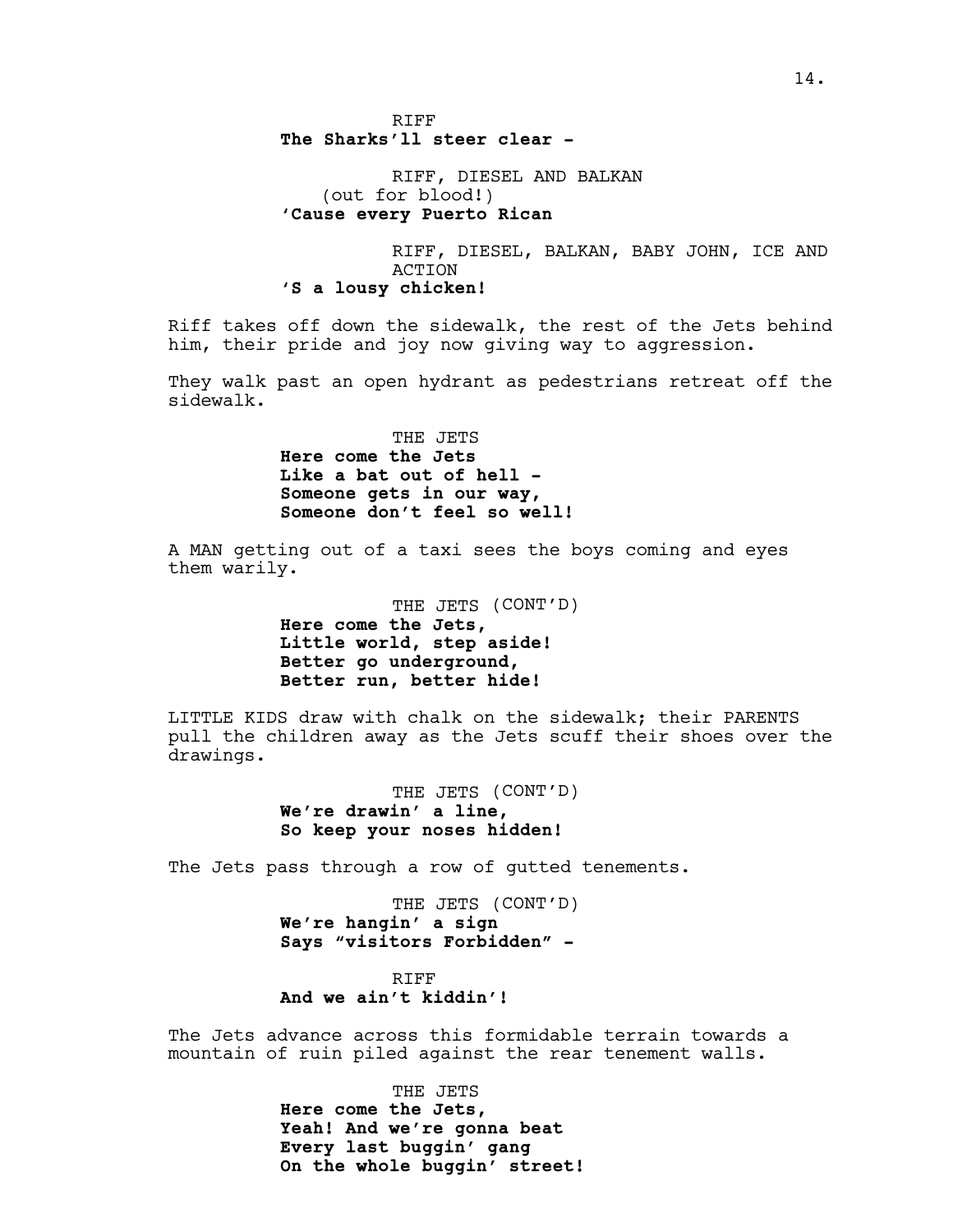RIFF
**The Sharks'll steer clear -**

RIFF, DIESEL AND BALKAN
(out for blood!)
**'Cause every Puerto Rican**

RIFF, DIESEL, BALKAN, BABY JOHN, ICE AND ACTION
**'S a lousy chicken!**

Riff takes off down the sidewalk, the rest of the Jets behind him, their pride and joy now giving way to aggression.

They walk past an open hydrant as pedestrians retreat off the sidewalk.

THE JETS
**Here come the Jets**
**Like a bat out of hell -**
**Someone gets in our way,**
**Someone don't feel so well!**

A MAN getting out of a taxi sees the boys coming and eyes them warily.

THE JETS (CONT'D)
**Here come the Jets,**
**Little world, step aside!**
**Better go underground,**
**Better run, better hide!**

LITTLE KIDS draw with chalk on the sidewalk; their PARENTS pull the children away as the Jets scuff their shoes over the drawings.

THE JETS (CONT'D)
**We're drawin' a line,**
**So keep your noses hidden!**

The Jets pass through a row of gutted tenements.

THE JETS (CONT'D)
**We're hangin' a sign**
**Says "visitors Forbidden" -**

RIFF
**And we ain't kiddin'!**

The Jets advance across this formidable terrain towards a mountain of ruin piled against the rear tenement walls.

THE JETS
**Here come the Jets,**
**Yeah! And we're gonna beat**
**Every last buggin' gang**
**On the whole buggin' street!**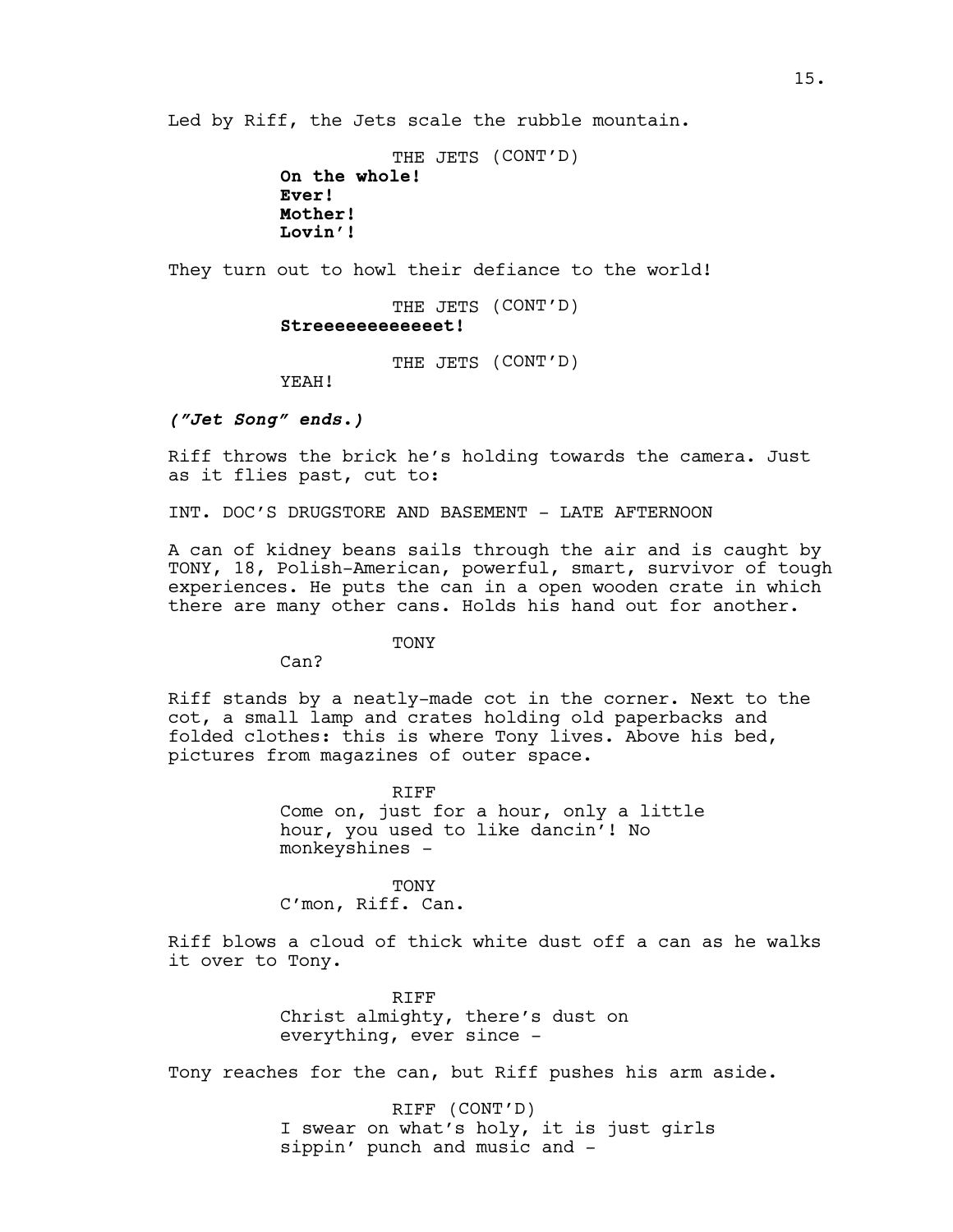Led by Riff, the Jets scale the rubble mountain.

THE JETS (CONT'D)
**On the whole!**
**Ever!**
**Mother!**
**Lovin'!**

They turn out to howl their defiance to the world!

THE JETS (CONT'D)
**Streeeeeeeeeeeet!**

THE JETS (CONT'D)
YEAH!

***("Jet Song" ends.)***

Riff throws the brick he's holding towards the camera. Just as it flies past, cut to:

INT. DOC'S DRUGSTORE AND BASEMENT - LATE AFTERNOON

A can of kidney beans sails through the air and is caught by TONY, 18, Polish-American, powerful, smart, survivor of tough experiences. He puts the can in a open wooden crate in which there are many other cans. Holds his hand out for another.

TONY
Can?

Riff stands by a neatly-made cot in the corner. Next to the cot, a small lamp and crates holding old paperbacks and folded clothes: this is where Tony lives. Above his bed, pictures from magazines of outer space.

RIFF
Come on, just for a hour, only a little hour, you used to like dancin'! No monkeyshines -

TONY
C'mon, Riff. Can.

Riff blows a cloud of thick white dust off a can as he walks it over to Tony.

RIFF
Christ almighty, there's dust on everything, ever since -

Tony reaches for the can, but Riff pushes his arm aside.

RIFF (CONT'D)
I swear on what's holy, it is just girls sippin' punch and music and -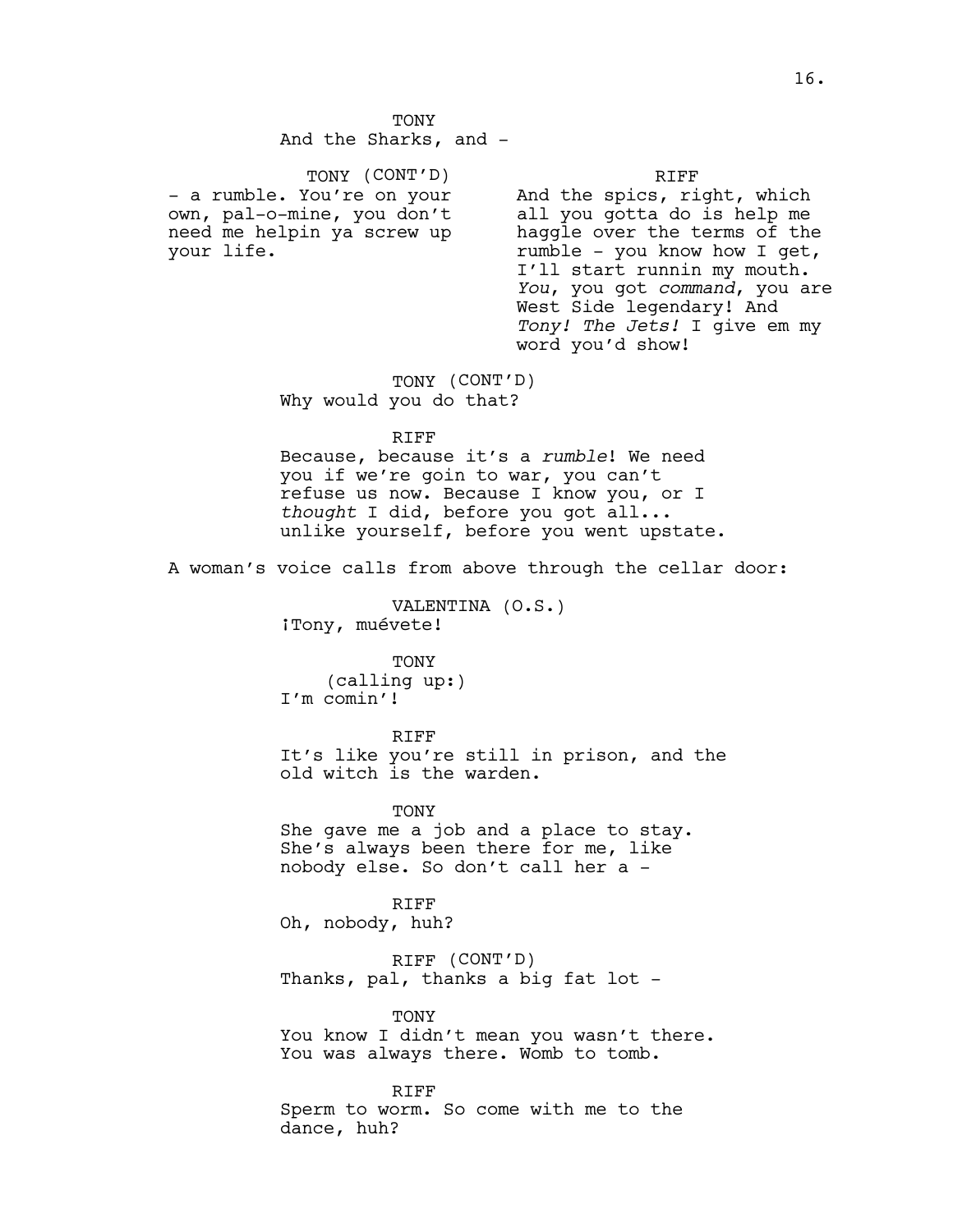TONY
And the Sharks, and -

TONY (CONT'D)
- a rumble. You're on your own, pal-o-mine, you don't need me helpin ya screw up your life.

RIFF
And the spics, right, which all you gotta do is help me haggle over the terms of the rumble - you know how I get, I'll start runnin my mouth. *You*, you got *command*, you are West Side legendary! And *Tony! The Jets!* I give em my word you'd show!

TONY (CONT'D)
Why would you do that?

RIFF
Because, because it's a *rumble*! We need you if we're goin to war, you can't refuse us now. Because I know you, or I *thought* I did, before you got all... unlike yourself, before you went upstate.

A woman's voice calls from above through the cellar door:

VALENTINA (O.S.)
¡Tony, muévete!

TONY
(calling up:)
I'm comin'!

RIFF
It's like you're still in prison, and the old witch is the warden.

TONY
She gave me a job and a place to stay. She's always been there for me, like nobody else. So don't call her a -

RIFF
Oh, nobody, huh?

RIFF (CONT'D)
Thanks, pal, thanks a big fat lot -

TONY
You know I didn't mean you wasn't there. You was always there. Womb to tomb.

RIFF
Sperm to worm. So come with me to the dance, huh?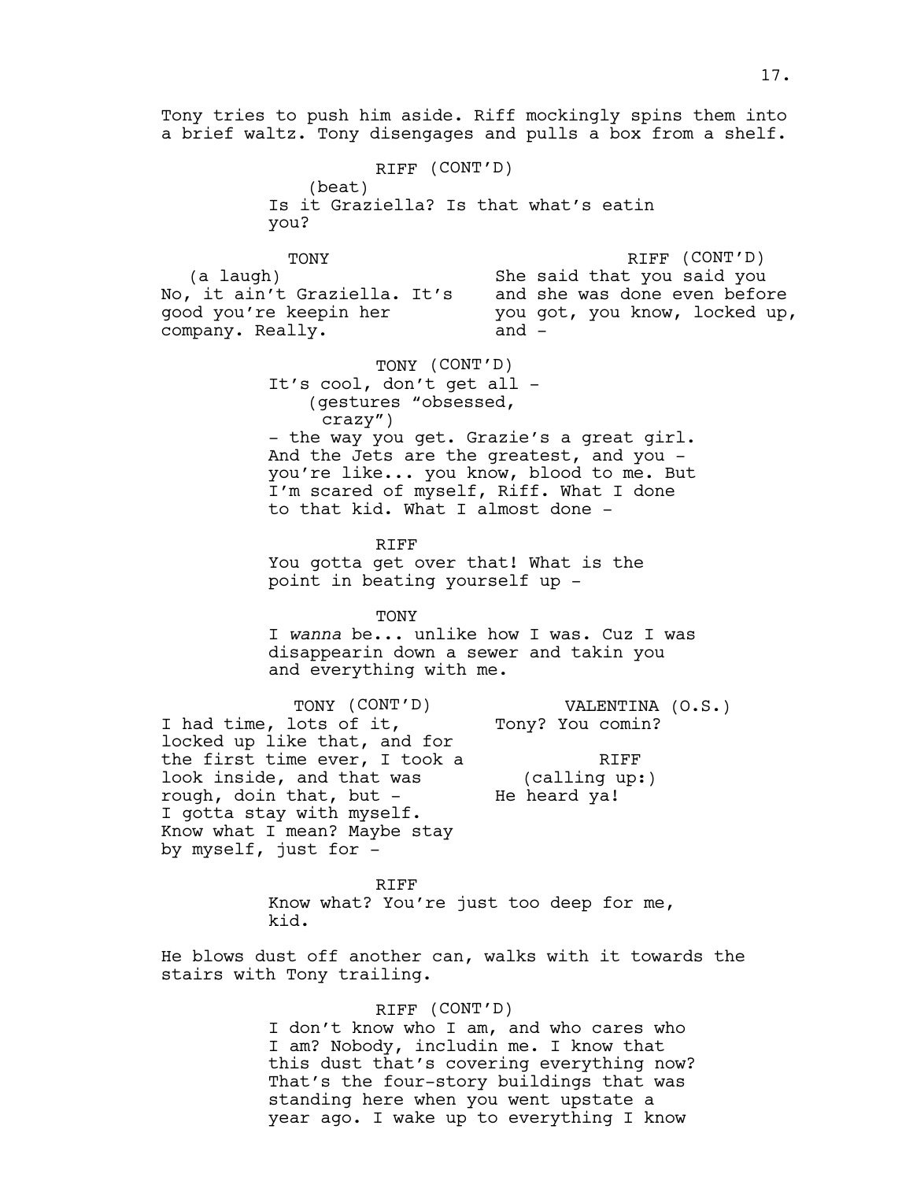Tony tries to push him aside. Riff mockingly spins them into a brief waltz. Tony disengages and pulls a box from a shelf.

RIFF (CONT'D)
(beat)
Is it Graziella? Is that what's eatin you?

TONY
(a laugh)
No, it ain't Graziella. It's good you're keepin her company. Really.

RIFF (CONT'D)
She said that you said you and she was done even before you got, you know, locked up, and -

TONY (CONT'D)
It's cool, don't get all -
(gestures "obsessed, crazy")
- the way you get. Grazie's a great girl. And the Jets are the greatest, and you - you're like... you know, blood to me. But I'm scared of myself, Riff. What I done to that kid. What I almost done -

RIFF
You gotta get over that! What is the point in beating yourself up -

TONY
I *wanna* be... unlike how I was. Cuz I was disappearin down a sewer and takin you and everything with me.

TONY (CONT'D)
I had time, lots of it, locked up like that, and for the first time ever, I took a look inside, and that was rough, doin that, but - I gotta stay with myself. Know what I mean? Maybe stay by myself, just for -

VALENTINA (O.S.)
Tony? You comin?

RIFF
(calling up:)
He heard ya!

RIFF
Know what? You're just too deep for me, kid.

He blows dust off another can, walks with it towards the stairs with Tony trailing.

RIFF (CONT'D)
I don't know who I am, and who cares who I am? Nobody, includin me. I know that this dust that's covering everything now? That's the four-story buildings that was standing here when you went upstate a year ago. I wake up to everything I know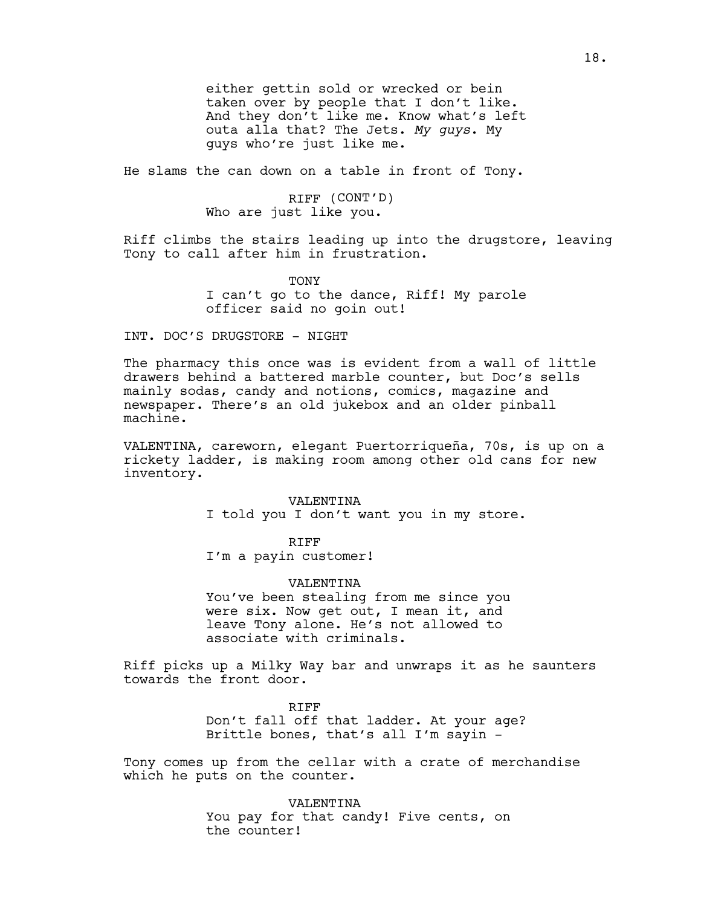either gettin sold or wrecked or bein taken over by people that I don't like. And they don't like me. Know what's left outa alla that? The Jets. *My guys*. My guys who're just like me.

He slams the can down on a table in front of Tony.

RIFF (CONT'D)
Who are just like you.

Riff climbs the stairs leading up into the drugstore, leaving Tony to call after him in frustration.

TONY
I can't go to the dance, Riff! My parole officer said no goin out!

INT. DOC'S DRUGSTORE - NIGHT

The pharmacy this once was is evident from a wall of little drawers behind a battered marble counter, but Doc's sells mainly sodas, candy and notions, comics, magazine and newspaper. There's an old jukebox and an older pinball machine.

VALENTINA, careworn, elegant Puertorriqueña, 70s, is up on a rickety ladder, is making room among other old cans for new inventory.

VALENTINA
I told you I don't want you in my store.

RIFF
I'm a payin customer!

VALENTINA
You've been stealing from me since you were six. Now get out, I mean it, and leave Tony alone. He's not allowed to associate with criminals.

Riff picks up a Milky Way bar and unwraps it as he saunters towards the front door.

RIFF
Don't fall off that ladder. At your age? Brittle bones, that's all I'm sayin -

Tony comes up from the cellar with a crate of merchandise which he puts on the counter.

VALENTINA
You pay for that candy! Five cents, on the counter!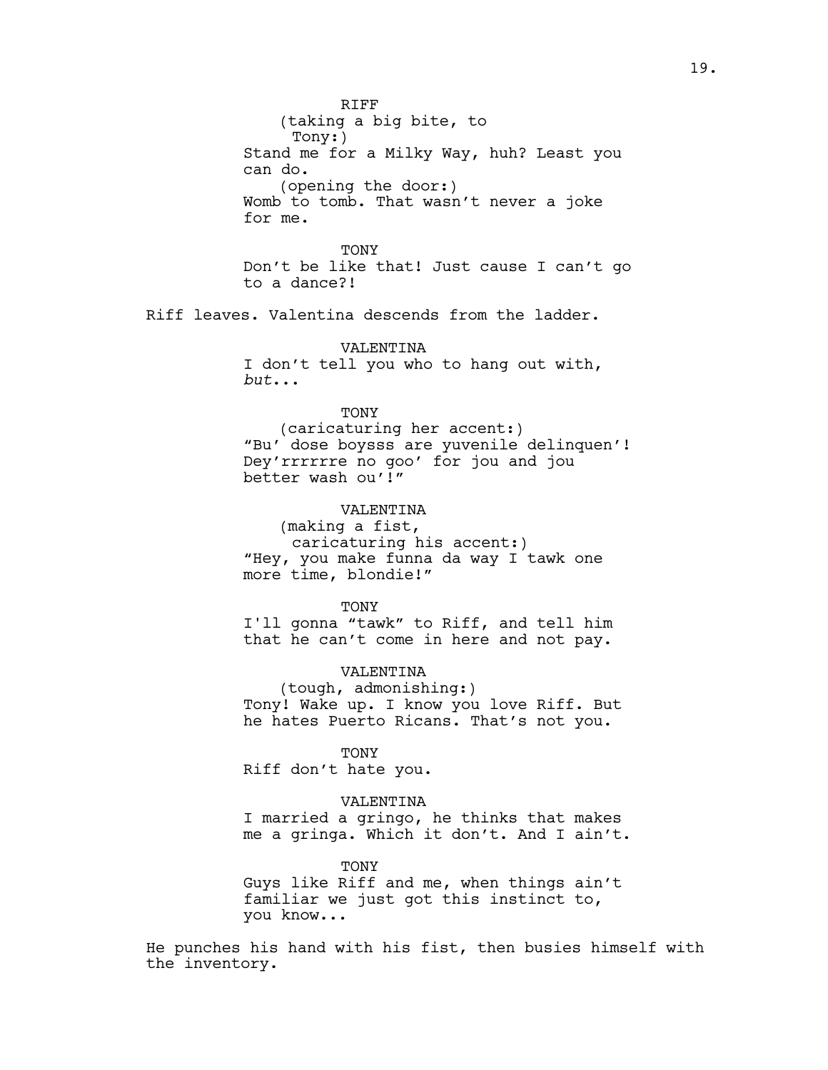RIFF
(taking a big bite, to Tony:)
Stand me for a Milky Way, huh? Least you can do.
(opening the door:)
Womb to tomb. That wasn't never a joke for me.

TONY
Don't be like that! Just cause I can't go to a dance?!

Riff leaves. Valentina descends from the ladder.

VALENTINA
I don't tell you who to hang out with, *but*...

TONY
(caricaturing her accent:)
"Bu' dose boysss are yuvenile delinquen'! Dey'rrrrrre no goo' for jou and jou better wash ou'!"

VALENTINA
(making a fist, caricaturing his accent:)
"Hey, you make funna da way I tawk one more time, blondie!"

TONY
I'll gonna "tawk" to Riff, and tell him that he can't come in here and not pay.

VALENTINA
(tough, admonishing:)
Tony! Wake up. I know you love Riff. But he hates Puerto Ricans. That's not you.

TONY
Riff don't hate you.

VALENTINA
I married a gringo, he thinks that makes me a gringa. Which it don't. And I ain't.

TONY
Guys like Riff and me, when things ain't familiar we just got this instinct to, you know...

He punches his hand with his fist, then busies himself with the inventory.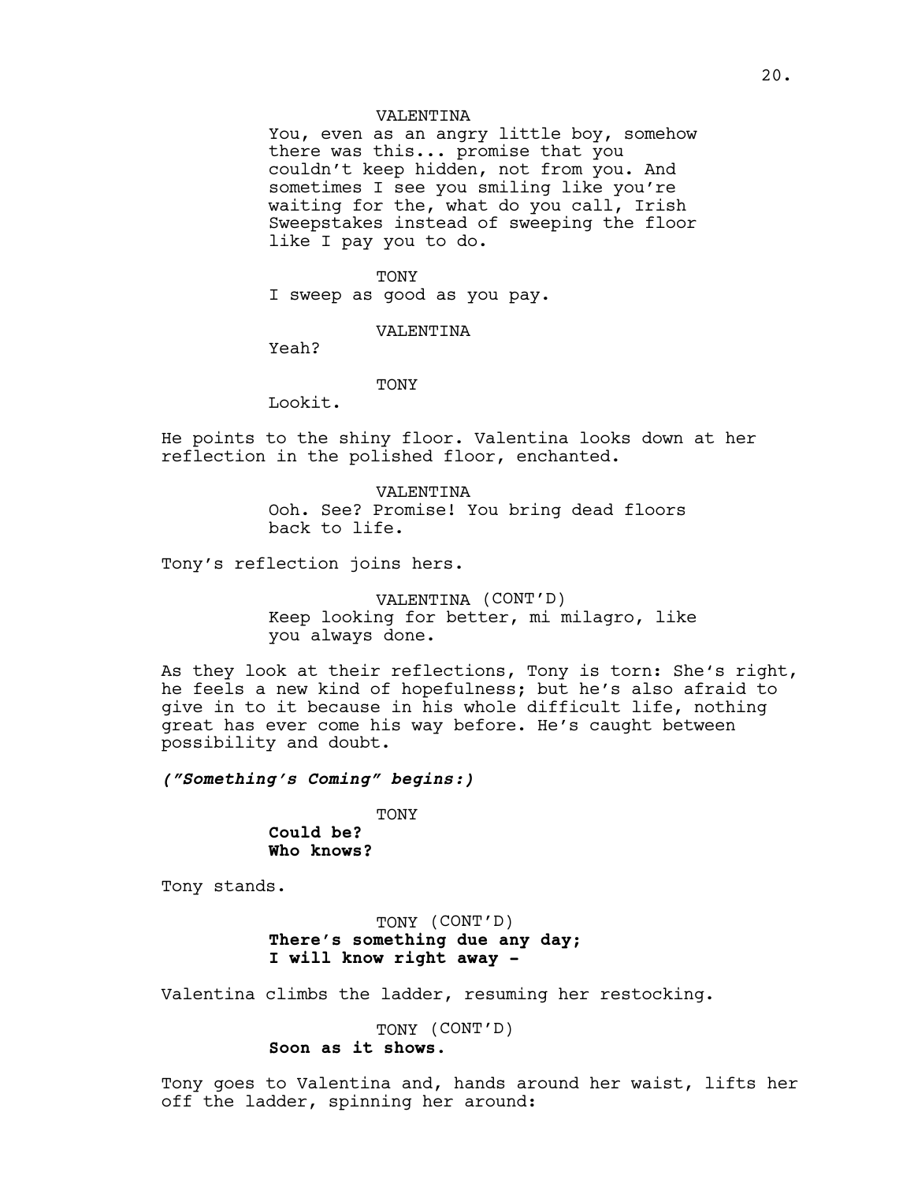VALENTINA

You, even as an angry little boy, somehow there was this... promise that you couldn't keep hidden, not from you. And sometimes I see you smiling like you're waiting for the, what do you call, Irish Sweepstakes instead of sweeping the floor like I pay you to do.

TONY

I sweep as good as you pay.

VALENTINA

Yeah?

TONY

Lookit.

He points to the shiny floor. Valentina looks down at her reflection in the polished floor, enchanted.

VALENTINA

Ooh. See? Promise! You bring dead floors back to life.

Tony's reflection joins hers.

VALENTINA (CONT'D)

Keep looking for better, mi milagro, like you always done.

As they look at their reflections, Tony is torn: She's right, he feels a new kind of hopefulness; but he's also afraid to give in to it because in his whole difficult life, nothing great has ever come his way before. He's caught between possibility and doubt.

***("Something's Coming" begins:)***

TONY

**Could be?**
**Who knows?**

Tony stands.

TONY (CONT'D)

**There's something due any day;**
**I will know right away -**

Valentina climbs the ladder, resuming her restocking.

TONY (CONT'D)

**Soon as it shows.**

Tony goes to Valentina and, hands around her waist, lifts her off the ladder, spinning her around: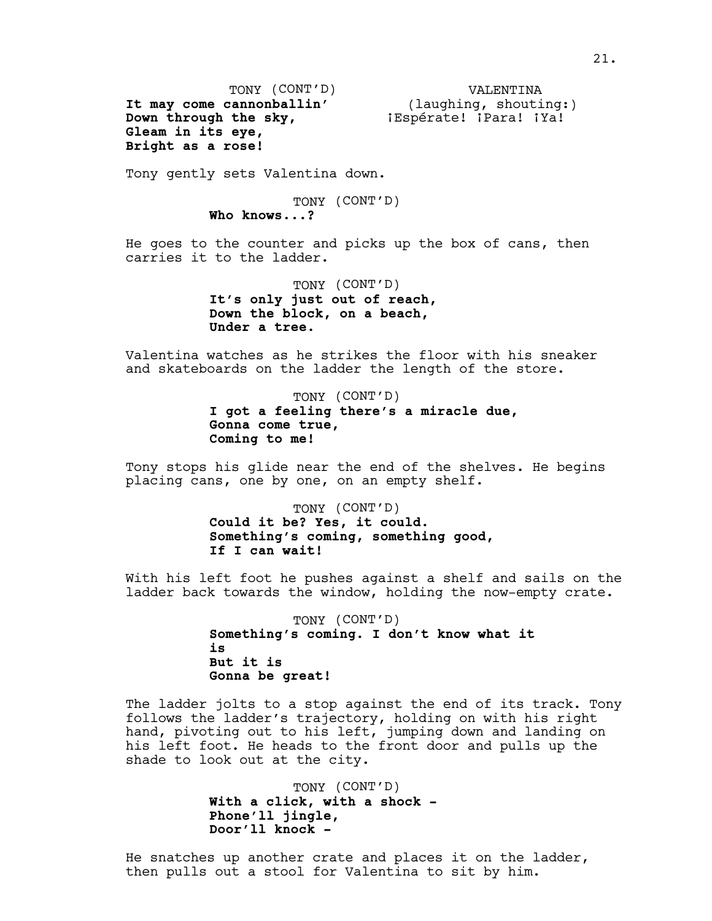TONY (CONT'D)
**It may come cannonballin'**
**Down through the sky,**
**Gleam in its eye,**
**Bright as a rose!**

VALENTINA
(laughing, shouting:)
¡Espérate! ¡Para! ¡Ya!

Tony gently sets Valentina down.

TONY (CONT'D)
**Who knows...?**

He goes to the counter and picks up the box of cans, then carries it to the ladder.

TONY (CONT'D)
**It's only just out of reach,**
**Down the block, on a beach,**
**Under a tree.**

Valentina watches as he strikes the floor with his sneaker and skateboards on the ladder the length of the store.

TONY (CONT'D)
**I got a feeling there's a miracle due,**
**Gonna come true,**
**Coming to me!**

Tony stops his glide near the end of the shelves. He begins placing cans, one by one, on an empty shelf.

TONY (CONT'D)
**Could it be? Yes, it could.**
**Something's coming, something good,**
**If I can wait!**

With his left foot he pushes against a shelf and sails on the ladder back towards the window, holding the now-empty crate.

TONY (CONT'D)
**Something's coming. I don't know what it**
**is**
**But it is**
**Gonna be great!**

The ladder jolts to a stop against the end of its track. Tony follows the ladder's trajectory, holding on with his right hand, pivoting out to his left, jumping down and landing on his left foot. He heads to the front door and pulls up the shade to look out at the city.

TONY (CONT'D)
**With a click, with a shock -**
**Phone'll jingle,**
**Door'll knock -**

He snatches up another crate and places it on the ladder, then pulls out a stool for Valentina to sit by him.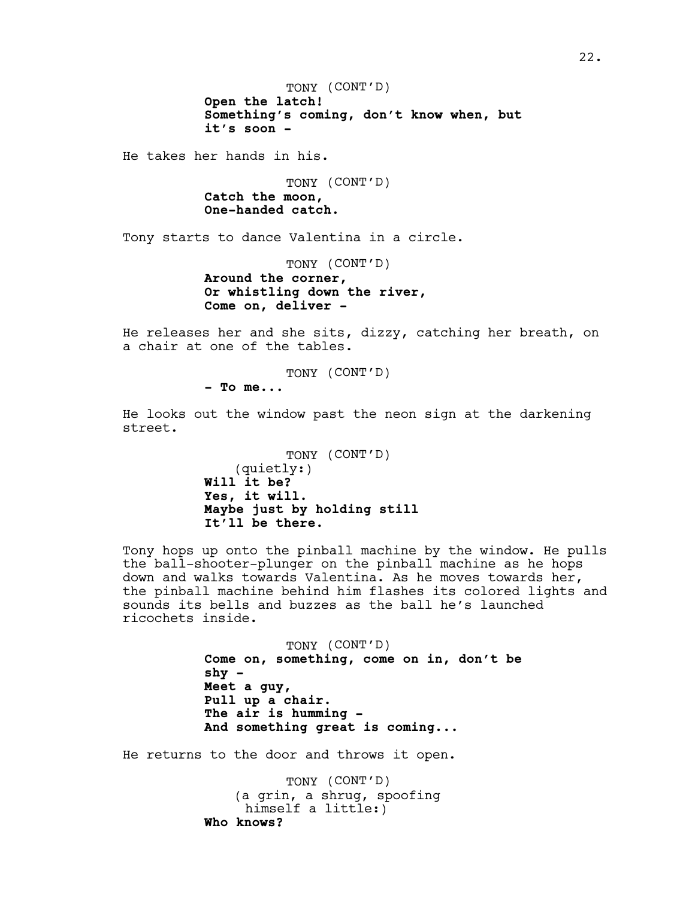TONY (CONT'D)

**Open the latch!**
**Something's coming, don't know when, but**
**it's soon -**

He takes her hands in his.

TONY (CONT'D)

**Catch the moon,**
**One-handed catch.**

Tony starts to dance Valentina in a circle.

TONY (CONT'D)

**Around the corner,**
**Or whistling down the river,**
**Come on, deliver -**

He releases her and she sits, dizzy, catching her breath, on a chair at one of the tables.

TONY (CONT'D)

**- To me...**

He looks out the window past the neon sign at the darkening street.

TONY (CONT'D)
(quietly:)

**Will it be?**
**Yes, it will.**
**Maybe just by holding still**
**It'll be there.**

Tony hops up onto the pinball machine by the window. He pulls the ball-shooter-plunger on the pinball machine as he hops down and walks towards Valentina. As he moves towards her, the pinball machine behind him flashes its colored lights and sounds its bells and buzzes as the ball he's launched ricochets inside.

TONY (CONT'D)

**Come on, something, come on in, don't be**
**shy -**
**Meet a guy,**
**Pull up a chair.**
**The air is humming -**
**And something great is coming...**

He returns to the door and throws it open.

TONY (CONT'D)
(a grin, a shrug, spoofing
himself a little:)

**Who knows?**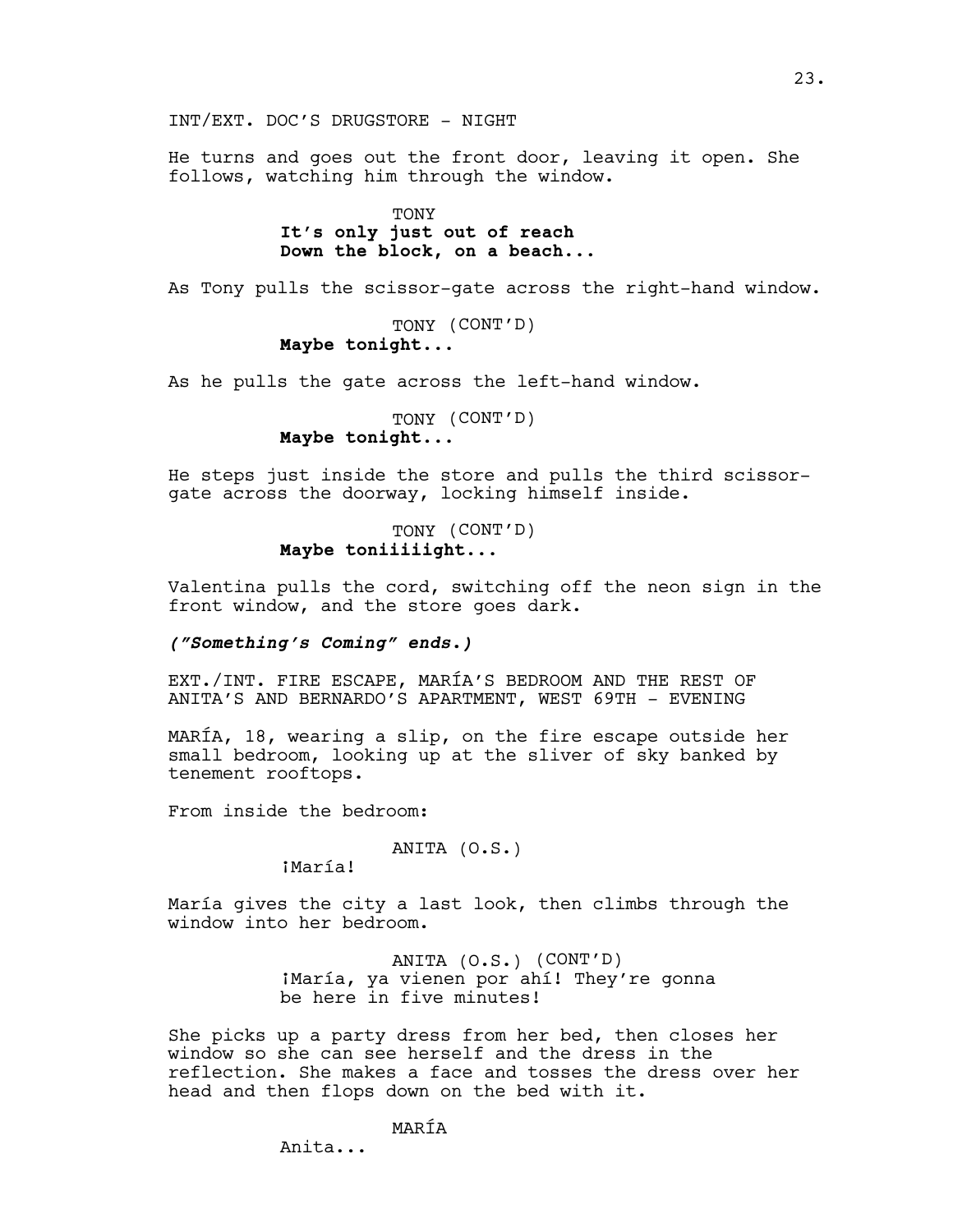INT/EXT. DOC'S DRUGSTORE - NIGHT

He turns and goes out the front door, leaving it open. She follows, watching him through the window.

TONY
**It's only just out of reach**
**Down the block, on a beach...**

As Tony pulls the scissor-gate across the right-hand window.

TONY (CONT'D)
**Maybe tonight...**

As he pulls the gate across the left-hand window.

TONY (CONT'D)
**Maybe tonight...**

He steps just inside the store and pulls the third scissor-gate across the doorway, locking himself inside.

TONY (CONT'D)
**Maybe toniiiiight...**

Valentina pulls the cord, switching off the neon sign in the front window, and the store goes dark.

***("Something's Coming" ends.)***

EXT./INT. FIRE ESCAPE, MARÍA'S BEDROOM AND THE REST OF ANITA'S AND BERNARDO'S APARTMENT, WEST 69TH - EVENING

MARÍA, 18, wearing a slip, on the fire escape outside her small bedroom, looking up at the sliver of sky banked by tenement rooftops.

From inside the bedroom:

ANITA (O.S.)
¡María!

María gives the city a last look, then climbs through the window into her bedroom.

ANITA (O.S.) (CONT'D)
¡María, ya vienen por ahí! They're gonna be here in five minutes!

She picks up a party dress from her bed, then closes her window so she can see herself and the dress in the reflection. She makes a face and tosses the dress over her head and then flops down on the bed with it.

MARÍA
Anita...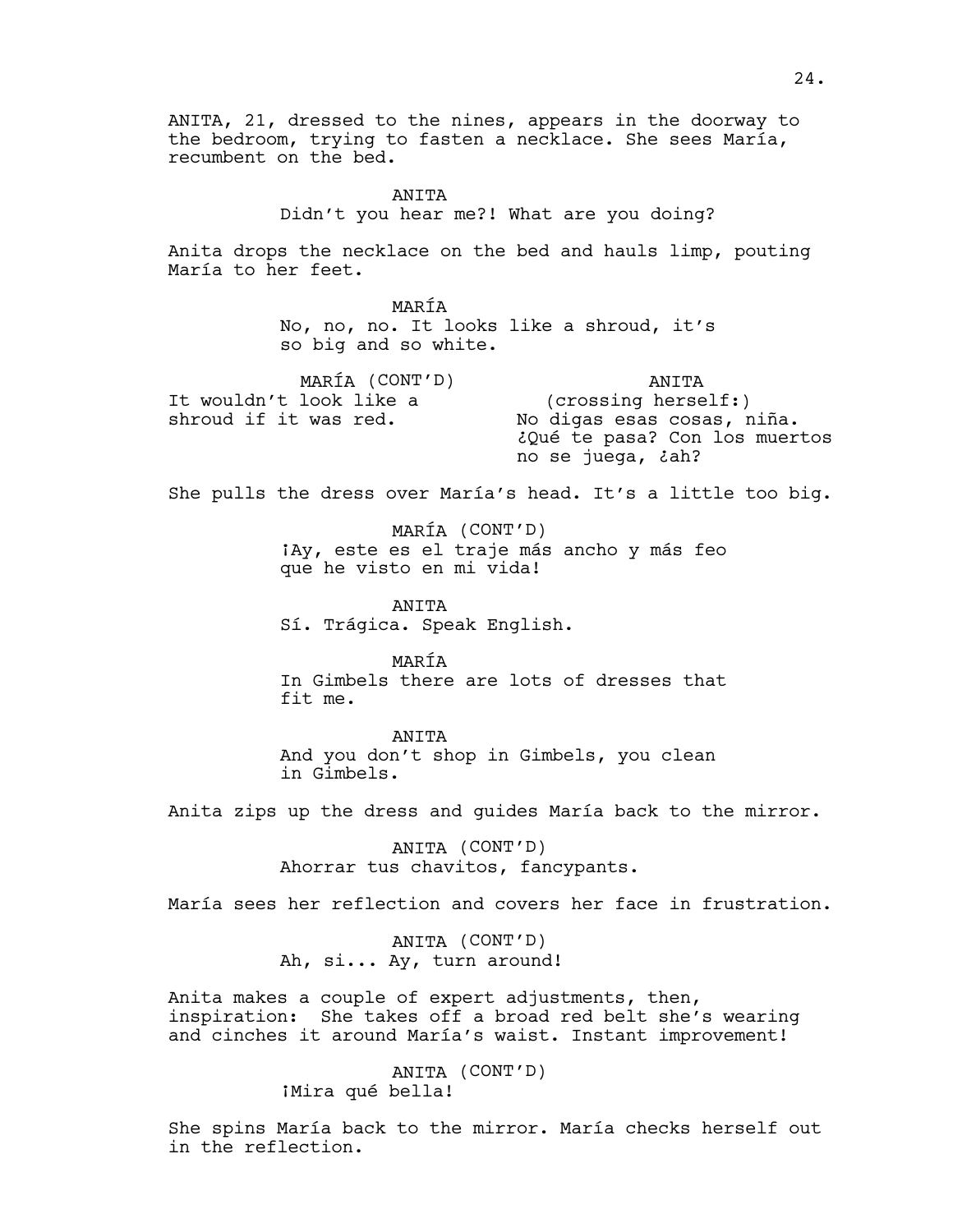ANITA, 21, dressed to the nines, appears in the doorway to the bedroom, trying to fasten a necklace. She sees María, recumbent on the bed.

ANITA
Didn't you hear me?! What are you doing?

Anita drops the necklace on the bed and hauls limp, pouting María to her feet.

MARÍA
No, no, no. It looks like a shroud, it's so big and so white.

MARÍA (CONT'D)
It wouldn't look like a shroud if it was red.

ANITA
(crossing herself:)
No digas esas cosas, niña. ¿Qué te pasa? Con los muertos no se juega, ¿ah?

She pulls the dress over María's head. It's a little too big.

MARÍA (CONT'D)
¡Ay, este es el traje más ancho y más feo que he visto en mi vida!

ANITA
Sí. Trágica. Speak English.

MARÍA
In Gimbels there are lots of dresses that fit me.

ANITA
And you don't shop in Gimbels, you clean in Gimbels.

Anita zips up the dress and guides María back to the mirror.

ANITA (CONT'D)
Ahorrar tus chavitos, fancypants.

María sees her reflection and covers her face in frustration.

ANITA (CONT'D)
Ah, si... Ay, turn around!

Anita makes a couple of expert adjustments, then, inspiration: She takes off a broad red belt she's wearing and cinches it around María's waist. Instant improvement!

ANITA (CONT'D)
¡Mira qué bella!

She spins María back to the mirror. María checks herself out in the reflection.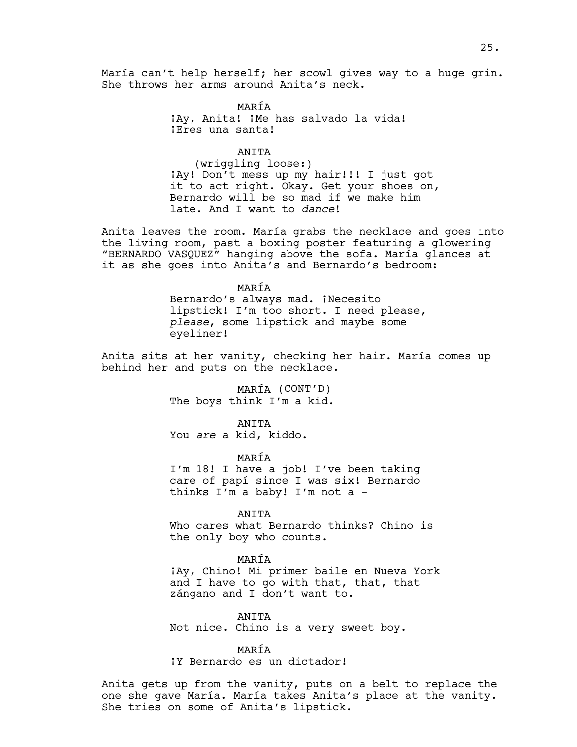María can't help herself; her scowl gives way to a huge grin. She throws her arms around Anita's neck.

MARÍA
¡Ay, Anita! ¡Me has salvado la vida! ¡Eres una santa!

ANITA
(wriggling loose:)
¡Ay! Don't mess up my hair!!! I just got it to act right. Okay. Get your shoes on, Bernardo will be so mad if we make him late. And I want to *dance*!

Anita leaves the room. María grabs the necklace and goes into the living room, past a boxing poster featuring a glowering "BERNARDO VASQUEZ" hanging above the sofa. María glances at it as she goes into Anita's and Bernardo's bedroom:

MARÍA
Bernardo's always mad. ¡Necesito lipstick! I'm too short. I need please, *please*, some lipstick and maybe some eyeliner!

Anita sits at her vanity, checking her hair. María comes up behind her and puts on the necklace.

MARÍA (CONT'D)
The boys think I'm a kid.

ANITA
You *are* a kid, kiddo.

MARÍA
I'm 18! I have a job! I've been taking care of papí since I was six! Bernardo thinks I'm a baby! I'm not a -

ANITA
Who cares what Bernardo thinks? Chino is the only boy who counts.

MARÍA
¡Ay, Chino! Mi primer baile en Nueva York and I have to go with that, that, that zángano and I don't want to.

ANITA
Not nice. Chino is a very sweet boy.

MARÍA
¡Y Bernardo es un dictador!

Anita gets up from the vanity, puts on a belt to replace the one she gave María. María takes Anita's place at the vanity. She tries on some of Anita's lipstick.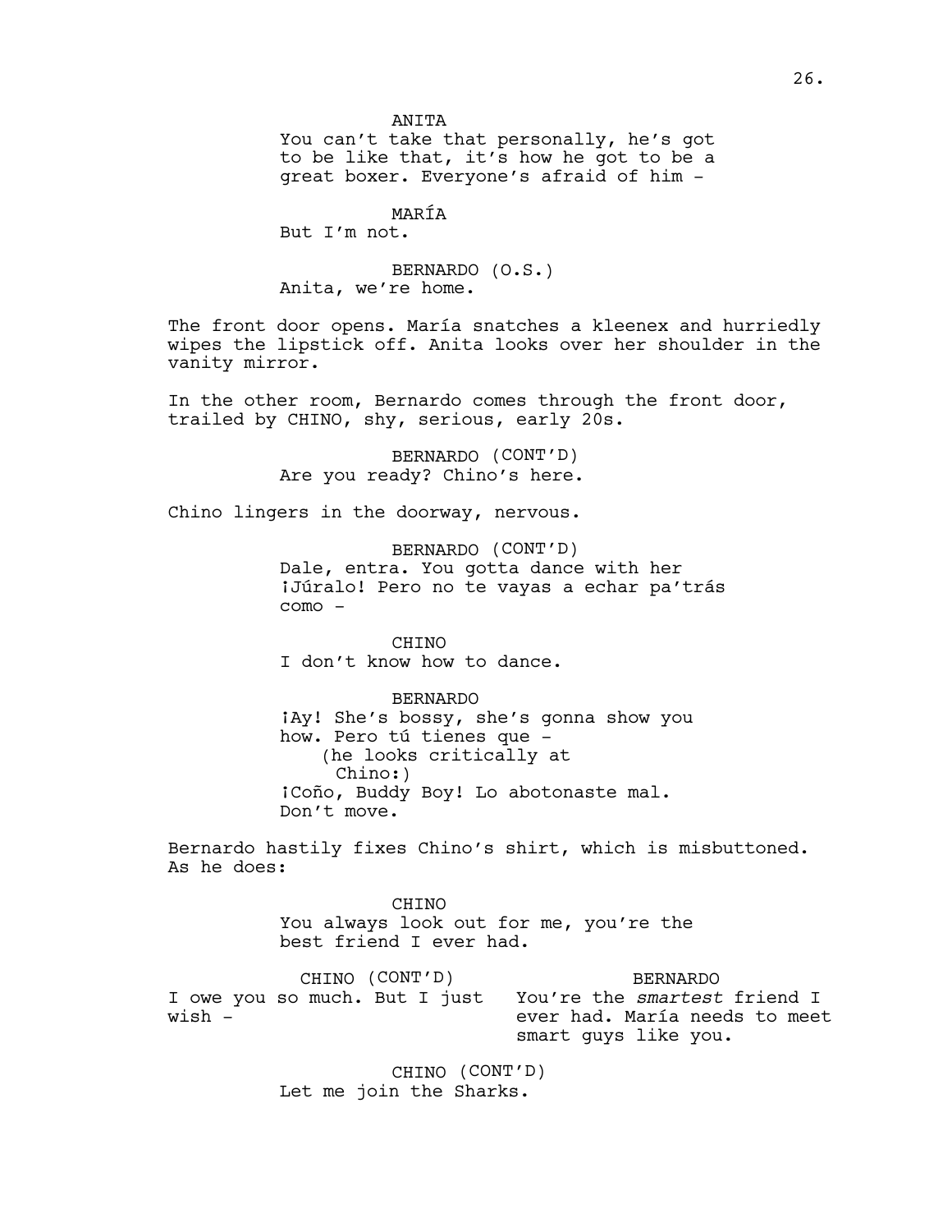ANITA

You can't take that personally, he's got to be like that, it's how he got to be a great boxer. Everyone's afraid of him –

MARÍA

But I'm not.

BERNARDO (O.S.)

Anita, we're home.

The front door opens. María snatches a kleenex and hurriedly wipes the lipstick off. Anita looks over her shoulder in the vanity mirror.

In the other room, Bernardo comes through the front door, trailed by CHINO, shy, serious, early 20s.

BERNARDO (CONT'D)

Are you ready? Chino's here.

Chino lingers in the doorway, nervous.

BERNARDO (CONT'D)

Dale, entra. You gotta dance with her ¡Júralo! Pero no te vayas a echar pa'trás como –

CHINO

I don't know how to dance.

BERNARDO

¡Ay! She's bossy, she's gonna show you how. Pero tú tienes que –
(he looks critically at Chino:)
¡Coño, Buddy Boy! Lo abotonaste mal. Don't move.

Bernardo hastily fixes Chino's shirt, which is misbuttoned. As he does:

CHINO

You always look out for me, you're the best friend I ever had.

CHINO (CONT'D)

I owe you so much. But I just wish –

BERNARDO

You're the *smartest* friend I ever had. María needs to meet smart guys like you.

CHINO (CONT'D)

Let me join the Sharks.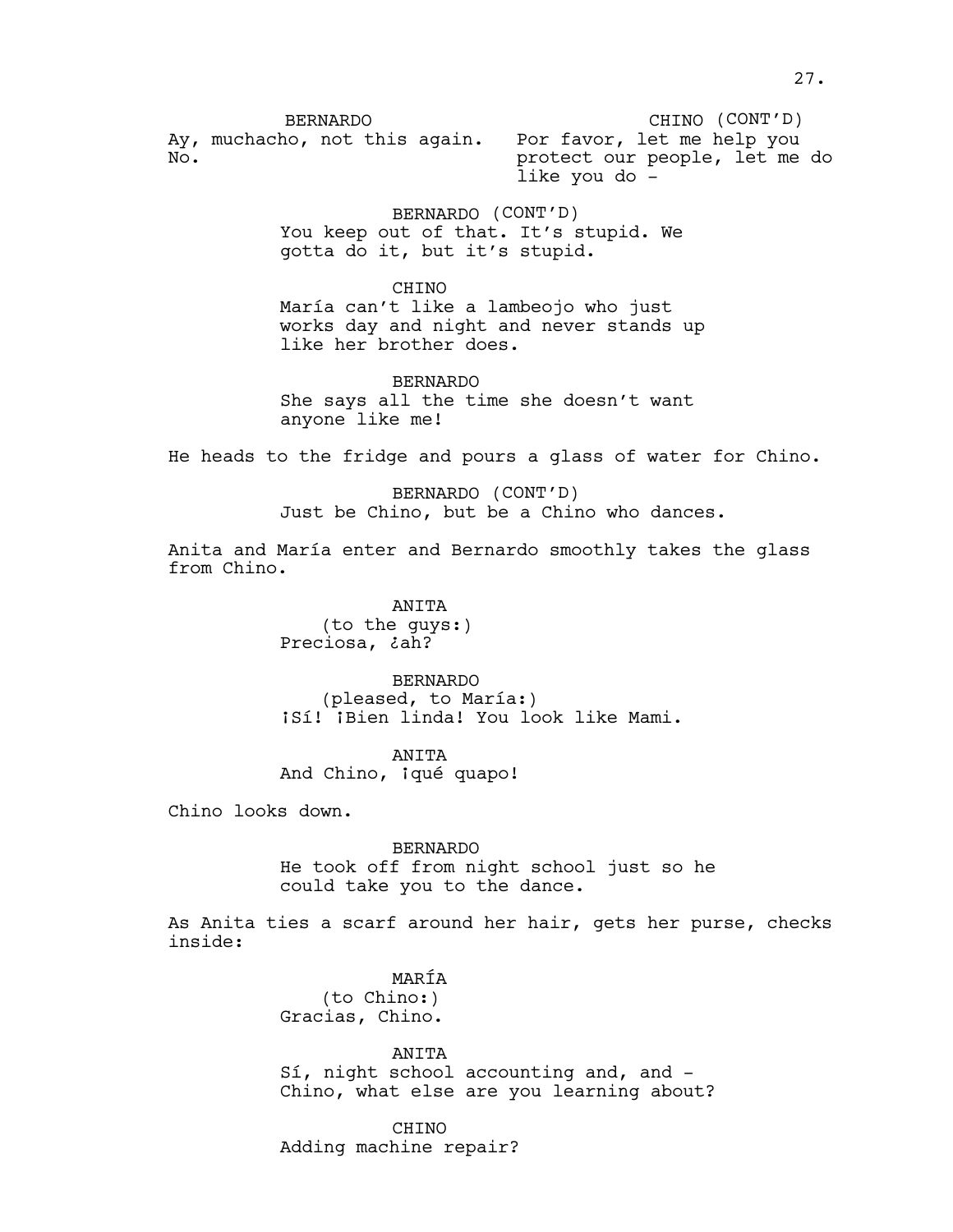BERNARDO
Ay, muchacho, not this again. No.

CHINO (CONT'D)
Por favor, let me help you protect our people, let me do like you do -

BERNARDO (CONT'D)
You keep out of that. It's stupid. We gotta do it, but it's stupid.

CHINO
María can't like a lambeojo who just works day and night and never stands up like her brother does.

BERNARDO
She says all the time she doesn't want anyone like me!

He heads to the fridge and pours a glass of water for Chino.

BERNARDO (CONT'D)
Just be Chino, but be a Chino who dances.

Anita and María enter and Bernardo smoothly takes the glass from Chino.

ANITA
(to the guys:)
Preciosa, ¿ah?

BERNARDO
(pleased, to María:)
¡Sí! ¡Bien linda! You look like Mami.

ANITA
And Chino, ¡qué quapo!

Chino looks down.

BERNARDO
He took off from night school just so he could take you to the dance.

As Anita ties a scarf around her hair, gets her purse, checks inside:

MARÍA
(to Chino:)
Gracias, Chino.

ANITA
Sí, night school accounting and, and - Chino, what else are you learning about?

CHINO
Adding machine repair?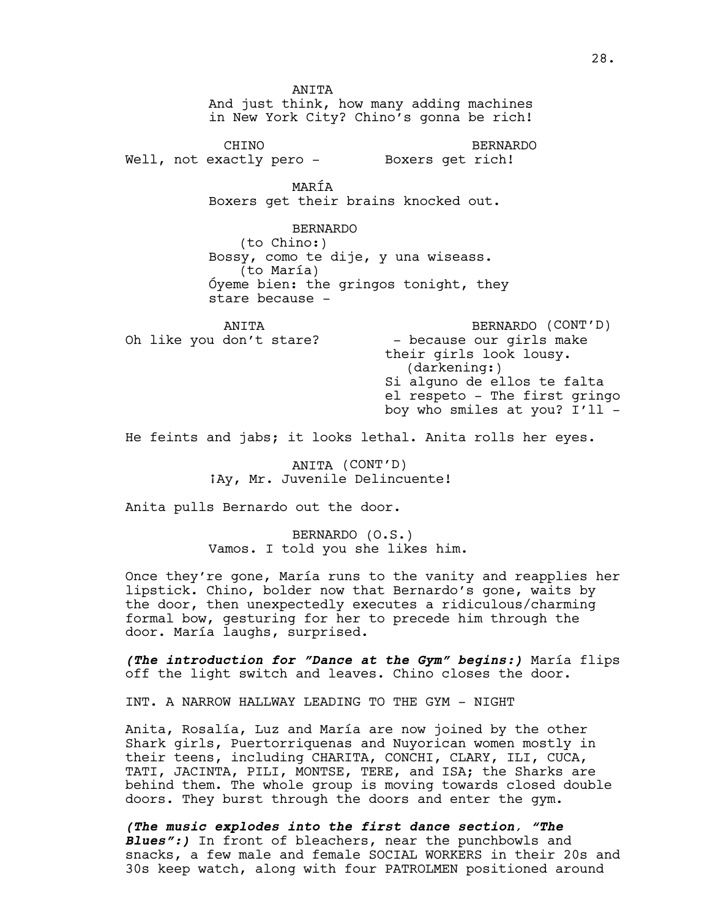ANITA
And just think, how many adding machines in New York City? Chino's gonna be rich!

CHINO
Well, not exactly pero -

BERNARDO
Boxers get rich!

MARÍA
Boxers get their brains knocked out.

BERNARDO
(to Chino:)
Bossy, como te dije, y una wiseass.
(to María)
Óyeme bien: the gringos tonight, they stare because -

ANITA
Oh like you don't stare?

BERNARDO (CONT'D)
- because our girls make their girls look lousy.
(darkening:)
Si alguno de ellos te falta el respeto - The first gringo boy who smiles at you? I'll -

He feints and jabs; it looks lethal. Anita rolls her eyes.

ANITA (CONT'D)
¡Ay, Mr. Juvenile Delincuente!

Anita pulls Bernardo out the door.

BERNARDO (O.S.)
Vamos. I told you she likes him.

Once they're gone, María runs to the vanity and reapplies her lipstick. Chino, bolder now that Bernardo's gone, waits by the door, then unexpectedly executes a ridiculous/charming formal bow, gesturing for her to precede him through the door. María laughs, surprised.

***(The introduction for "Dance at the Gym" begins:)*** María flips off the light switch and leaves. Chino closes the door.

INT. A NARROW HALLWAY LEADING TO THE GYM - NIGHT

Anita, Rosalía, Luz and María are now joined by the other Shark girls, Puertorriquenas and Nuyorican women mostly in their teens, including CHARITA, CONCHI, CLARY, ILI, CUCA, TATI, JACINTA, PILI, MONTSE, TERE, and ISA; the Sharks are behind them. The whole group is moving towards closed double doors. They burst through the doors and enter the gym.

***(The music explodes into the first dance section, "The Blues":)*** In front of bleachers, near the punchbowls and snacks, a few male and female SOCIAL WORKERS in their 20s and 30s keep watch, along with four PATROLMEN positioned around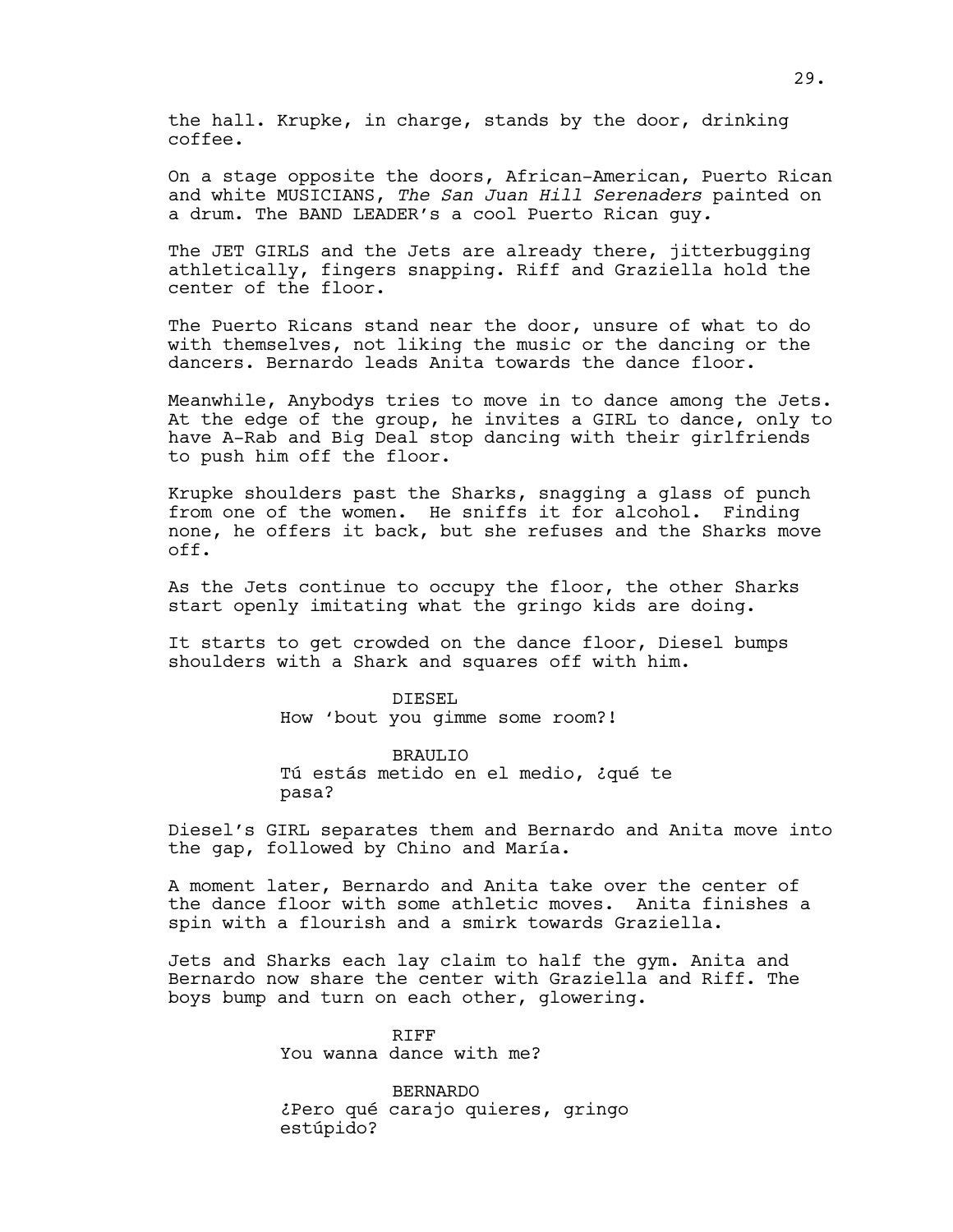the hall. Krupke, in charge, stands by the door, drinking coffee.

On a stage opposite the doors, African-American, Puerto Rican and white MUSICIANS, *The San Juan Hill Serenaders* painted on a drum. The BAND LEADER's a cool Puerto Rican guy*.*

The JET GIRLS and the Jets are already there, jitterbugging athletically, fingers snapping. Riff and Graziella hold the center of the floor.

The Puerto Ricans stand near the door, unsure of what to do with themselves, not liking the music or the dancing or the dancers. Bernardo leads Anita towards the dance floor.

Meanwhile, Anybodys tries to move in to dance among the Jets. At the edge of the group, he invites a GIRL to dance, only to have A-Rab and Big Deal stop dancing with their girlfriends to push him off the floor.

Krupke shoulders past the Sharks, snagging a glass of punch from one of the women. He sniffs it for alcohol. Finding none, he offers it back, but she refuses and the Sharks move off.

As the Jets continue to occupy the floor, the other Sharks start openly imitating what the gringo kids are doing.

It starts to get crowded on the dance floor, Diesel bumps shoulders with a Shark and squares off with him.

DIESEL
How 'bout you gimme some room?!

BRAULIO
Tú estás metido en el medio, ¿qué te pasa?

Diesel's GIRL separates them and Bernardo and Anita move into the gap, followed by Chino and María.

A moment later, Bernardo and Anita take over the center of the dance floor with some athletic moves. Anita finishes a spin with a flourish and a smirk towards Graziella.

Jets and Sharks each lay claim to half the gym. Anita and Bernardo now share the center with Graziella and Riff. The boys bump and turn on each other, glowering.

RIFF
You wanna dance with me?

BERNARDO
¿Pero qué carajo quieres, gringo estúpido?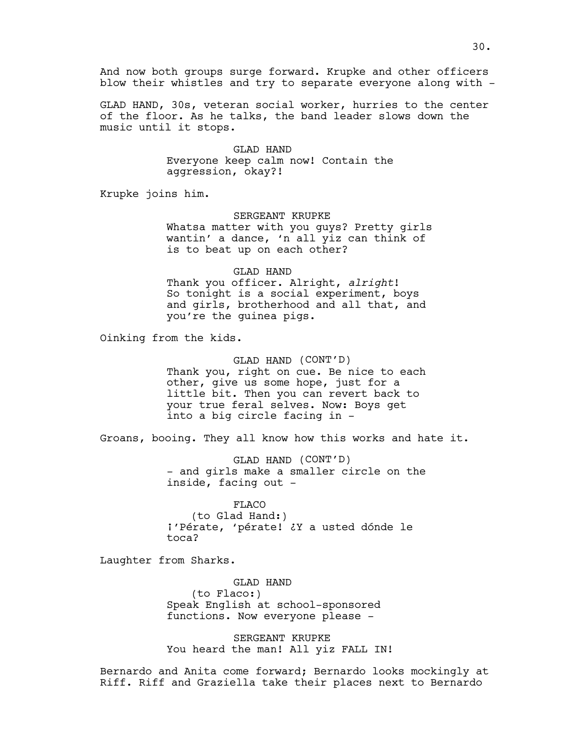And now both groups surge forward. Krupke and other officers blow their whistles and try to separate everyone along with –

GLAD HAND, 30s, veteran social worker, hurries to the center of the floor. As he talks, the band leader slows down the music until it stops.

GLAD HAND
Everyone keep calm now! Contain the aggression, okay?!

Krupke joins him.

SERGEANT KRUPKE
Whatsa matter with you guys? Pretty girls wantin' a dance, 'n all yiz can think of is to beat up on each other?

GLAD HAND
Thank you officer. Alright, *alright*! So tonight is a social experiment, boys and girls, brotherhood and all that, and you're the guinea pigs.

Oinking from the kids.

GLAD HAND (CONT'D)
Thank you, right on cue. Be nice to each other, give us some hope, just for a little bit. Then you can revert back to your true feral selves. Now: Boys get into a big circle facing in –

Groans, booing. They all know how this works and hate it.

GLAD HAND (CONT'D)
– and girls make a smaller circle on the inside, facing out –

FLACO
(to Glad Hand:)
¡'Pérate, 'pérate! ¿Y a usted dónde le toca?

Laughter from Sharks.

GLAD HAND
(to Flaco:)
Speak English at school-sponsored functions. Now everyone please –

SERGEANT KRUPKE
You heard the man! All yiz FALL IN!

Bernardo and Anita come forward; Bernardo looks mockingly at Riff. Riff and Graziella take their places next to Bernardo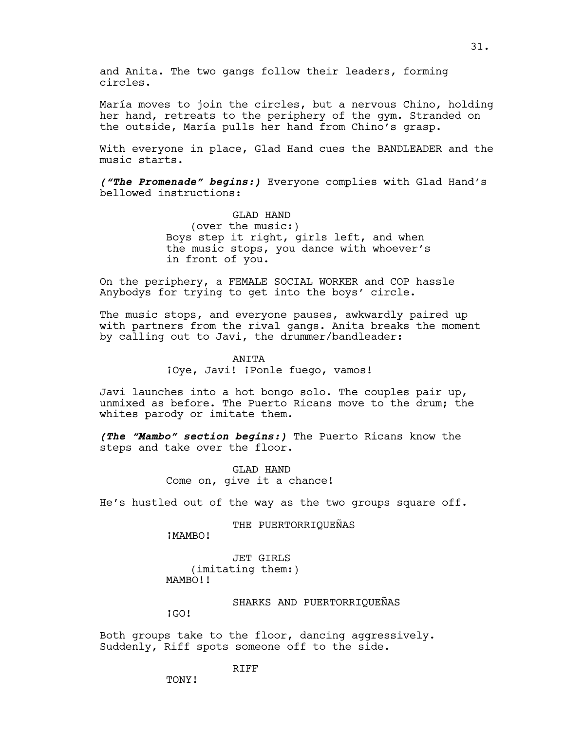and Anita. The two gangs follow their leaders, forming circles.

María moves to join the circles, but a nervous Chino, holding her hand, retreats to the periphery of the gym. Stranded on the outside, María pulls her hand from Chino's grasp.

With everyone in place, Glad Hand cues the BANDLEADER and the music starts.

***("The Promenade" begins:)*** Everyone complies with Glad Hand's bellowed instructions:

GLAD HAND
(over the music:)
Boys step it right, girls left, and when the music stops, you dance with whoever's in front of you.

On the periphery, a FEMALE SOCIAL WORKER and COP hassle Anybodys for trying to get into the boys' circle.

The music stops, and everyone pauses, awkwardly paired up with partners from the rival gangs. Anita breaks the moment by calling out to Javi, the drummer/bandleader:

ANITA
¡Oye, Javi! ¡Ponle fuego, vamos!

Javi launches into a hot bongo solo. The couples pair up, unmixed as before. The Puerto Ricans move to the drum; the whites parody or imitate them.

***(The "Mambo" section begins:)*** The Puerto Ricans know the steps and take over the floor.

GLAD HAND
Come on, give it a chance!

He's hustled out of the way as the two groups square off.

THE PUERTORRIQUEÑAS
¡MAMBO!

JET GIRLS
(imitating them:)
MAMBO!!

SHARKS AND PUERTORRIQUEÑAS
¡GO!

Both groups take to the floor, dancing aggressively. Suddenly, Riff spots someone off to the side.

RIFF
TONY!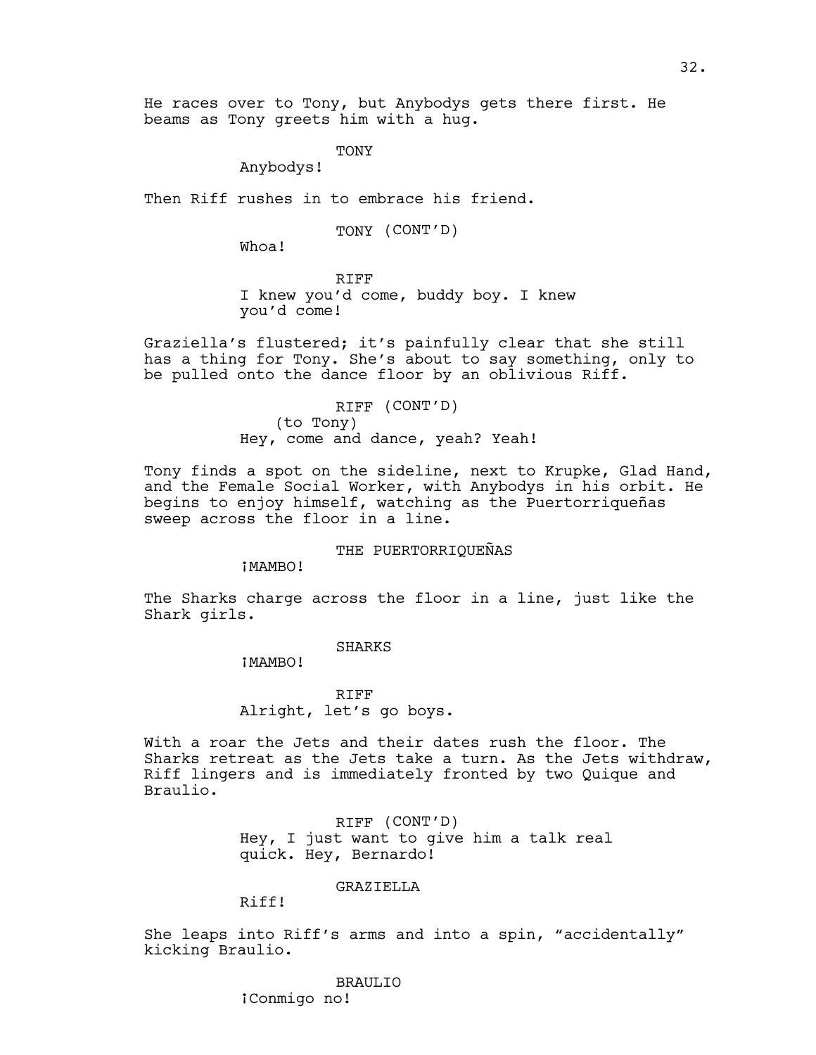He races over to Tony, but Anybodys gets there first. He beams as Tony greets him with a hug.

TONY

Anybodys!

Then Riff rushes in to embrace his friend.

TONY (CONT'D)

Whoa!

RIFF

I knew you'd come, buddy boy. I knew you'd come!

Graziella's flustered; it's painfully clear that she still has a thing for Tony. She's about to say something, only to be pulled onto the dance floor by an oblivious Riff.

RIFF (CONT'D)
(to Tony)

Hey, come and dance, yeah? Yeah!

Tony finds a spot on the sideline, next to Krupke, Glad Hand, and the Female Social Worker, with Anybodys in his orbit. He begins to enjoy himself, watching as the Puertorriqueñas sweep across the floor in a line.

THE PUERTORRIQUEÑAS

¡MAMBO!

The Sharks charge across the floor in a line, just like the Shark girls.

SHARKS

¡MAMBO!

RIFF

Alright, let's go boys.

With a roar the Jets and their dates rush the floor. The Sharks retreat as the Jets take a turn. As the Jets withdraw, Riff lingers and is immediately fronted by two Quique and Braulio.

RIFF (CONT'D)

Hey, I just want to give him a talk real quick. Hey, Bernardo!

GRAZIELLA

Riff!

She leaps into Riff's arms and into a spin, "accidentally" kicking Braulio.

BRAULIO

¡Conmigo no!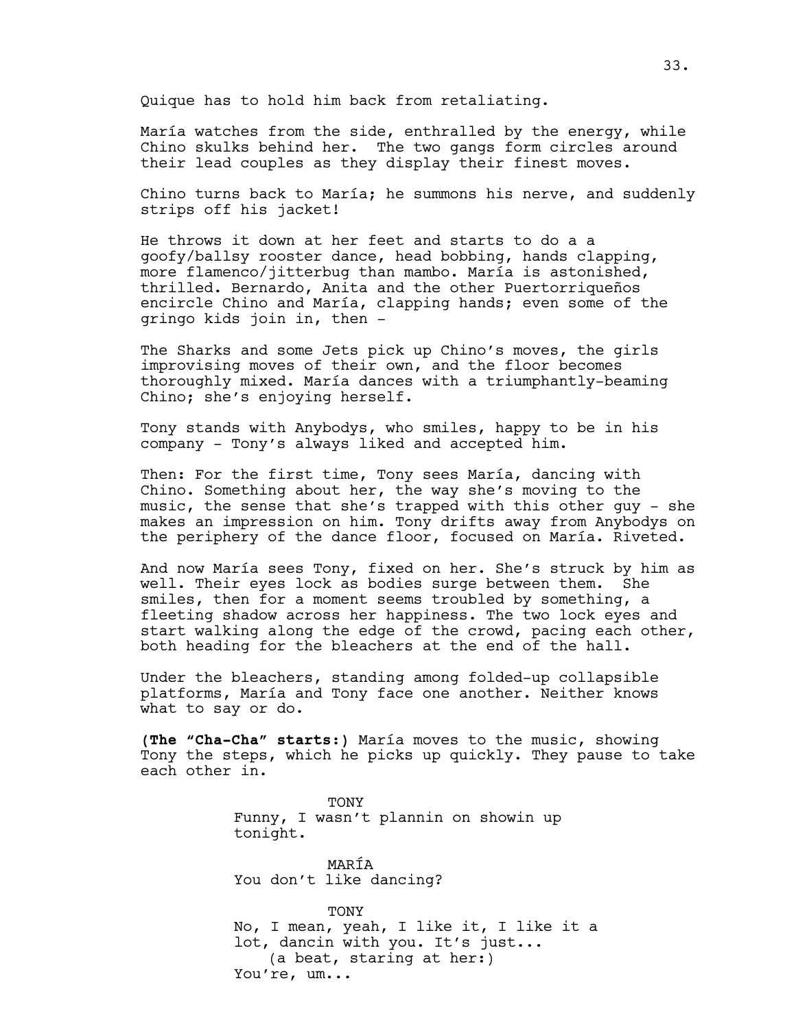Quique has to hold him back from retaliating.

María watches from the side, enthralled by the energy, while Chino skulks behind her. The two gangs form circles around their lead couples as they display their finest moves.

Chino turns back to María; he summons his nerve, and suddenly strips off his jacket!

He throws it down at her feet and starts to do a a goofy/ballsy rooster dance, head bobbing, hands clapping, more flamenco/jitterbug than mambo. María is astonished, thrilled. Bernardo, Anita and the other Puertorriqueños encircle Chino and María, clapping hands; even some of the gringo kids join in, then -

The Sharks and some Jets pick up Chino's moves, the girls improvising moves of their own, and the floor becomes thoroughly mixed. María dances with a triumphantly-beaming Chino; she's enjoying herself.

Tony stands with Anybodys, who smiles, happy to be in his company - Tony's always liked and accepted him.

Then: For the first time, Tony sees María, dancing with Chino. Something about her, the way she's moving to the music, the sense that she's trapped with this other guy - she makes an impression on him. Tony drifts away from Anybodys on the periphery of the dance floor, focused on María. Riveted.

And now María sees Tony, fixed on her. She's struck by him as well. Their eyes lock as bodies surge between them. She smiles, then for a moment seems troubled by something, a fleeting shadow across her happiness. The two lock eyes and start walking along the edge of the crowd, pacing each other, both heading for the bleachers at the end of the hall.

Under the bleachers, standing among folded-up collapsible platforms, María and Tony face one another. Neither knows what to say or do.

**(The "Cha-Cha" starts:)** María moves to the music, showing Tony the steps, which he picks up quickly. They pause to take each other in.

TONY
Funny, I wasn't plannin on showin up tonight.

MARÍA
You don't like dancing?

TONY
No, I mean, yeah, I like it, I like it a lot, dancin with you. It's just...
(a beat, staring at her:)
You're, um...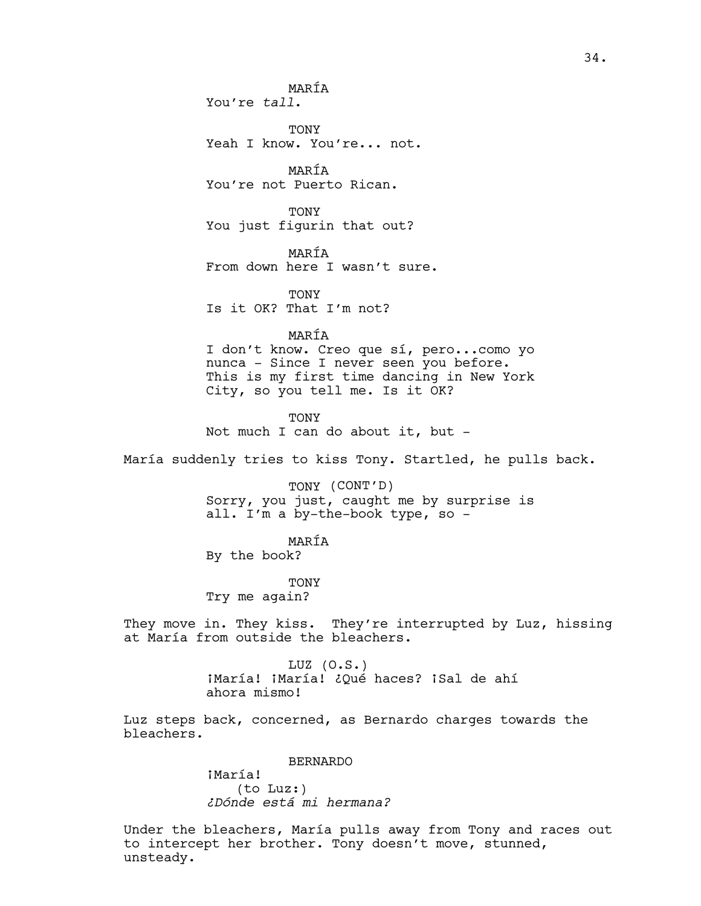MARÍA
You're *tall*.

TONY
Yeah I know. You're... not.

MARÍA
You're not Puerto Rican.

TONY
You just figurin that out?

MARÍA
From down here I wasn't sure.

TONY
Is it OK? That I'm not?

MARÍA
I don't know. Creo que sí, pero...como yo nunca - Since I never seen you before. This is my first time dancing in New York City, so you tell me. Is it OK?

TONY
Not much I can do about it, but -

María suddenly tries to kiss Tony. Startled, he pulls back.

TONY (CONT'D)
Sorry, you just, caught me by surprise is all. I'm a by-the-book type, so -

MARÍA
By the book?

TONY
Try me again?

They move in. They kiss. They're interrupted by Luz, hissing at María from outside the bleachers.

LUZ (O.S.)
¡María! ¡María! ¿Qué haces? ¡Sal de ahí ahora mismo!

Luz steps back, concerned, as Bernardo charges towards the bleachers.

BERNARDO
¡María!
(to Luz:)
*¿Dónde está mi hermana?*

Under the bleachers, María pulls away from Tony and races out to intercept her brother. Tony doesn't move, stunned, unsteady.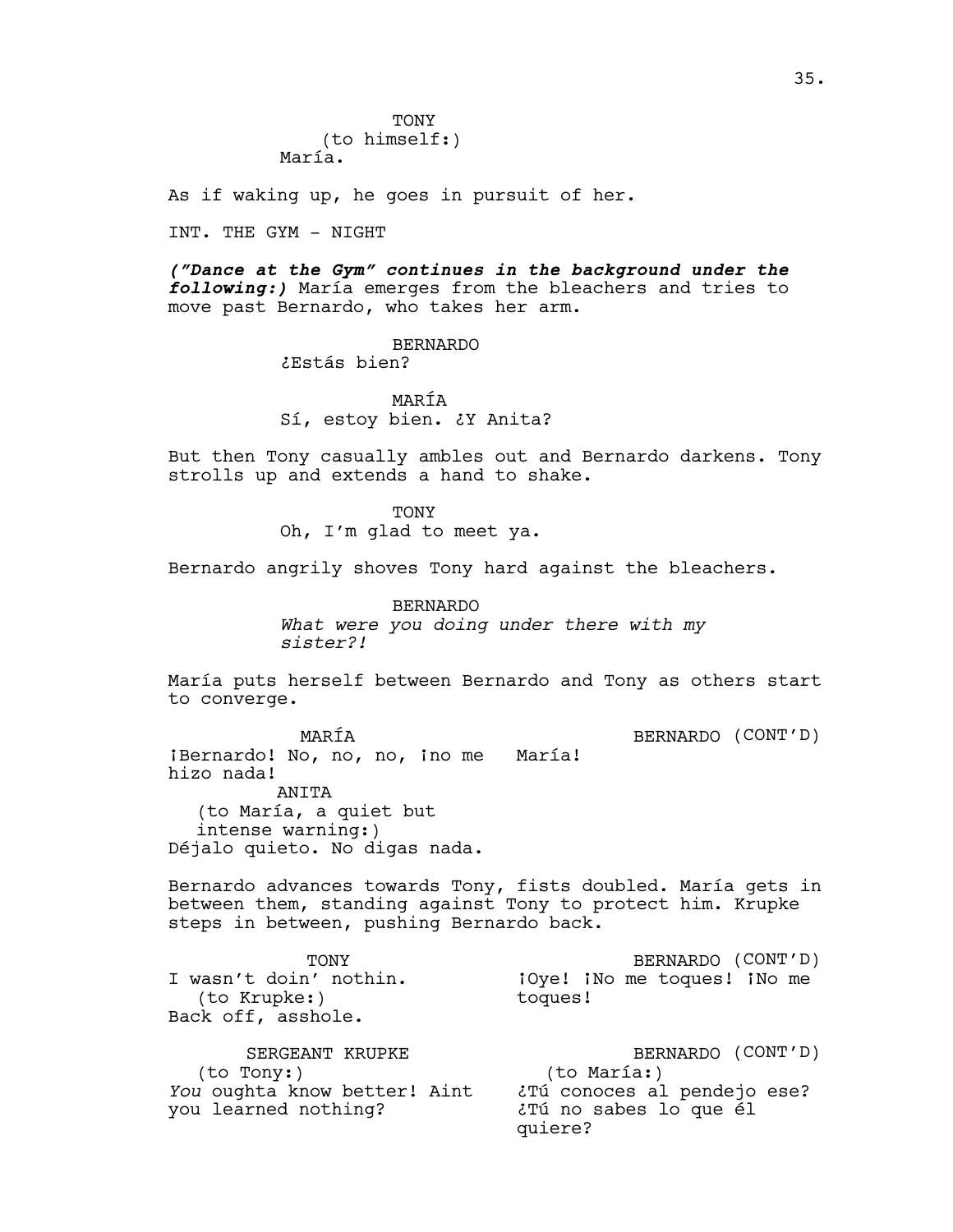TONY
(to himself:)
María.

As if waking up, he goes in pursuit of her.

INT. THE GYM - NIGHT

***("Dance at the Gym" continues in the background under the following:)*** María emerges from the bleachers and tries to move past Bernardo, who takes her arm.

BERNARDO
¿Estás bien?

MARÍA
Sí, estoy bien. ¿Y Anita?

But then Tony casually ambles out and Bernardo darkens. Tony strolls up and extends a hand to shake.

TONY
Oh, I'm glad to meet ya.

Bernardo angrily shoves Tony hard against the bleachers.

BERNARDO
*What were you doing under there with my sister?!*

María puts herself between Bernardo and Tony as others start to converge.

MARÍA
¡Bernardo! No, no, no, ¡no me hizo nada!

BERNARDO (CONT'D)
María!

ANITA
(to María, a quiet but intense warning:)
Déjalo quieto. No digas nada.

Bernardo advances towards Tony, fists doubled. María gets in between them, standing against Tony to protect him. Krupke steps in between, pushing Bernardo back.

TONY
I wasn't doin' nothin.
(to Krupke:)
Back off, asshole.

BERNARDO (CONT'D)
¡Oye! ¡No me toques! ¡No me toques!

SERGEANT KRUPKE
(to Tony:)
*You* oughta know better! Aint you learned nothing?

BERNARDO (CONT'D)
(to María:)
¿Tú conoces al pendejo ese? ¿Tú no sabes lo que él quiere?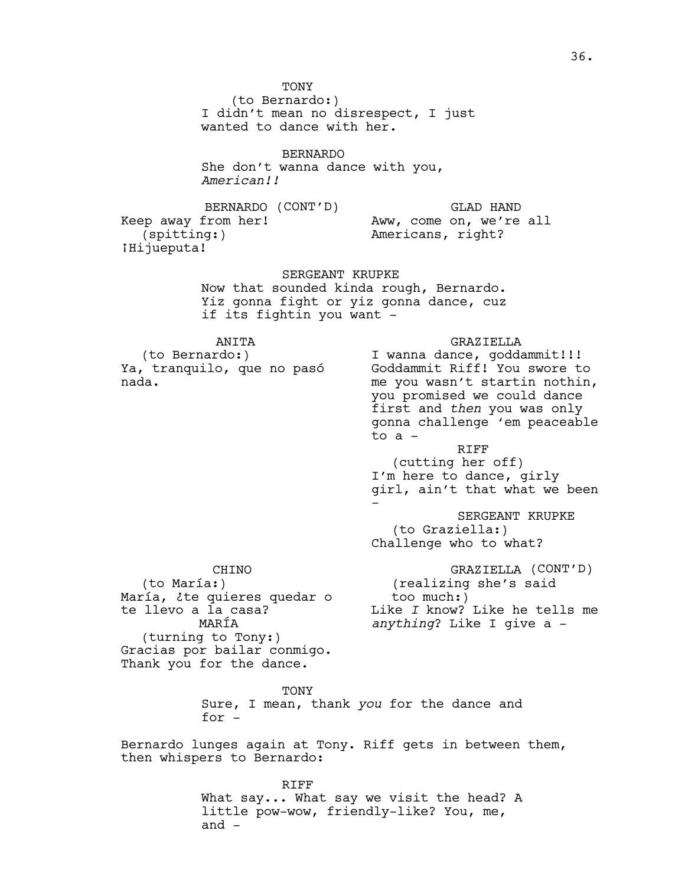TONY
(to Bernardo:)
I didn't mean no disrespect, I just wanted to dance with her.

BERNARDO
She don't wanna dance with you, *American!!*

BERNARDO (CONT'D)
Keep away from her!
(spitting:)
¡Hijueputa!

GLAD HAND
Aww, come on, we're all Americans, right?

SERGEANT KRUPKE
Now that sounded kinda rough, Bernardo. Yiz gonna fight or yiz gonna dance, cuz if its fightin you want -

ANITA
(to Bernardo:)
Ya, tranquilo, que no pasó nada.

GRAZIELLA
I wanna dance, goddammit!!! Goddammit Riff! You swore to me you wasn't startin nothin, you promised we could dance first and *then* you was only gonna challenge 'em peaceable to a -

RIFF
(cutting her off)
I'm here to dance, girly girl, ain't that what we been -

SERGEANT KRUPKE
(to Graziella:)
Challenge who to what?

CHINO
(to María:)
María, ¿te quieres quedar o te llevo a la casa?

MARÍA
(turning to Tony:)
Gracias por bailar conmigo. Thank you for the dance.

GRAZIELLA (CONT'D)
(realizing she's said too much:)
Like *I* know? Like he tells me *anything*? Like I give a -

TONY
Sure, I mean, thank *you* for the dance and for -

Bernardo lunges again at Tony. Riff gets in between them, then whispers to Bernardo:

RIFF
What say... What say we visit the head? A little pow-wow, friendly-like? You, me, and -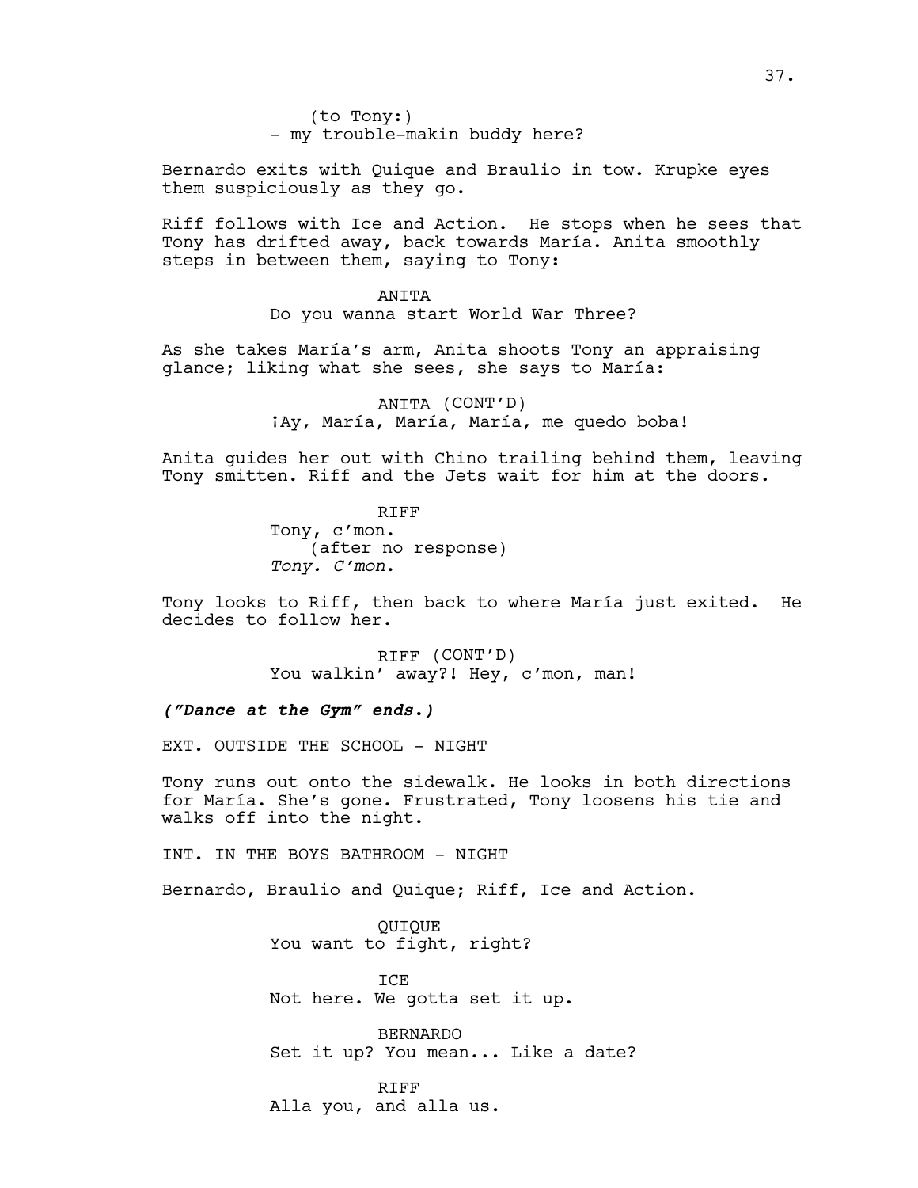(to Tony:)
- my trouble-makin buddy here?

Bernardo exits with Quique and Braulio in tow. Krupke eyes them suspiciously as they go.

Riff follows with Ice and Action. He stops when he sees that Tony has drifted away, back towards María. Anita smoothly steps in between them, saying to Tony:

ANITA
Do you wanna start World War Three?

As she takes María's arm, Anita shoots Tony an appraising glance; liking what she sees, she says to María:

ANITA (CONT'D)
¡Ay, María, María, María, me quedo boba!

Anita guides her out with Chino trailing behind them, leaving Tony smitten. Riff and the Jets wait for him at the doors.

RIFF
Tony, c'mon.
(after no response)
*Tony. C'mon.*

Tony looks to Riff, then back to where María just exited. He decides to follow her.

RIFF (CONT'D)
You walkin' away?! Hey, c'mon, man!

***("Dance at the Gym" ends.)***

EXT. OUTSIDE THE SCHOOL - NIGHT

Tony runs out onto the sidewalk. He looks in both directions for María. She's gone. Frustrated, Tony loosens his tie and walks off into the night.

INT. IN THE BOYS BATHROOM - NIGHT

Bernardo, Braulio and Quique; Riff, Ice and Action.

QUIQUE
You want to fight, right?

ICE
Not here. We gotta set it up.

BERNARDO
Set it up? You mean... Like a date?

RIFF
Alla you, and alla us.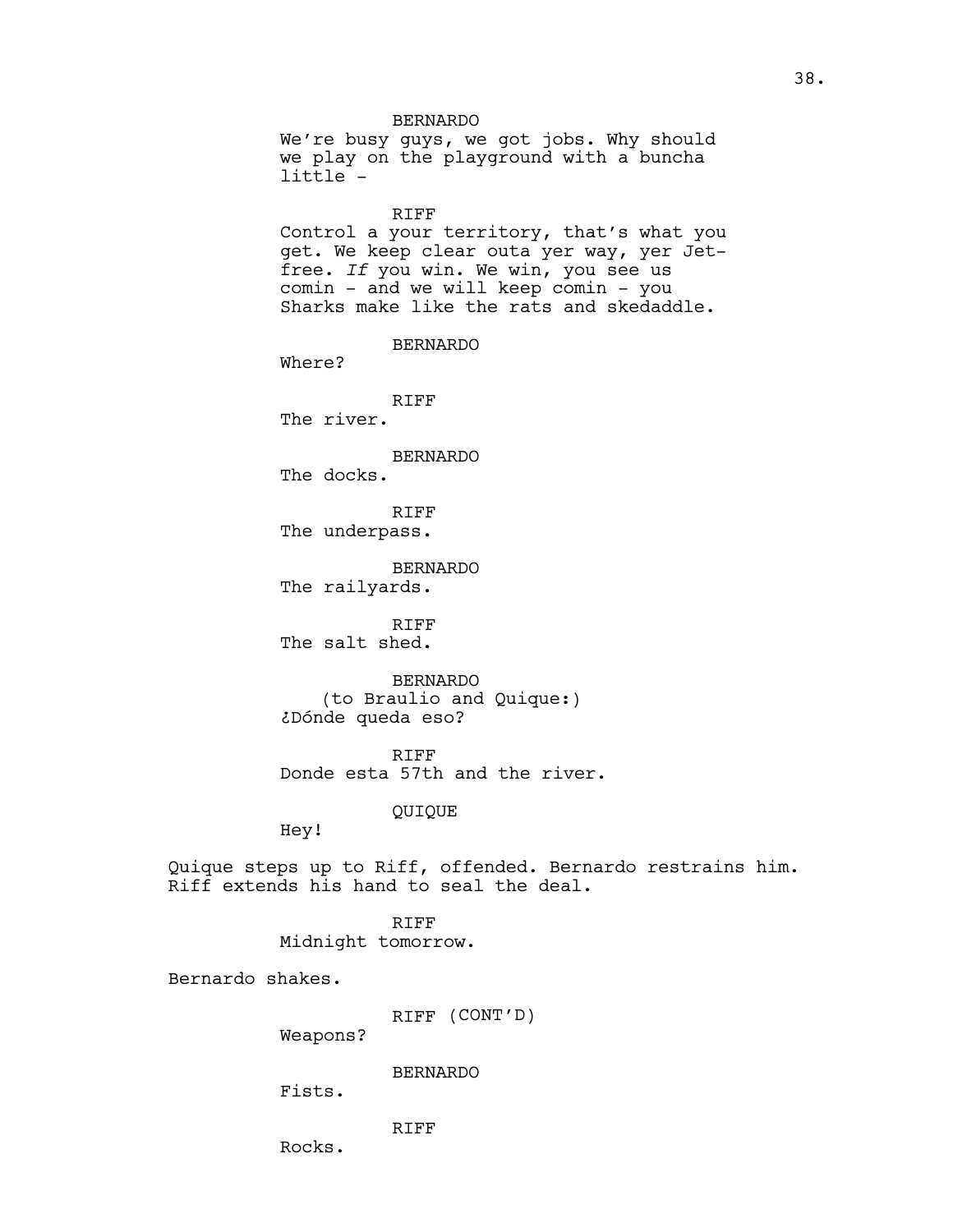BERNARDO
We're busy guys, we got jobs. Why should we play on the playground with a buncha little -

RIFF
Control a your territory, that's what you get. We keep clear outa yer way, yer Jet-free. *If* you win. We win, you see us comin - and we will keep comin - you Sharks make like the rats and skedaddle.

BERNARDO
Where?

RIFF
The river.

BERNARDO
The docks.

RIFF
The underpass.

BERNARDO
The railyards.

RIFF
The salt shed.

BERNARDO
(to Braulio and Quique:)
¿Dónde queda eso?

RIFF
Donde esta 57th and the river.

QUIQUE
Hey!

Quique steps up to Riff, offended. Bernardo restrains him. Riff extends his hand to seal the deal.

RIFF
Midnight tomorrow.

Bernardo shakes.

RIFF (CONT'D)
Weapons?

BERNARDO
Fists.

RIFF
Rocks.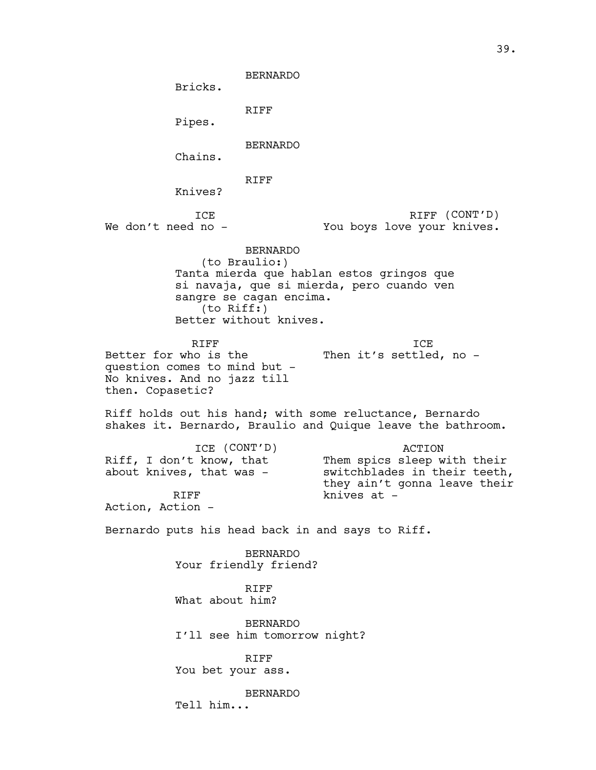BERNARDO
Bricks.

RIFF
Pipes.

BERNARDO
Chains.

RIFF
Knives?

ICE
We don't need no -

RIFF (CONT'D)
You boys love your knives.

BERNARDO
(to Braulio:)
Tanta mierda que hablan estos gringos que si navaja, que si mierda, pero cuando ven sangre se cagan encima.
(to Riff:)
Better without knives.

RIFF
Better for who is the question comes to mind but - No knives. And no jazz till then. Copasetic?

ICE
Then it's settled, no -

Riff holds out his hand; with some reluctance, Bernardo shakes it. Bernardo, Braulio and Quique leave the bathroom.

ICE (CONT'D)
Riff, I don't know, that about knives, that was -

ACTION
Them spics sleep with their switchblades in their teeth, they ain't gonna leave their knives at -

RIFF
Action, Action -

Bernardo puts his head back in and says to Riff.

BERNARDO
Your friendly friend?

RIFF
What about him?

BERNARDO
I'll see him tomorrow night?

RIFF
You bet your ass.

BERNARDO
Tell him...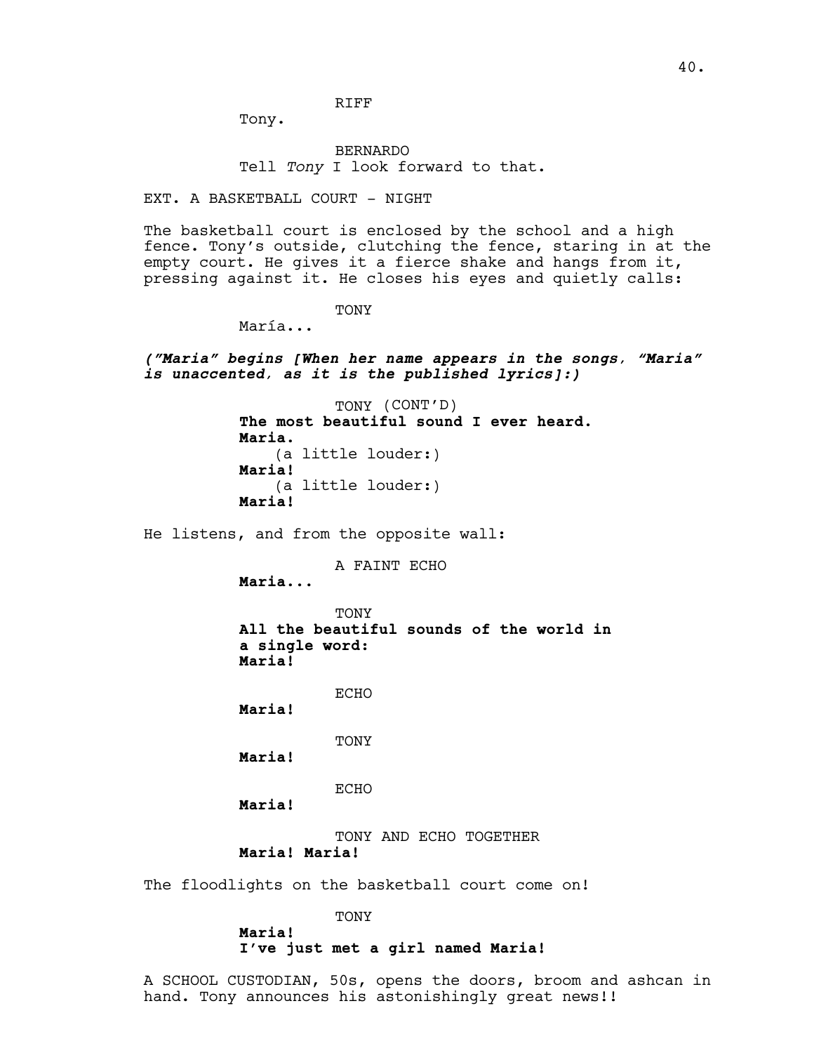RIFF

Tony.

BERNARDO

Tell *Tony* I look forward to that.

EXT. A BASKETBALL COURT - NIGHT

The basketball court is enclosed by the school and a high fence. Tony's outside, clutching the fence, staring in at the empty court. He gives it a fierce shake and hangs from it, pressing against it. He closes his eyes and quietly calls:

TONY

María...

***("Maria" begins [When her name appears in the songs, "Maria" is unaccented, as it is the published lyrics]:)***

TONY (CONT'D)

**The most beautiful sound I ever heard.**
**Maria.**
(a little louder:)
**Maria!**
(a little louder:)
**Maria!**

He listens, and from the opposite wall:

A FAINT ECHO

**Maria...**

TONY

**All the beautiful sounds of the world in a single word:**
**Maria!**

ECHO

**Maria!**

TONY

**Maria!**

ECHO

**Maria!**

TONY AND ECHO TOGETHER

**Maria! Maria!**

The floodlights on the basketball court come on!

TONY

**Maria!**
**I've just met a girl named Maria!**

A SCHOOL CUSTODIAN, 50s, opens the doors, broom and ashcan in hand. Tony announces his astonishingly great news!!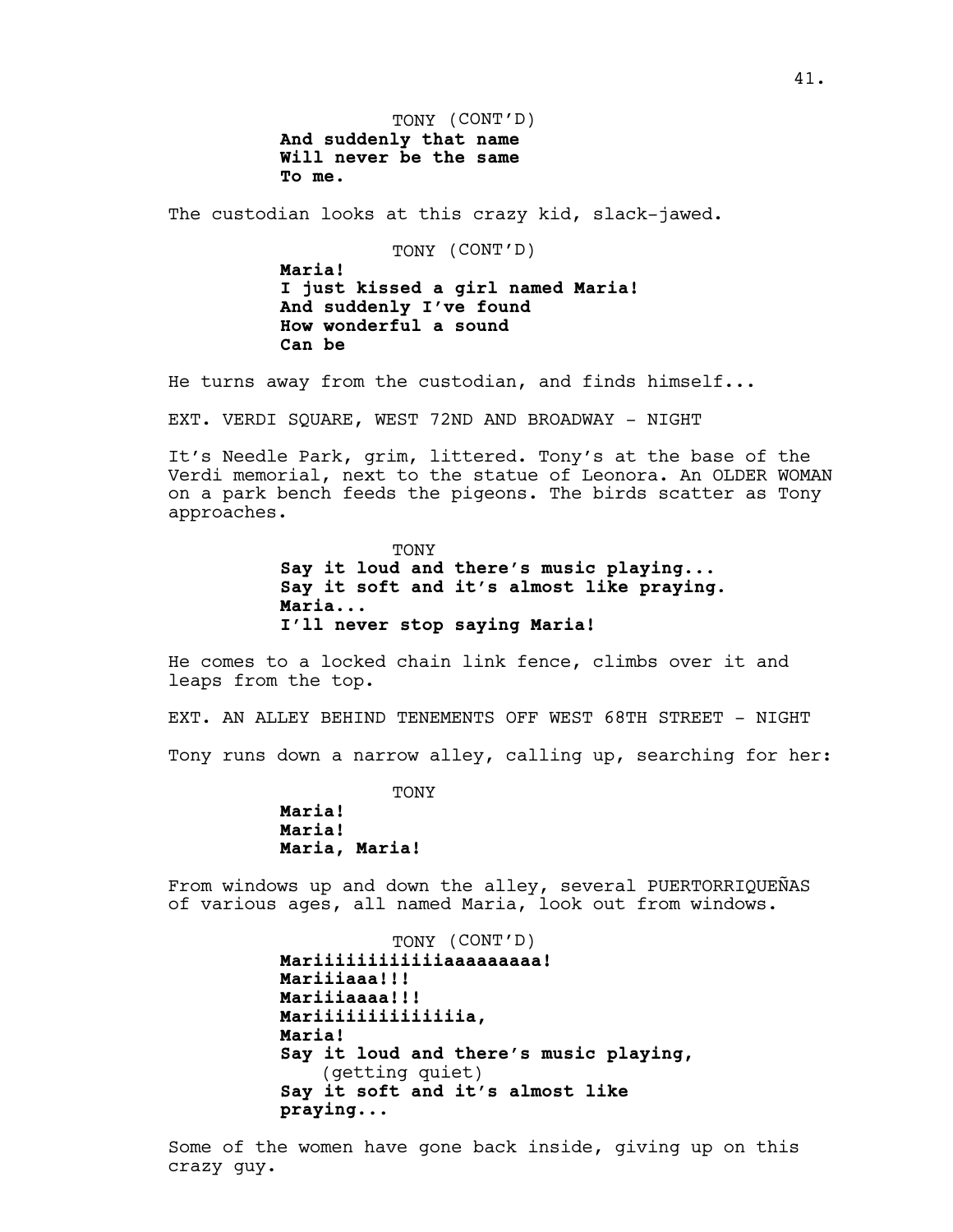TONY (CONT'D)

**And suddenly that name**
**Will never be the same**
**To me.**

The custodian looks at this crazy kid, slack-jawed.

TONY (CONT'D)

**Maria!**
**I just kissed a girl named Maria!**
**And suddenly I've found**
**How wonderful a sound**
**Can be**

He turns away from the custodian, and finds himself...

EXT. VERDI SQUARE, WEST 72ND AND BROADWAY - NIGHT

It's Needle Park, grim, littered. Tony's at the base of the Verdi memorial, next to the statue of Leonora. An OLDER WOMAN on a park bench feeds the pigeons. The birds scatter as Tony approaches.

TONY

**Say it loud and there's music playing...**
**Say it soft and it's almost like praying.**
**Maria...**
**I'll never stop saying Maria!**

He comes to a locked chain link fence, climbs over it and leaps from the top.

EXT. AN ALLEY BEHIND TENEMENTS OFF WEST 68TH STREET - NIGHT

Tony runs down a narrow alley, calling up, searching for her:

TONY

**Maria!**
**Maria!**
**Maria, Maria!**

From windows up and down the alley, several PUERTORRIQUEÑAS of various ages, all named Maria, look out from windows.

TONY (CONT'D)

**Mariiiiiiiiiiiiaaaaaaaaa!**
**Mariiiaaa!!!**
**Mariiiaaaa!!!**
**Mariiiiiiiiiiiiiia,**
**Maria!**
**Say it loud and there's music playing,**
(getting quiet)
**Say it soft and it's almost like**
**praying...**

Some of the women have gone back inside, giving up on this crazy guy.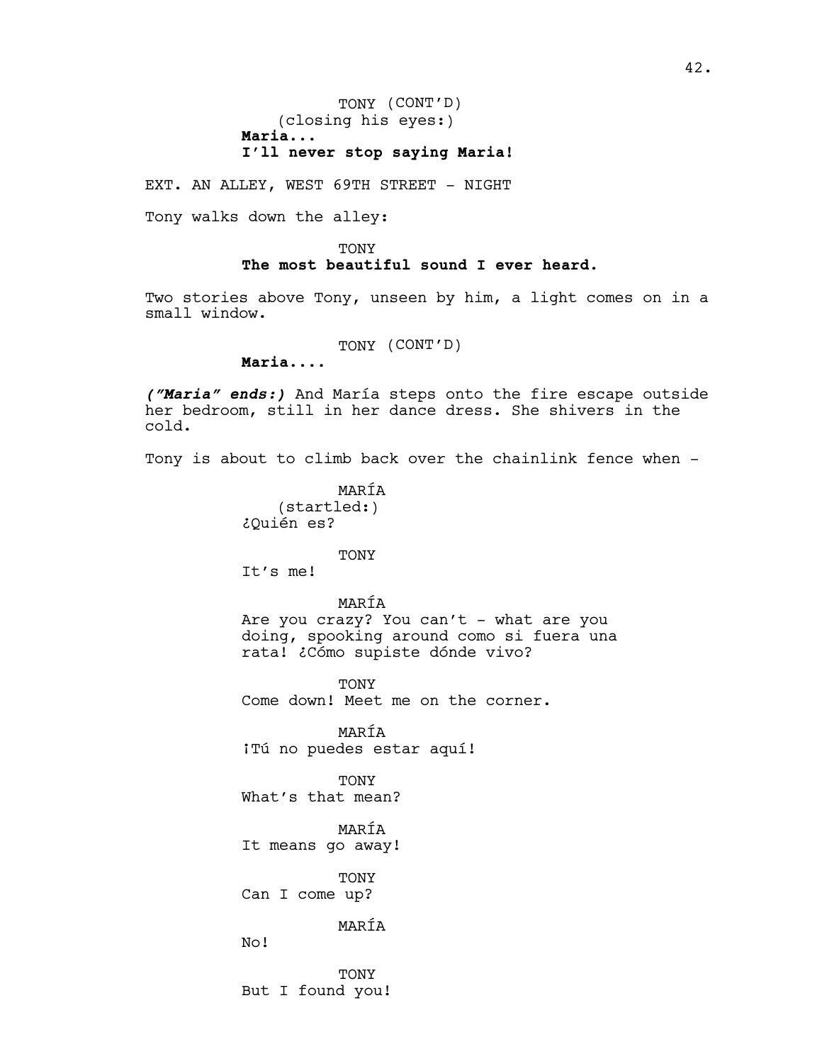TONY (CONT'D)
(closing his eyes:)
**Maria...**
**I'll never stop saying Maria!**

EXT. AN ALLEY, WEST 69TH STREET - NIGHT

Tony walks down the alley:

TONY
**The most beautiful sound I ever heard.**

Two stories above Tony, unseen by him, a light comes on in a small window.

TONY (CONT'D)
**Maria....**

***("Maria" ends:)*** And María steps onto the fire escape outside her bedroom, still in her dance dress. She shivers in the cold.

Tony is about to climb back over the chainlink fence when -

MARÍA
(startled:)
¿Quién es?

TONY
It's me!

MARÍA
Are you crazy? You can't - what are you doing, spooking around como si fuera una rata! ¿Cómo supiste dónde vivo?

TONY
Come down! Meet me on the corner.

MARÍA
¡Tú no puedes estar aquí!

TONY
What's that mean?

MARÍA
It means go away!

TONY
Can I come up?

MARÍA
No!

TONY
But I found you!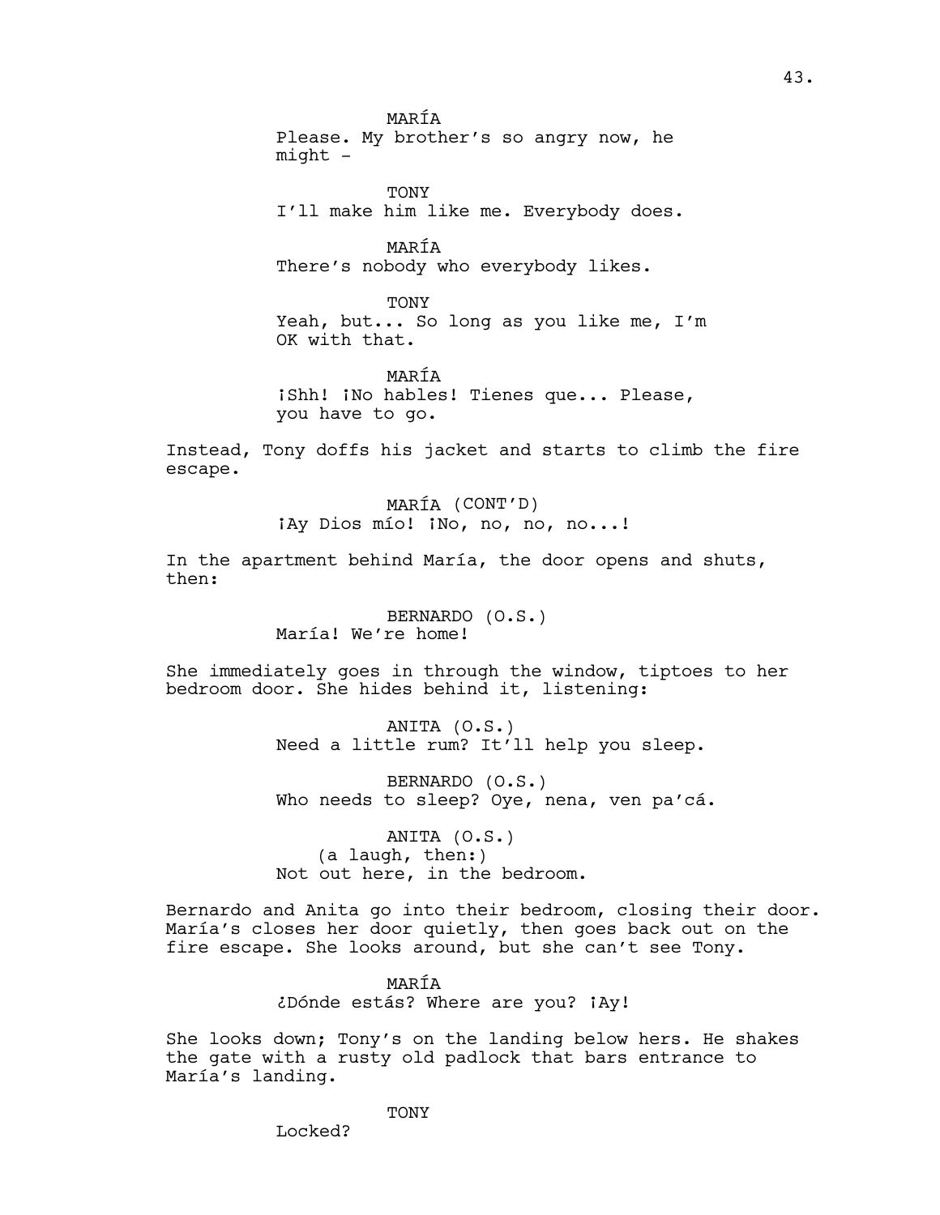MARÍA
Please. My brother's so angry now, he might -

TONY
I'll make him like me. Everybody does.

MARÍA
There's nobody who everybody likes.

TONY
Yeah, but... So long as you like me, I'm OK with that.

MARÍA
¡Shh! ¡No hables! Tienes que... Please, you have to go.

Instead, Tony doffs his jacket and starts to climb the fire escape.

MARÍA (CONT'D)
¡Ay Dios mío! ¡No, no, no, no...!

In the apartment behind María, the door opens and shuts, then:

BERNARDO (O.S.)
María! We're home!

She immediately goes in through the window, tiptoes to her bedroom door. She hides behind it, listening:

ANITA (O.S.)
Need a little rum? It'll help you sleep.

BERNARDO (O.S.)
Who needs to sleep? Oye, nena, ven pa'cá.

ANITA (O.S.)
(a laugh, then:)
Not out here, in the bedroom.

Bernardo and Anita go into their bedroom, closing their door. María's closes her door quietly, then goes back out on the fire escape. She looks around, but she can't see Tony.

MARÍA
¿Dónde estás? Where are you? ¡Ay!

She looks down; Tony's on the landing below hers. He shakes the gate with a rusty old padlock that bars entrance to María's landing.

TONY
Locked?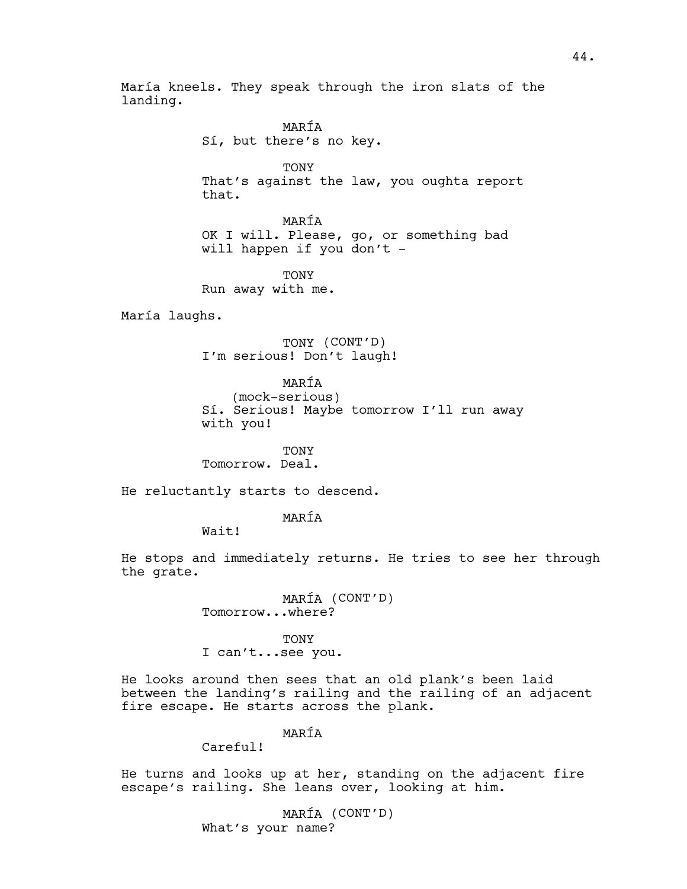María kneels. They speak through the iron slats of the landing.

MARÍA
Sí, but there's no key.

TONY
That's against the law, you oughta report that.

MARÍA
OK I will. Please, go, or something bad will happen if you don't -

TONY
Run away with me.

María laughs.

TONY (CONT'D)
I'm serious! Don't laugh!

MARÍA
(mock-serious)
Sí. Serious! Maybe tomorrow I'll run away with you!

TONY
Tomorrow. Deal.

He reluctantly starts to descend.

MARÍA
Wait!

He stops and immediately returns. He tries to see her through the grate.

MARÍA (CONT'D)
Tomorrow...where?

TONY
I can't...see you.

He looks around then sees that an old plank's been laid between the landing's railing and the railing of an adjacent fire escape. He starts across the plank.

MARÍA
Careful!

He turns and looks up at her, standing on the adjacent fire escape's railing. She leans over, looking at him.

MARÍA (CONT'D)
What's your name?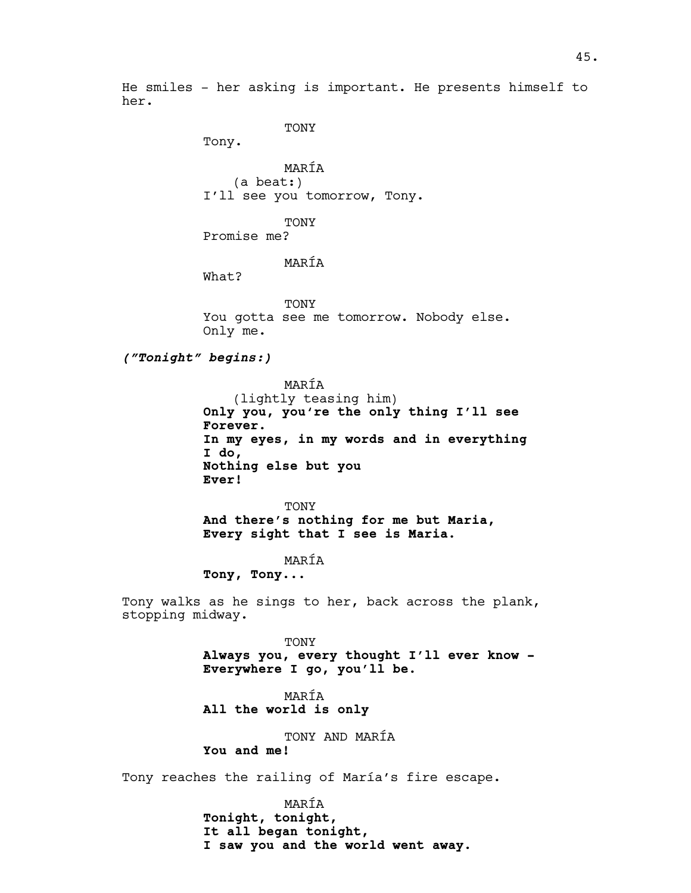He smiles - her asking is important. He presents himself to her.

TONY

Tony.

MARÍA

(a beat:)

I'll see you tomorrow, Tony.

TONY

Promise me?

MARÍA

What?

TONY

You gotta see me tomorrow. Nobody else. Only me.

***("Tonight" begins:)***

MARÍA

(lightly teasing him)

**Only you, you're the only thing I'll see**
**Forever.**
**In my eyes, in my words and in everything I do,**
**Nothing else but you**
**Ever!**

TONY

**And there's nothing for me but Maria,**
**Every sight that I see is Maria.**

MARÍA

**Tony, Tony...**

Tony walks as he sings to her, back across the plank, stopping midway.

TONY

**Always you, every thought I'll ever know -**
**Everywhere I go, you'll be.**

MARÍA

**All the world is only**

TONY AND MARÍA

**You and me!**

Tony reaches the railing of María's fire escape.

MARÍA

**Tonight, tonight,**
**It all began tonight,**
**I saw you and the world went away.**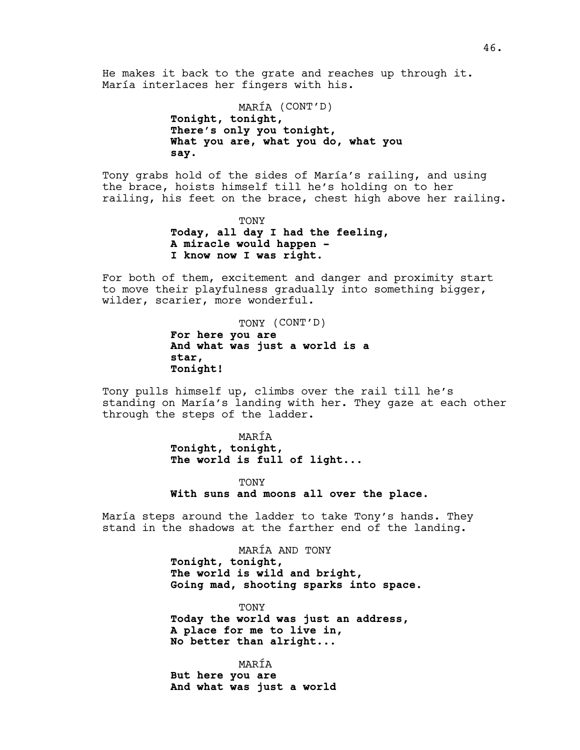He makes it back to the grate and reaches up through it. María interlaces her fingers with his.

MARÍA (CONT'D)
**Tonight, tonight,**
**There's only you tonight,**
**What you are, what you do, what you say.**

Tony grabs hold of the sides of María's railing, and using the brace, hoists himself till he's holding on to her railing, his feet on the brace, chest high above her railing.

TONY
**Today, all day I had the feeling,**
**A miracle would happen -**
**I know now I was right.**

For both of them, excitement and danger and proximity start to move their playfulness gradually into something bigger, wilder, scarier, more wonderful.

TONY (CONT'D)
**For here you are**
**And what was just a world is a star,**
**Tonight!**

Tony pulls himself up, climbs over the rail till he's standing on María's landing with her. They gaze at each other through the steps of the ladder.

MARÍA
**Tonight, tonight,**
**The world is full of light...**

TONY
**With suns and moons all over the place.**

María steps around the ladder to take Tony's hands. They stand in the shadows at the farther end of the landing.

MARÍA AND TONY
**Tonight, tonight,**
**The world is wild and bright,**
**Going mad, shooting sparks into space.**

TONY
**Today the world was just an address,**
**A place for me to live in,**
**No better than alright...**

MARÍA
**But here you are**
**And what was just a world**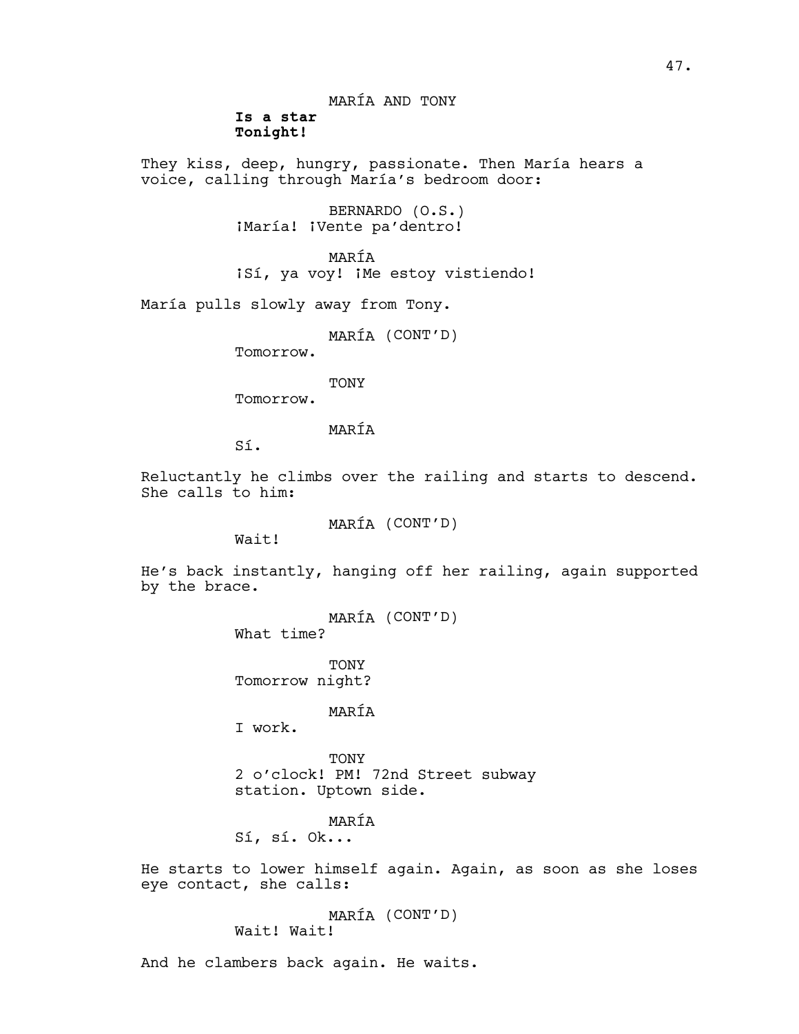MARÍA AND TONY

**Is a star**
**Tonight!**

They kiss, deep, hungry, passionate. Then María hears a voice, calling through María's bedroom door:

BERNARDO (O.S.)
¡María! ¡Vente pa'dentro!

MARÍA
¡Sí, ya voy! ¡Me estoy vistiendo!

María pulls slowly away from Tony.

MARÍA (CONT'D)
Tomorrow.

TONY
Tomorrow.

MARÍA
Sí.

Reluctantly he climbs over the railing and starts to descend. She calls to him:

MARÍA (CONT'D)
Wait!

He's back instantly, hanging off her railing, again supported by the brace.

MARÍA (CONT'D)
What time?

TONY
Tomorrow night?

MARÍA
I work.

TONY
2 o'clock! PM! 72nd Street subway station. Uptown side.

MARÍA
Sí, sí. Ok...

He starts to lower himself again. Again, as soon as she loses eye contact, she calls:

MARÍA (CONT'D)
Wait! Wait!

And he clambers back again. He waits.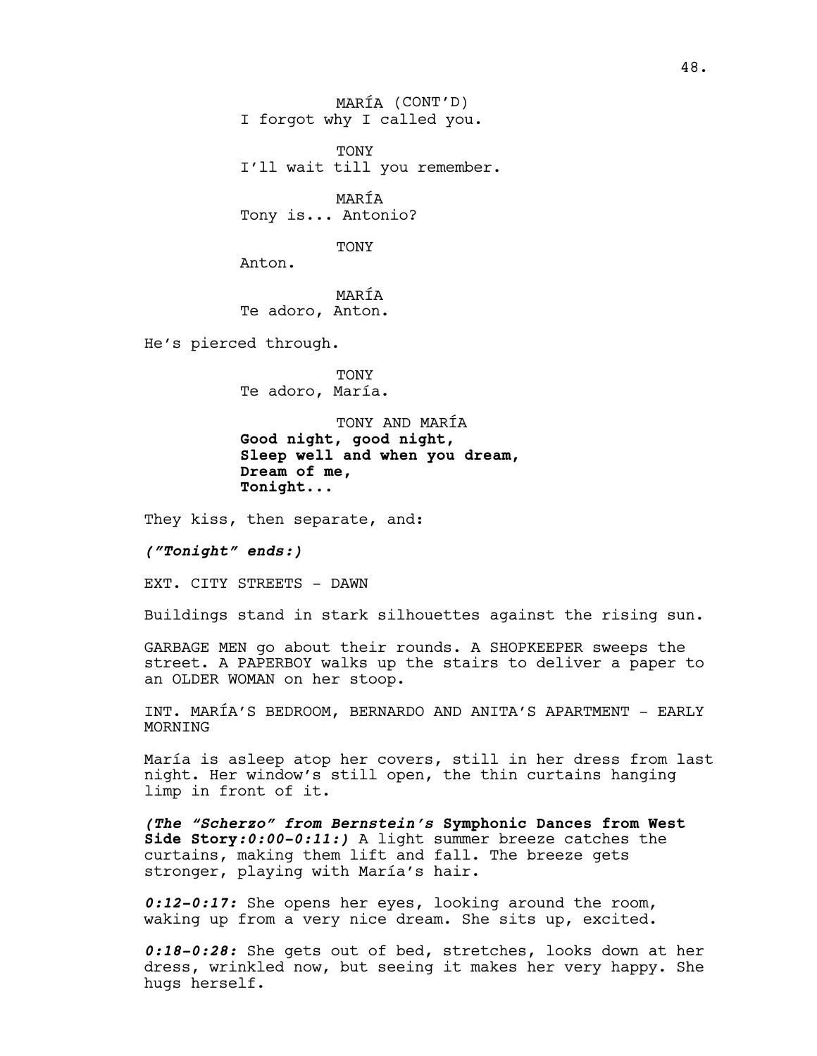MARÍA (CONT'D)
I forgot why I called you.

TONY
I'll wait till you remember.

MARÍA
Tony is... Antonio?

TONY
Anton.

MARÍA
Te adoro, Anton.

He's pierced through.

TONY
Te adoro, María.

TONY AND MARÍA
**Good night, good night,**
**Sleep well and when you dream,**
**Dream of me,**
**Tonight...**

They kiss, then separate, and:

***("Tonight" ends:)***

EXT. CITY STREETS - DAWN

Buildings stand in stark silhouettes against the rising sun.

GARBAGE MEN go about their rounds. A SHOPKEEPER sweeps the street. A PAPERBOY walks up the stairs to deliver a paper to an OLDER WOMAN on her stoop.

INT. MARÍA'S BEDROOM, BERNARDO AND ANITA'S APARTMENT - EARLY MORNING

María is asleep atop her covers, still in her dress from last night. Her window's still open, the thin curtains hanging limp in front of it.

***(The "Scherzo" from Bernstein's* Symphonic Dances from West Side Story*:0:00-0:11:)*** A light summer breeze catches the curtains, making them lift and fall. The breeze gets stronger, playing with María's hair.

***0:12-0:17:*** She opens her eyes, looking around the room, waking up from a very nice dream. She sits up, excited.

***0:18-0:28:*** She gets out of bed, stretches, looks down at her dress, wrinkled now, but seeing it makes her very happy. She hugs herself.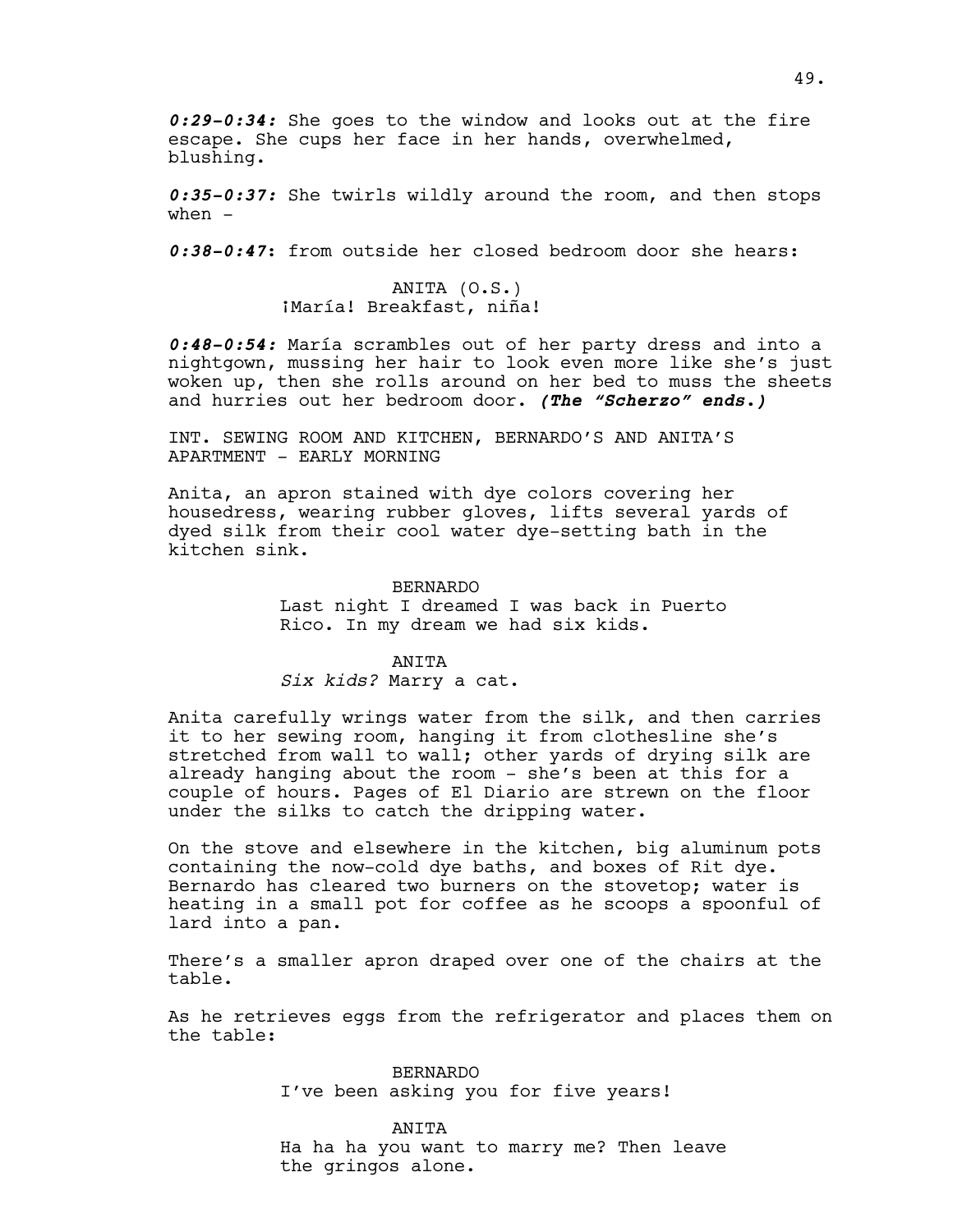***0:29-0:34:*** She goes to the window and looks out at the fire escape. She cups her face in her hands, overwhelmed, blushing.

***0:35-0:37:*** She twirls wildly around the room, and then stops when -

***0:38-0:47***: from outside her closed bedroom door she hears:

ANITA (O.S.)
¡María! Breakfast, niña!

***0:48-0:54:*** María scrambles out of her party dress and into a nightgown, mussing her hair to look even more like she's just woken up, then she rolls around on her bed to muss the sheets and hurries out her bedroom door. ***(The "Scherzo" ends.)***

INT. SEWING ROOM AND KITCHEN, BERNARDO'S AND ANITA'S APARTMENT - EARLY MORNING

Anita, an apron stained with dye colors covering her housedress, wearing rubber gloves, lifts several yards of dyed silk from their cool water dye-setting bath in the kitchen sink.

BERNARDO
Last night I dreamed I was back in Puerto Rico. In my dream we had six kids.

ANITA
*Six kids?* Marry a cat.

Anita carefully wrings water from the silk, and then carries it to her sewing room, hanging it from clothesline she's stretched from wall to wall; other yards of drying silk are already hanging about the room - she's been at this for a couple of hours. Pages of El Diario are strewn on the floor under the silks to catch the dripping water.

On the stove and elsewhere in the kitchen, big aluminum pots containing the now-cold dye baths, and boxes of Rit dye. Bernardo has cleared two burners on the stovetop; water is heating in a small pot for coffee as he scoops a spoonful of lard into a pan.

There's a smaller apron draped over one of the chairs at the table.

As he retrieves eggs from the refrigerator and places them on the table:

BERNARDO
I've been asking you for five years!

ANITA
Ha ha ha you want to marry me? Then leave the gringos alone.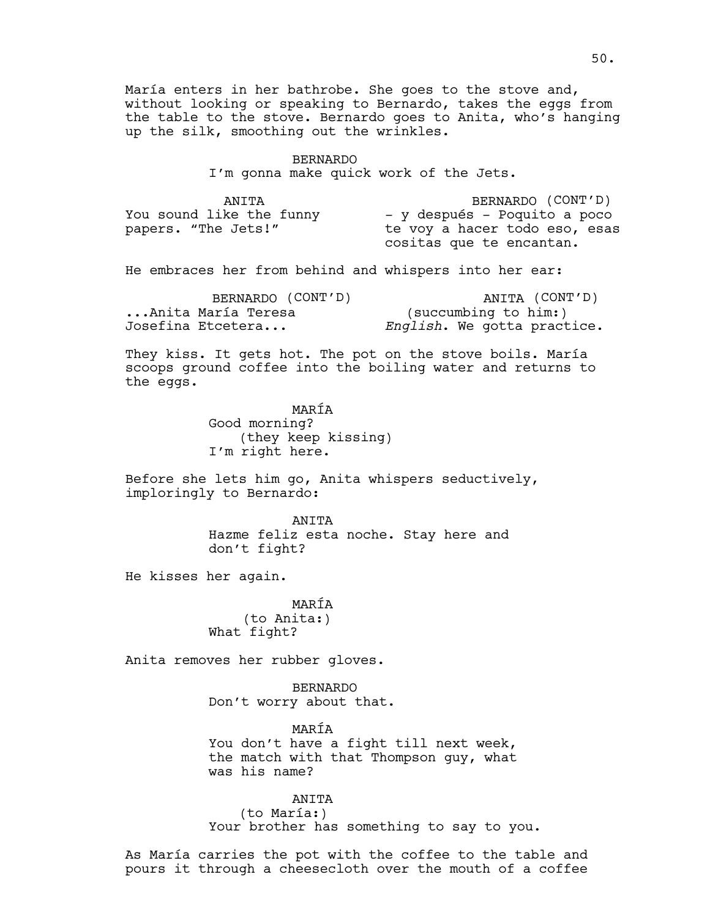María enters in her bathrobe. She goes to the stove and, without looking or speaking to Bernardo, takes the eggs from the table to the stove. Bernardo goes to Anita, who's hanging up the silk, smoothing out the wrinkles.

BERNARDO
I'm gonna make quick work of the Jets.

ANITA
You sound like the funny papers. "The Jets!"

BERNARDO (CONT'D)
- y después - Poquito a poco te voy a hacer todo eso, esas cositas que te encantan.

He embraces her from behind and whispers into her ear:

BERNARDO (CONT'D)
...Anita María Teresa Josefina Etcetera...

ANITA (CONT'D)
(succumbing to him:)
*English*. We gotta practice.

They kiss. It gets hot. The pot on the stove boils. María scoops ground coffee into the boiling water and returns to the eggs.

MARÍA
Good morning?
(they keep kissing)
I'm right here.

Before she lets him go, Anita whispers seductively, imploringly to Bernardo:

ANITA
Hazme feliz esta noche. Stay here and don't fight?

He kisses her again.

MARÍA
(to Anita:)
What fight?

Anita removes her rubber gloves.

BERNARDO
Don't worry about that.

MARÍA
You don't have a fight till next week, the match with that Thompson guy, what was his name?

ANITA
(to María:)
Your brother has something to say to you.

As María carries the pot with the coffee to the table and pours it through a cheesecloth over the mouth of a coffee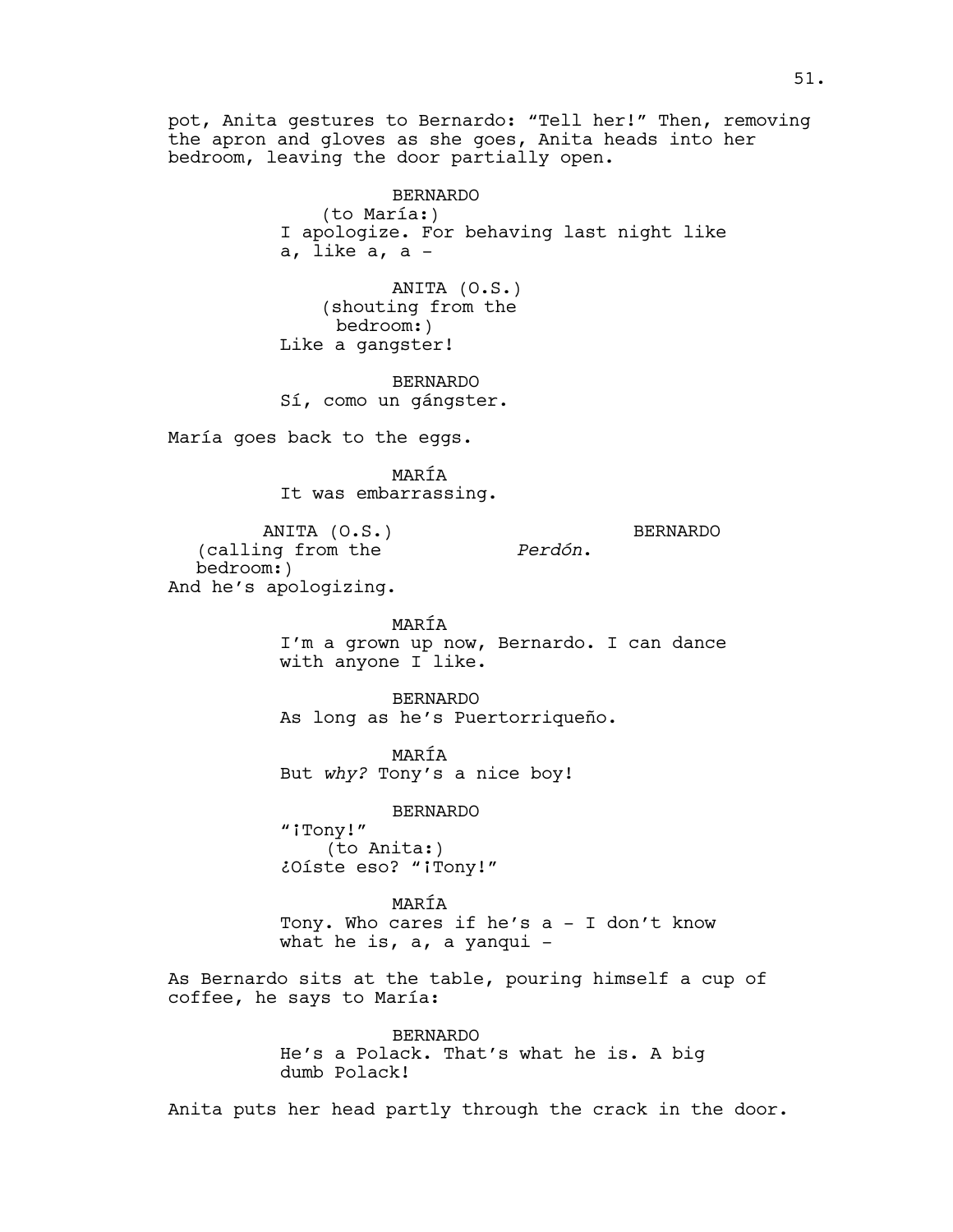pot, Anita gestures to Bernardo: "Tell her!" Then, removing the apron and gloves as she goes, Anita heads into her bedroom, leaving the door partially open.

BERNARDO
(to María:)
I apologize. For behaving last night like a, like a, a -

ANITA (O.S.)
(shouting from the bedroom:)
Like a gangster!

BERNARDO
Sí, como un gángster.

María goes back to the eggs.

MARÍA
It was embarrassing.

ANITA (O.S.)
(calling from the bedroom:)
And he's apologizing.

BERNARDO
*Perdón.*

MARÍA
I'm a grown up now, Bernardo. I can dance with anyone I like.

BERNARDO
As long as he's Puertorriqueño.

MARÍA
But *why?* Tony's a nice boy!

BERNARDO
"¡Tony!"
(to Anita:)
¿Oíste eso? "¡Tony!"

MARÍA
Tony. Who cares if he's a - I don't know what he is, a, a yanqui -

As Bernardo sits at the table, pouring himself a cup of coffee, he says to María:

BERNARDO
He's a Polack. That's what he is. A big dumb Polack!

Anita puts her head partly through the crack in the door.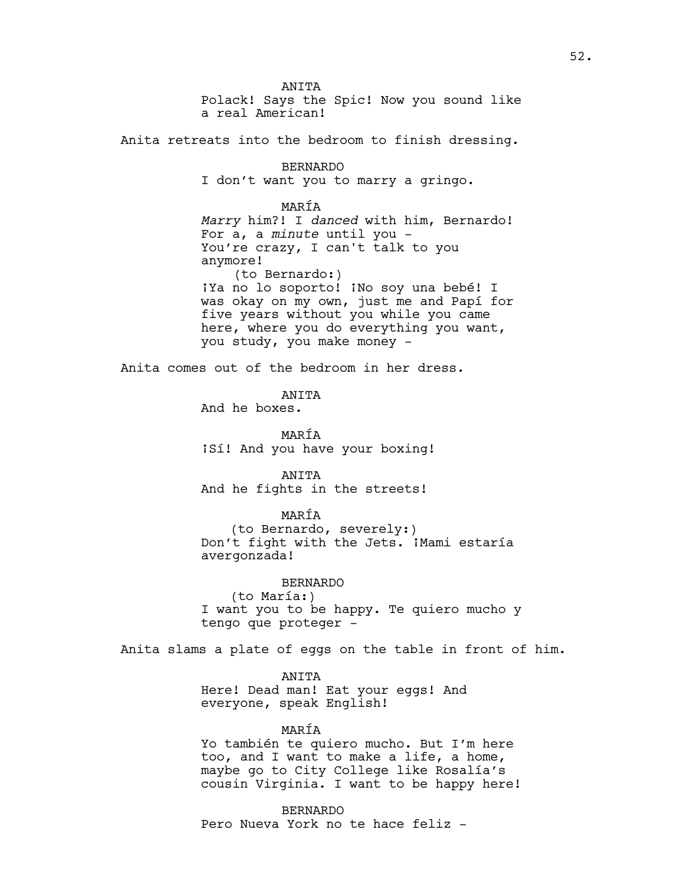ANITA

Polack! Says the Spic! Now you sound like a real American!

Anita retreats into the bedroom to finish dressing.

BERNARDO

I don't want you to marry a gringo.

MARÍA

*Marry* him?! I *danced* with him, Bernardo! For a, a *minute* until you - You're crazy, I can't talk to you anymore!

(to Bernardo:)

¡Ya no lo soporto! ¡No soy una bebé! I was okay on my own, just me and Papí for five years without you while you came here, where you do everything you want, you study, you make money -

Anita comes out of the bedroom in her dress.

ANITA

And he boxes.

MARÍA

¡Sí! And you have your boxing!

ANITA

And he fights in the streets!

MARÍA

(to Bernardo, severely:)

Don't fight with the Jets. ¡Mami estaría avergonzada!

BERNARDO

(to María:)

I want you to be happy. Te quiero mucho y tengo que proteger -

Anita slams a plate of eggs on the table in front of him.

ANITA

Here! Dead man! Eat your eggs! And everyone, speak English!

MARÍA

Yo también te quiero mucho. But I'm here too, and I want to make a life, a home, maybe go to City College like Rosalía's cousin Virginia. I want to be happy here!

BERNARDO

Pero Nueva York no te hace feliz -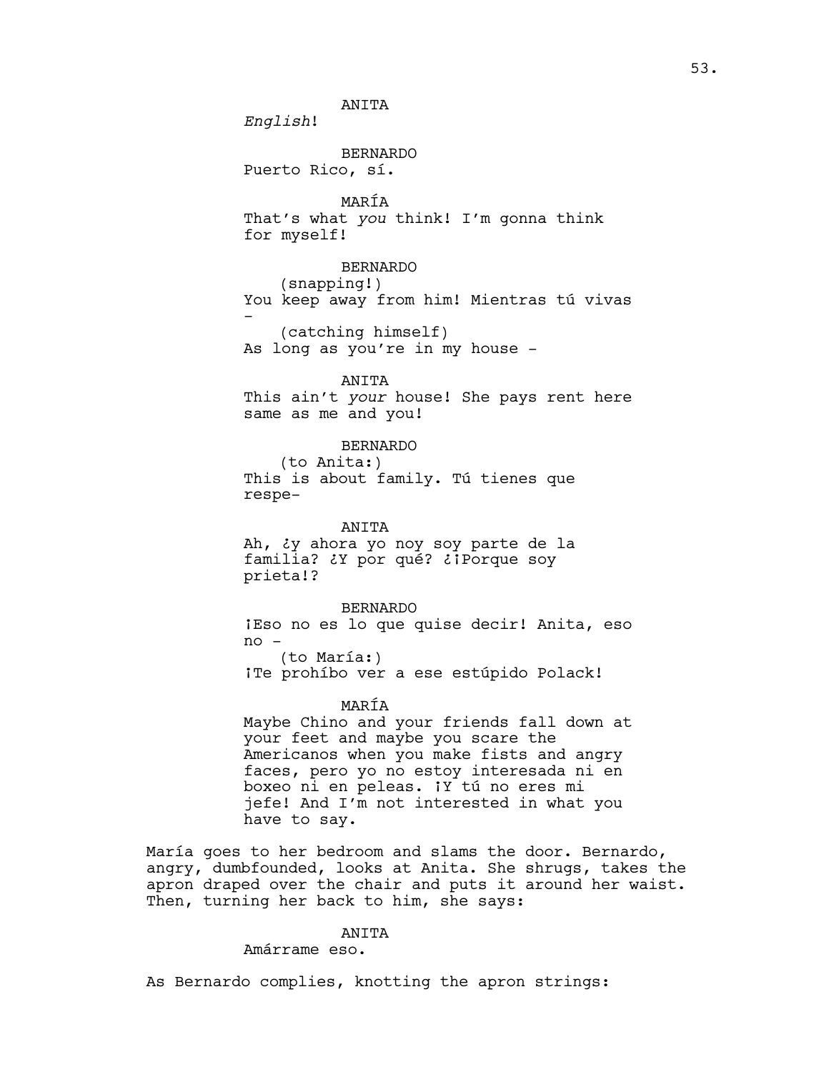ANITA
*English*!

BERNARDO
Puerto Rico, sí.

MARÍA
That's what *you* think! I'm gonna think for myself!

BERNARDO
(snapping!)
You keep away from him! Mientras tú vivas -
(catching himself)
As long as you're in my house -

ANITA
This ain't *your* house! She pays rent here same as me and you!

BERNARDO
(to Anita:)
This is about family. Tú tienes que respe-

ANITA
Ah, ¿y ahora yo noy soy parte de la familia? ¿Y por qué? ¿¡Porque soy prieta!?

BERNARDO
¡Eso no es lo que quise decir! Anita, eso no -
(to María:)
¡Te prohíbo ver a ese estúpido Polack!

MARÍA
Maybe Chino and your friends fall down at your feet and maybe you scare the Americanos when you make fists and angry faces, pero yo no estoy interesada ni en boxeo ni en peleas. ¡Y tú no eres mi jefe! And I'm not interested in what you have to say.

María goes to her bedroom and slams the door. Bernardo, angry, dumbfounded, looks at Anita. She shrugs, takes the apron draped over the chair and puts it around her waist. Then, turning her back to him, she says:

ANITA
Amárrame eso.

As Bernardo complies, knotting the apron strings: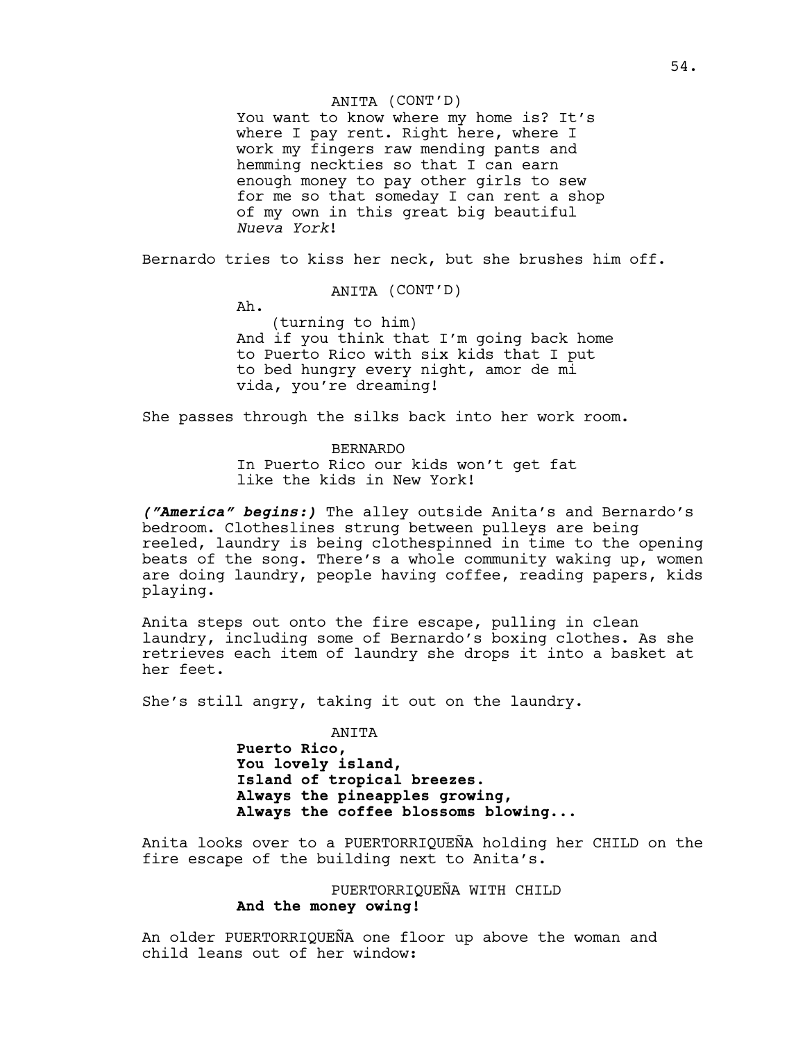ANITA (CONT'D)

You want to know where my home is? It's where I pay rent. Right here, where I work my fingers raw mending pants and hemming neckties so that I can earn enough money to pay other girls to sew for me so that someday I can rent a shop of my own in this great big beautiful *Nueva York*!

Bernardo tries to kiss her neck, but she brushes him off.

ANITA (CONT'D)

Ah.
(turning to him)
And if you think that I'm going back home to Puerto Rico with six kids that I put to bed hungry every night, amor de mi vida, you're dreaming!

She passes through the silks back into her work room.

BERNARDO

In Puerto Rico our kids won't get fat like the kids in New York!

***("America" begins:)*** The alley outside Anita's and Bernardo's bedroom. Clotheslines strung between pulleys are being reeled, laundry is being clothespinned in time to the opening beats of the song. There's a whole community waking up, women are doing laundry, people having coffee, reading papers, kids playing.

Anita steps out onto the fire escape, pulling in clean laundry, including some of Bernardo's boxing clothes. As she retrieves each item of laundry she drops it into a basket at her feet.

She's still angry, taking it out on the laundry.

ANITA

**Puerto Rico,**
**You lovely island,**
**Island of tropical breezes.**
**Always the pineapples growing,**
**Always the coffee blossoms blowing...**

Anita looks over to a PUERTORRIQUEÑA holding her CHILD on the fire escape of the building next to Anita's.

PUERTORRIQUEÑA WITH CHILD

**And the money owing!**

An older PUERTORRIQUEÑA one floor up above the woman and child leans out of her window: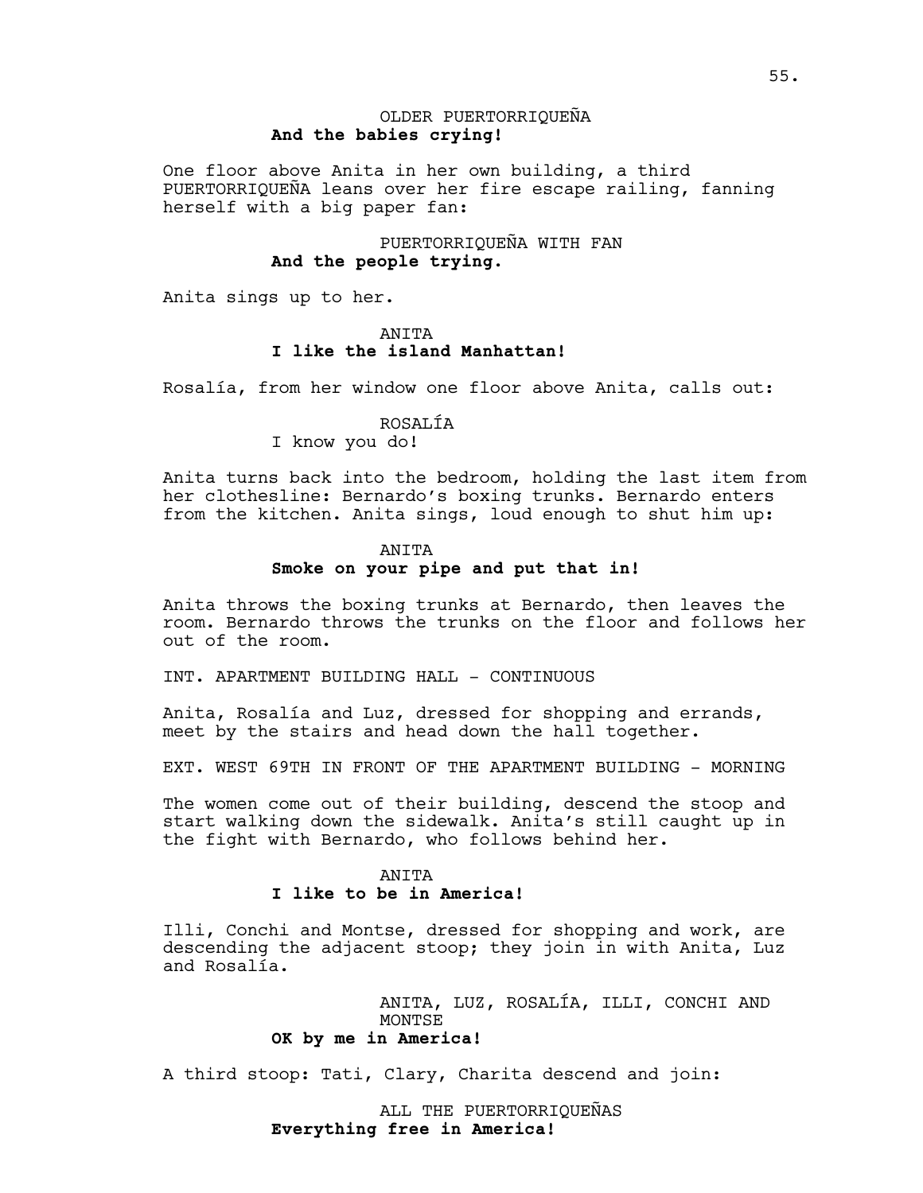OLDER PUERTORRIQUEÑA
**And the babies crying!**

One floor above Anita in her own building, a third PUERTORRIQUEÑA leans over her fire escape railing, fanning herself with a big paper fan:

PUERTORRIQUEÑA WITH FAN
**And the people trying.**

Anita sings up to her.

ANITA
**I like the island Manhattan!**

Rosalía, from her window one floor above Anita, calls out:

ROSALÍA
I know you do!

Anita turns back into the bedroom, holding the last item from her clothesline: Bernardo's boxing trunks. Bernardo enters from the kitchen. Anita sings, loud enough to shut him up:

ANITA
**Smoke on your pipe and put that in!**

Anita throws the boxing trunks at Bernardo, then leaves the room. Bernardo throws the trunks on the floor and follows her out of the room.

INT. APARTMENT BUILDING HALL - CONTINUOUS

Anita, Rosalía and Luz, dressed for shopping and errands, meet by the stairs and head down the hall together.

EXT. WEST 69TH IN FRONT OF THE APARTMENT BUILDING - MORNING

The women come out of their building, descend the stoop and start walking down the sidewalk. Anita's still caught up in the fight with Bernardo, who follows behind her.

ANITA
**I like to be in America!**

Illi, Conchi and Montse, dressed for shopping and work, are descending the adjacent stoop; they join in with Anita, Luz and Rosalía.

ANITA, LUZ, ROSALÍA, ILLI, CONCHI AND MONTSE
**OK by me in America!**

A third stoop: Tati, Clary, Charita descend and join:

ALL THE PUERTORRIQUEÑAS
**Everything free in America!**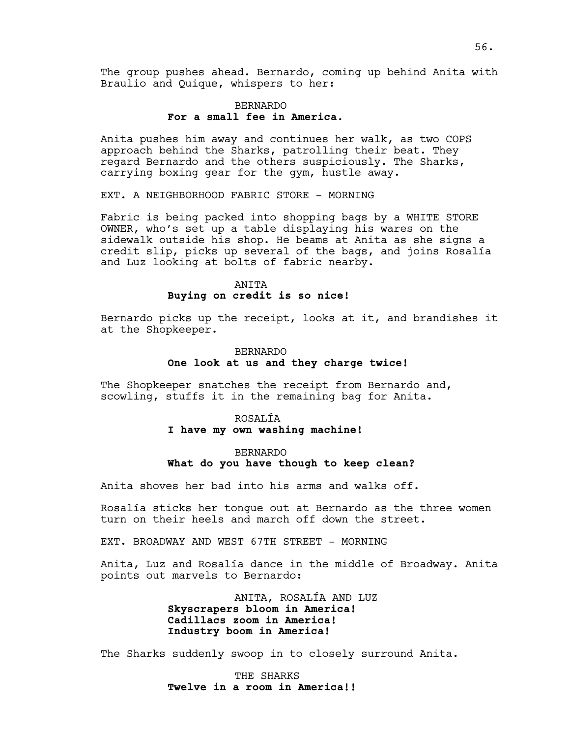The group pushes ahead. Bernardo, coming up behind Anita with Braulio and Quique, whispers to her:

BERNARDO
**For a small fee in America.**

Anita pushes him away and continues her walk, as two COPS approach behind the Sharks, patrolling their beat. They regard Bernardo and the others suspiciously. The Sharks, carrying boxing gear for the gym, hustle away.

EXT. A NEIGHBORHOOD FABRIC STORE - MORNING

Fabric is being packed into shopping bags by a WHITE STORE OWNER, who's set up a table displaying his wares on the sidewalk outside his shop. He beams at Anita as she signs a credit slip, picks up several of the bags, and joins Rosalía and Luz looking at bolts of fabric nearby.

ANITA
**Buying on credit is so nice!**

Bernardo picks up the receipt, looks at it, and brandishes it at the Shopkeeper.

BERNARDO
**One look at us and they charge twice!**

The Shopkeeper snatches the receipt from Bernardo and, scowling, stuffs it in the remaining bag for Anita.

ROSALÍA
**I have my own washing machine!**

BERNARDO
**What do you have though to keep clean?**

Anita shoves her bad into his arms and walks off.

Rosalía sticks her tongue out at Bernardo as the three women turn on their heels and march off down the street.

EXT. BROADWAY AND WEST 67TH STREET - MORNING

Anita, Luz and Rosalía dance in the middle of Broadway. Anita points out marvels to Bernardo:

ANITA, ROSALÍA AND LUZ
**Skyscrapers bloom in America!**
**Cadillacs zoom in America!**
**Industry boom in America!**

The Sharks suddenly swoop in to closely surround Anita.

THE SHARKS
**Twelve in a room in America!!**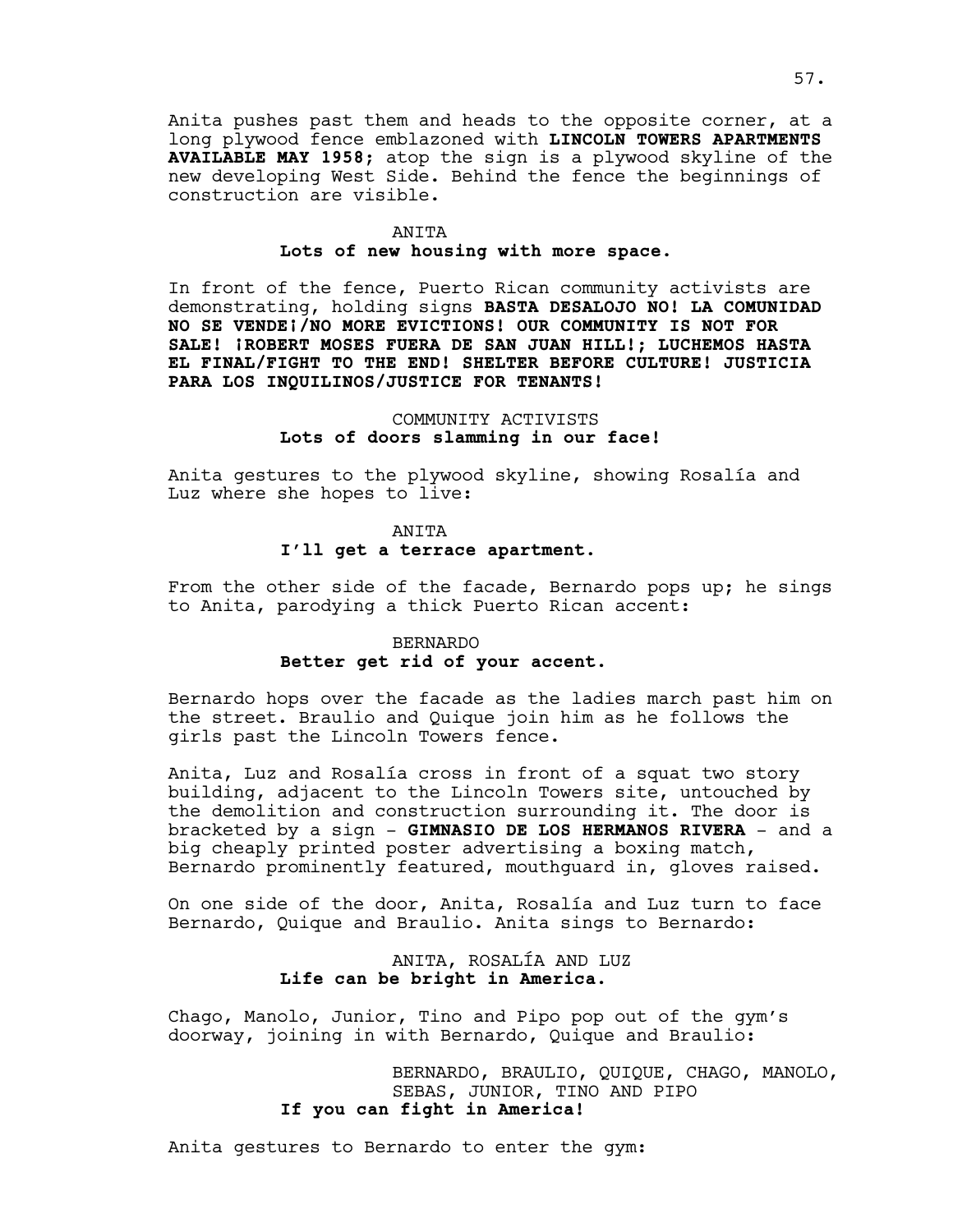Anita pushes past them and heads to the opposite corner, at a long plywood fence emblazoned with **LINCOLN TOWERS APARTMENTS AVAILABLE MAY 1958**; atop the sign is a plywood skyline of the new developing West Side. Behind the fence the beginnings of construction are visible.

ANITA
**Lots of new housing with more space.**

In front of the fence, Puerto Rican community activists are demonstrating, holding signs **BASTA DESALOJO NO! LA COMUNIDAD NO SE VENDE¡/NO MORE EVICTIONS! OUR COMMUNITY IS NOT FOR SALE! ¡ROBERT MOSES FUERA DE SAN JUAN HILL!; LUCHEMOS HASTA EL FINAL/FIGHT TO THE END! SHELTER BEFORE CULTURE! JUSTICIA PARA LOS INQUILINOS/JUSTICE FOR TENANTS!**

COMMUNITY ACTIVISTS
**Lots of doors slamming in our face!**

Anita gestures to the plywood skyline, showing Rosalía and Luz where she hopes to live:

ANITA
**I'll get a terrace apartment.**

From the other side of the facade, Bernardo pops up; he sings to Anita, parodying a thick Puerto Rican accent:

BERNARDO
**Better get rid of your accent.**

Bernardo hops over the facade as the ladies march past him on the street. Braulio and Quique join him as he follows the girls past the Lincoln Towers fence.

Anita, Luz and Rosalía cross in front of a squat two story building, adjacent to the Lincoln Towers site, untouched by the demolition and construction surrounding it. The door is bracketed by a sign - **GIMNASIO DE LOS HERMANOS RIVERA** - and a big cheaply printed poster advertising a boxing match, Bernardo prominently featured, mouthguard in, gloves raised.

On one side of the door, Anita, Rosalía and Luz turn to face Bernardo, Quique and Braulio. Anita sings to Bernardo:

ANITA, ROSALÍA AND LUZ
**Life can be bright in America.**

Chago, Manolo, Junior, Tino and Pipo pop out of the gym's doorway, joining in with Bernardo, Quique and Braulio:

BERNARDO, BRAULIO, QUIQUE, CHAGO, MANOLO, SEBAS, JUNIOR, TINO AND PIPO
**If you can fight in America!**

Anita gestures to Bernardo to enter the gym: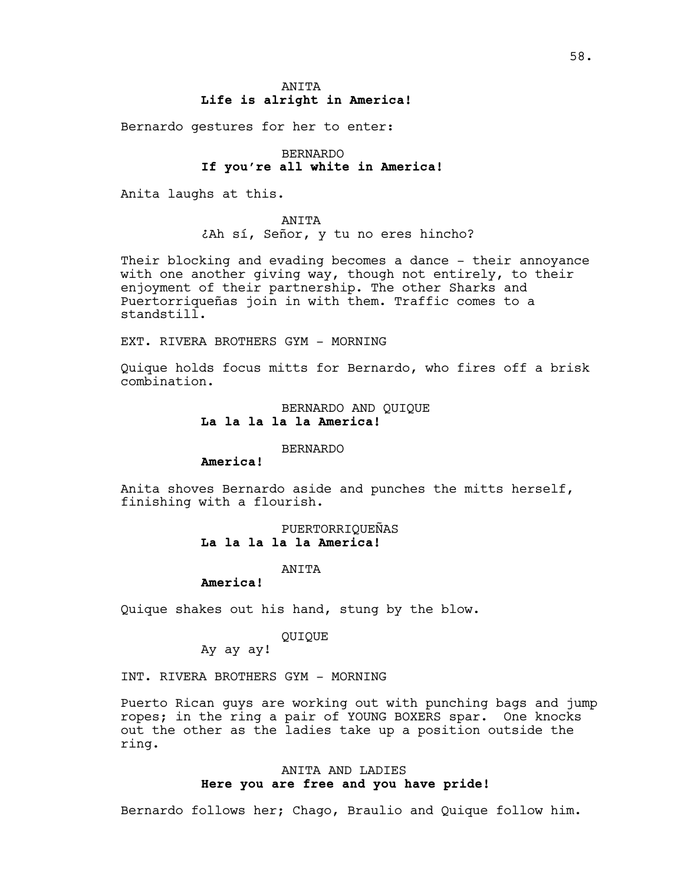ANITA
**Life is alright in America!**

Bernardo gestures for her to enter:

BERNARDO
**If you're all white in America!**

Anita laughs at this.

ANITA
¿Ah sí, Señor, y tu no eres hincho?

Their blocking and evading becomes a dance - their annoyance with one another giving way, though not entirely, to their enjoyment of their partnership. The other Sharks and Puertorriqueñas join in with them. Traffic comes to a standstill.

EXT. RIVERA BROTHERS GYM - MORNING

Quique holds focus mitts for Bernardo, who fires off a brisk combination.

BERNARDO AND QUIQUE
**La la la la la America!**

BERNARDO
**America!**

Anita shoves Bernardo aside and punches the mitts herself, finishing with a flourish.

PUERTORRIQUEÑAS
**La la la la la America!**

ANITA
**America!**

Quique shakes out his hand, stung by the blow.

QUIQUE
Ay ay ay!

INT. RIVERA BROTHERS GYM - MORNING

Puerto Rican guys are working out with punching bags and jump ropes; in the ring a pair of YOUNG BOXERS spar. One knocks out the other as the ladies take up a position outside the ring.

ANITA AND LADIES
**Here you are free and you have pride!**

Bernardo follows her; Chago, Braulio and Quique follow him.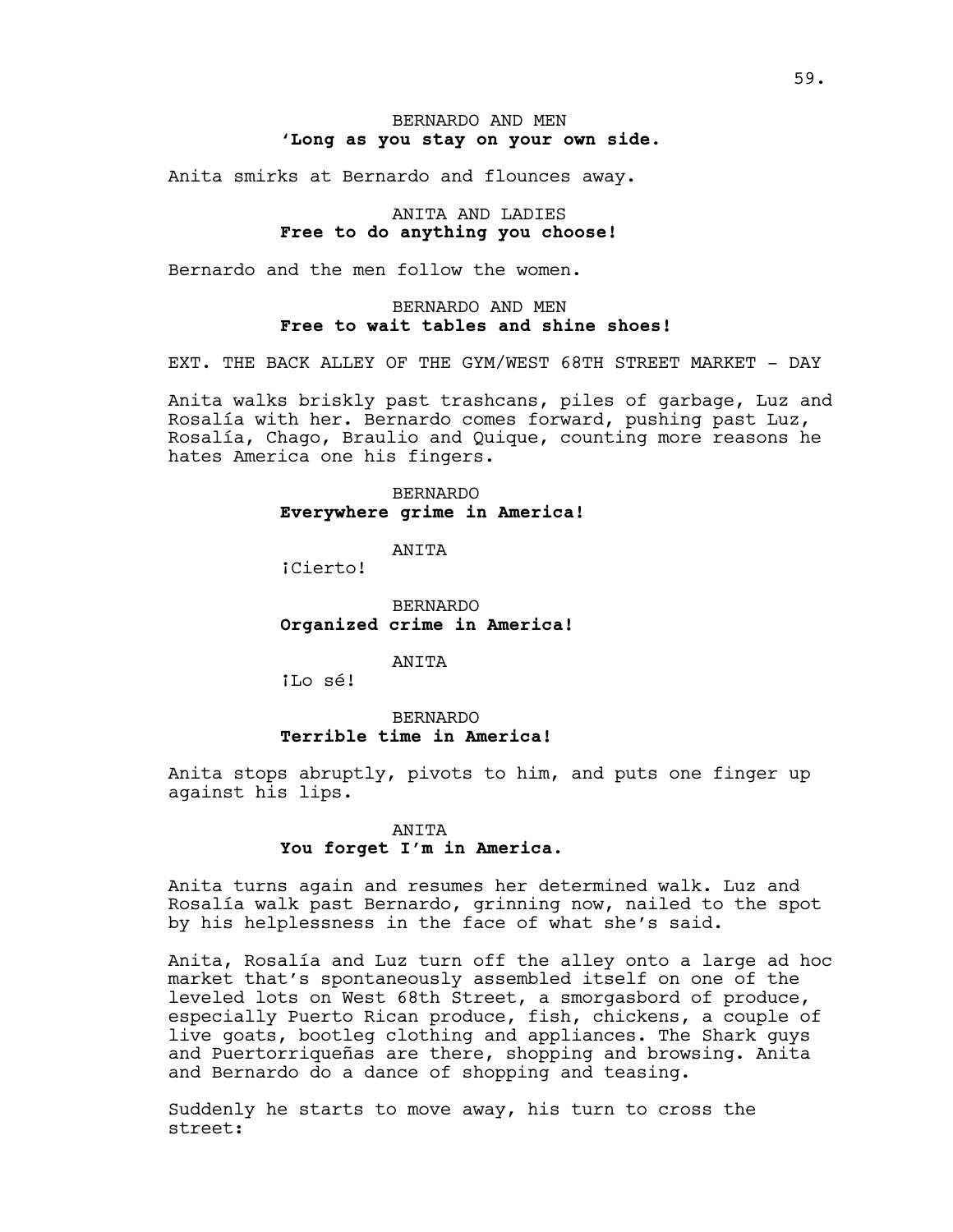BERNARDO AND MEN
**'Long as you stay on your own side.**

Anita smirks at Bernardo and flounces away.

ANITA AND LADIES
**Free to do anything you choose!**

Bernardo and the men follow the women.

BERNARDO AND MEN
**Free to wait tables and shine shoes!**

EXT. THE BACK ALLEY OF THE GYM/WEST 68TH STREET MARKET - DAY

Anita walks briskly past trashcans, piles of garbage, Luz and Rosalía with her. Bernardo comes forward, pushing past Luz, Rosalía, Chago, Braulio and Quique, counting more reasons he hates America one his fingers.

BERNARDO
**Everywhere grime in America!**

ANITA
¡Cierto!

BERNARDO
**Organized crime in America!**

ANITA
¡Lo sé!

BERNARDO
**Terrible time in America!**

Anita stops abruptly, pivots to him, and puts one finger up against his lips.

ANITA
**You forget I'm in America.**

Anita turns again and resumes her determined walk. Luz and Rosalía walk past Bernardo, grinning now, nailed to the spot by his helplessness in the face of what she's said.

Anita, Rosalía and Luz turn off the alley onto a large ad hoc market that's spontaneously assembled itself on one of the leveled lots on West 68th Street, a smorgasbord of produce, especially Puerto Rican produce, fish, chickens, a couple of live goats, bootleg clothing and appliances. The Shark guys and Puertorriqueñas are there, shopping and browsing. Anita and Bernardo do a dance of shopping and teasing.

Suddenly he starts to move away, his turn to cross the street: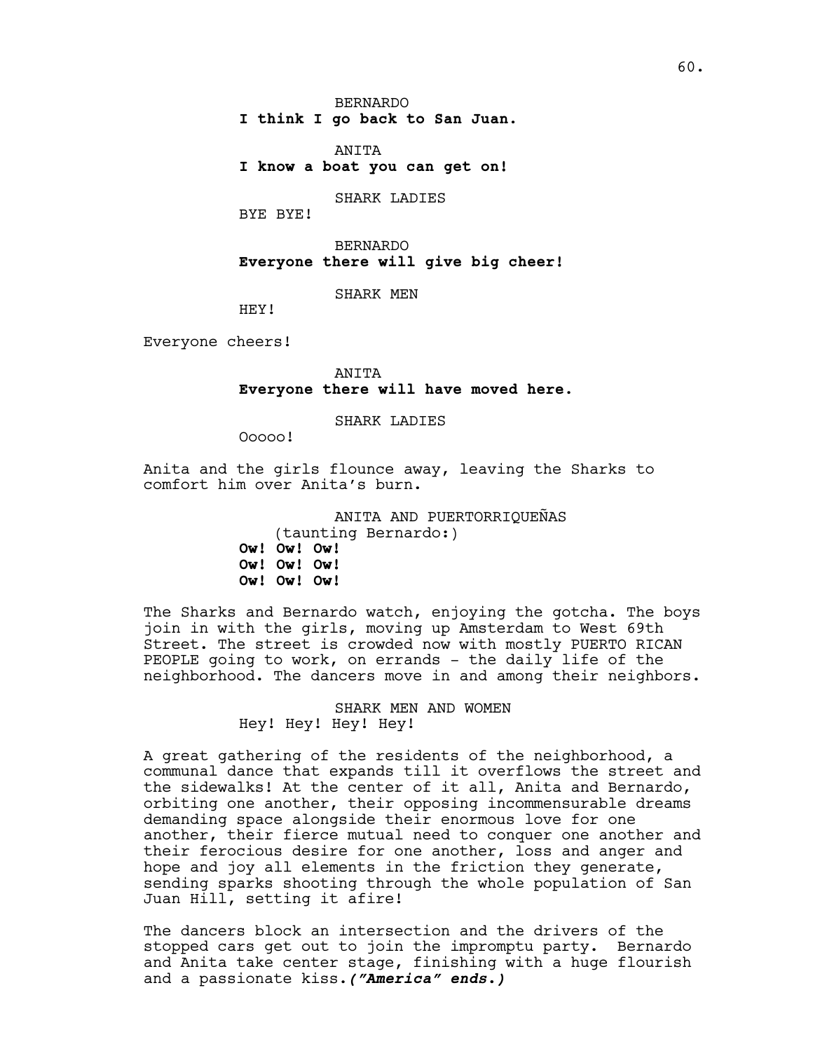BERNARDO
**I think I go back to San Juan.**

ANITA
**I know a boat you can get on!**

SHARK LADIES
BYE BYE!

BERNARDO
**Everyone there will give big cheer!**

SHARK MEN
HEY!

Everyone cheers!

ANITA
**Everyone there will have moved here.**

SHARK LADIES
Ooooo!

Anita and the girls flounce away, leaving the Sharks to comfort him over Anita's burn.

ANITA AND PUERTORRIQUEÑAS
(taunting Bernardo:)
**Ow! Ow! Ow!**
**Ow! Ow! Ow!**
**Ow! Ow! Ow!**

The Sharks and Bernardo watch, enjoying the gotcha. The boys join in with the girls, moving up Amsterdam to West 69th Street. The street is crowded now with mostly PUERTO RICAN PEOPLE going to work, on errands - the daily life of the neighborhood. The dancers move in and among their neighbors.

SHARK MEN AND WOMEN
Hey! Hey! Hey! Hey!

A great gathering of the residents of the neighborhood, a communal dance that expands till it overflows the street and the sidewalks! At the center of it all, Anita and Bernardo, orbiting one another, their opposing incommensurable dreams demanding space alongside their enormous love for one another, their fierce mutual need to conquer one another and their ferocious desire for one another, loss and anger and hope and joy all elements in the friction they generate, sending sparks shooting through the whole population of San Juan Hill, setting it afire!

The dancers block an intersection and the drivers of the stopped cars get out to join the impromptu party. Bernardo and Anita take center stage, finishing with a huge flourish and a passionate kiss.***("America" ends.)***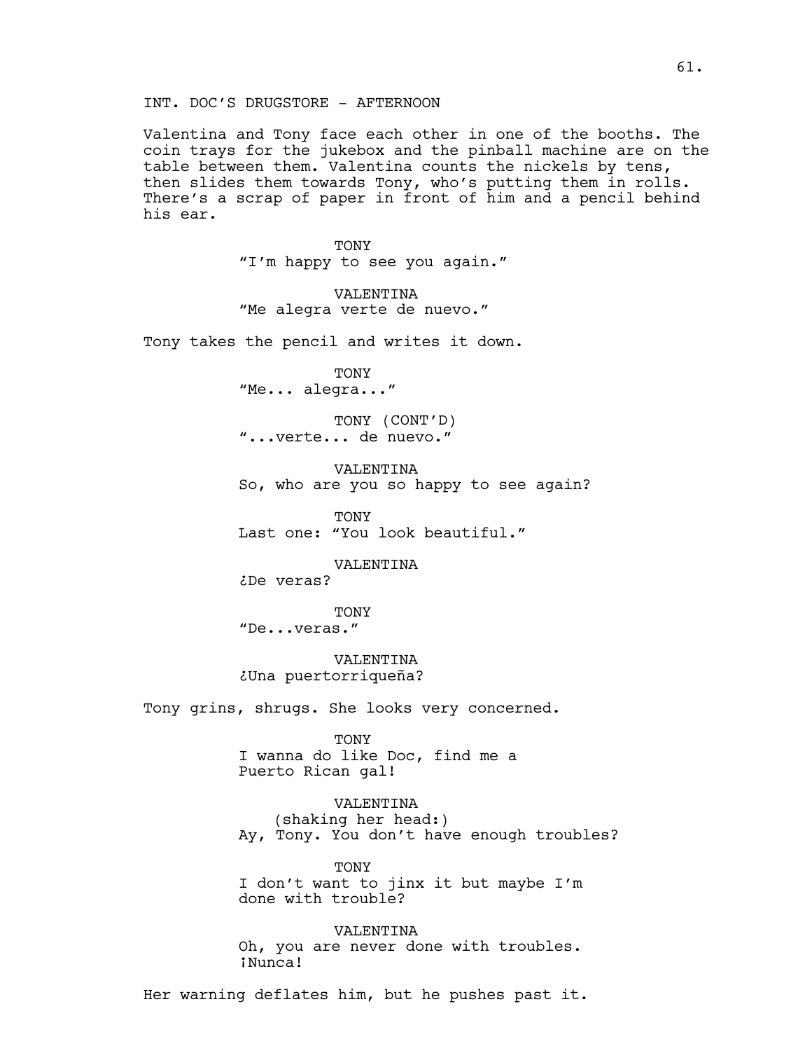INT. DOC'S DRUGSTORE - AFTERNOON

Valentina and Tony face each other in one of the booths. The coin trays for the jukebox and the pinball machine are on the table between them. Valentina counts the nickels by tens, then slides them towards Tony, who's putting them in rolls. There's a scrap of paper in front of him and a pencil behind his ear.

TONY
"I'm happy to see you again."

VALENTINA
"Me alegra verte de nuevo."

Tony takes the pencil and writes it down.

TONY
"Me... alegra..."

TONY (CONT'D)
"...verte... de nuevo."

VALENTINA
So, who are you so happy to see again?

TONY
Last one: "You look beautiful."

VALENTINA
¿De veras?

TONY
"De...veras."

VALENTINA
¿Una puertorriqueña?

Tony grins, shrugs. She looks very concerned.

TONY
I wanna do like Doc, find me a Puerto Rican gal!

VALENTINA
(shaking her head:)
Ay, Tony. You don't have enough troubles?

TONY
I don't want to jinx it but maybe I'm done with trouble?

VALENTINA
Oh, you are never done with troubles. ¡Nunca!

Her warning deflates him, but he pushes past it.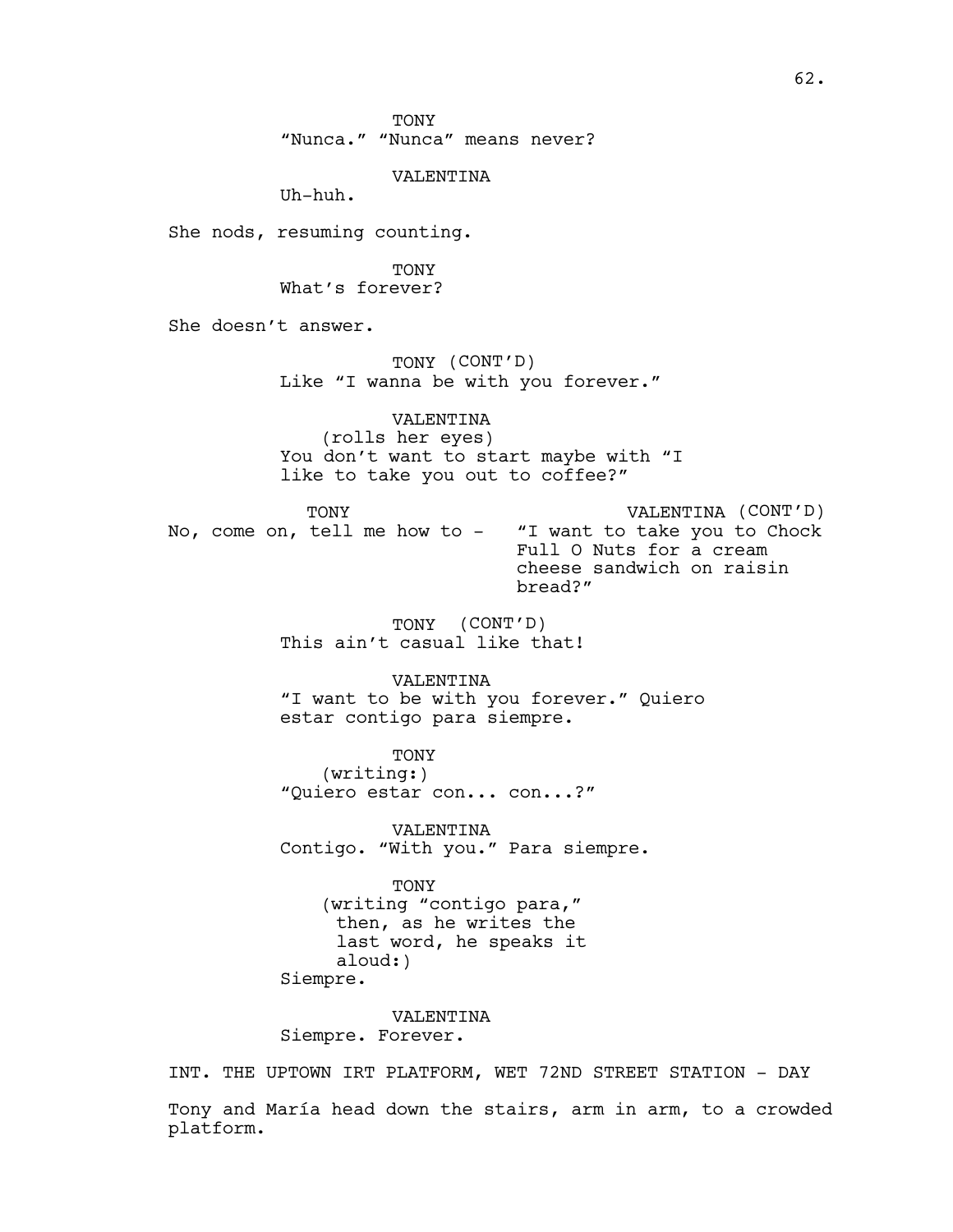TONY
"Nunca." "Nunca" means never?

VALENTINA
Uh-huh.

She nods, resuming counting.

TONY
What's forever?

She doesn't answer.

TONY (CONT'D)
Like "I wanna be with you forever."

VALENTINA
(rolls her eyes)
You don't want to start maybe with "I like to take you out to coffee?"

TONY
No, come on, tell me how to -

VALENTINA (CONT'D)
"I want to take you to Chock Full O Nuts for a cream cheese sandwich on raisin bread?"

TONY (CONT'D)
This ain't casual like that!

VALENTINA
"I want to be with you forever." Quiero estar contigo para siempre.

TONY
(writing:)
"Quiero estar con... con...?"

VALENTINA
Contigo. "With you." Para siempre.

TONY
(writing "contigo para," then, as he writes the last word, he speaks it aloud:)
Siempre.

VALENTINA
Siempre. Forever.

INT. THE UPTOWN IRT PLATFORM, WET 72ND STREET STATION - DAY

Tony and María head down the stairs, arm in arm, to a crowded platform.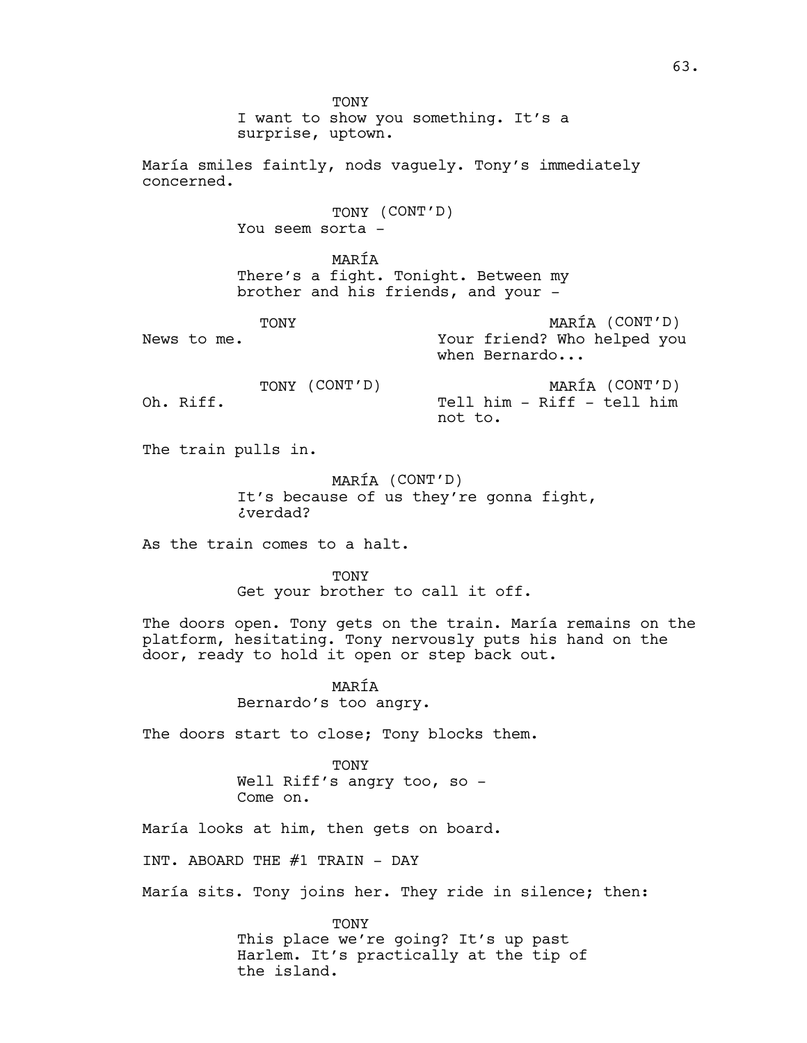TONY
I want to show you something. It's a surprise, uptown.

María smiles faintly, nods vaguely. Tony's immediately concerned.

TONY (CONT'D)
You seem sorta -

MARÍA
There's a fight. Tonight. Between my brother and his friends, and your -

TONY
News to me.

MARÍA (CONT'D)
Your friend? Who helped you when Bernardo...

TONY (CONT'D)
Oh. Riff.

MARÍA (CONT'D)
Tell him - Riff - tell him not to.

The train pulls in.

MARÍA (CONT'D)
It's because of us they're gonna fight, ¿verdad?

As the train comes to a halt.

TONY
Get your brother to call it off.

The doors open. Tony gets on the train. María remains on the platform, hesitating. Tony nervously puts his hand on the door, ready to hold it open or step back out.

MARÍA
Bernardo's too angry.

The doors start to close; Tony blocks them.

TONY
Well Riff's angry too, so -
Come on.

María looks at him, then gets on board.

INT. ABOARD THE #1 TRAIN - DAY

María sits. Tony joins her. They ride in silence; then:

TONY
This place we're going? It's up past Harlem. It's practically at the tip of the island.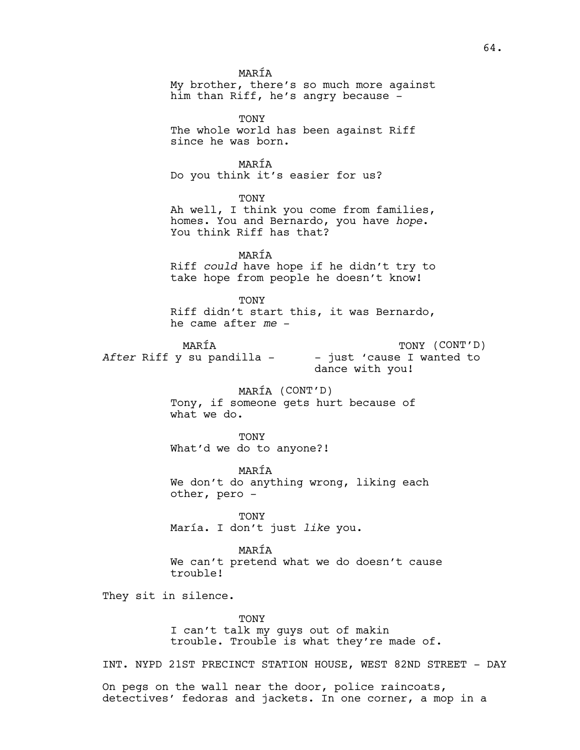MARÍA
My brother, there's so much more against him than Riff, he's angry because –

TONY
The whole world has been against Riff since he was born.

MARÍA
Do you think it's easier for us?

TONY
Ah well, I think you come from families, homes. You and Bernardo, you have *hope*. You think Riff has that?

MARÍA
Riff *could* have hope if he didn't try to take hope from people he doesn't know!

TONY
Riff didn't start this, it was Bernardo, he came after *me* –

MARÍA
*After* Riff y su pandilla –

TONY (CONT'D)
– just 'cause I wanted to dance with you!

MARÍA (CONT'D)
Tony, if someone gets hurt because of what we do.

TONY
What'd we do to anyone?!

MARÍA
We don't do anything wrong, liking each other, pero –

TONY
María. I don't just *like* you.

MARÍA
We can't pretend what we do doesn't cause trouble!

They sit in silence.

TONY
I can't talk my guys out of makin trouble. Trouble is what they're made of.

INT. NYPD 21ST PRECINCT STATION HOUSE, WEST 82ND STREET - DAY

On pegs on the wall near the door, police raincoats, detectives' fedoras and jackets. In one corner, a mop in a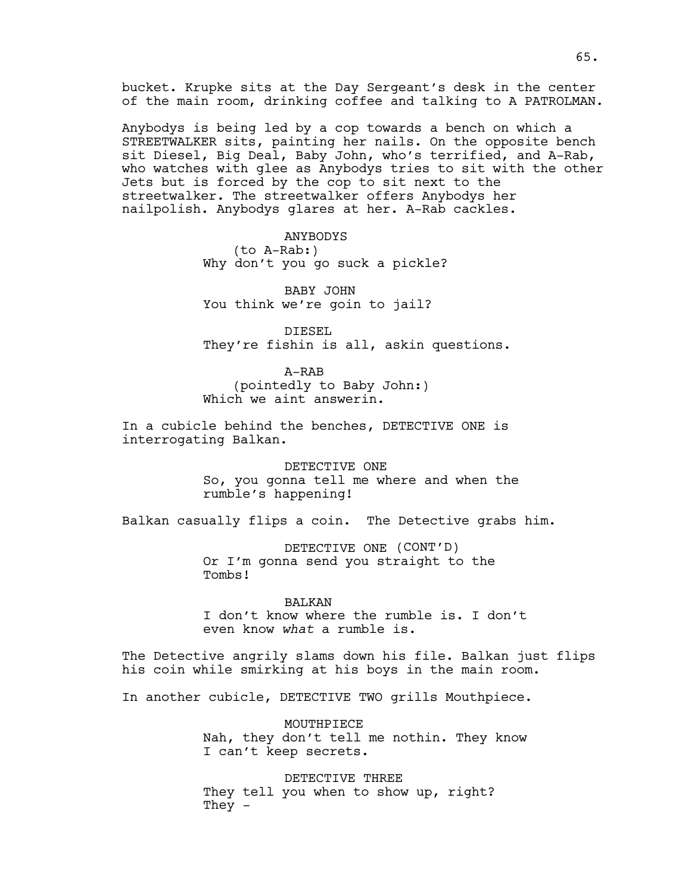bucket. Krupke sits at the Day Sergeant's desk in the center of the main room, drinking coffee and talking to A PATROLMAN.

Anybodys is being led by a cop towards a bench on which a STREETWALKER sits, painting her nails. On the opposite bench sit Diesel, Big Deal, Baby John, who's terrified, and A-Rab, who watches with glee as Anybodys tries to sit with the other Jets but is forced by the cop to sit next to the streetwalker. The streetwalker offers Anybodys her nailpolish. Anybodys glares at her. A-Rab cackles.

ANYBODYS
(to A-Rab:)
Why don't you go suck a pickle?

BABY JOHN
You think we're goin to jail?

DIESEL
They're fishin is all, askin questions.

A-RAB
(pointedly to Baby John:)
Which we aint answerin.

In a cubicle behind the benches, DETECTIVE ONE is interrogating Balkan.

DETECTIVE ONE
So, you gonna tell me where and when the rumble's happening!

Balkan casually flips a coin. The Detective grabs him.

DETECTIVE ONE (CONT'D)
Or I'm gonna send you straight to the Tombs!

BALKAN
I don't know where the rumble is. I don't even know *what* a rumble is.

The Detective angrily slams down his file. Balkan just flips his coin while smirking at his boys in the main room.

In another cubicle, DETECTIVE TWO grills Mouthpiece.

MOUTHPIECE
Nah, they don't tell me nothin. They know I can't keep secrets.

DETECTIVE THREE
They tell you when to show up, right? They -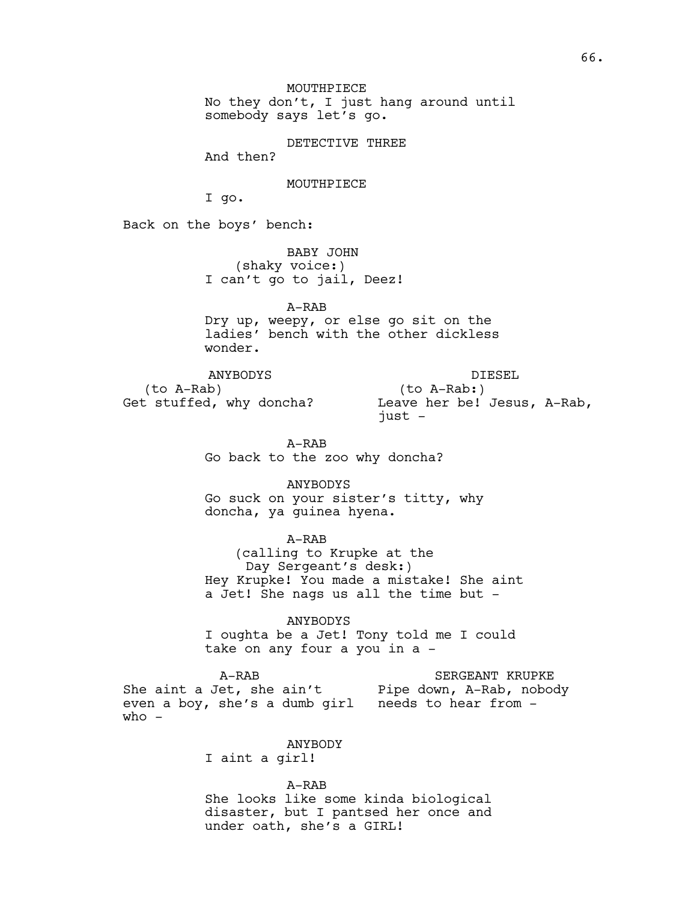MOUTHPIECE
No they don't, I just hang around until somebody says let's go.

DETECTIVE THREE
And then?

MOUTHPIECE
I go.

Back on the boys' bench:

BABY JOHN
(shaky voice:)
I can't go to jail, Deez!

A-RAB
Dry up, weepy, or else go sit on the ladies' bench with the other dickless wonder.

ANYBODYS
(to A-Rab)
Get stuffed, why doncha?

DIESEL
(to A-Rab:)
Leave her be! Jesus, A-Rab, just -

A-RAB
Go back to the zoo why doncha?

ANYBODYS
Go suck on your sister's titty, why doncha, ya guinea hyena.

A-RAB
(calling to Krupke at the Day Sergeant's desk:)
Hey Krupke! You made a mistake! She aint a Jet! She nags us all the time but -

ANYBODYS
I oughta be a Jet! Tony told me I could take on any four a you in a -

A-RAB
She aint a Jet, she ain't even a boy, she's a dumb girl who -

SERGEANT KRUPKE
Pipe down, A-Rab, nobody needs to hear from -

ANYBODY
I aint a girl!

A-RAB
She looks like some kinda biological disaster, but I pantsed her once and under oath, she's a GIRL!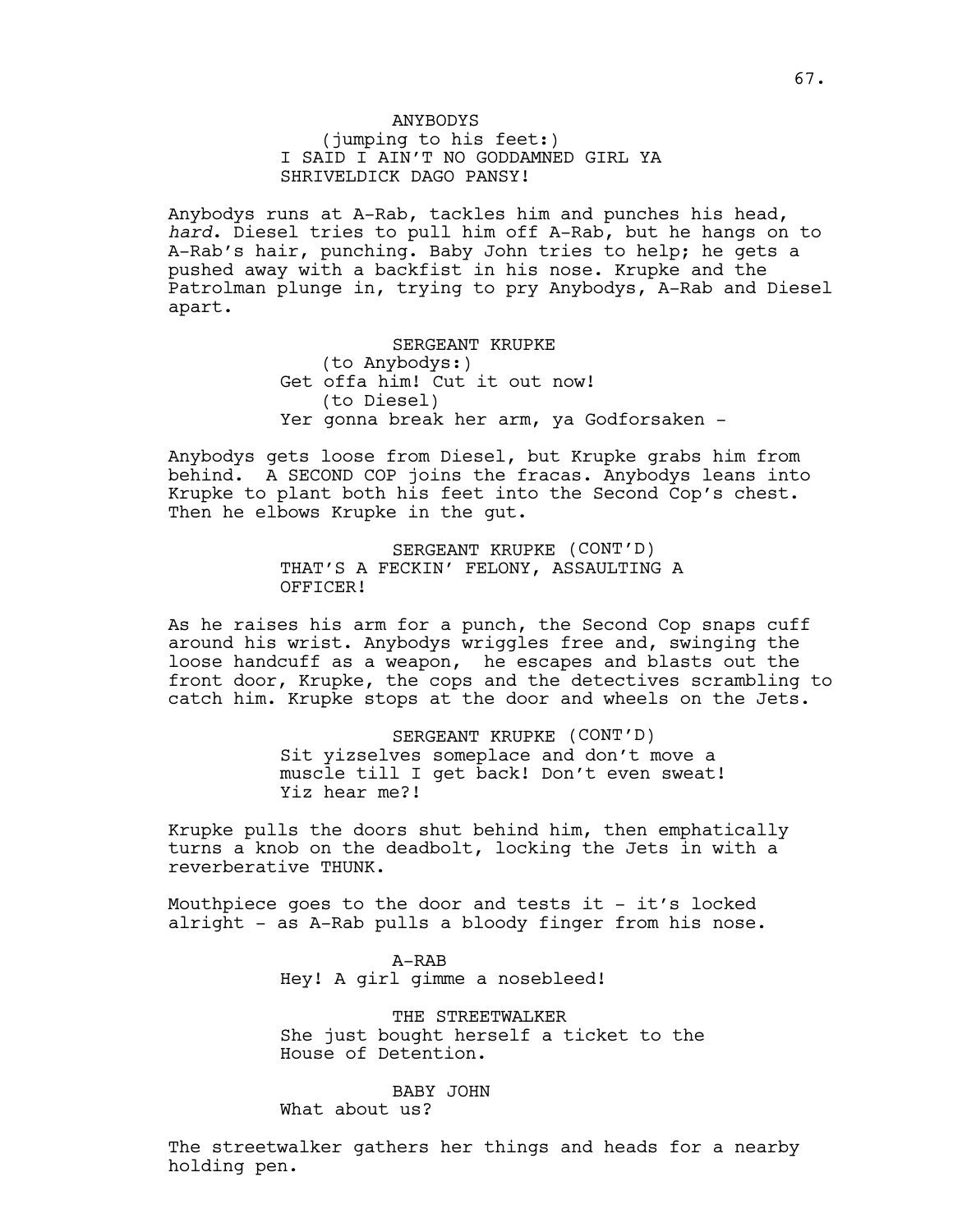ANYBODYS
(jumping to his feet:)
I SAID I AIN'T NO GODDAMNED GIRL YA SHRIVELDICK DAGO PANSY!

Anybodys runs at A-Rab, tackles him and punches his head, *hard*. Diesel tries to pull him off A-Rab, but he hangs on to A-Rab's hair, punching. Baby John tries to help; he gets a pushed away with a backfist in his nose. Krupke and the Patrolman plunge in, trying to pry Anybodys, A-Rab and Diesel apart.

SERGEANT KRUPKE
(to Anybodys:)
Get offa him! Cut it out now!
(to Diesel)
Yer gonna break her arm, ya Godforsaken -

Anybodys gets loose from Diesel, but Krupke grabs him from behind. A SECOND COP joins the fracas. Anybodys leans into Krupke to plant both his feet into the Second Cop's chest. Then he elbows Krupke in the gut.

SERGEANT KRUPKE (CONT'D)
THAT'S A FECKIN' FELONY, ASSAULTING A OFFICER!

As he raises his arm for a punch, the Second Cop snaps cuff around his wrist. Anybodys wriggles free and, swinging the loose handcuff as a weapon, he escapes and blasts out the front door, Krupke, the cops and the detectives scrambling to catch him. Krupke stops at the door and wheels on the Jets.

SERGEANT KRUPKE (CONT'D)
Sit yizselves someplace and don't move a muscle till I get back! Don't even sweat! Yiz hear me?!

Krupke pulls the doors shut behind him, then emphatically turns a knob on the deadbolt, locking the Jets in with a reverberative THUNK.

Mouthpiece goes to the door and tests it - it's locked alright - as A-Rab pulls a bloody finger from his nose.

A-RAB
Hey! A girl gimme a nosebleed!

THE STREETWALKER
She just bought herself a ticket to the House of Detention.

BABY JOHN
What about us?

The streetwalker gathers her things and heads for a nearby holding pen.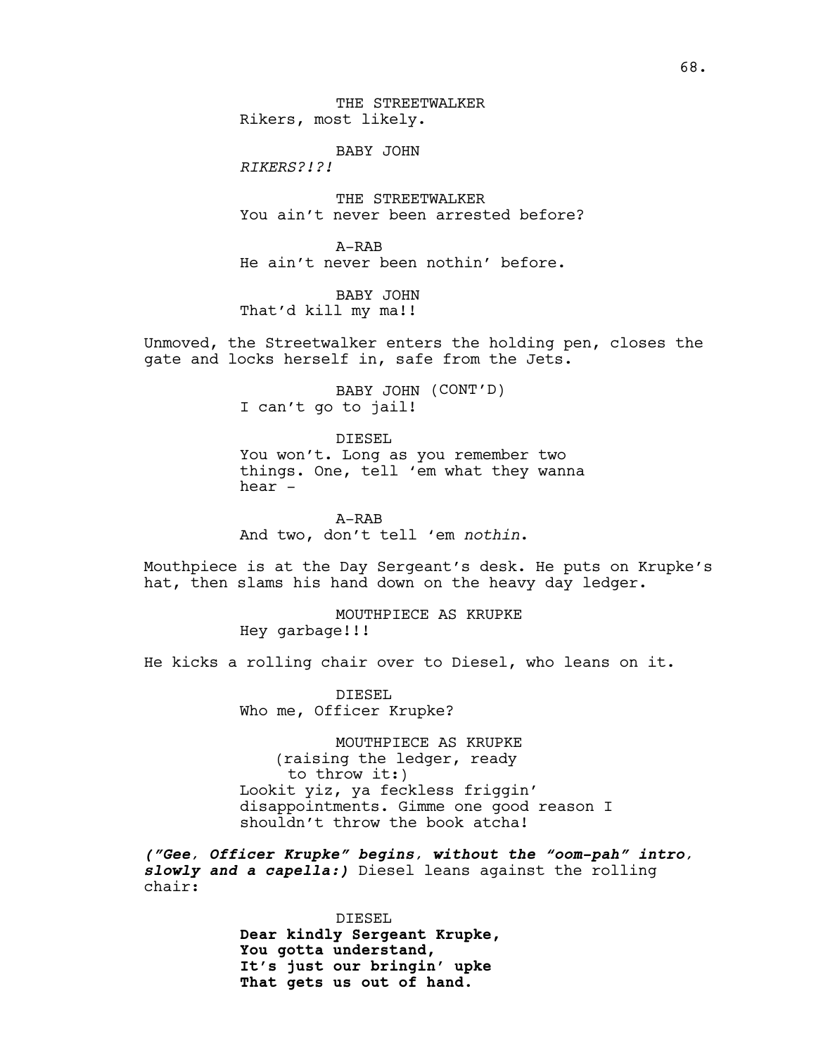THE STREETWALKER
Rikers, most likely.

BABY JOHN
*RIKERS?!?!*

THE STREETWALKER
You ain't never been arrested before?

A-RAB
He ain't never been nothin' before.

BABY JOHN
That'd kill my ma!!

Unmoved, the Streetwalker enters the holding pen, closes the gate and locks herself in, safe from the Jets.

BABY JOHN (CONT'D)
I can't go to jail!

DIESEL
You won't. Long as you remember two things. One, tell 'em what they wanna hear -

A-RAB
And two, don't tell 'em *nothin*.

Mouthpiece is at the Day Sergeant's desk. He puts on Krupke's hat, then slams his hand down on the heavy day ledger.

MOUTHPIECE AS KRUPKE
Hey garbage!!!

He kicks a rolling chair over to Diesel, who leans on it.

DIESEL
Who me, Officer Krupke?

MOUTHPIECE AS KRUPKE
(raising the ledger, ready to throw it:)
Lookit yiz, ya feckless friggin' disappointments. Gimme one good reason I shouldn't throw the book atcha!

***("Gee, Officer Krupke" begins, without the "oom-pah" intro, slowly and a capella:)*** Diesel leans against the rolling chair:

DIESEL
**Dear kindly Sergeant Krupke,**
**You gotta understand,**
**It's just our bringin' upke**
**That gets us out of hand.**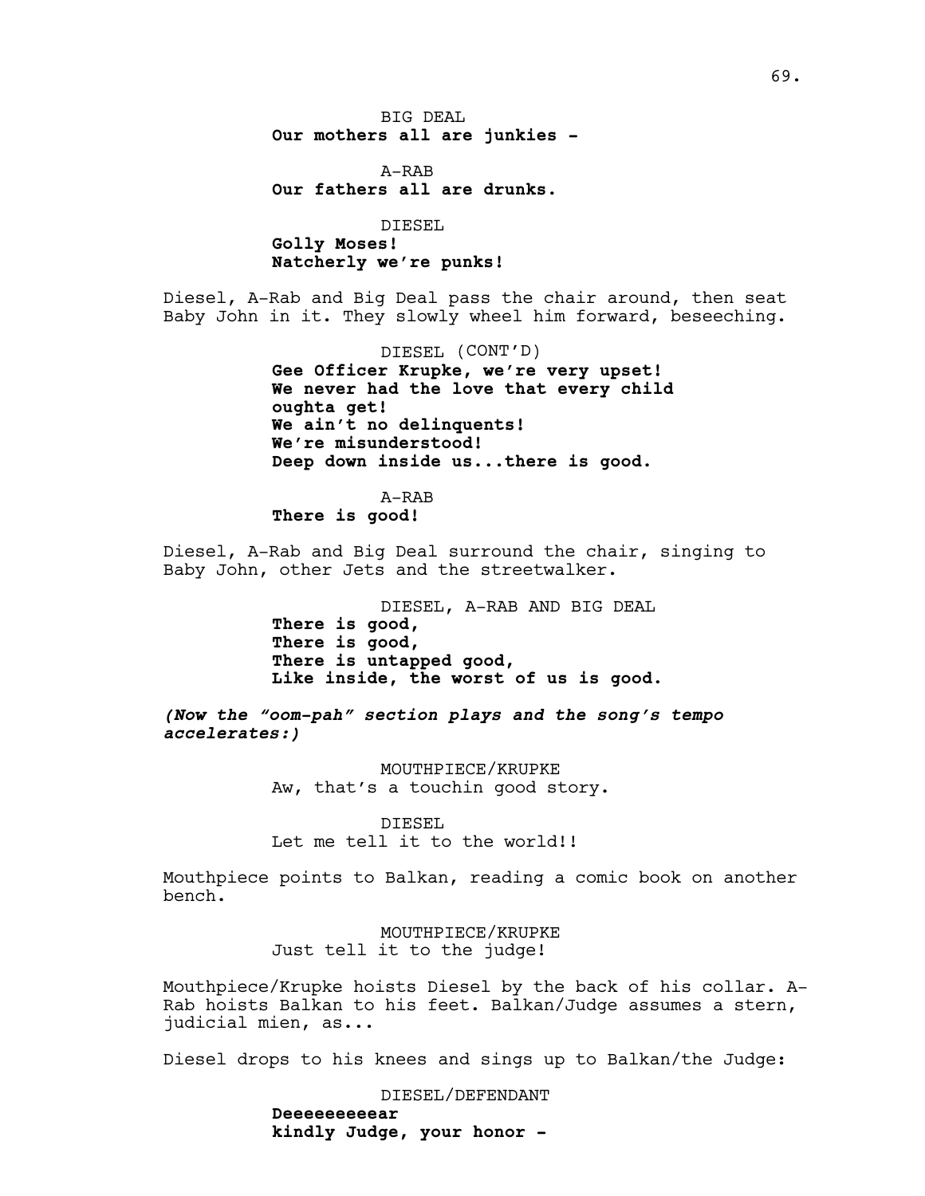BIG DEAL

**Our mothers all are junkies -**

A-RAB

**Our fathers all are drunks.**

DIESEL

**Golly Moses!**
**Natcherly we're punks!**

Diesel, A-Rab and Big Deal pass the chair around, then seat Baby John in it. They slowly wheel him forward, beseeching.

DIESEL (CONT'D)

**Gee Officer Krupke, we're very upset!**
**We never had the love that every child oughta get!**
**We ain't no delinquents!**
**We're misunderstood!**
**Deep down inside us...there is good.**

A-RAB

**There is good!**

Diesel, A-Rab and Big Deal surround the chair, singing to Baby John, other Jets and the streetwalker.

DIESEL, A-RAB AND BIG DEAL

**There is good,**
**There is good,**
**There is untapped good,**
**Like inside, the worst of us is good.**

***(Now the "oom-pah" section plays and the song's tempo accelerates:)***

MOUTHPIECE/KRUPKE

Aw, that's a touchin good story.

DIESEL

Let me tell it to the world!!

Mouthpiece points to Balkan, reading a comic book on another bench.

MOUTHPIECE/KRUPKE

Just tell it to the judge!

Mouthpiece/Krupke hoists Diesel by the back of his collar. A-Rab hoists Balkan to his feet. Balkan/Judge assumes a stern, judicial mien, as...

Diesel drops to his knees and sings up to Balkan/the Judge:

DIESEL/DEFENDANT

**Deeeeeeeeear**
**kindly Judge, your honor -**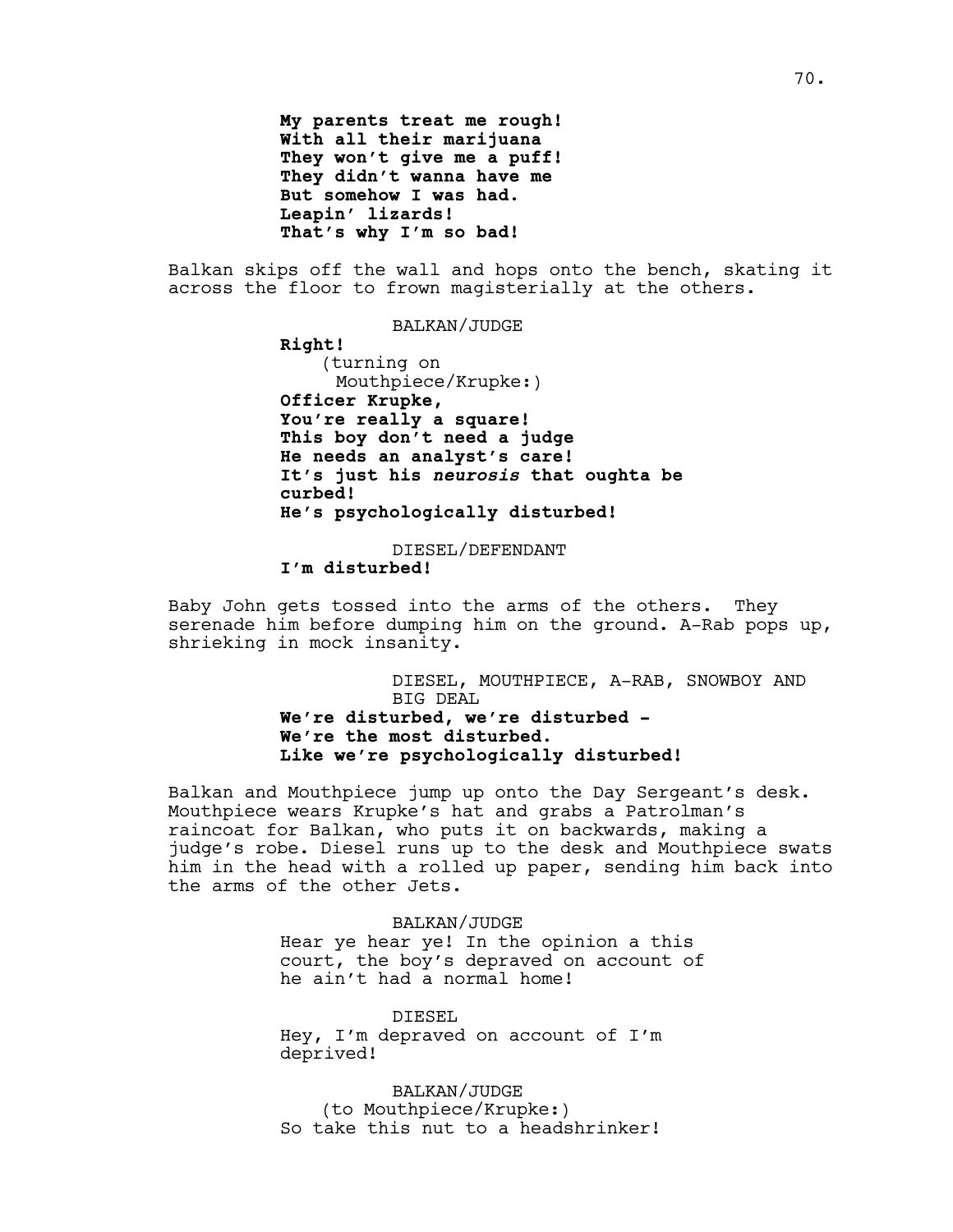**My parents treat me rough!**
**With all their marijuana**
**They won't give me a puff!**
**They didn't wanna have me**
**But somehow I was had.**
**Leapin' lizards!**
**That's why I'm so bad!**

Balkan skips off the wall and hops onto the bench, skating it across the floor to frown magisterially at the others.

BALKAN/JUDGE

**Right!**

(turning on Mouthpiece/Krupke:)

**Officer Krupke,**
**You're really a square!**
**This boy don't need a judge**
**He needs an analyst's care!**
**It's just his *neurosis* that oughta be curbed!**
**He's psychologically disturbed!**

DIESEL/DEFENDANT

**I'm disturbed!**

Baby John gets tossed into the arms of the others. They serenade him before dumping him on the ground. A-Rab pops up, shrieking in mock insanity.

DIESEL, MOUTHPIECE, A-RAB, SNOWBOY AND BIG DEAL

**We're disturbed, we're disturbed -**
**We're the most disturbed.**
**Like we're psychologically disturbed!**

Balkan and Mouthpiece jump up onto the Day Sergeant's desk. Mouthpiece wears Krupke's hat and grabs a Patrolman's raincoat for Balkan, who puts it on backwards, making a judge's robe. Diesel runs up to the desk and Mouthpiece swats him in the head with a rolled up paper, sending him back into the arms of the other Jets.

BALKAN/JUDGE

Hear ye hear ye! In the opinion a this court, the boy's depraved on account of he ain't had a normal home!

DIESEL

Hey, I'm depraved on account of I'm deprived!

BALKAN/JUDGE

(to Mouthpiece/Krupke:)

So take this nut to a headshrinker!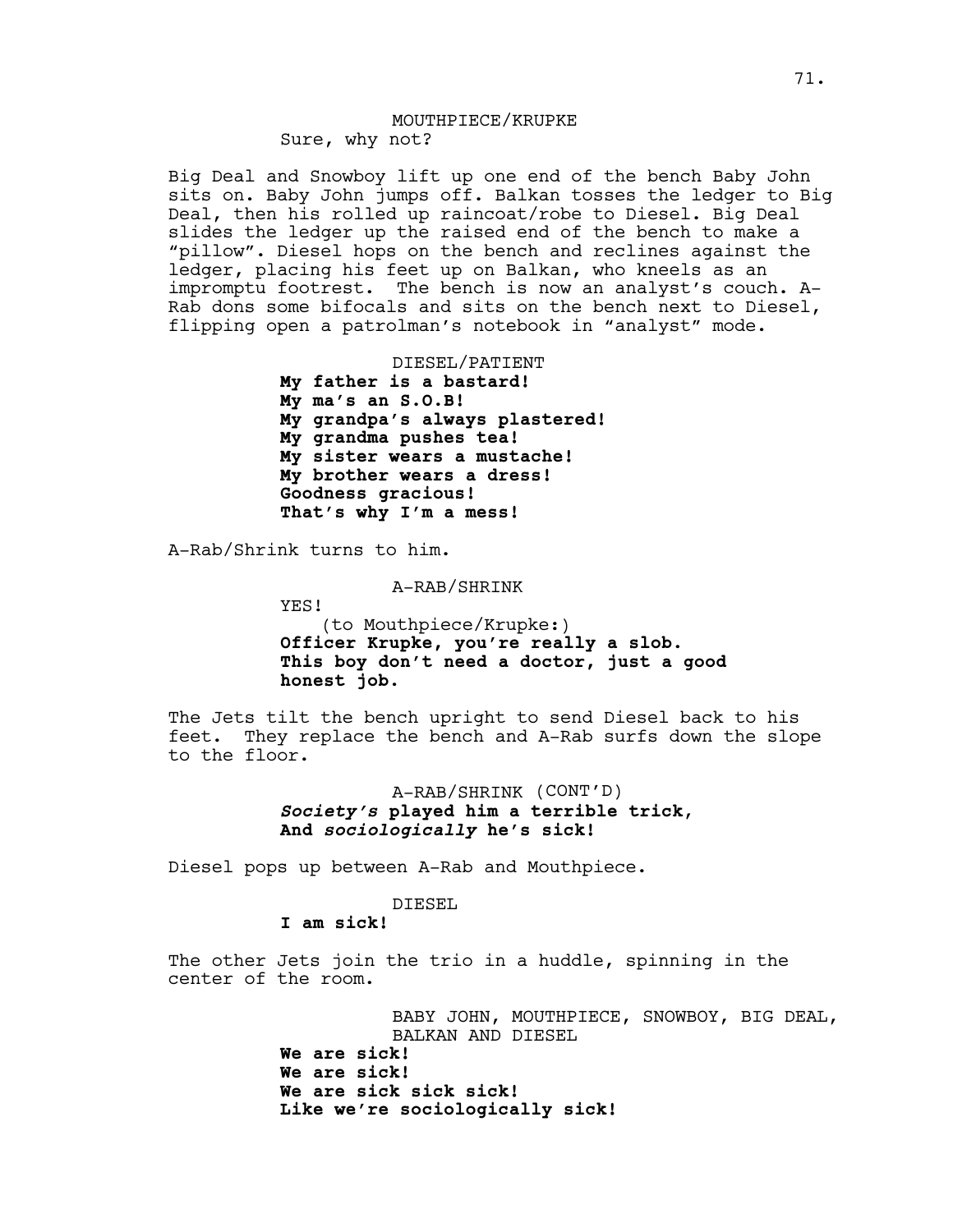MOUTHPIECE/KRUPKE

Sure, why not?

Big Deal and Snowboy lift up one end of the bench Baby John sits on. Baby John jumps off. Balkan tosses the ledger to Big Deal, then his rolled up raincoat/robe to Diesel. Big Deal slides the ledger up the raised end of the bench to make a "pillow". Diesel hops on the bench and reclines against the ledger, placing his feet up on Balkan, who kneels as an impromptu footrest. The bench is now an analyst's couch. A-Rab dons some bifocals and sits on the bench next to Diesel, flipping open a patrolman's notebook in "analyst" mode.

DIESEL/PATIENT

**My father is a bastard!**
**My ma's an S.O.B!**
**My grandpa's always plastered!**
**My grandma pushes tea!**
**My sister wears a mustache!**
**My brother wears a dress!**
**Goodness gracious!**
**That's why I'm a mess!**

A-Rab/Shrink turns to him.

A-RAB/SHRINK

YES!
(to Mouthpiece/Krupke:)
**Officer Krupke, you're really a slob.**
**This boy don't need a doctor, just a good honest job.**

The Jets tilt the bench upright to send Diesel back to his feet. They replace the bench and A-Rab surfs down the slope to the floor.

A-RAB/SHRINK (CONT'D)

***Society's* played him a terrible trick,**
**And *sociologically* he's sick!**

Diesel pops up between A-Rab and Mouthpiece.

DIESEL

**I am sick!**

The other Jets join the trio in a huddle, spinning in the center of the room.

BABY JOHN, MOUTHPIECE, SNOWBOY, BIG DEAL, BALKAN AND DIESEL

**We are sick!**
**We are sick!**
**We are sick sick sick!**
**Like we're sociologically sick!**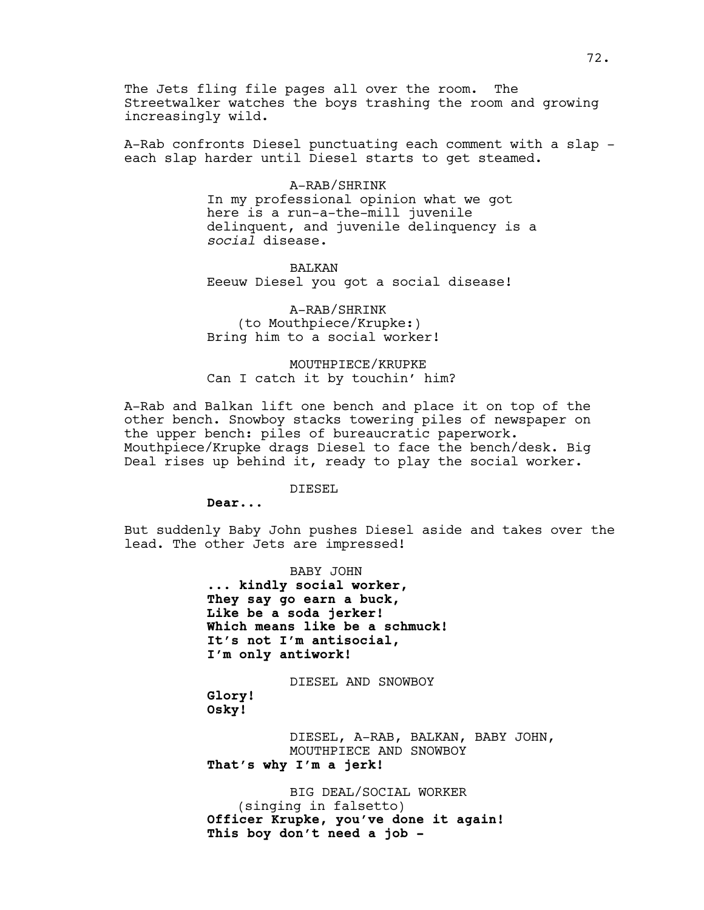The Jets fling file pages all over the room. The Streetwalker watches the boys trashing the room and growing increasingly wild.

A-Rab confronts Diesel punctuating each comment with a slap - each slap harder until Diesel starts to get steamed.

A-RAB/SHRINK
In my professional opinion what we got here is a run-a-the-mill juvenile delinquent, and juvenile delinquency is a *social* disease.

BALKAN
Eeeuw Diesel you got a social disease!

A-RAB/SHRINK
(to Mouthpiece/Krupke:)
Bring him to a social worker!

MOUTHPIECE/KRUPKE
Can I catch it by touchin' him?

A-Rab and Balkan lift one bench and place it on top of the other bench. Snowboy stacks towering piles of newspaper on the upper bench: piles of bureaucratic paperwork. Mouthpiece/Krupke drags Diesel to face the bench/desk. Big Deal rises up behind it, ready to play the social worker.

DIESEL
**Dear...**

But suddenly Baby John pushes Diesel aside and takes over the lead. The other Jets are impressed!

BABY JOHN
**... kindly social worker,**
**They say go earn a buck,**
**Like be a soda jerker!**
**Which means like be a schmuck!**
**It's not I'm antisocial,**
**I'm only antiwork!**

DIESEL AND SNOWBOY
**Glory!**
**Osky!**

DIESEL, A-RAB, BALKAN, BABY JOHN, MOUTHPIECE AND SNOWBOY
**That's why I'm a jerk!**

BIG DEAL/SOCIAL WORKER
(singing in falsetto)
**Officer Krupke, you've done it again!**
**This boy don't need a job -**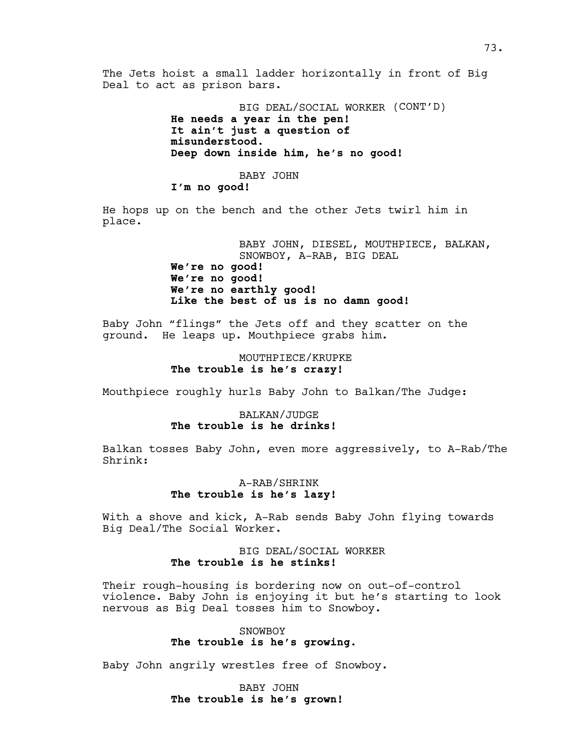The Jets hoist a small ladder horizontally in front of Big Deal to act as prison bars.

BIG DEAL/SOCIAL WORKER (CONT'D)
**He needs a year in the pen!**
**It ain't just a question of misunderstood.**
**Deep down inside him, he's no good!**

BABY JOHN
**I'm no good!**

He hops up on the bench and the other Jets twirl him in place.

BABY JOHN, DIESEL, MOUTHPIECE, BALKAN, SNOWBOY, A-RAB, BIG DEAL
**We're no good!**
**We're no good!**
**We're no earthly good!**
**Like the best of us is no damn good!**

Baby John "flings" the Jets off and they scatter on the ground. He leaps up. Mouthpiece grabs him.

MOUTHPIECE/KRUPKE
**The trouble is he's crazy!**

Mouthpiece roughly hurls Baby John to Balkan/The Judge:

BALKAN/JUDGE
**The trouble is he drinks!**

Balkan tosses Baby John, even more aggressively, to A-Rab/The Shrink:

A-RAB/SHRINK
**The trouble is he's lazy!**

With a shove and kick, A-Rab sends Baby John flying towards Big Deal/The Social Worker.

BIG DEAL/SOCIAL WORKER
**The trouble is he stinks!**

Their rough-housing is bordering now on out-of-control violence. Baby John is enjoying it but he's starting to look nervous as Big Deal tosses him to Snowboy.

SNOWBOY
**The trouble is he's growing.**

Baby John angrily wrestles free of Snowboy.

BABY JOHN
**The trouble is he's grown!**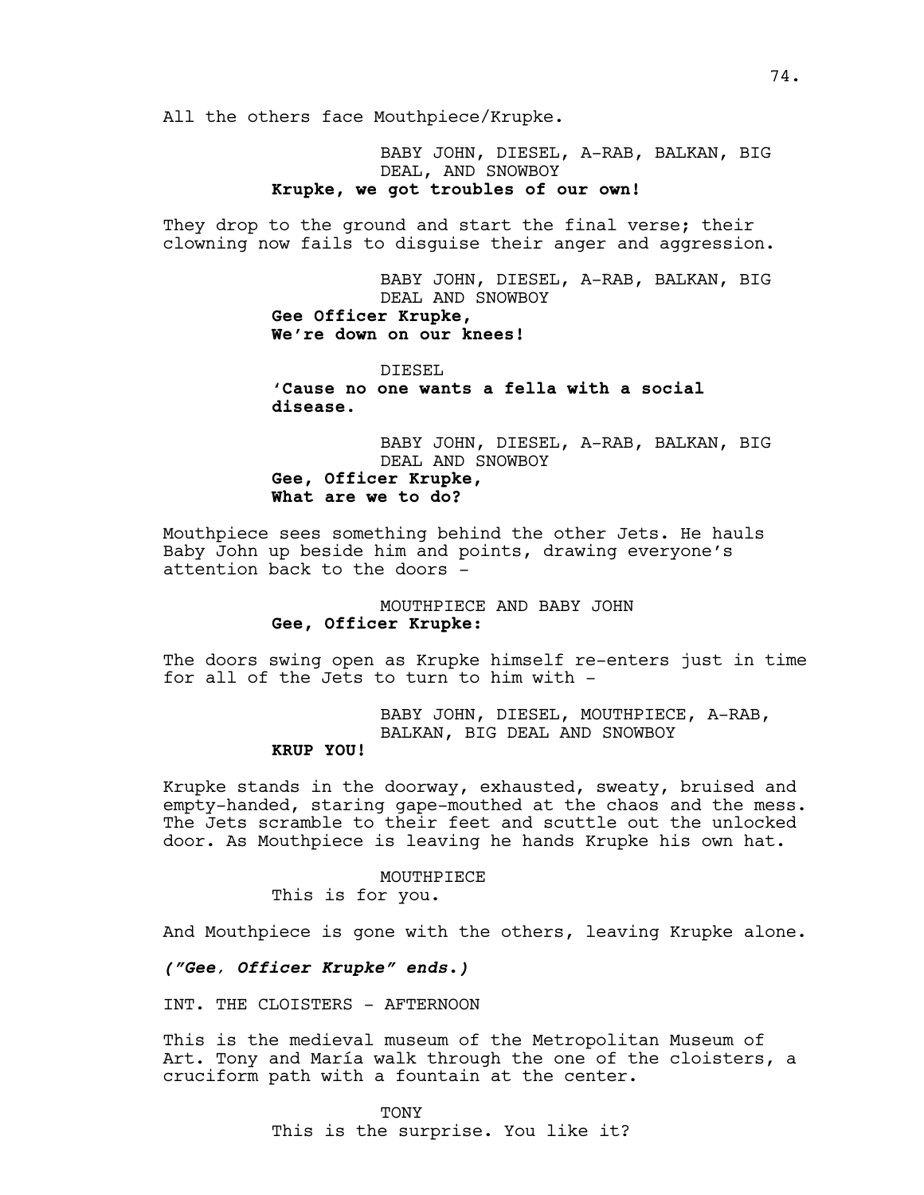All the others face Mouthpiece/Krupke.

BABY JOHN, DIESEL, A-RAB, BALKAN, BIG DEAL, AND SNOWBOY
**Krupke, we got troubles of our own!**

They drop to the ground and start the final verse; their clowning now fails to disguise their anger and aggression.

BABY JOHN, DIESEL, A-RAB, BALKAN, BIG DEAL AND SNOWBOY
**Gee Officer Krupke,**
**We're down on our knees!**

DIESEL
**'Cause no one wants a fella with a social disease.**

BABY JOHN, DIESEL, A-RAB, BALKAN, BIG DEAL AND SNOWBOY
**Gee, Officer Krupke,**
**What are we to do?**

Mouthpiece sees something behind the other Jets. He hauls Baby John up beside him and points, drawing everyone's attention back to the doors -

MOUTHPIECE AND BABY JOHN
**Gee, Officer Krupke:**

The doors swing open as Krupke himself re-enters just in time for all of the Jets to turn to him with -

BABY JOHN, DIESEL, MOUTHPIECE, A-RAB, BALKAN, BIG DEAL AND SNOWBOY
**KRUP YOU!**

Krupke stands in the doorway, exhausted, sweaty, bruised and empty-handed, staring gape-mouthed at the chaos and the mess. The Jets scramble to their feet and scuttle out the unlocked door. As Mouthpiece is leaving he hands Krupke his own hat.

MOUTHPIECE
This is for you.

And Mouthpiece is gone with the others, leaving Krupke alone.

***("Gee, Officer Krupke" ends.)***

INT. THE CLOISTERS - AFTERNOON

This is the medieval museum of the Metropolitan Museum of Art. Tony and María walk through the one of the cloisters, a cruciform path with a fountain at the center.

TONY
This is the surprise. You like it?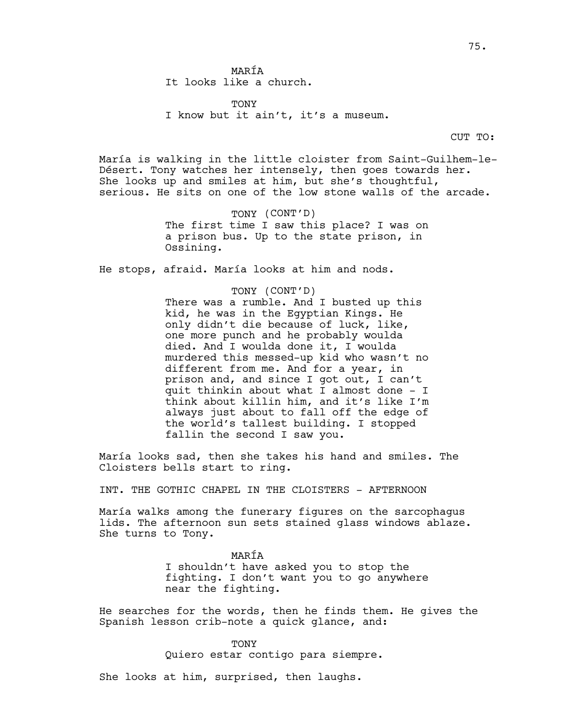MARÍA
It looks like a church.

TONY
I know but it ain't, it's a museum.

CUT TO:

María is walking in the little cloister from Saint-Guilhem-le-Désert. Tony watches her intensely, then goes towards her. She looks up and smiles at him, but she's thoughtful, serious. He sits on one of the low stone walls of the arcade.

TONY (CONT'D)
The first time I saw this place? I was on a prison bus. Up to the state prison, in Ossining.

He stops, afraid. María looks at him and nods.

TONY (CONT'D)
There was a rumble. And I busted up this kid, he was in the Egyptian Kings. He only didn't die because of luck, like, one more punch and he probably woulda died. And I woulda done it, I woulda murdered this messed-up kid who wasn't no different from me. And for a year, in prison and, and since I got out, I can't quit thinkin about what I almost done - I think about killin him, and it's like I'm always just about to fall off the edge of the world's tallest building. I stopped fallin the second I saw you.

María looks sad, then she takes his hand and smiles. The Cloisters bells start to ring.

INT. THE GOTHIC CHAPEL IN THE CLOISTERS - AFTERNOON

María walks among the funerary figures on the sarcophagus lids. The afternoon sun sets stained glass windows ablaze. She turns to Tony.

MARÍA
I shouldn't have asked you to stop the fighting. I don't want you to go anywhere near the fighting.

He searches for the words, then he finds them. He gives the Spanish lesson crib-note a quick glance, and:

TONY
Quiero estar contigo para siempre.

She looks at him, surprised, then laughs.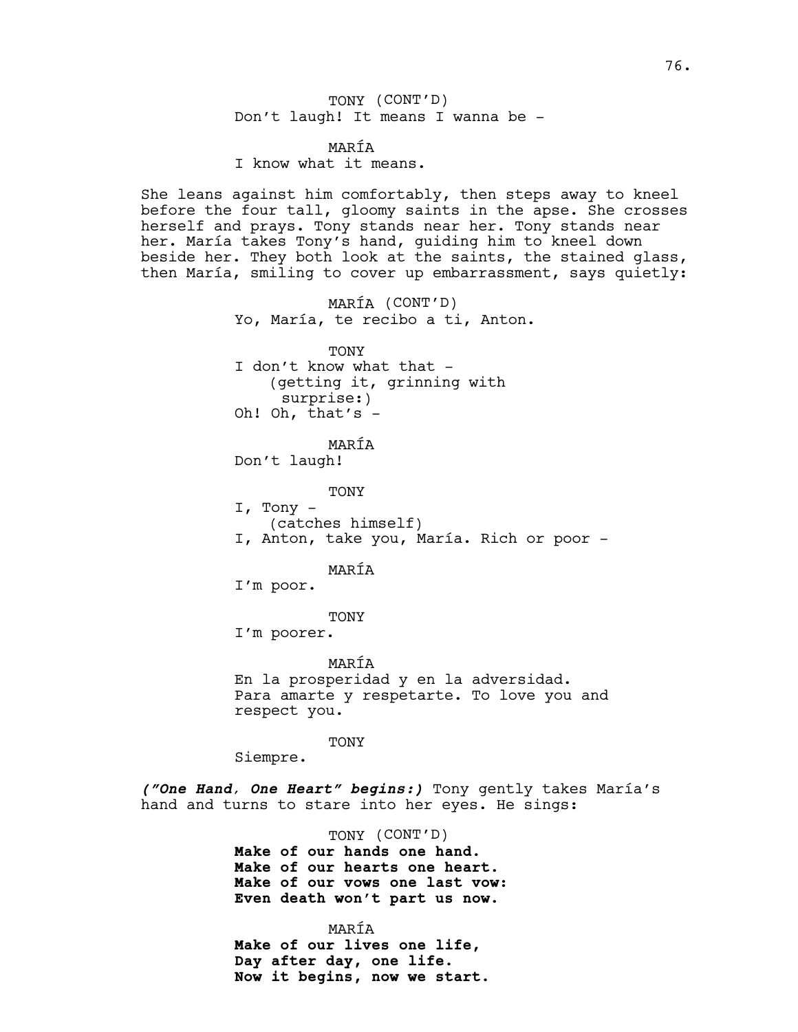TONY (CONT'D)
Don't laugh! It means I wanna be -

MARÍA
I know what it means.

She leans against him comfortably, then steps away to kneel before the four tall, gloomy saints in the apse. She crosses herself and prays. Tony stands near her. Tony stands near her. María takes Tony's hand, guiding him to kneel down beside her. They both look at the saints, the stained glass, then María, smiling to cover up embarrassment, says quietly:

MARÍA (CONT'D)
Yo, María, te recibo a ti, Anton.

TONY
I don't know what that -
(getting it, grinning with surprise:)
Oh! Oh, that's -

MARÍA
Don't laugh!

TONY
I, Tony -
(catches himself)
I, Anton, take you, María. Rich or poor -

MARÍA
I'm poor.

TONY
I'm poorer.

MARÍA
En la prosperidad y en la adversidad. Para amarte y respetarte. To love you and respect you.

TONY
Siempre.

***("One Hand, One Heart" begins:)*** Tony gently takes María's hand and turns to stare into her eyes. He sings:

TONY (CONT'D)
**Make of our hands one hand.**
**Make of our hearts one heart.**
**Make of our vows one last vow:**
**Even death won't part us now.**

MARÍA
**Make of our lives one life,**
**Day after day, one life.**
**Now it begins, now we start.**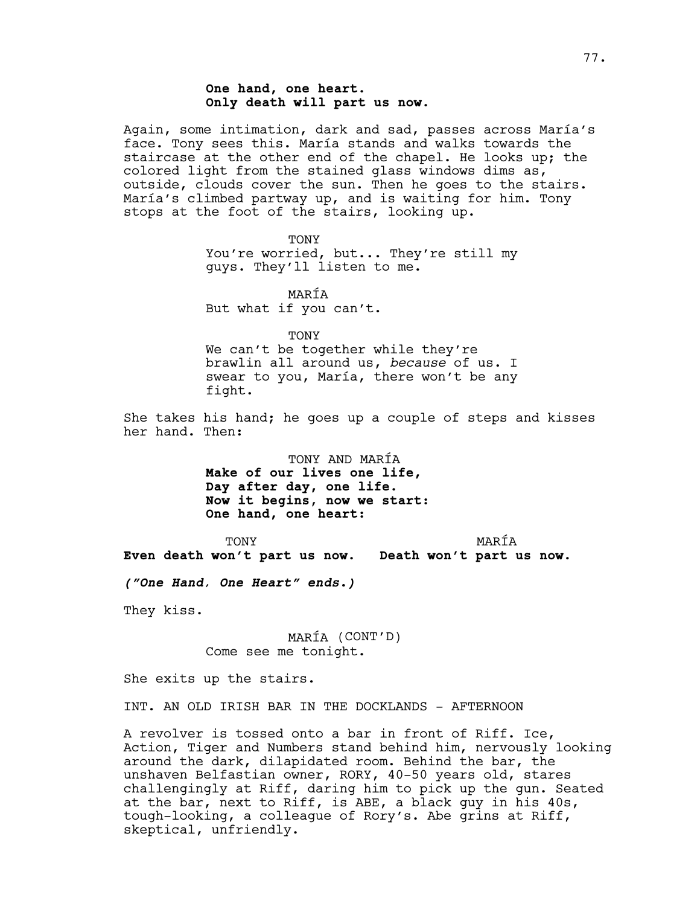**One hand, one heart.**
**Only death will part us now.**

Again, some intimation, dark and sad, passes across María's face. Tony sees this. María stands and walks towards the staircase at the other end of the chapel. He looks up; the colored light from the stained glass windows dims as, outside, clouds cover the sun. Then he goes to the stairs. María's climbed partway up, and is waiting for him. Tony stops at the foot of the stairs, looking up.

TONY
You're worried, but... They're still my guys. They'll listen to me.

MARÍA
But what if you can't.

TONY
We can't be together while they're brawlin all around us, *because* of us. I swear to you, María, there won't be any fight.

She takes his hand; he goes up a couple of steps and kisses her hand. Then:

TONY AND MARÍA
**Make of our lives one life,**
**Day after day, one life.**
**Now it begins, now we start:**
**One hand, one heart:**

TONY
**Even death won't part us now.**

MARÍA
**Death won't part us now.**

***("One Hand, One Heart" ends.)***

They kiss.

MARÍA (CONT'D)
Come see me tonight.

She exits up the stairs.

INT. AN OLD IRISH BAR IN THE DOCKLANDS - AFTERNOON

A revolver is tossed onto a bar in front of Riff. Ice, Action, Tiger and Numbers stand behind him, nervously looking around the dark, dilapidated room. Behind the bar, the unshaven Belfastian owner, RORY, 40-50 years old, stares challengingly at Riff, daring him to pick up the gun. Seated at the bar, next to Riff, is ABE, a black guy in his 40s, tough-looking, a colleague of Rory's. Abe grins at Riff, skeptical, unfriendly.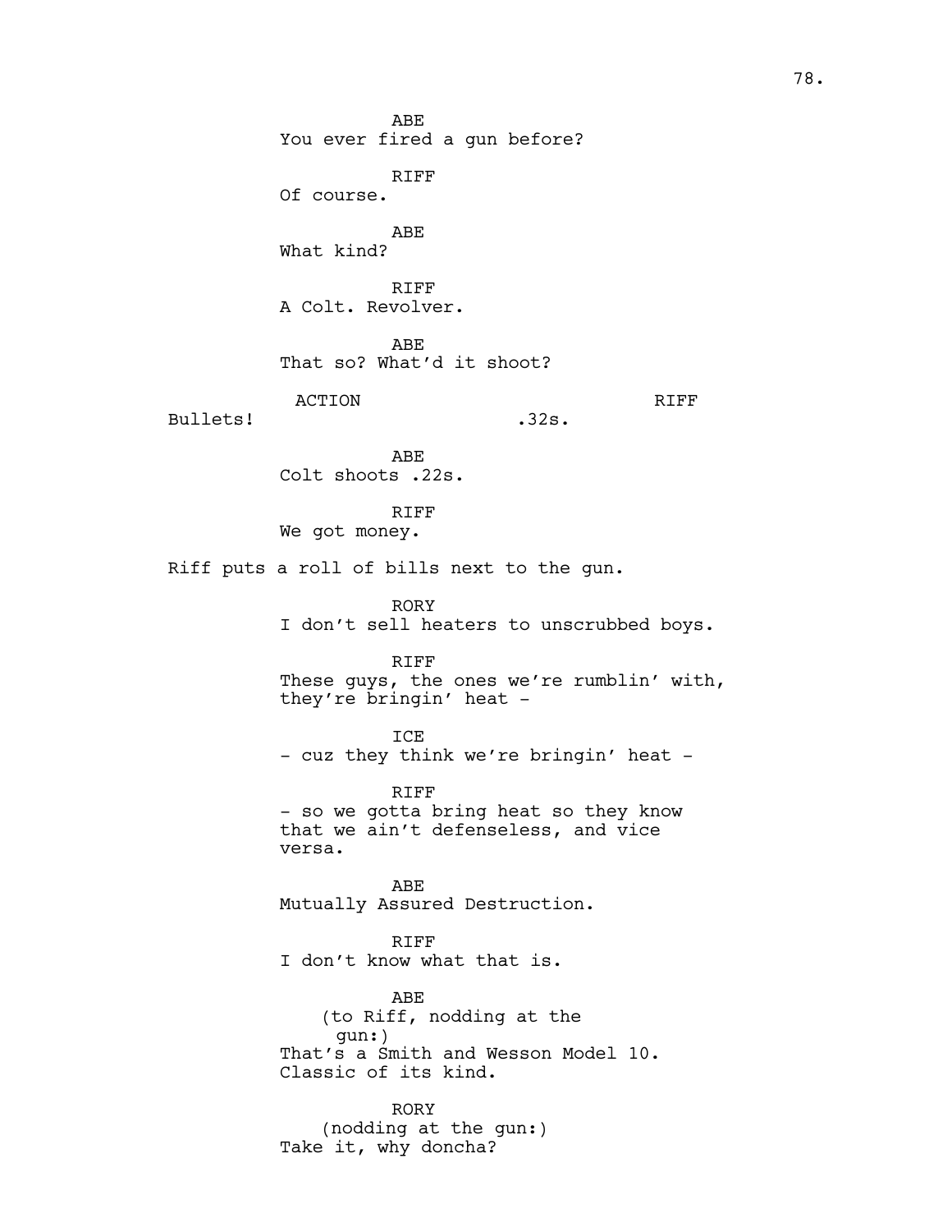ABE
You ever fired a gun before?

RIFF
Of course.

ABE
What kind?

RIFF
A Colt. Revolver.

ABE
That so? What'd it shoot?

ACTION
Bullets!

RIFF
.32s.

ABE
Colt shoots .22s.

RIFF
We got money.

Riff puts a roll of bills next to the gun.

RORY
I don't sell heaters to unscrubbed boys.

RIFF
These guys, the ones we're rumblin' with, they're bringin' heat -

ICE
- cuz they think we're bringin' heat -

RIFF
- so we gotta bring heat so they know that we ain't defenseless, and vice versa.

ABE
Mutually Assured Destruction.

RIFF
I don't know what that is.

ABE
(to Riff, nodding at the gun:)
That's a Smith and Wesson Model 10. Classic of its kind.

RORY
(nodding at the gun:)
Take it, why doncha?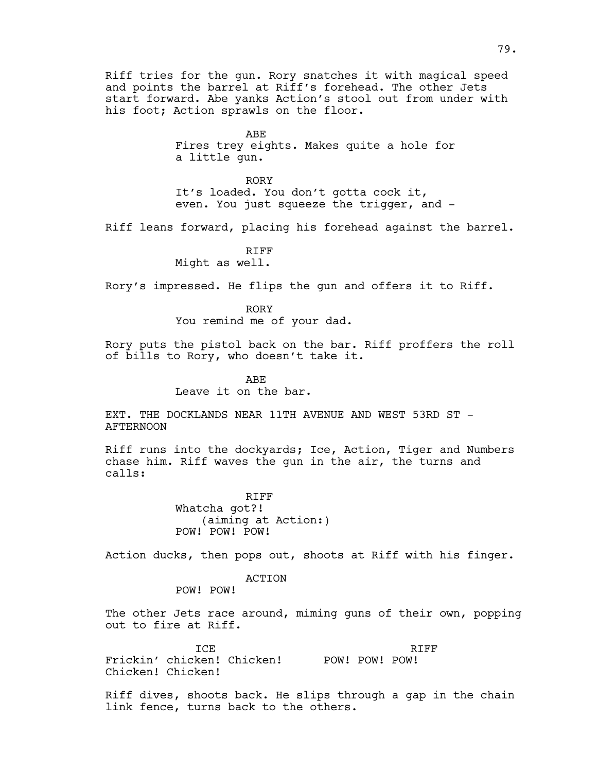Riff tries for the gun. Rory snatches it with magical speed and points the barrel at Riff's forehead. The other Jets start forward. Abe yanks Action's stool out from under with his foot; Action sprawls on the floor.

ABE
Fires trey eights. Makes quite a hole for a little gun.

RORY
It's loaded. You don't gotta cock it, even. You just squeeze the trigger, and -

Riff leans forward, placing his forehead against the barrel.

RIFF
Might as well.

Rory's impressed. He flips the gun and offers it to Riff.

RORY
You remind me of your dad.

Rory puts the pistol back on the bar. Riff proffers the roll of bills to Rory, who doesn't take it.

ABE
Leave it on the bar.

EXT. THE DOCKLANDS NEAR 11TH AVENUE AND WEST 53RD ST - AFTERNOON

Riff runs into the dockyards; Ice, Action, Tiger and Numbers chase him. Riff waves the gun in the air, the turns and calls:

RIFF
Whatcha got?!
(aiming at Action:)
POW! POW! POW!

Action ducks, then pops out, shoots at Riff with his finger.

ACTION
POW! POW!

The other Jets race around, miming guns of their own, popping out to fire at Riff.

ICE
Frickin' chicken! Chicken! Chicken! Chicken!

RIFF
POW! POW! POW!

Riff dives, shoots back. He slips through a gap in the chain link fence, turns back to the others.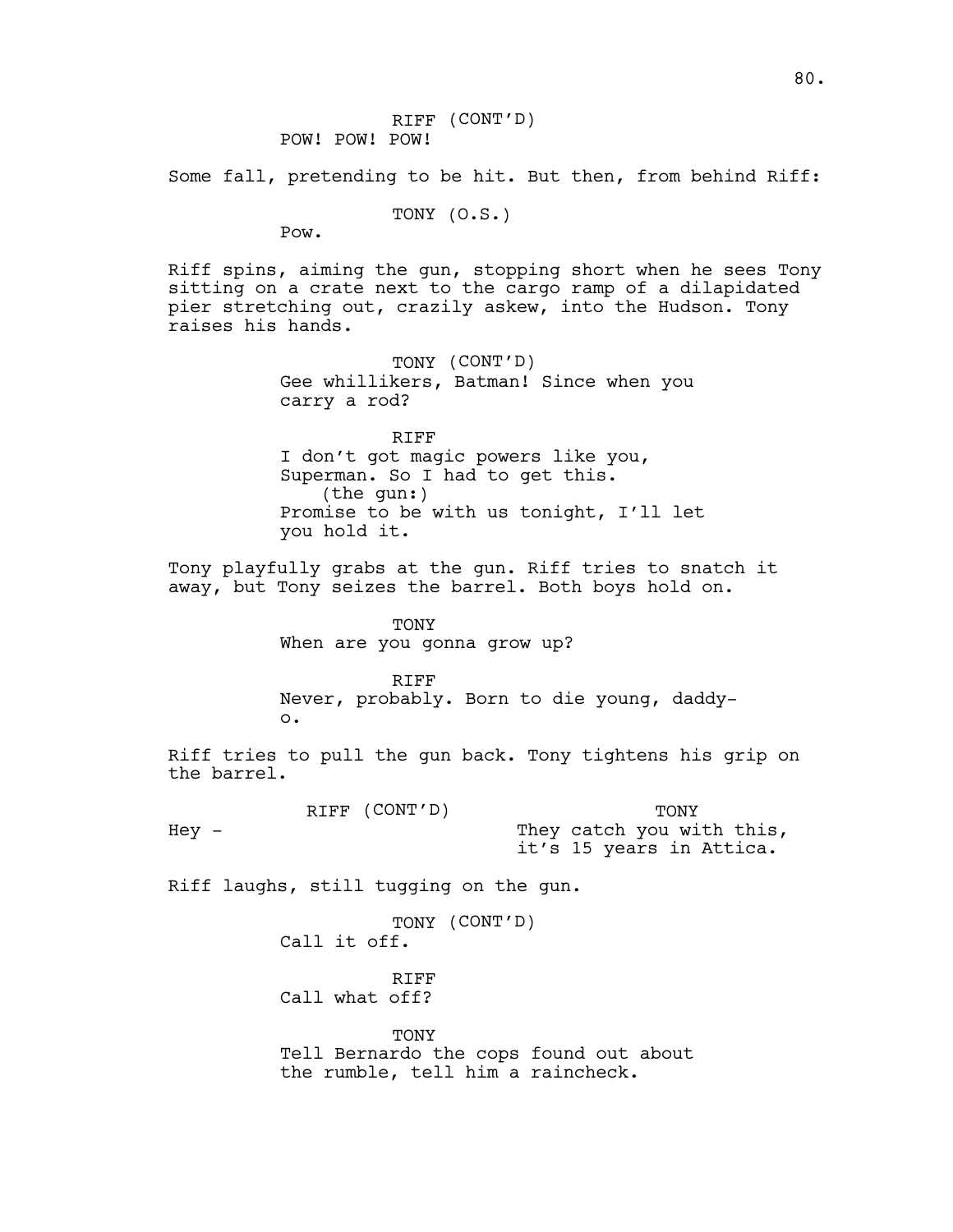RIFF (CONT'D)
POW! POW! POW!

Some fall, pretending to be hit. But then, from behind Riff:

TONY (O.S.)
Pow.

Riff spins, aiming the gun, stopping short when he sees Tony sitting on a crate next to the cargo ramp of a dilapidated pier stretching out, crazily askew, into the Hudson. Tony raises his hands.

TONY (CONT'D)
Gee whillikers, Batman! Since when you carry a rod?

RIFF
I don't got magic powers like you, Superman. So I had to get this.
(the gun:)
Promise to be with us tonight, I'll let you hold it.

Tony playfully grabs at the gun. Riff tries to snatch it away, but Tony seizes the barrel. Both boys hold on.

TONY
When are you gonna grow up?

RIFF
Never, probably. Born to die young, daddy-o.

Riff tries to pull the gun back. Tony tightens his grip on the barrel.

RIFF (CONT'D)
Hey -

TONY
They catch you with this, it's 15 years in Attica.

Riff laughs, still tugging on the gun.

TONY (CONT'D)
Call it off.

RIFF
Call what off?

TONY
Tell Bernardo the cops found out about the rumble, tell him a raincheck.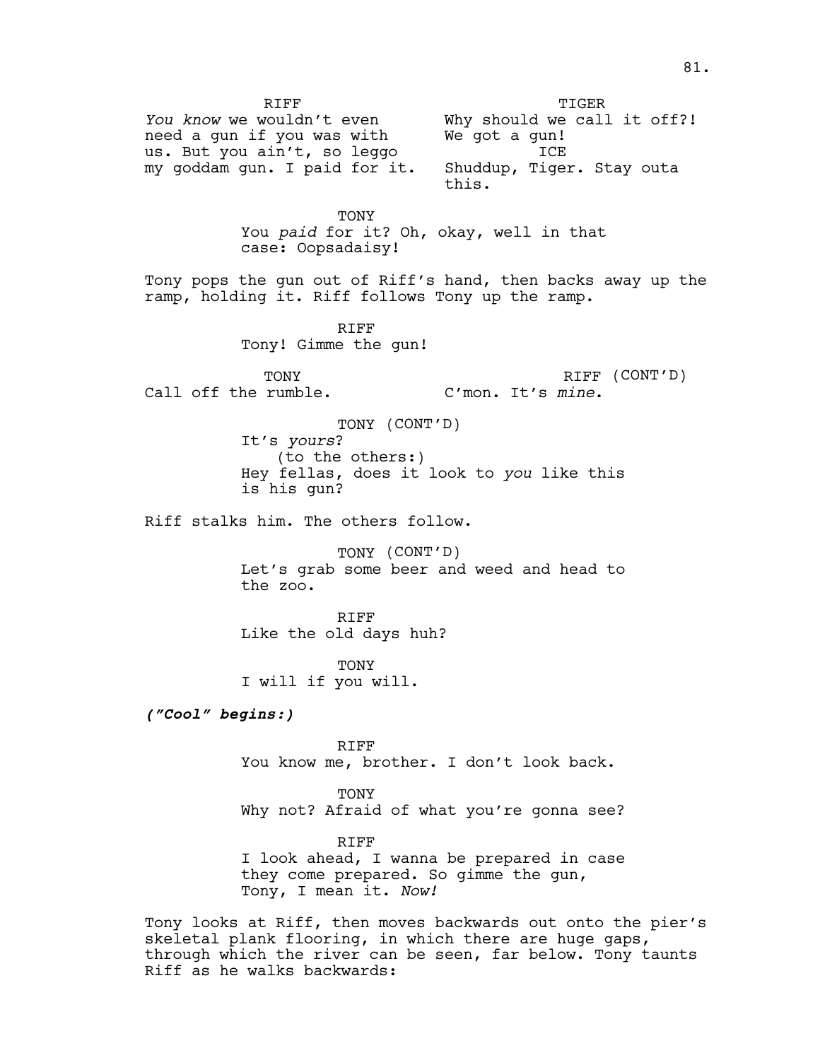RIFF
*You know* we wouldn't even need a gun if you was with us. But you ain't, so leggo my goddam gun. I paid for it.

TIGER
Why should we call it off?! We got a gun!

ICE
Shuddup, Tiger. Stay outa this.

TONY
You *paid* for it? Oh, okay, well in that case: Oopsadaisy!

Tony pops the gun out of Riff's hand, then backs away up the ramp, holding it. Riff follows Tony up the ramp.

RIFF
Tony! Gimme the gun!

TONY
Call off the rumble.

RIFF (CONT'D)
C'mon. It's *mine*.

TONY (CONT'D)
It's *yours*?
(to the others:)
Hey fellas, does it look to *you* like this is his gun?

Riff stalks him. The others follow.

TONY (CONT'D)
Let's grab some beer and weed and head to the zoo.

RIFF
Like the old days huh?

TONY
I will if you will.

***("Cool" begins:)***

RIFF
You know me, brother. I don't look back.

TONY
Why not? Afraid of what you're gonna see?

RIFF
I look ahead, I wanna be prepared in case they come prepared. So gimme the gun, Tony, I mean it. *Now!*

Tony looks at Riff, then moves backwards out onto the pier's skeletal plank flooring, in which there are huge gaps, through which the river can be seen, far below. Tony taunts Riff as he walks backwards: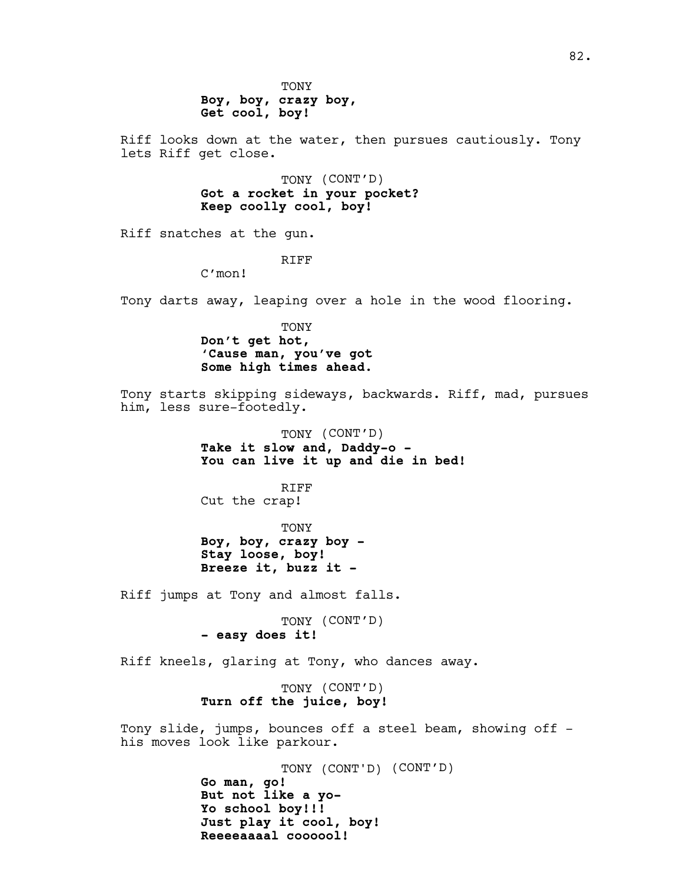TONY
**Boy, boy, crazy boy,**
**Get cool, boy!**

Riff looks down at the water, then pursues cautiously. Tony lets Riff get close.

TONY (CONT'D)
**Got a rocket in your pocket?**
**Keep coolly cool, boy!**

Riff snatches at the gun.

RIFF
C'mon!

Tony darts away, leaping over a hole in the wood flooring.

TONY
**Don't get hot,**
**'Cause man, you've got**
**Some high times ahead.**

Tony starts skipping sideways, backwards. Riff, mad, pursues him, less sure-footedly.

TONY (CONT'D)
**Take it slow and, Daddy-o -**
**You can live it up and die in bed!**

RIFF
Cut the crap!

TONY
**Boy, boy, crazy boy -**
**Stay loose, boy!**
**Breeze it, buzz it -**

Riff jumps at Tony and almost falls.

TONY (CONT'D)
**- easy does it!**

Riff kneels, glaring at Tony, who dances away.

TONY (CONT'D)
**Turn off the juice, boy!**

Tony slide, jumps, bounces off a steel beam, showing off - his moves look like parkour.

TONY (CONT'D) (CONT'D)
**Go man, go!**
**But not like a yo-**
**Yo school boy!!!**
**Just play it cool, boy!**
**Reeeeaaaal coooool!**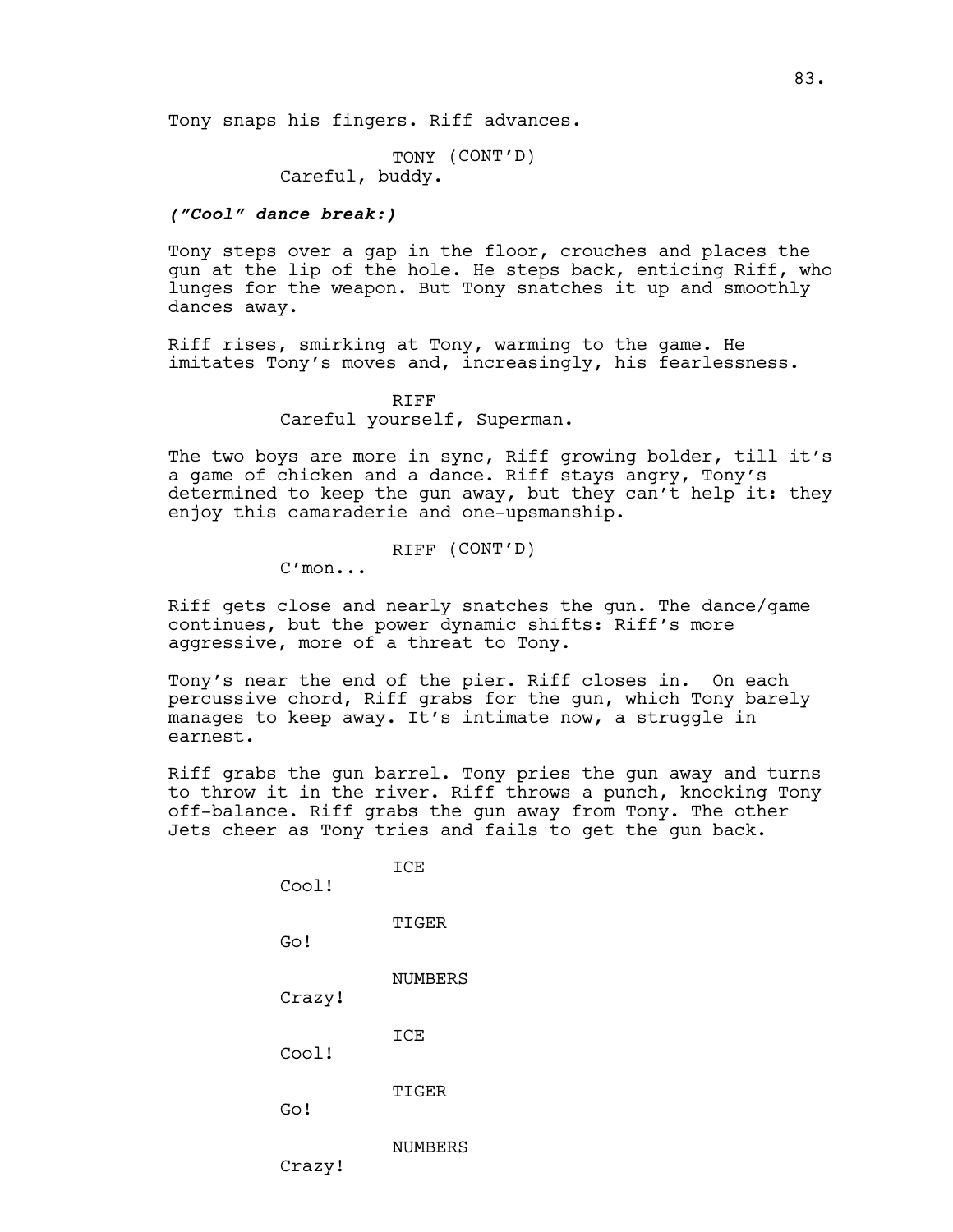Tony snaps his fingers. Riff advances.

TONY (CONT'D)
Careful, buddy.

***("Cool" dance break:)***

Tony steps over a gap in the floor, crouches and places the gun at the lip of the hole. He steps back, enticing Riff, who lunges for the weapon. But Tony snatches it up and smoothly dances away.

Riff rises, smirking at Tony, warming to the game. He imitates Tony's moves and, increasingly, his fearlessness.

RIFF
Careful yourself, Superman.

The two boys are more in sync, Riff growing bolder, till it's a game of chicken and a dance. Riff stays angry, Tony's determined to keep the gun away, but they can't help it: they enjoy this camaraderie and one-upsmanship.

RIFF (CONT'D)
C'mon...

Riff gets close and nearly snatches the gun. The dance/game continues, but the power dynamic shifts: Riff's more aggressive, more of a threat to Tony.

Tony's near the end of the pier. Riff closes in. On each percussive chord, Riff grabs for the gun, which Tony barely manages to keep away. It's intimate now, a struggle in earnest.

Riff grabs the gun barrel. Tony pries the gun away and turns to throw it in the river. Riff throws a punch, knocking Tony off-balance. Riff grabs the gun away from Tony. The other Jets cheer as Tony tries and fails to get the gun back.

ICE
Cool!

TIGER
Go!

NUMBERS
Crazy!

ICE
Cool!

TIGER
Go!

NUMBERS
Crazy!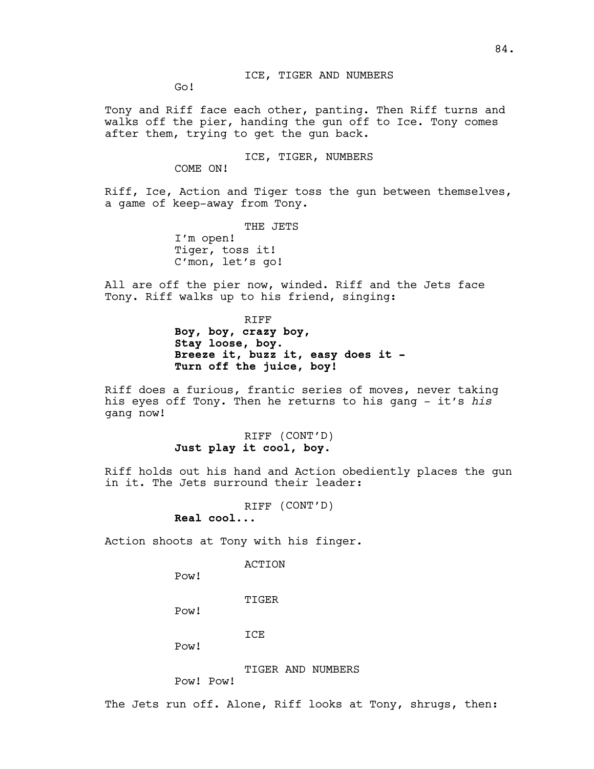ICE, TIGER AND NUMBERS

Go!

Tony and Riff face each other, panting. Then Riff turns and walks off the pier, handing the gun off to Ice. Tony comes after them, trying to get the gun back.

ICE, TIGER, NUMBERS

COME ON!

Riff, Ice, Action and Tiger toss the gun between themselves, a game of keep-away from Tony.

THE JETS

I'm open!
Tiger, toss it!
C'mon, let's go!

All are off the pier now, winded. Riff and the Jets face Tony. Riff walks up to his friend, singing:

RIFF

**Boy, boy, crazy boy,**
**Stay loose, boy.**
**Breeze it, buzz it, easy does it -**
**Turn off the juice, boy!**

Riff does a furious, frantic series of moves, never taking his eyes off Tony. Then he returns to his gang - it's *his* gang now!

RIFF (CONT'D)

**Just play it cool, boy.**

Riff holds out his hand and Action obediently places the gun in it. The Jets surround their leader:

RIFF (CONT'D)

**Real cool...**

Action shoots at Tony with his finger.

ACTION

Pow!

TIGER

Pow!

ICE

Pow!

TIGER AND NUMBERS

Pow! Pow!

The Jets run off. Alone, Riff looks at Tony, shrugs, then: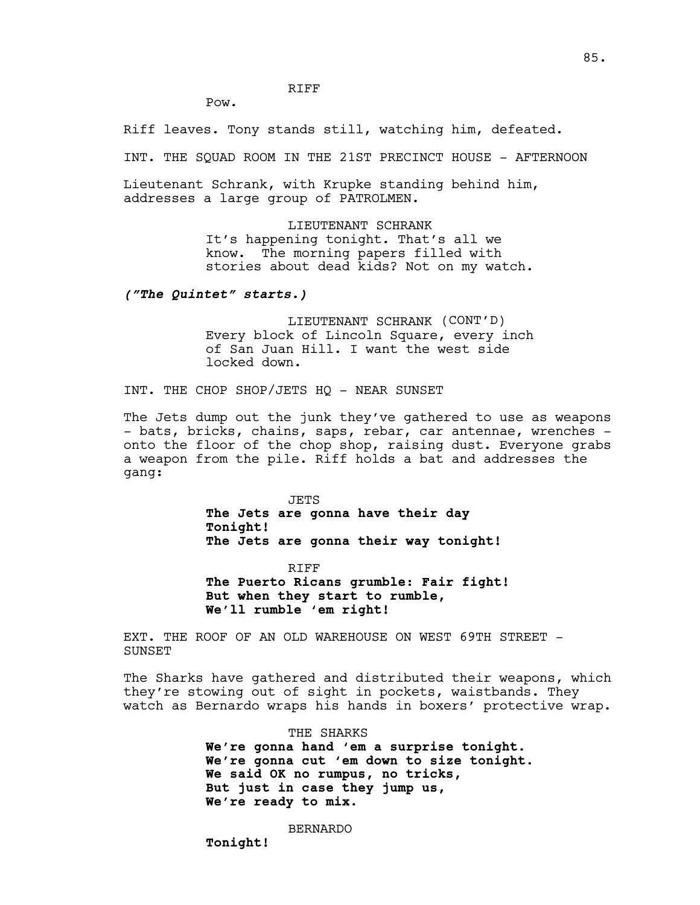RIFF

Pow.

Riff leaves. Tony stands still, watching him, defeated.

INT. THE SQUAD ROOM IN THE 21ST PRECINCT HOUSE - AFTERNOON

Lieutenant Schrank, with Krupke standing behind him, addresses a large group of PATROLMEN.

LIEUTENANT SCHRANK

It's happening tonight. That's all we know. The morning papers filled with stories about dead kids? Not on my watch.

***("The Quintet" starts.)***

LIEUTENANT SCHRANK (CONT'D)

Every block of Lincoln Square, every inch of San Juan Hill. I want the west side locked down.

INT. THE CHOP SHOP/JETS HQ - NEAR SUNSET

The Jets dump out the junk they've gathered to use as weapons - bats, bricks, chains, saps, rebar, car antennae, wrenches - onto the floor of the chop shop, raising dust. Everyone grabs a weapon from the pile. Riff holds a bat and addresses the gang:

JETS

**The Jets are gonna have their day**
**Tonight!**
**The Jets are gonna their way tonight!**

RIFF

**The Puerto Ricans grumble: Fair fight!**
**But when they start to rumble,**
**We'll rumble 'em right!**

EXT. THE ROOF OF AN OLD WAREHOUSE ON WEST 69TH STREET - SUNSET

The Sharks have gathered and distributed their weapons, which they're stowing out of sight in pockets, waistbands. They watch as Bernardo wraps his hands in boxers' protective wrap.

THE SHARKS

**We're gonna hand 'em a surprise tonight.**
**We're gonna cut 'em down to size tonight.**
**We said OK no rumpus, no tricks,**
**But just in case they jump us,**
**We're ready to mix.**

BERNARDO

**Tonight!**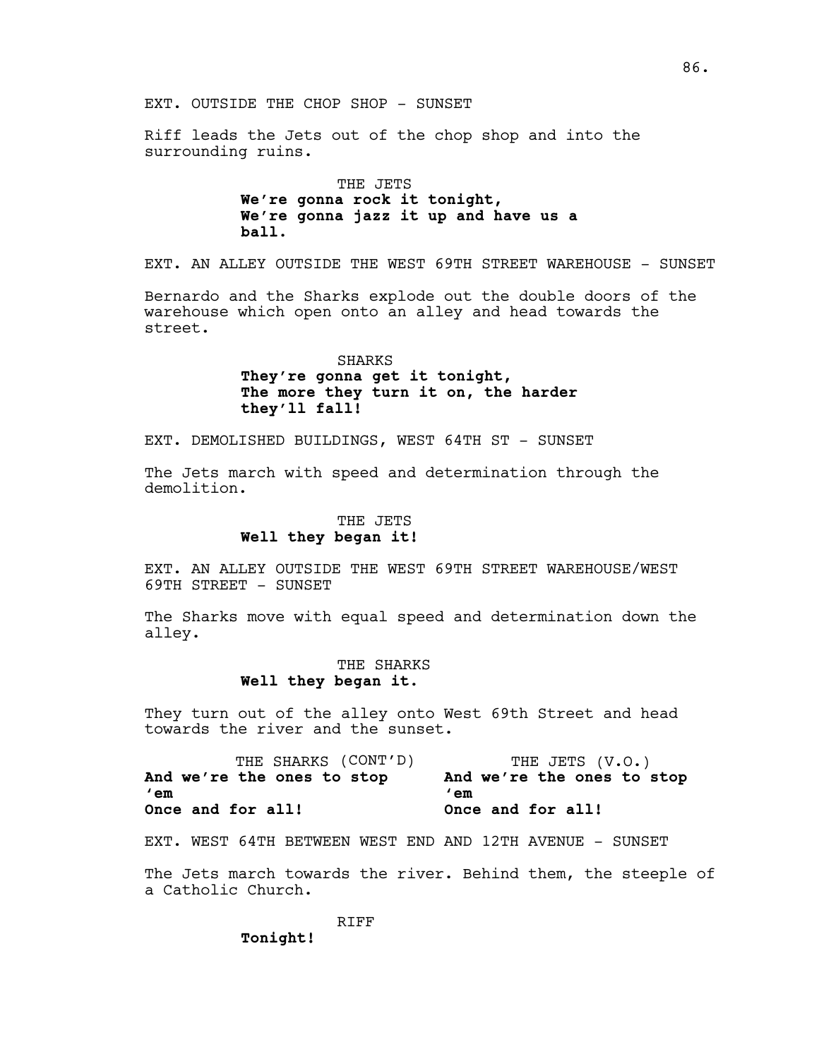EXT. OUTSIDE THE CHOP SHOP - SUNSET

Riff leads the Jets out of the chop shop and into the surrounding ruins.

THE JETS
**We're gonna rock it tonight,**
**We're gonna jazz it up and have us a ball.**

EXT. AN ALLEY OUTSIDE THE WEST 69TH STREET WAREHOUSE - SUNSET

Bernardo and the Sharks explode out the double doors of the warehouse which open onto an alley and head towards the street.

SHARKS
**They're gonna get it tonight,**
**The more they turn it on, the harder they'll fall!**

EXT. DEMOLISHED BUILDINGS, WEST 64TH ST - SUNSET

The Jets march with speed and determination through the demolition.

THE JETS
**Well they began it!**

EXT. AN ALLEY OUTSIDE THE WEST 69TH STREET WAREHOUSE/WEST 69TH STREET - SUNSET

The Sharks move with equal speed and determination down the alley.

THE SHARKS
**Well they began it.**

They turn out of the alley onto West 69th Street and head towards the river and the sunset.

| THE SHARKS (CONT'D) | THE JETS (V.O.) |
|---|---|
| **And we're the ones to stop 'em** | **And we're the ones to stop 'em** |
| **Once and for all!** | **Once and for all!** |

EXT. WEST 64TH BETWEEN WEST END AND 12TH AVENUE - SUNSET

The Jets march towards the river. Behind them, the steeple of a Catholic Church.

RIFF
**Tonight!**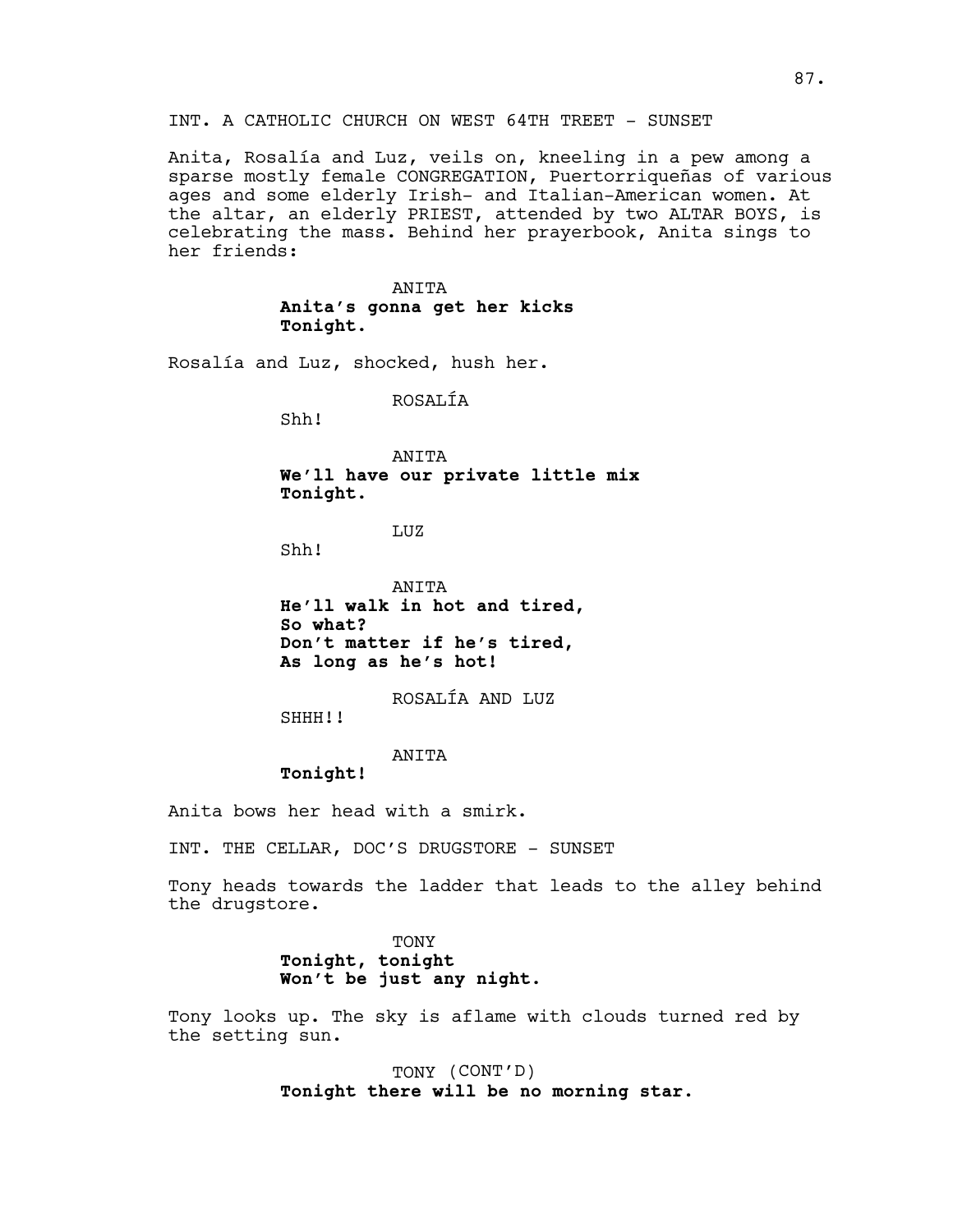INT. A CATHOLIC CHURCH ON WEST 64TH TREET - SUNSET

Anita, Rosalía and Luz, veils on, kneeling in a pew among a sparse mostly female CONGREGATION, Puertorriqueñas of various ages and some elderly Irish- and Italian-American women. At the altar, an elderly PRIEST, attended by two ALTAR BOYS, is celebrating the mass. Behind her prayerbook, Anita sings to her friends:

ANITA

**Anita's gonna get her kicks**
**Tonight.**

Rosalía and Luz, shocked, hush her.

ROSALÍA

Shh!

ANITA

**We'll have our private little mix**
**Tonight.**

LUZ

Shh!

ANITA

**He'll walk in hot and tired,**
**So what?**
**Don't matter if he's tired,**
**As long as he's hot!**

ROSALÍA AND LUZ

SHHH!!

ANITA

**Tonight!**

Anita bows her head with a smirk.

INT. THE CELLAR, DOC'S DRUGSTORE - SUNSET

Tony heads towards the ladder that leads to the alley behind the drugstore.

TONY

**Tonight, tonight**
**Won't be just any night.**

Tony looks up. The sky is aflame with clouds turned red by the setting sun.

TONY (CONT'D)

**Tonight there will be no morning star.**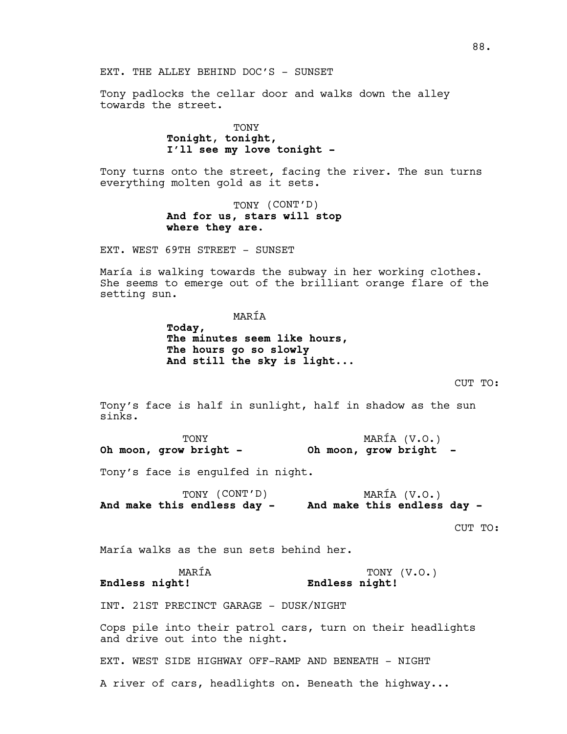EXT. THE ALLEY BEHIND DOC'S - SUNSET

Tony padlocks the cellar door and walks down the alley towards the street.

TONY
**Tonight, tonight,**
**I'll see my love tonight -**

Tony turns onto the street, facing the river. The sun turns everything molten gold as it sets.

TONY (CONT'D)
**And for us, stars will stop**
**where they are.**

EXT. WEST 69TH STREET - SUNSET

María is walking towards the subway in her working clothes. She seems to emerge out of the brilliant orange flare of the setting sun.

MARÍA
**Today,**
**The minutes seem like hours,**
**The hours go so slowly**
**And still the sky is light...**

CUT TO:

Tony's face is half in sunlight, half in shadow as the sun sinks.

TONY
**Oh moon, grow bright -**

MARÍA (V.O.)
**Oh moon, grow bright -**

Tony's face is engulfed in night.

TONY (CONT'D)
**And make this endless day -**

MARÍA (V.O.)
**And make this endless day -**

CUT TO:

María walks as the sun sets behind her.

MARÍA
**Endless night!**

TONY (V.O.)
**Endless night!**

INT. 21ST PRECINCT GARAGE - DUSK/NIGHT

Cops pile into their patrol cars, turn on their headlights and drive out into the night.

EXT. WEST SIDE HIGHWAY OFF-RAMP AND BENEATH - NIGHT

A river of cars, headlights on. Beneath the highway...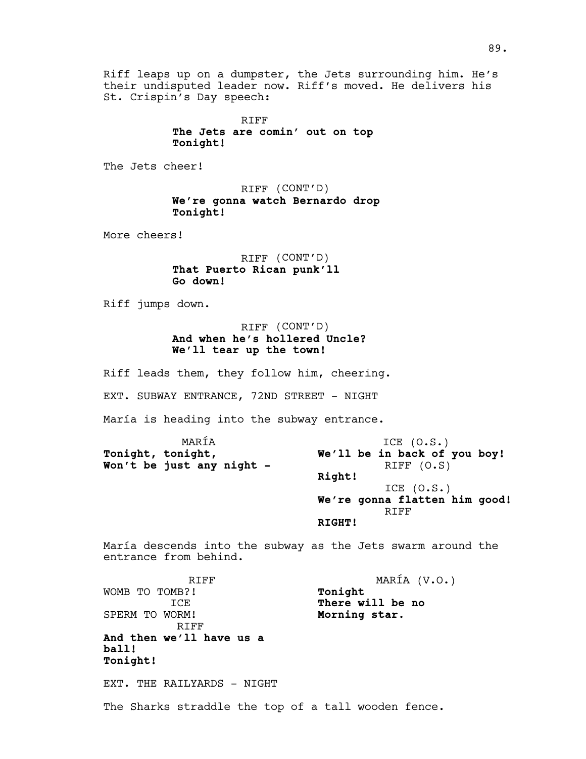Riff leaps up on a dumpster, the Jets surrounding him. He's their undisputed leader now. Riff's moved. He delivers his St. Crispin's Day speech:

RIFF
**The Jets are comin' out on top**
**Tonight!**

The Jets cheer!

RIFF (CONT'D)
**We're gonna watch Bernardo drop**
**Tonight!**

More cheers!

RIFF (CONT'D)
**That Puerto Rican punk'll**
**Go down!**

Riff jumps down.

RIFF (CONT'D)
**And when he's hollered Uncle?**
**We'll tear up the town!**

Riff leads them, they follow him, cheering.

EXT. SUBWAY ENTRANCE, 72ND STREET - NIGHT

María is heading into the subway entrance.

MARÍA
**Tonight, tonight,**
**Won't be just any night -**

ICE (O.S.)
**We'll be in back of you boy!**

RIFF (O.S)
**Right!**

ICE (O.S.)
**We're gonna flatten him good!**

RIFF
**RIGHT!**

María descends into the subway as the Jets swarm around the entrance from behind.

RIFF
WOMB TO TOMB?!

ICE
SPERM TO WORM!

RIFF
**And then we'll have us a**
**ball!**
**Tonight!**

MARÍA (V.O.)
**Tonight**
**There will be no**
**Morning star.**

EXT. THE RAILYARDS - NIGHT

The Sharks straddle the top of a tall wooden fence.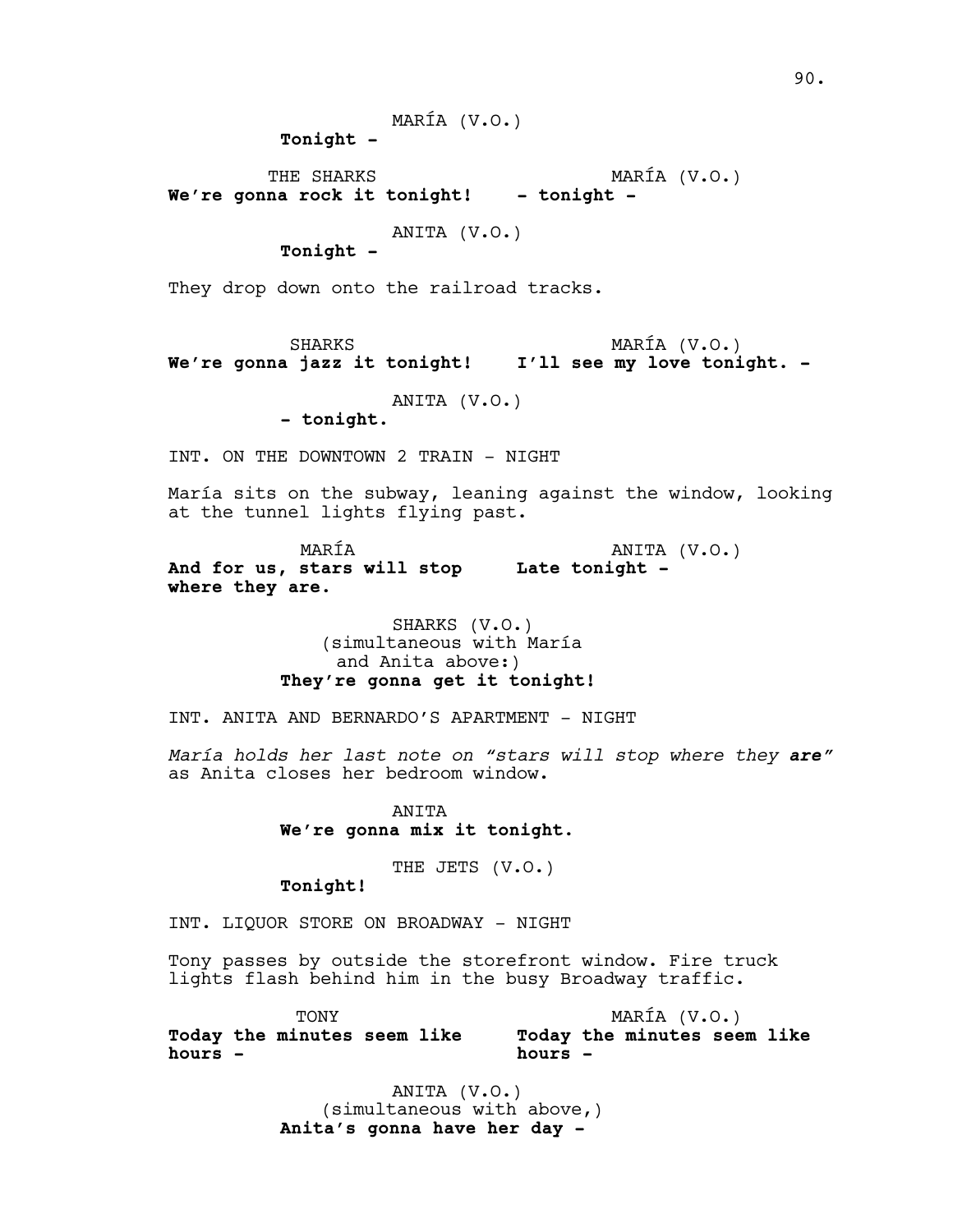MARÍA (V.O.)
**Tonight -**

THE SHARKS
**We're gonna rock it tonight!**

MARÍA (V.O.)
**- tonight -**

ANITA (V.O.)
**Tonight -**

They drop down onto the railroad tracks.

SHARKS
**We're gonna jazz it tonight!**

MARÍA (V.O.)
**I'll see my love tonight. -**

ANITA (V.O.)
**- tonight.**

INT. ON THE DOWNTOWN 2 TRAIN - NIGHT

María sits on the subway, leaning against the window, looking at the tunnel lights flying past.

MARÍA
**And for us, stars will stop where they are.**

ANITA (V.O.)
**Late tonight -**

SHARKS (V.O.)
(simultaneous with María and Anita above:)
**They're gonna get it tonight!**

INT. ANITA AND BERNARDO'S APARTMENT - NIGHT

*María holds her last note on "stars will stop where they* ***are****"* as Anita closes her bedroom window.

ANITA
**We're gonna mix it tonight.**

THE JETS (V.O.)
**Tonight!**

INT. LIQUOR STORE ON BROADWAY - NIGHT

Tony passes by outside the storefront window. Fire truck lights flash behind him in the busy Broadway traffic.

TONY
**Today the minutes seem like hours -**

MARÍA (V.O.)
**Today the minutes seem like hours -**

ANITA (V.O.)
(simultaneous with above,)
**Anita's gonna have her day -**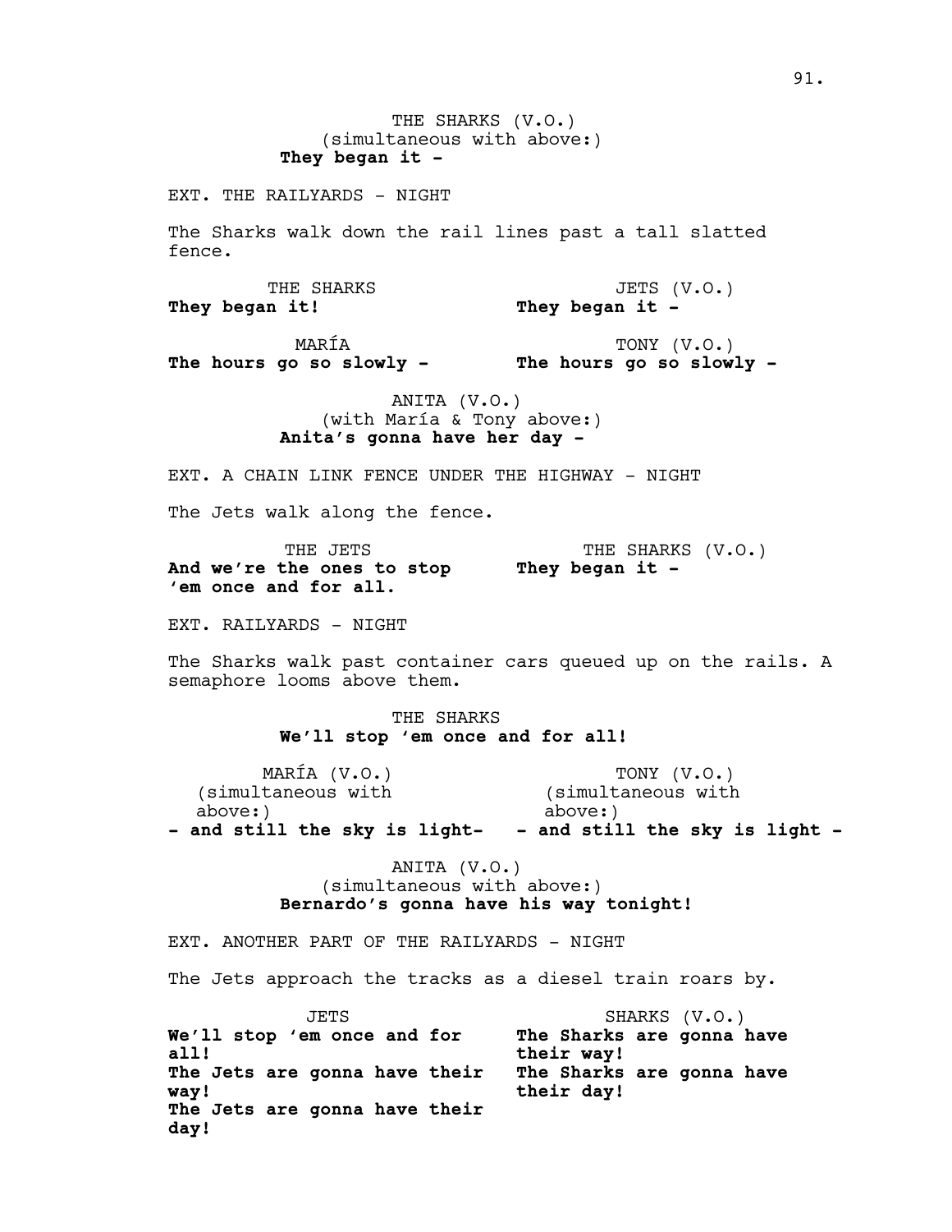THE SHARKS (V.O.)
(simultaneous with above:)
**They began it -**

EXT. THE RAILYARDS - NIGHT

The Sharks walk down the rail lines past a tall slatted fence.

THE SHARKS
**They began it!**

JETS (V.O.)
**They began it -**

MARÍA
**The hours go so slowly -**

TONY (V.O.)
**The hours go so slowly -**

ANITA (V.O.)
(with María & Tony above:)
**Anita's gonna have her day -**

EXT. A CHAIN LINK FENCE UNDER THE HIGHWAY - NIGHT

The Jets walk along the fence.

THE JETS
**And we're the ones to stop 'em once and for all.**

THE SHARKS (V.O.)
**They began it -**

EXT. RAILYARDS - NIGHT

The Sharks walk past container cars queued up on the rails. A semaphore looms above them.

THE SHARKS
**We'll stop 'em once and for all!**

MARÍA (V.O.)
(simultaneous with above:)
**- and still the sky is light-**

TONY (V.O.)
(simultaneous with above:)
**- and still the sky is light -**

ANITA (V.O.)
(simultaneous with above:)
**Bernardo's gonna have his way tonight!**

EXT. ANOTHER PART OF THE RAILYARDS - NIGHT

The Jets approach the tracks as a diesel train roars by.

JETS
**We'll stop 'em once and for all!**
**The Jets are gonna have their way!**
**The Jets are gonna have their day!**

SHARKS (V.O.)
**The Sharks are gonna have their way!**
**The Sharks are gonna have their day!**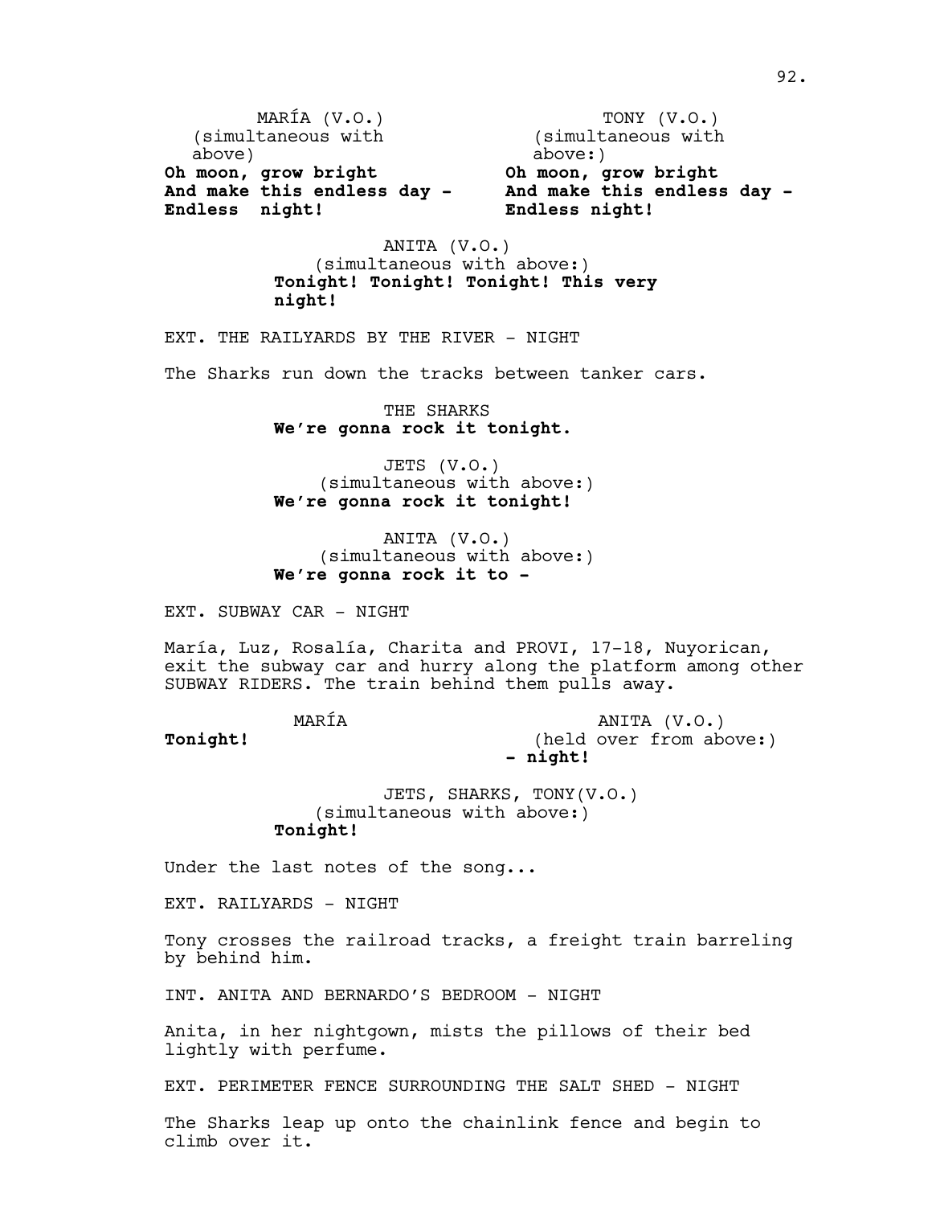MARÍA (V.O.)
(simultaneous with above)
**Oh moon, grow bright**
**And make this endless day -**
**Endless night!**

TONY (V.O.)
(simultaneous with above:)
**Oh moon, grow bright**
**And make this endless day -**
**Endless night!**

ANITA (V.O.)
(simultaneous with above:)
**Tonight! Tonight! Tonight! This very night!**

EXT. THE RAILYARDS BY THE RIVER - NIGHT

The Sharks run down the tracks between tanker cars.

THE SHARKS
**We're gonna rock it tonight.**

JETS (V.O.)
(simultaneous with above:)
**We're gonna rock it tonight!**

ANITA (V.O.)
(simultaneous with above:)
**We're gonna rock it to -**

EXT. SUBWAY CAR - NIGHT

María, Luz, Rosalía, Charita and PROVI, 17-18, Nuyorican, exit the subway car and hurry along the platform among other SUBWAY RIDERS. The train behind them pulls away.

MARÍA
**Tonight!**

ANITA (V.O.)
(held over from above:)
**- night!**

JETS, SHARKS, TONY(V.O.)
(simultaneous with above:)
**Tonight!**

Under the last notes of the song...

EXT. RAILYARDS - NIGHT

Tony crosses the railroad tracks, a freight train barreling by behind him.

INT. ANITA AND BERNARDO'S BEDROOM - NIGHT

Anita, in her nightgown, mists the pillows of their bed lightly with perfume.

EXT. PERIMETER FENCE SURROUNDING THE SALT SHED - NIGHT

The Sharks leap up onto the chainlink fence and begin to climb over it.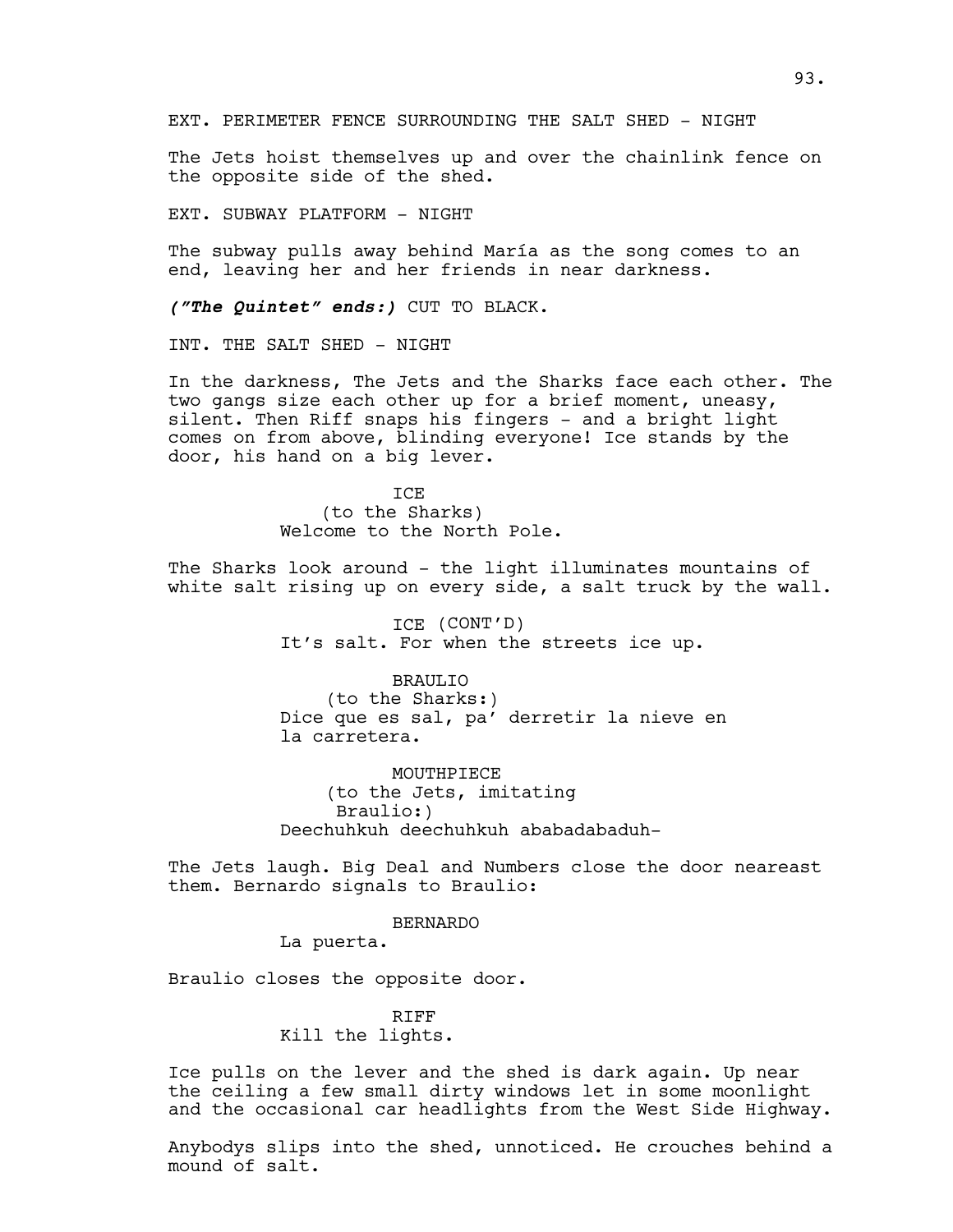EXT. PERIMETER FENCE SURROUNDING THE SALT SHED - NIGHT

The Jets hoist themselves up and over the chainlink fence on the opposite side of the shed.

EXT. SUBWAY PLATFORM - NIGHT

The subway pulls away behind María as the song comes to an end, leaving her and her friends in near darkness.

***("The Quintet" ends:)*** CUT TO BLACK.

INT. THE SALT SHED - NIGHT

In the darkness, The Jets and the Sharks face each other. The two gangs size each other up for a brief moment, uneasy, silent. Then Riff snaps his fingers - and a bright light comes on from above, blinding everyone! Ice stands by the door, his hand on a big lever.

ICE
(to the Sharks)
Welcome to the North Pole.

The Sharks look around - the light illuminates mountains of white salt rising up on every side, a salt truck by the wall.

ICE (CONT'D)
It's salt. For when the streets ice up.

BRAULIO
(to the Sharks:)
Dice que es sal, pa' derretir la nieve en la carretera.

MOUTHPIECE
(to the Jets, imitating Braulio:)
Deechuhkuh deechuhkuh ababadabaduh-

The Jets laugh. Big Deal and Numbers close the door neareast them. Bernardo signals to Braulio:

BERNARDO
La puerta.

Braulio closes the opposite door.

RIFF
Kill the lights.

Ice pulls on the lever and the shed is dark again. Up near the ceiling a few small dirty windows let in some moonlight and the occasional car headlights from the West Side Highway.

Anybodys slips into the shed, unnoticed. He crouches behind a mound of salt.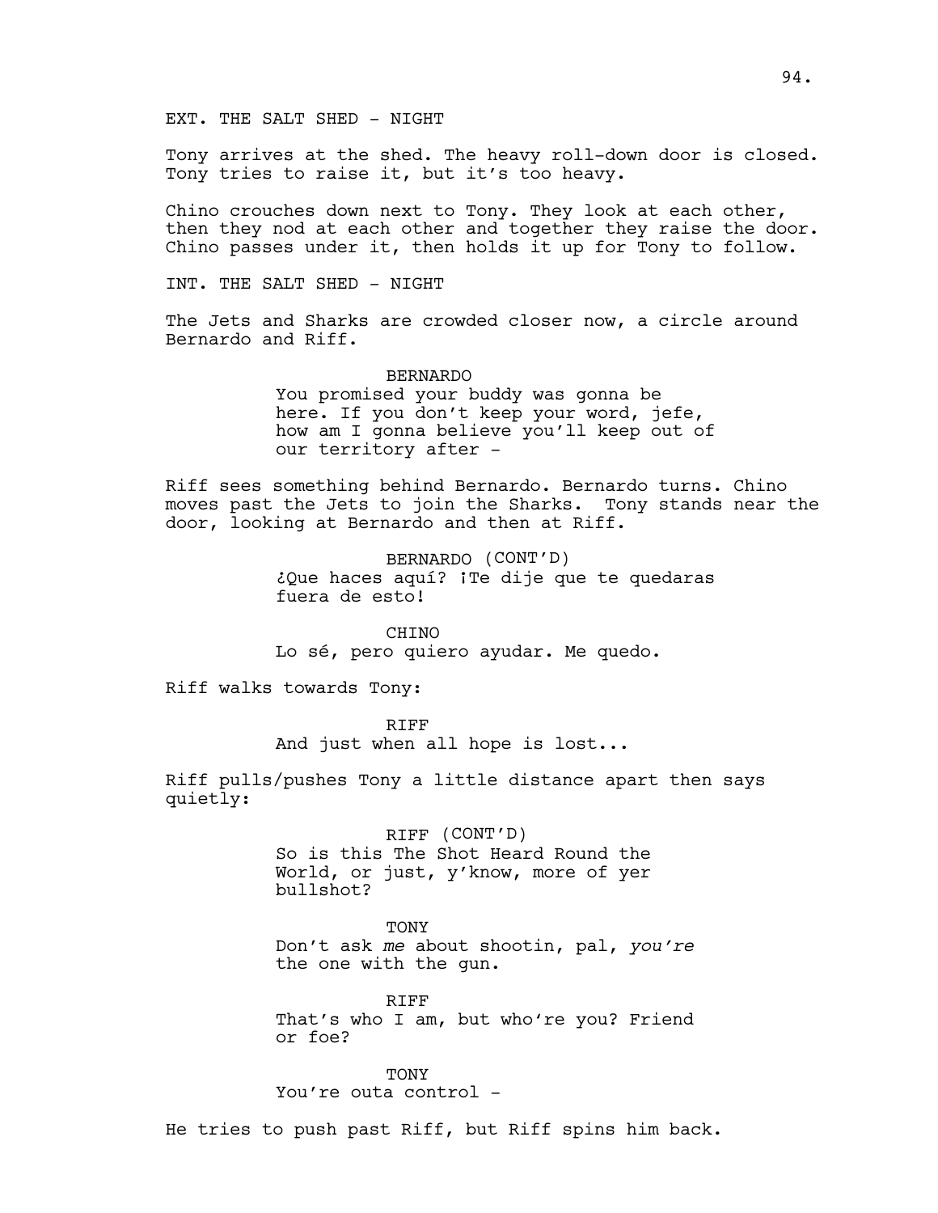EXT. THE SALT SHED - NIGHT

Tony arrives at the shed. The heavy roll-down door is closed. Tony tries to raise it, but it's too heavy.

Chino crouches down next to Tony. They look at each other, then they nod at each other and together they raise the door. Chino passes under it, then holds it up for Tony to follow.

INT. THE SALT SHED - NIGHT

The Jets and Sharks are crowded closer now, a circle around Bernardo and Riff.

BERNARDO

You promised your buddy was gonna be here. If you don't keep your word, jefe, how am I gonna believe you'll keep out of our territory after -

Riff sees something behind Bernardo. Bernardo turns. Chino moves past the Jets to join the Sharks. Tony stands near the door, looking at Bernardo and then at Riff.

BERNARDO (CONT'D)

¿Que haces aquí? ¡Te dije que te quedaras fuera de esto!

CHINO

Lo sé, pero quiero ayudar. Me quedo.

Riff walks towards Tony:

RIFF

And just when all hope is lost...

Riff pulls/pushes Tony a little distance apart then says quietly:

RIFF (CONT'D)

So is this The Shot Heard Round the World, or just, y'know, more of yer bullshot?

TONY

Don't ask *me* about shootin, pal, *you're* the one with the gun.

RIFF

That's who I am, but who're you? Friend or foe?

TONY

You're outa control -

He tries to push past Riff, but Riff spins him back.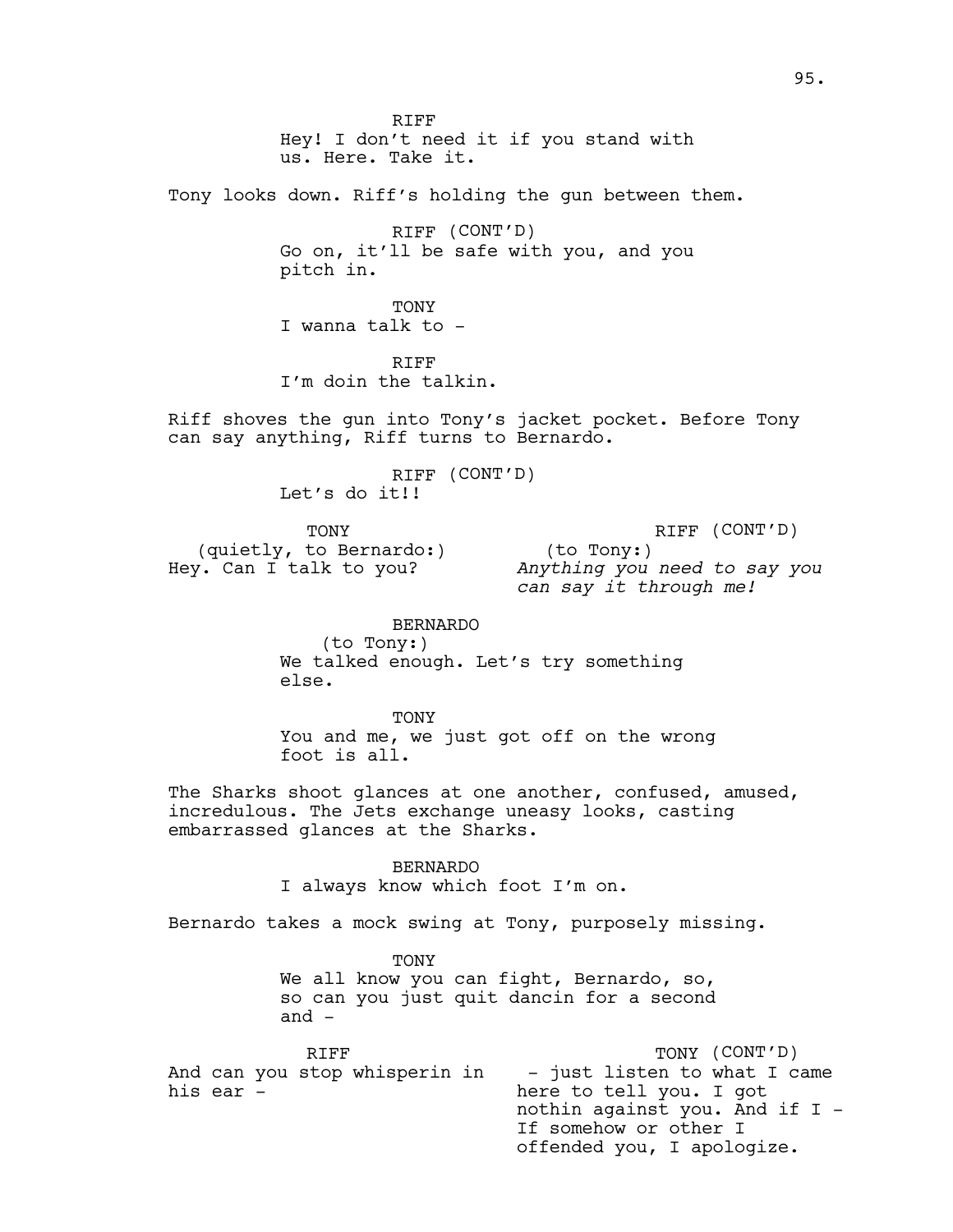RIFF
Hey! I don't need it if you stand with us. Here. Take it.

Tony looks down. Riff's holding the gun between them.

RIFF (CONT'D)
Go on, it'll be safe with you, and you pitch in.

TONY
I wanna talk to -

RIFF
I'm doin the talkin.

Riff shoves the gun into Tony's jacket pocket. Before Tony can say anything, Riff turns to Bernardo.

RIFF (CONT'D)
Let's do it!!

TONY
(quietly, to Bernardo:)
Hey. Can I talk to you?

RIFF (CONT'D)
(to Tony:)
*Anything you need to say you can say it through me!*

BERNARDO
(to Tony:)
We talked enough. Let's try something else.

TONY
You and me, we just got off on the wrong foot is all.

The Sharks shoot glances at one another, confused, amused, incredulous. The Jets exchange uneasy looks, casting embarrassed glances at the Sharks.

BERNARDO
I always know which foot I'm on.

Bernardo takes a mock swing at Tony, purposely missing.

TONY
We all know you can fight, Bernardo, so, so can you just quit dancin for a second and -

RIFF
And can you stop whisperin in his ear -

TONY (CONT'D)
- just listen to what I came here to tell you. I got nothin against you. And if I - If somehow or other I offended you, I apologize.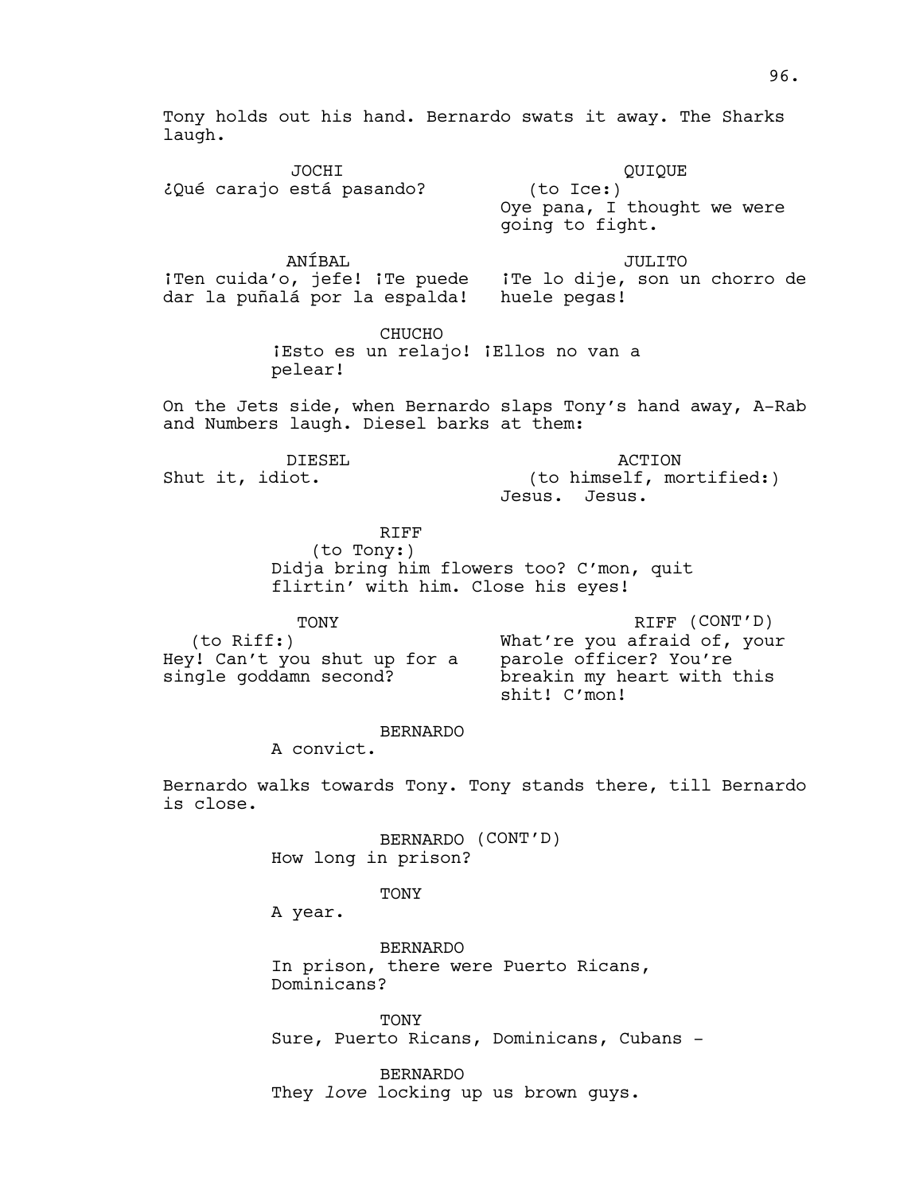Tony holds out his hand. Bernardo swats it away. The Sharks laugh.

JOCHI
¿Qué carajo está pasando?

QUIQUE
(to Ice:)
Oye pana, I thought we were going to fight.

ANÍBAL
¡Ten cuida'o, jefe! ¡Te puede dar la puñalá por la espalda!

JULITO
¡Te lo dije, son un chorro de huele pegas!

CHUCHO
¡Esto es un relajo! ¡Ellos no van a pelear!

On the Jets side, when Bernardo slaps Tony's hand away, A-Rab and Numbers laugh. Diesel barks at them:

DIESEL
Shut it, idiot.

ACTION
(to himself, mortified:)
Jesus. Jesus.

RIFF
(to Tony:)
Didja bring him flowers too? C'mon, quit flirtin' with him. Close his eyes!

TONY
(to Riff:)
Hey! Can't you shut up for a single goddamn second?

RIFF (CONT'D)
What're you afraid of, your parole officer? You're breakin my heart with this shit! C'mon!

BERNARDO
A convict.

Bernardo walks towards Tony. Tony stands there, till Bernardo is close.

BERNARDO (CONT'D)
How long in prison?

TONY
A year.

BERNARDO
In prison, there were Puerto Ricans, Dominicans?

TONY
Sure, Puerto Ricans, Dominicans, Cubans -

BERNARDO
They *love* locking up us brown guys.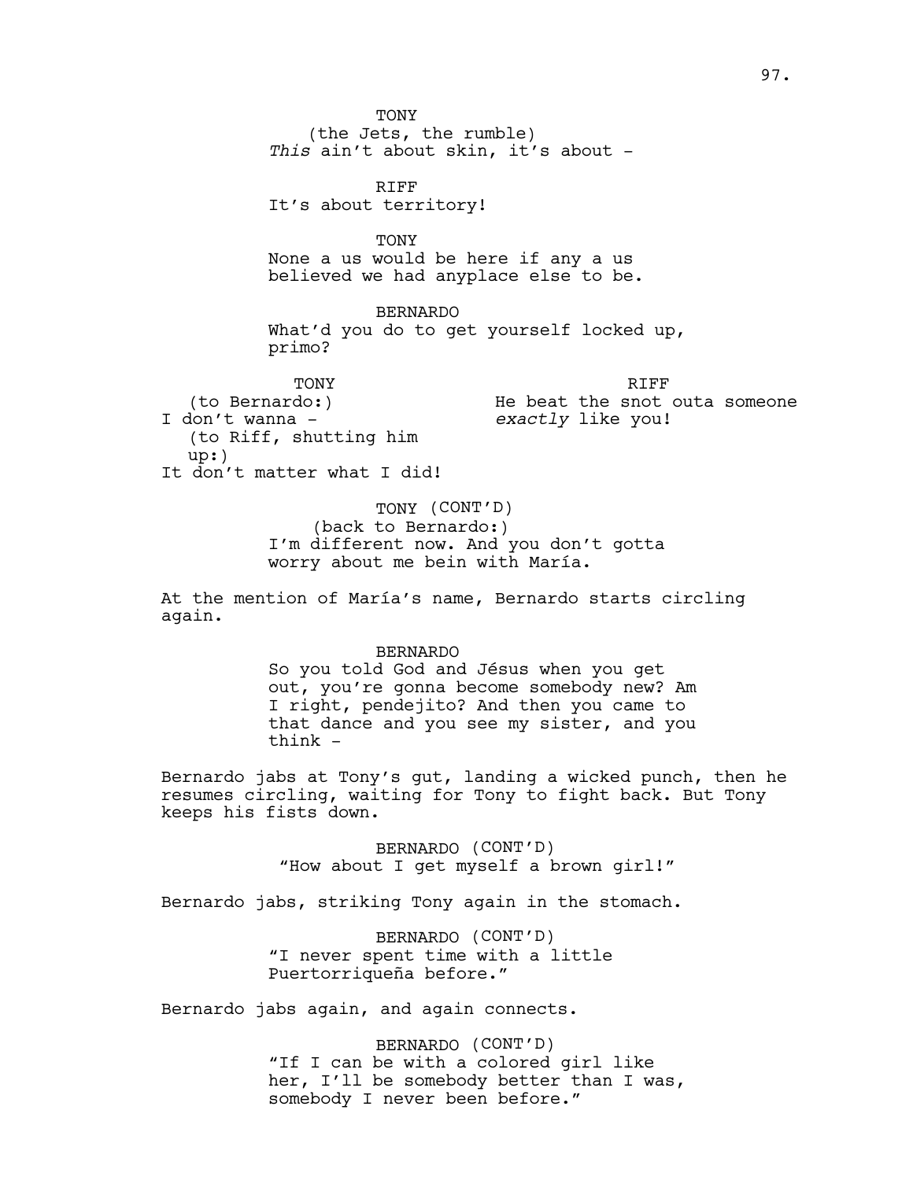TONY
(the Jets, the rumble)
*This* ain't about skin, it's about -

RIFF
It's about territory!

TONY
None a us would be here if any a us believed we had anyplace else to be.

BERNARDO
What'd you do to get yourself locked up, primo?

TONY
(to Bernardo:)
I don't wanna -
(to Riff, shutting him up:)
It don't matter what I did!

RIFF
He beat the snot outa someone *exactly* like you!

TONY (CONT'D)
(back to Bernardo:)
I'm different now. And you don't gotta worry about me bein with María.

At the mention of María's name, Bernardo starts circling again.

BERNARDO
So you told God and Jésus when you get out, you're gonna become somebody new? Am I right, pendejito? And then you came to that dance and you see my sister, and you think -

Bernardo jabs at Tony's gut, landing a wicked punch, then he resumes circling, waiting for Tony to fight back. But Tony keeps his fists down.

BERNARDO (CONT'D)
"How about I get myself a brown girl!"

Bernardo jabs, striking Tony again in the stomach.

BERNARDO (CONT'D)
"I never spent time with a little Puertorriqueña before."

Bernardo jabs again, and again connects.

BERNARDO (CONT'D)
"If I can be with a colored girl like her, I'll be somebody better than I was, somebody I never been before."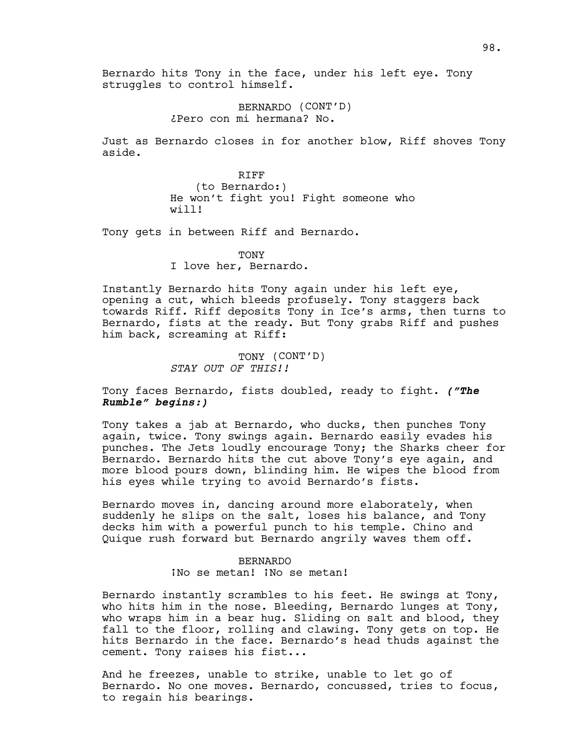Bernardo hits Tony in the face, under his left eye. Tony struggles to control himself.

BERNARDO (CONT'D)
¿Pero con mi hermana? No.

Just as Bernardo closes in for another blow, Riff shoves Tony aside.

RIFF
(to Bernardo:)
He won't fight you! Fight someone who will!

Tony gets in between Riff and Bernardo.

TONY
I love her, Bernardo.

Instantly Bernardo hits Tony again under his left eye, opening a cut, which bleeds profusely. Tony staggers back towards Riff. Riff deposits Tony in Ice's arms, then turns to Bernardo, fists at the ready. But Tony grabs Riff and pushes him back, screaming at Riff:

TONY (CONT'D)
*STAY OUT OF THIS!!*

Tony faces Bernardo, fists doubled, ready to fight. ***("The Rumble" begins:)***

Tony takes a jab at Bernardo, who ducks, then punches Tony again, twice. Tony swings again. Bernardo easily evades his punches. The Jets loudly encourage Tony; the Sharks cheer for Bernardo. Bernardo hits the cut above Tony's eye again, and more blood pours down, blinding him. He wipes the blood from his eyes while trying to avoid Bernardo's fists.

Bernardo moves in, dancing around more elaborately, when suddenly he slips on the salt, loses his balance, and Tony decks him with a powerful punch to his temple. Chino and Quique rush forward but Bernardo angrily waves them off.

BERNARDO
¡No se metan! ¡No se metan!

Bernardo instantly scrambles to his feet. He swings at Tony, who hits him in the nose. Bleeding, Bernardo lunges at Tony, who wraps him in a bear hug. Sliding on salt and blood, they fall to the floor, rolling and clawing. Tony gets on top. He hits Bernardo in the face. Bernardo's head thuds against the cement. Tony raises his fist...

And he freezes, unable to strike, unable to let go of Bernardo. No one moves. Bernardo, concussed, tries to focus, to regain his bearings.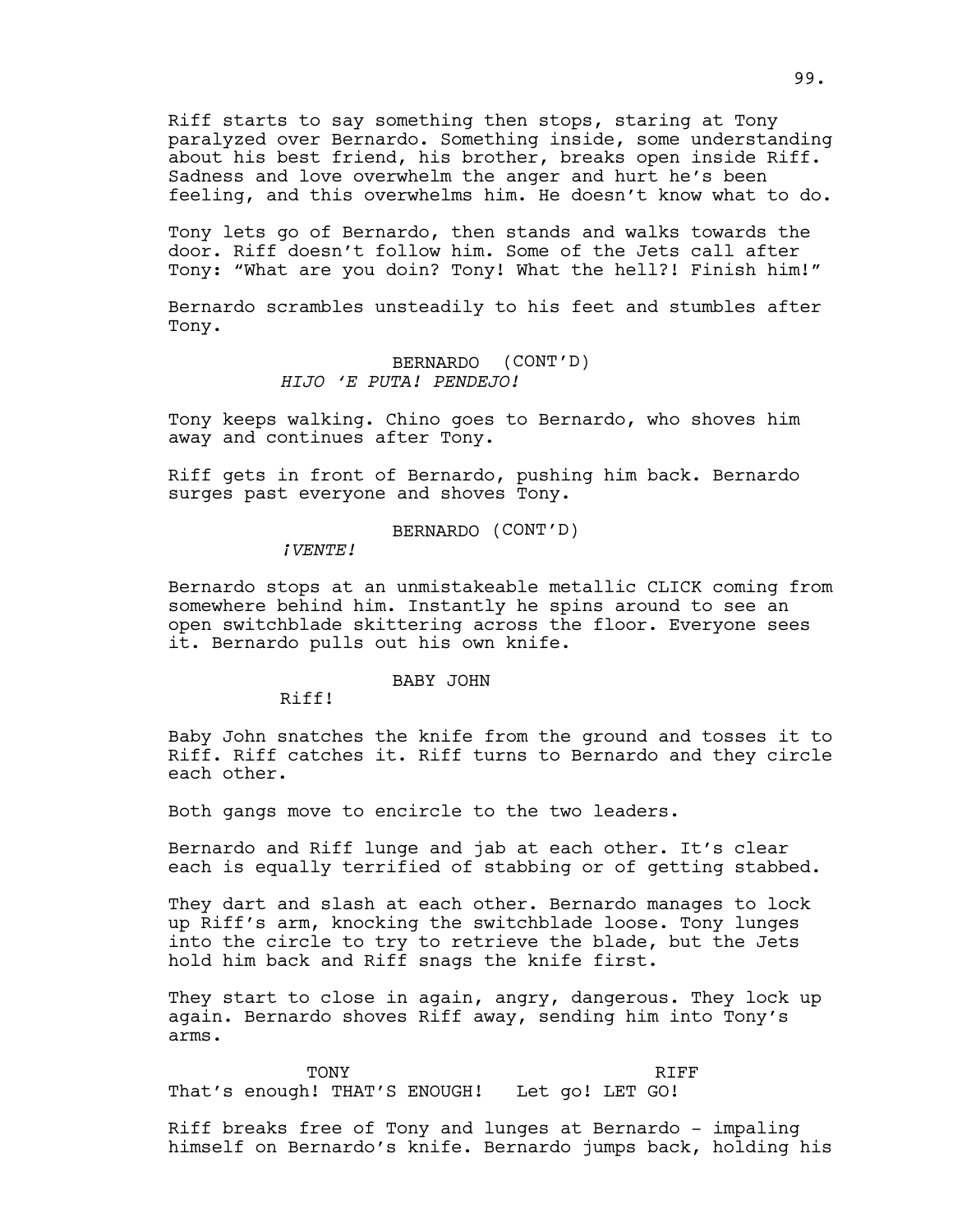Riff starts to say something then stops, staring at Tony paralyzed over Bernardo. Something inside, some understanding about his best friend, his brother, breaks open inside Riff. Sadness and love overwhelm the anger and hurt he's been feeling, and this overwhelms him. He doesn't know what to do.

Tony lets go of Bernardo, then stands and walks towards the door. Riff doesn't follow him. Some of the Jets call after Tony: "What are you doin? Tony! What the hell?! Finish him!"

Bernardo scrambles unsteadily to his feet and stumbles after Tony.

BERNARDO (CONT'D)
*HIJO 'E PUTA! PENDEJO!*

Tony keeps walking. Chino goes to Bernardo, who shoves him away and continues after Tony.

Riff gets in front of Bernardo, pushing him back. Bernardo surges past everyone and shoves Tony.

BERNARDO (CONT'D)
*¡VENTE!*

Bernardo stops at an unmistakeable metallic CLICK coming from somewhere behind him. Instantly he spins around to see an open switchblade skittering across the floor. Everyone sees it. Bernardo pulls out his own knife.

BABY JOHN
Riff!

Baby John snatches the knife from the ground and tosses it to Riff. Riff catches it. Riff turns to Bernardo and they circle each other.

Both gangs move to encircle to the two leaders.

Bernardo and Riff lunge and jab at each other. It's clear each is equally terrified of stabbing or of getting stabbed.

They dart and slash at each other. Bernardo manages to lock up Riff's arm, knocking the switchblade loose. Tony lunges into the circle to try to retrieve the blade, but the Jets hold him back and Riff snags the knife first.

They start to close in again, angry, dangerous. They lock up again. Bernardo shoves Riff away, sending him into Tony's arms.

TONY
That's enough! THAT'S ENOUGH!

RIFF
Let go! LET GO!

Riff breaks free of Tony and lunges at Bernardo - impaling himself on Bernardo's knife. Bernardo jumps back, holding his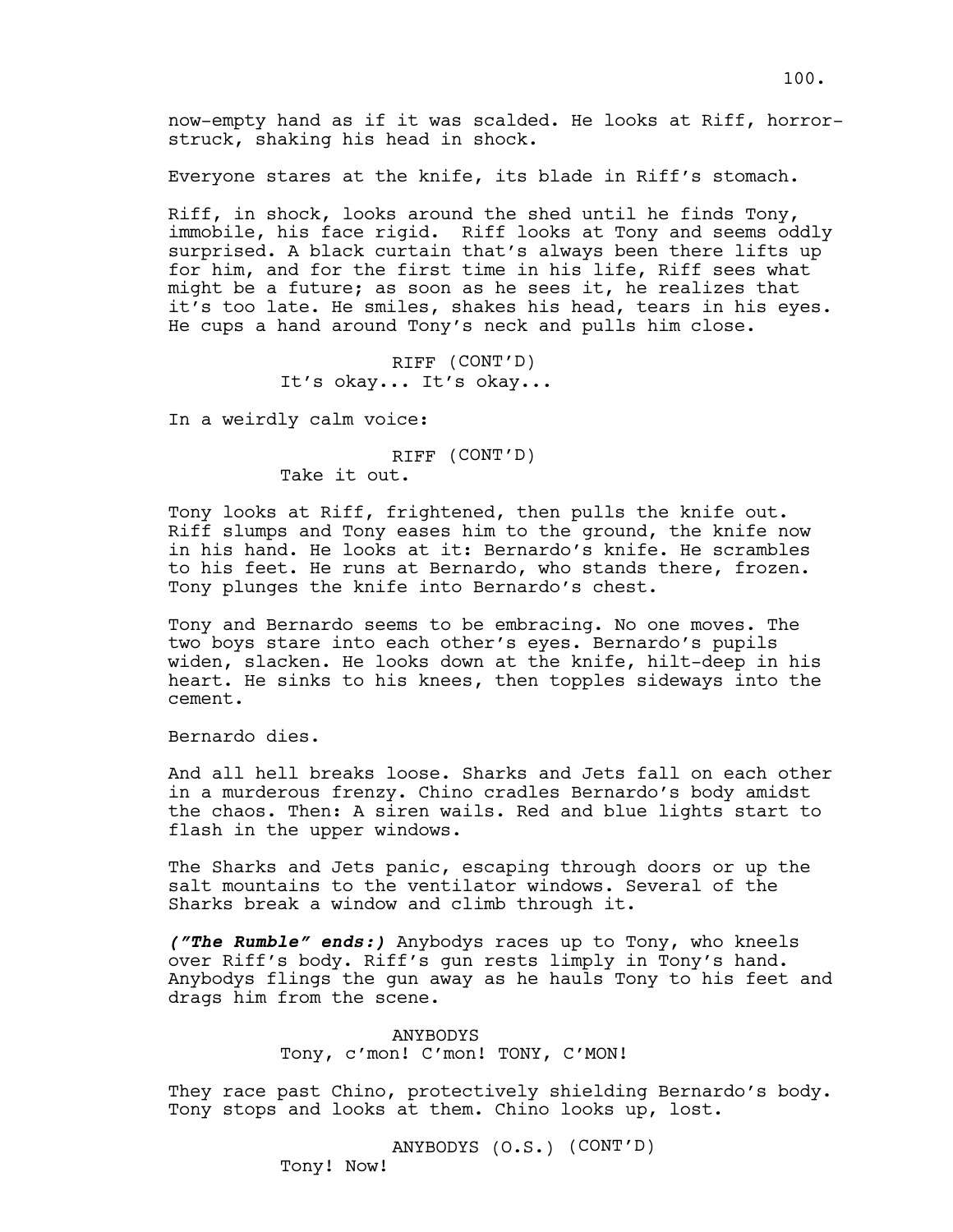now-empty hand as if it was scalded. He looks at Riff, horror-struck, shaking his head in shock.

Everyone stares at the knife, its blade in Riff's stomach.

Riff, in shock, looks around the shed until he finds Tony, immobile, his face rigid. Riff looks at Tony and seems oddly surprised. A black curtain that's always been there lifts up for him, and for the first time in his life, Riff sees what might be a future; as soon as he sees it, he realizes that it's too late. He smiles, shakes his head, tears in his eyes. He cups a hand around Tony's neck and pulls him close.

RIFF (CONT'D)
It's okay... It's okay...

In a weirdly calm voice:

RIFF (CONT'D)
Take it out.

Tony looks at Riff, frightened, then pulls the knife out. Riff slumps and Tony eases him to the ground, the knife now in his hand. He looks at it: Bernardo's knife. He scrambles to his feet. He runs at Bernardo, who stands there, frozen. Tony plunges the knife into Bernardo's chest.

Tony and Bernardo seems to be embracing. No one moves. The two boys stare into each other's eyes. Bernardo's pupils widen, slacken. He looks down at the knife, hilt-deep in his heart. He sinks to his knees, then topples sideways into the cement.

Bernardo dies.

And all hell breaks loose. Sharks and Jets fall on each other in a murderous frenzy. Chino cradles Bernardo's body amidst the chaos. Then: A siren wails. Red and blue lights start to flash in the upper windows.

The Sharks and Jets panic, escaping through doors or up the salt mountains to the ventilator windows. Several of the Sharks break a window and climb through it.

***("The Rumble" ends:)*** Anybodys races up to Tony, who kneels over Riff's body. Riff's gun rests limply in Tony's hand. Anybodys flings the gun away as he hauls Tony to his feet and drags him from the scene.

ANYBODYS
Tony, c'mon! C'mon! TONY, C'MON!

They race past Chino, protectively shielding Bernardo's body. Tony stops and looks at them. Chino looks up, lost.

ANYBODYS (O.S.) (CONT'D)
Tony! Now!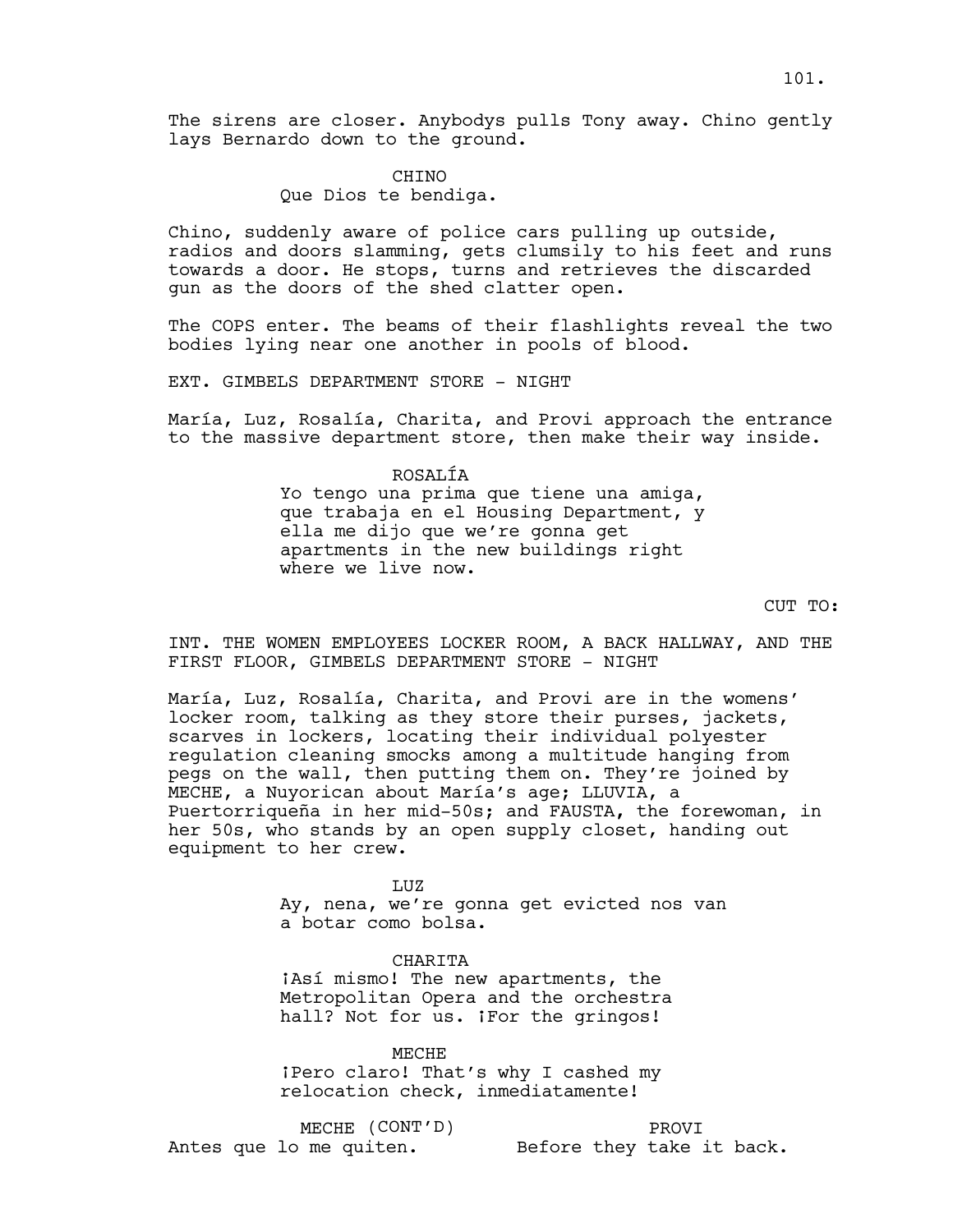The sirens are closer. Anybodys pulls Tony away. Chino gently lays Bernardo down to the ground.

CHINO
Que Dios te bendiga.

Chino, suddenly aware of police cars pulling up outside, radios and doors slamming, gets clumsily to his feet and runs towards a door. He stops, turns and retrieves the discarded gun as the doors of the shed clatter open.

The COPS enter. The beams of their flashlights reveal the two bodies lying near one another in pools of blood.

EXT. GIMBELS DEPARTMENT STORE - NIGHT

María, Luz, Rosalía, Charita, and Provi approach the entrance to the massive department store, then make their way inside.

ROSALÍA
Yo tengo una prima que tiene una amiga, que trabaja en el Housing Department, y ella me dijo que we're gonna get apartments in the new buildings right where we live now.

CUT TO:

INT. THE WOMEN EMPLOYEES LOCKER ROOM, A BACK HALLWAY, AND THE FIRST FLOOR, GIMBELS DEPARTMENT STORE - NIGHT

María, Luz, Rosalía, Charita, and Provi are in the womens' locker room, talking as they store their purses, jackets, scarves in lockers, locating their individual polyester regulation cleaning smocks among a multitude hanging from pegs on the wall, then putting them on. They're joined by MECHE, a Nuyorican about María's age; LLUVIA, a Puertorriqueña in her mid-50s; and FAUSTA, the forewoman, in her 50s, who stands by an open supply closet, handing out equipment to her crew.

LUZ
Ay, nena, we're gonna get evicted nos van a botar como bolsa.

CHARITA
¡Así mismo! The new apartments, the Metropolitan Opera and the orchestra hall? Not for us. ¡For the gringos!

MECHE
¡Pero claro! That's why I cashed my relocation check, inmediatamente!

MECHE (CONT'D)
Antes que lo me quiten.

PROVI
Before they take it back.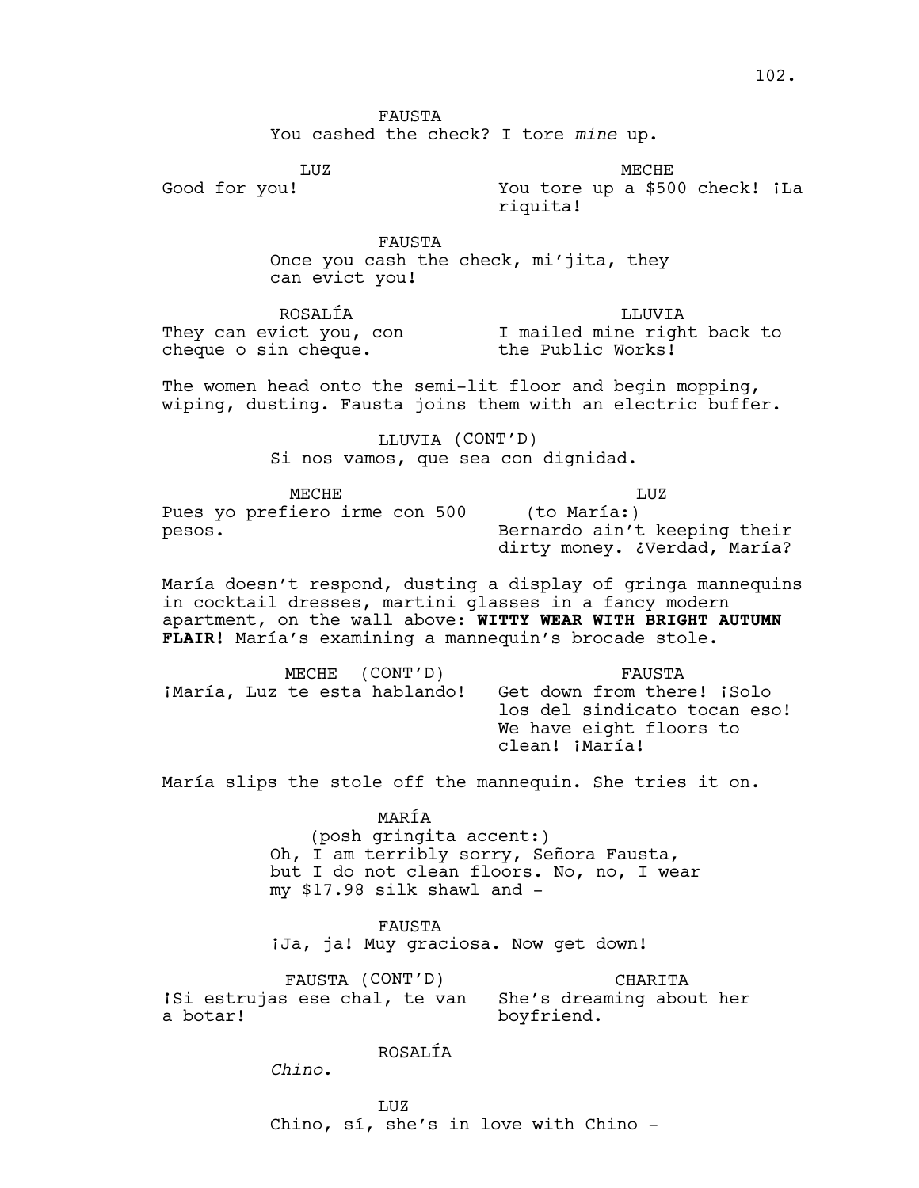FAUSTA
You cashed the check? I tore *mine* up.

LUZ
Good for you!

MECHE
You tore up a $500 check! ¡La riquita!

FAUSTA
Once you cash the check, mi'jita, they can evict you!

ROSALÍA
They can evict you, con cheque o sin cheque.

LLUVIA
I mailed mine right back to the Public Works!

The women head onto the semi-lit floor and begin mopping, wiping, dusting. Fausta joins them with an electric buffer.

LLUVIA (CONT'D)
Si nos vamos, que sea con dignidad.

MECHE
Pues yo prefiero irme con 500 pesos.

LUZ
(to María:)
Bernardo ain't keeping their dirty money. ¿Verdad, María?

María doesn't respond, dusting a display of gringa mannequins in cocktail dresses, martini glasses in a fancy modern apartment, on the wall above: **WITTY WEAR WITH BRIGHT AUTUMN FLAIR!** María's examining a mannequin's brocade stole.

MECHE (CONT'D)
¡María, Luz te esta hablando!

FAUSTA
Get down from there! ¡Solo los del sindicato tocan eso! We have eight floors to clean! ¡María!

María slips the stole off the mannequin. She tries it on.

MARÍA
(posh gringita accent:)
Oh, I am terribly sorry, Señora Fausta, but I do not clean floors. No, no, I wear my $17.98 silk shawl and -

FAUSTA
¡Ja, ja! Muy graciosa. Now get down!

FAUSTA (CONT'D)
¡Si estrujas ese chal, te van a botar!

CHARITA
She's dreaming about her boyfriend.

ROSALÍA
*Chino*.

LUZ
Chino, sí, she's in love with Chino -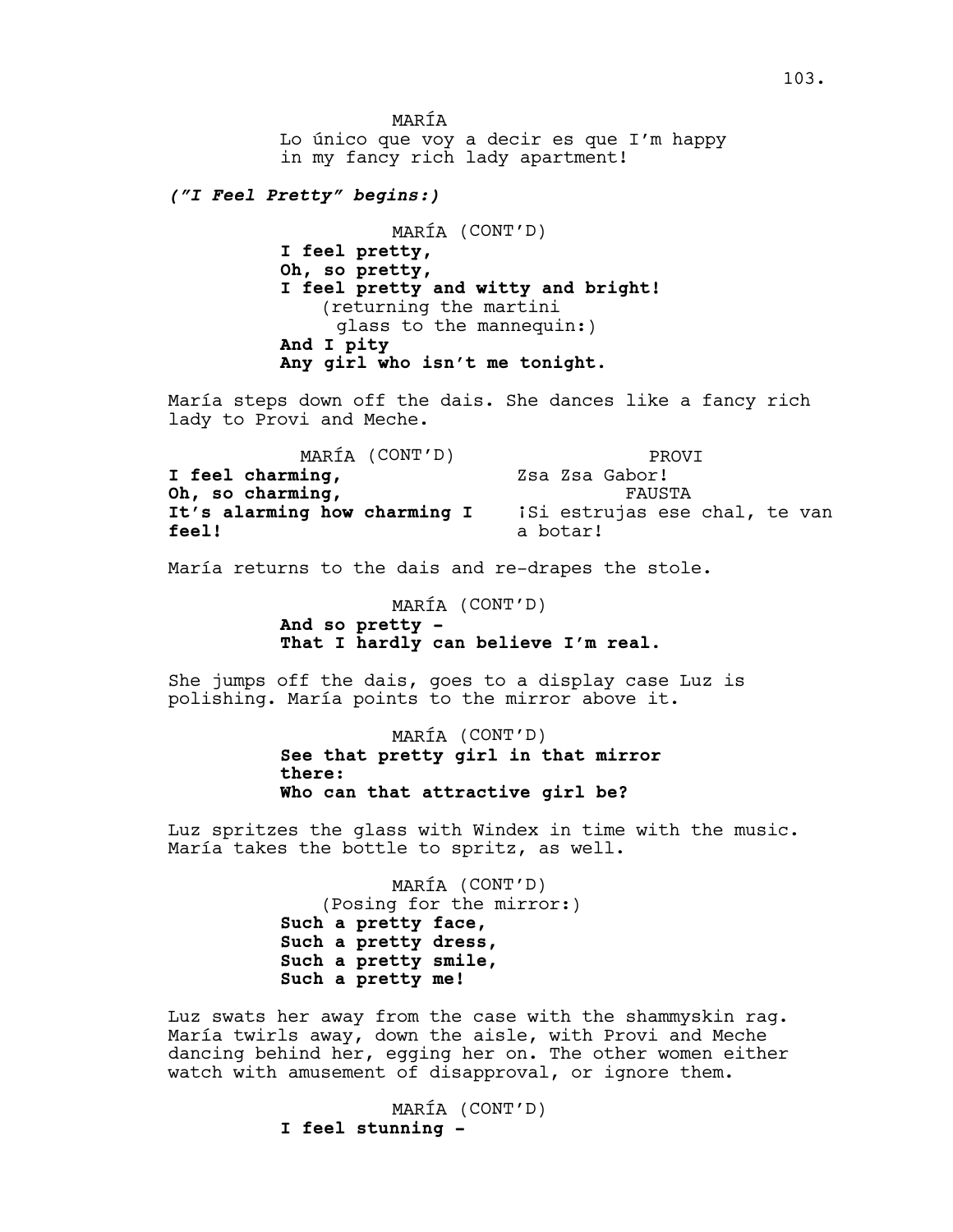MARÍA

Lo único que voy a decir es que I'm happy in my fancy rich lady apartment!

***("I Feel Pretty" begins:)***

MARÍA (CONT'D)

**I feel pretty,**
**Oh, so pretty,**
**I feel pretty and witty and bright!**
(returning the martini glass to the mannequin:)
**And I pity**
**Any girl who isn't me tonight.**

María steps down off the dais. She dances like a fancy rich lady to Provi and Meche.

MARÍA (CONT'D)

**I feel charming,**
**Oh, so charming,**
**It's alarming how charming I feel!**

PROVI

Zsa Zsa Gabor!

FAUSTA

¡Si estrujas ese chal, te van a botar!

María returns to the dais and re-drapes the stole.

MARÍA (CONT'D)

**And so pretty -**
**That I hardly can believe I'm real.**

She jumps off the dais, goes to a display case Luz is polishing. María points to the mirror above it.

MARÍA (CONT'D)

**See that pretty girl in that mirror there:**
**Who can that attractive girl be?**

Luz spritzes the glass with Windex in time with the music. María takes the bottle to spritz, as well.

MARÍA (CONT'D)

(Posing for the mirror:)
**Such a pretty face,**
**Such a pretty dress,**
**Such a pretty smile,**
**Such a pretty me!**

Luz swats her away from the case with the shammyskin rag. María twirls away, down the aisle, with Provi and Meche dancing behind her, egging her on. The other women either watch with amusement of disapproval, or ignore them.

MARÍA (CONT'D)

**I feel stunning -**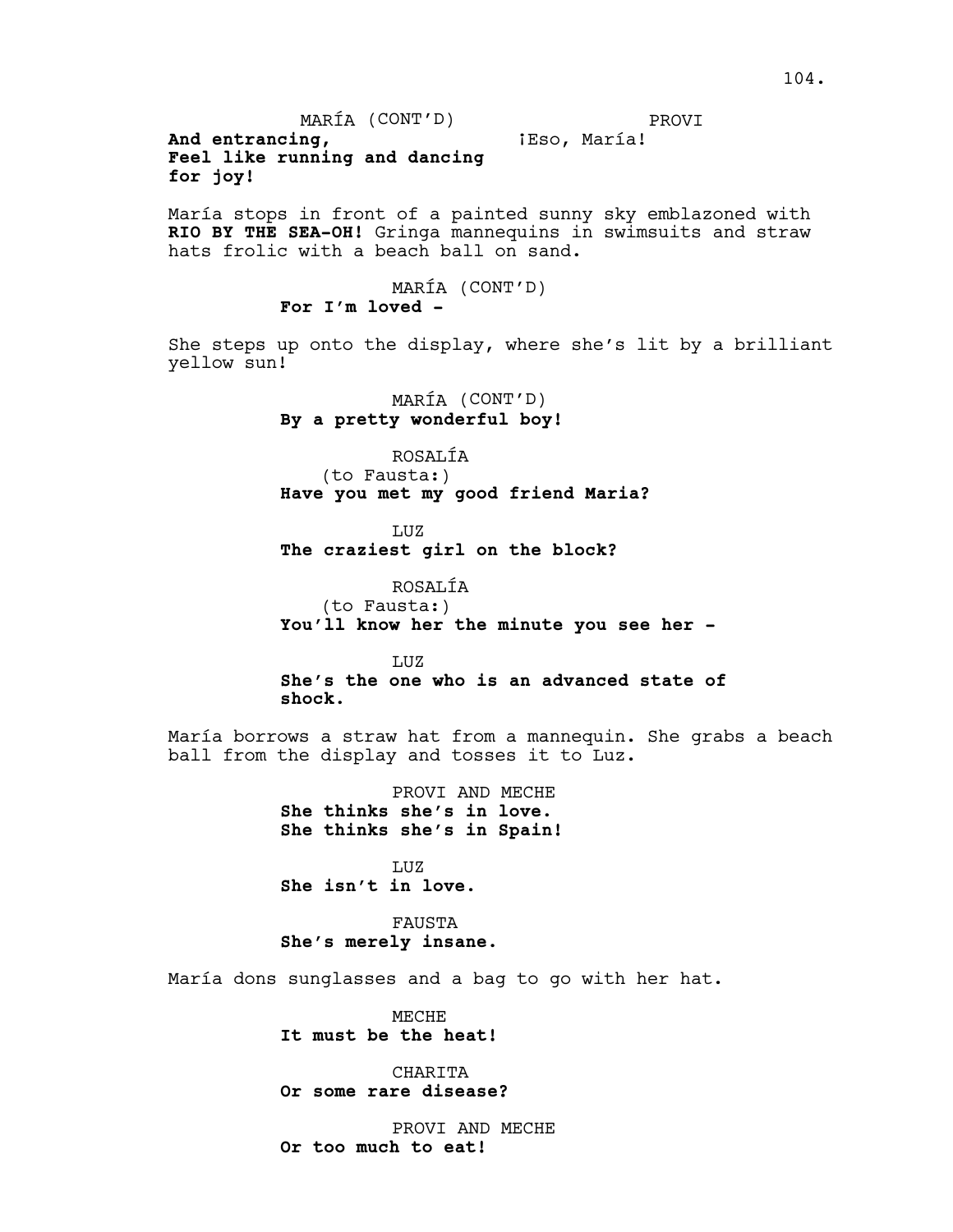MARÍA (CONT'D)
**And entrancing,**
**Feel like running and dancing**
**for joy!**

PROVI
¡Eso, María!

María stops in front of a painted sunny sky emblazoned with **RIO BY THE SEA-OH!** Gringa mannequins in swimsuits and straw hats frolic with a beach ball on sand.

MARÍA (CONT'D)
**For I'm loved -**

She steps up onto the display, where she's lit by a brilliant yellow sun!

MARÍA (CONT'D)
**By a pretty wonderful boy!**

ROSALÍA
(to Fausta:)
**Have you met my good friend Maria?**

LUZ
**The craziest girl on the block?**

ROSALÍA
(to Fausta:)
**You'll know her the minute you see her -**

LUZ
**She's the one who is an advanced state of shock.**

María borrows a straw hat from a mannequin. She grabs a beach ball from the display and tosses it to Luz.

PROVI AND MECHE
**She thinks she's in love.**
**She thinks she's in Spain!**

LUZ
**She isn't in love.**

FAUSTA
**She's merely insane.**

María dons sunglasses and a bag to go with her hat.

MECHE
**It must be the heat!**

CHARITA
**Or some rare disease?**

PROVI AND MECHE
**Or too much to eat!**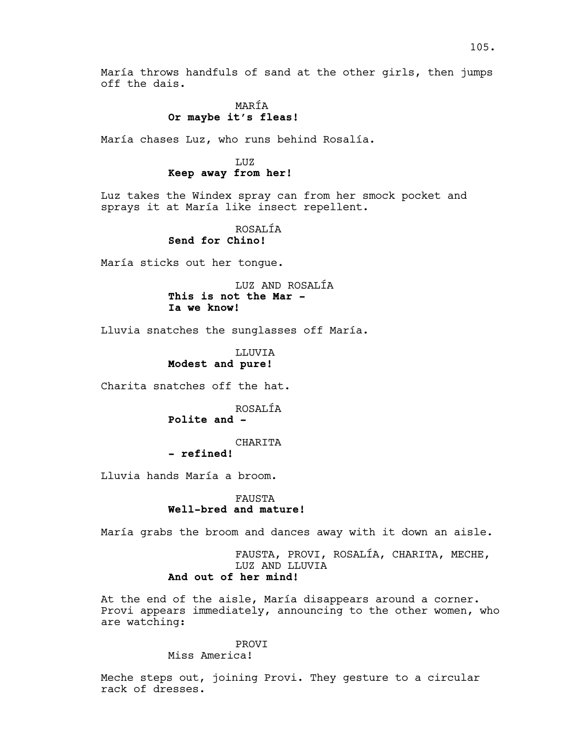María throws handfuls of sand at the other girls, then jumps off the dais.

MARÍA
**Or maybe it's fleas!**

María chases Luz, who runs behind Rosalía.

LUZ
**Keep away from her!**

Luz takes the Windex spray can from her smock pocket and sprays it at María like insect repellent.

ROSALÍA
**Send for Chino!**

María sticks out her tongue.

LUZ AND ROSALÍA
**This is not the Mar -**
**Ia we know!**

Lluvia snatches the sunglasses off María.

LLUVIA
**Modest and pure!**

Charita snatches off the hat.

ROSALÍA
**Polite and -**

CHARITA
**- refined!**

Lluvia hands María a broom.

FAUSTA
**Well-bred and mature!**

María grabs the broom and dances away with it down an aisle.

FAUSTA, PROVI, ROSALÍA, CHARITA, MECHE, LUZ AND LLUVIA
**And out of her mind!**

At the end of the aisle, María disappears around a corner. Provi appears immediately, announcing to the other women, who are watching:

PROVI
Miss America!

Meche steps out, joining Provi. They gesture to a circular rack of dresses.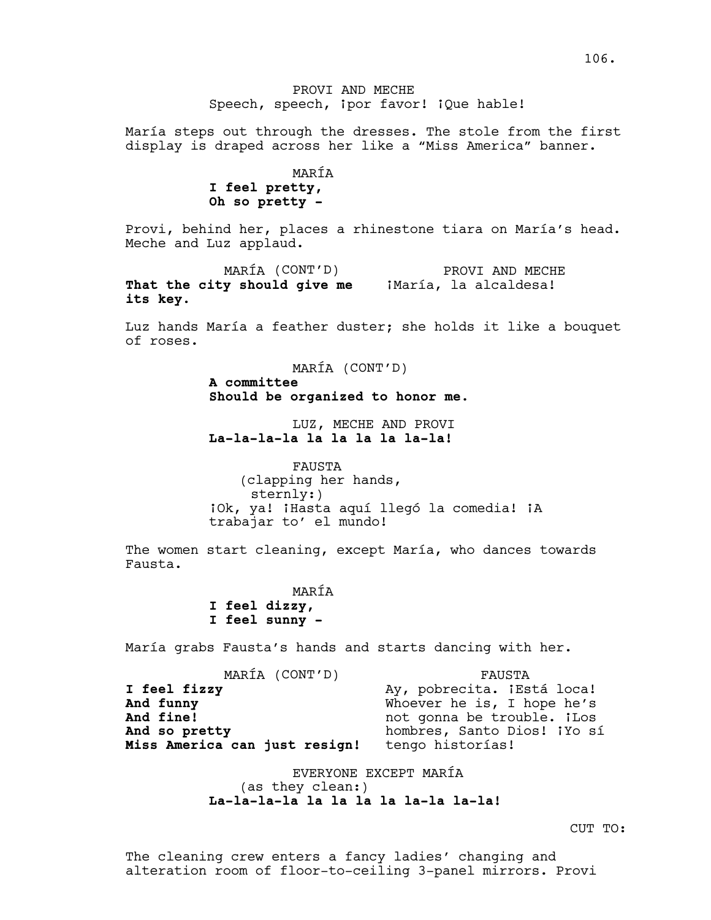PROVI AND MECHE
Speech, speech, ¡por favor! ¡Que hable!

María steps out through the dresses. The stole from the first display is draped across her like a "Miss America" banner.

MARÍA
**I feel pretty,**
**Oh so pretty -**

Provi, behind her, places a rhinestone tiara on María's head. Meche and Luz applaud.

MARÍA (CONT'D)
**That the city should give me its key.**

PROVI AND MECHE
¡María, la alcaldesa!

Luz hands María a feather duster; she holds it like a bouquet of roses.

MARÍA (CONT'D)
**A committee**
**Should be organized to honor me.**

LUZ, MECHE AND PROVI
**La-la-la-la la la la la la-la!**

FAUSTA
(clapping her hands, sternly:)
¡Ok, ya! ¡Hasta aquí llegó la comedia! ¡A trabajar to' el mundo!

The women start cleaning, except María, who dances towards Fausta.

MARÍA
**I feel dizzy,**
**I feel sunny -**

María grabs Fausta's hands and starts dancing with her.

MARÍA (CONT'D)
**I feel fizzy**
**And funny**
**And fine!**
**And so pretty**
**Miss America can just resign!**

FAUSTA
Ay, pobrecita. ¡Está loca! Whoever he is, I hope he's not gonna be trouble. ¡Los hombres, Santo Dios! ¡Yo sí tengo historías!

EVERYONE EXCEPT MARÍA
(as they clean:)
**La-la-la-la la la la la la-la la-la!**

CUT TO:

The cleaning crew enters a fancy ladies' changing and alteration room of floor-to-ceiling 3-panel mirrors. Provi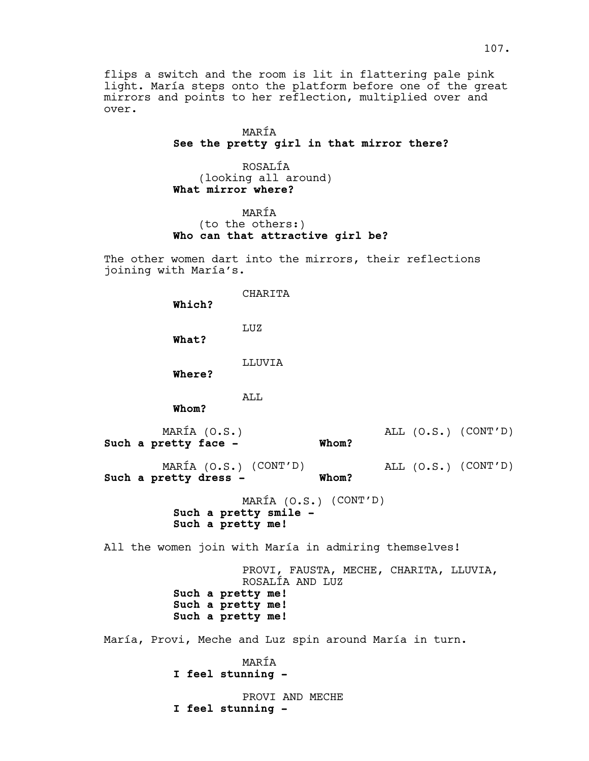flips a switch and the room is lit in flattering pale pink light. María steps onto the platform before one of the great mirrors and points to her reflection, multiplied over and over.

MARÍA
**See the pretty girl in that mirror there?**

ROSALÍA
(looking all around)
**What mirror where?**

MARÍA
(to the others:)
**Who can that attractive girl be?**

The other women dart into the mirrors, their reflections joining with María's.

CHARITA
**Which?**

LUZ
**What?**

LLUVIA
**Where?**

ALL
**Whom?**

MARÍA (O.S.)
**Such a pretty face -**

ALL (O.S.) (CONT'D)
**Whom?**

MARÍA (O.S.) (CONT'D)
**Such a pretty dress -**

ALL (O.S.) (CONT'D)
**Whom?**

MARÍA (O.S.) (CONT'D)
**Such a pretty smile -**
**Such a pretty me!**

All the women join with María in admiring themselves!

PROVI, FAUSTA, MECHE, CHARITA, LLUVIA, ROSALÍA AND LUZ
**Such a pretty me!**
**Such a pretty me!**
**Such a pretty me!**

María, Provi, Meche and Luz spin around María in turn.

MARÍA
**I feel stunning -**

PROVI AND MECHE
**I feel stunning -**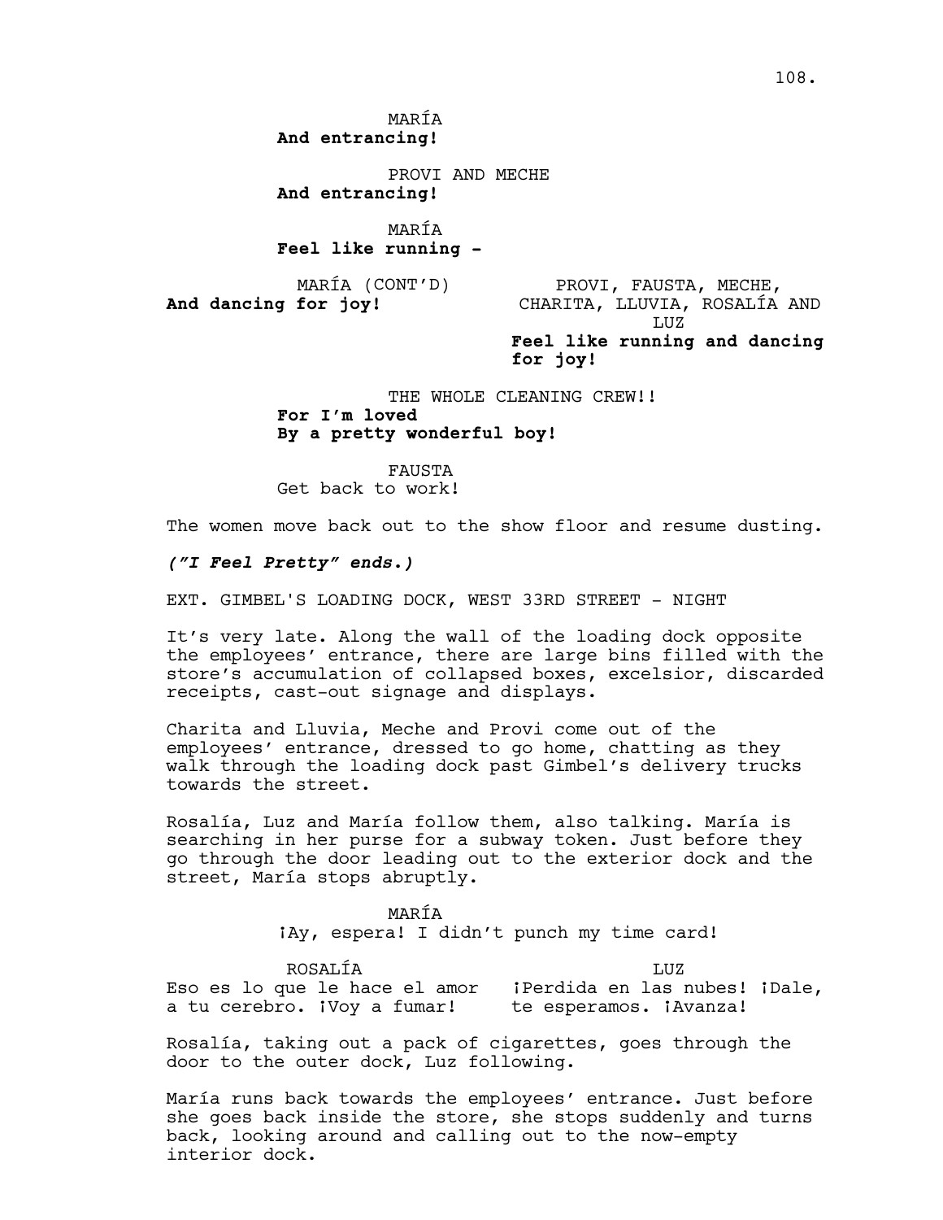MARÍA
**And entrancing!**

PROVI AND MECHE
**And entrancing!**

MARÍA
**Feel like running -**

MARÍA (CONT'D)
**And dancing for joy!**

PROVI, FAUSTA, MECHE, CHARITA, LLUVIA, ROSALÍA AND LUZ
**Feel like running and dancing for joy!**

THE WHOLE CLEANING CREW!!
**For I'm loved**
**By a pretty wonderful boy!**

FAUSTA
Get back to work!

The women move back out to the show floor and resume dusting.

*("I Feel Pretty" ends.)*

EXT. GIMBEL'S LOADING DOCK, WEST 33RD STREET - NIGHT

It's very late. Along the wall of the loading dock opposite the employees' entrance, there are large bins filled with the store's accumulation of collapsed boxes, excelsior, discarded receipts, cast-out signage and displays.

Charita and Lluvia, Meche and Provi come out of the employees' entrance, dressed to go home, chatting as they walk through the loading dock past Gimbel's delivery trucks towards the street.

Rosalía, Luz and María follow them, also talking. María is searching in her purse for a subway token. Just before they go through the door leading out to the exterior dock and the street, María stops abruptly.

MARÍA
¡Ay, espera! I didn't punch my time card!

ROSALÍA
Eso es lo que le hace el amor a tu cerebro. ¡Voy a fumar!

LUZ
¡Perdida en las nubes! ¡Dale, te esperamos. ¡Avanza!

Rosalía, taking out a pack of cigarettes, goes through the door to the outer dock, Luz following.

María runs back towards the employees' entrance. Just before she goes back inside the store, she stops suddenly and turns back, looking around and calling out to the now-empty interior dock.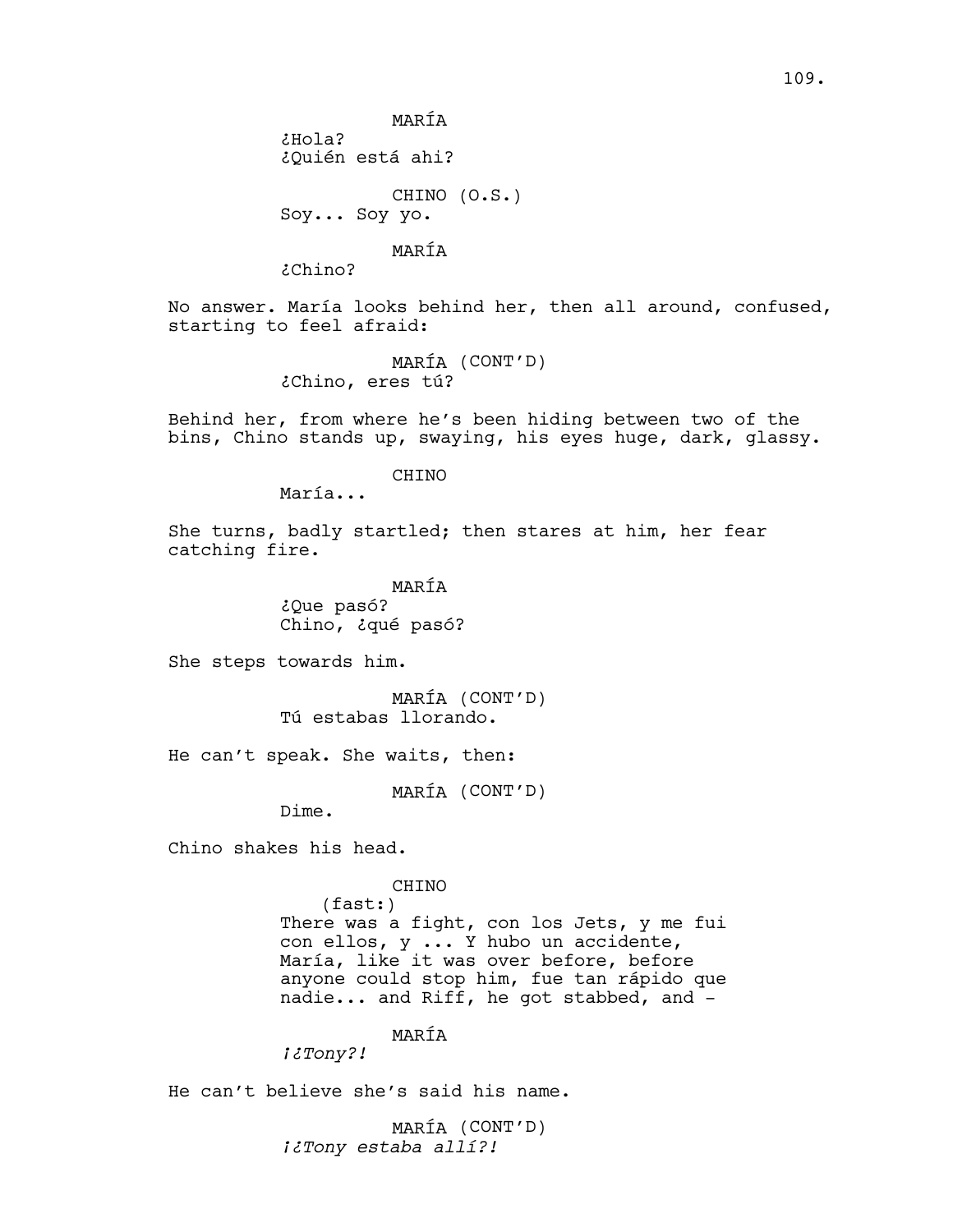MARÍA

¿Hola?
¿Quién está ahi?

CHINO (O.S.)

Soy... Soy yo.

MARÍA

¿Chino?

No answer. María looks behind her, then all around, confused, starting to feel afraid:

MARÍA (CONT'D)

¿Chino, eres tú?

Behind her, from where he's been hiding between two of the bins, Chino stands up, swaying, his eyes huge, dark, glassy.

CHINO

María...

She turns, badly startled; then stares at him, her fear catching fire.

MARÍA

¿Que pasó?
Chino, ¿qué pasó?

She steps towards him.

MARÍA (CONT'D)

Tú estabas llorando.

He can't speak. She waits, then:

MARÍA (CONT'D)

Dime.

Chino shakes his head.

CHINO

(fast:)

There was a fight, con los Jets, y me fui con ellos, y ... Y hubo un accidente, María, like it was over before, before anyone could stop him, fue tan rápido que nadie... and Riff, he got stabbed, and -

MARÍA

*¡¿Tony?!*

He can't believe she's said his name.

MARÍA (CONT'D)

*¡¿Tony estaba allí?!*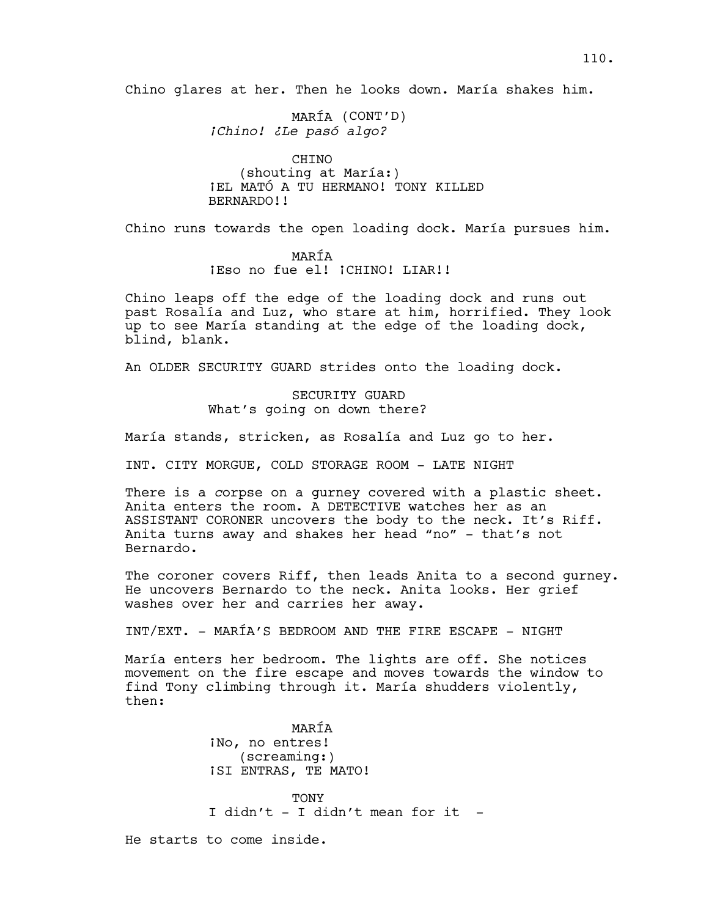Chino glares at her. Then he looks down. María shakes him.

MARÍA (CONT'D)
*¡Chino! ¿Le pasó algo?*

CHINO
(shouting at María:)
¡EL MATÓ A TU HERMANO! TONY KILLED BERNARDO!!

Chino runs towards the open loading dock. María pursues him.

MARÍA
¡Eso no fue el! ¡CHINO! LIAR!!

Chino leaps off the edge of the loading dock and runs out past Rosalía and Luz, who stare at him, horrified. They look up to see María standing at the edge of the loading dock, blind, blank.

An OLDER SECURITY GUARD strides onto the loading dock.

SECURITY GUARD
What's going on down there?

María stands, stricken, as Rosalía and Luz go to her.

INT. CITY MORGUE, COLD STORAGE ROOM - LATE NIGHT

There is a *c*orpse on a gurney covered with a plastic sheet. Anita enters the room. A DETECTIVE watches her as an ASSISTANT CORONER uncovers the body to the neck. It's Riff. Anita turns away and shakes her head "no" - that's not Bernardo.

The coroner covers Riff, then leads Anita to a second gurney. He uncovers Bernardo to the neck. Anita looks. Her grief washes over her and carries her away.

INT/EXT. - MARÍA'S BEDROOM AND THE FIRE ESCAPE - NIGHT

María enters her bedroom. The lights are off. She notices movement on the fire escape and moves towards the window to find Tony climbing through it. María shudders violently, then:

MARÍA
¡No, no entres!
(screaming:)
¡SI ENTRAS, TE MATO!

TONY
I didn't - I didn't mean for it -

He starts to come inside.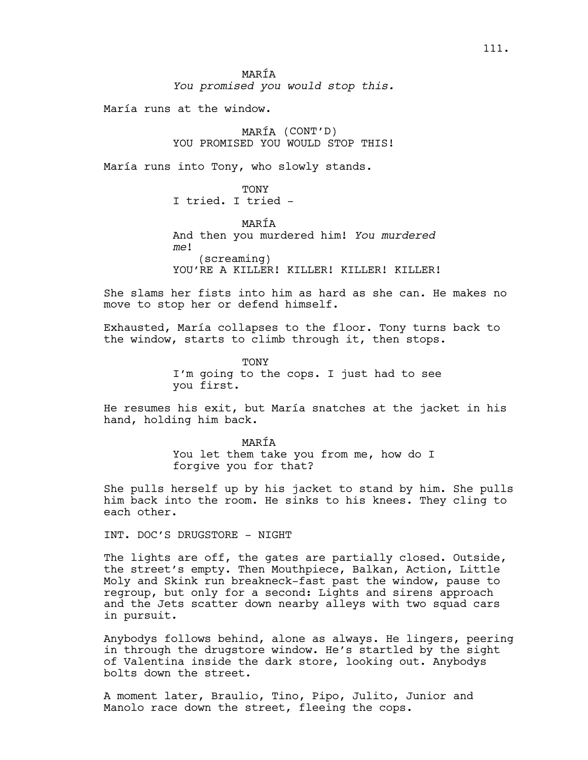MARÍA
*You promised you would stop this.*

María runs at the window.

MARÍA (CONT'D)
YOU PROMISED YOU WOULD STOP THIS!

María runs into Tony, who slowly stands.

TONY
I tried. I tried -

MARÍA
And then you murdered him! *You murdered me*!
(screaming)
YOU'RE A KILLER! KILLER! KILLER! KILLER!

She slams her fists into him as hard as she can. He makes no move to stop her or defend himself.

Exhausted, María collapses to the floor. Tony turns back to the window, starts to climb through it, then stops.

TONY
I'm going to the cops. I just had to see you first.

He resumes his exit, but María snatches at the jacket in his hand, holding him back.

MARÍA
You let them take you from me, how do I forgive you for that?

She pulls herself up by his jacket to stand by him. She pulls him back into the room. He sinks to his knees. They cling to each other.

INT. DOC'S DRUGSTORE - NIGHT

The lights are off, the gates are partially closed. Outside, the street's empty. Then Mouthpiece, Balkan, Action, Little Moly and Skink run breakneck-fast past the window, pause to regroup, but only for a second: Lights and sirens approach and the Jets scatter down nearby alleys with two squad cars in pursuit.

Anybodys follows behind, alone as always. He lingers, peering in through the drugstore window. He's startled by the sight of Valentina inside the dark store, looking out. Anybodys bolts down the street.

A moment later, Braulio, Tino, Pipo, Julito, Junior and Manolo race down the street, fleeing the cops.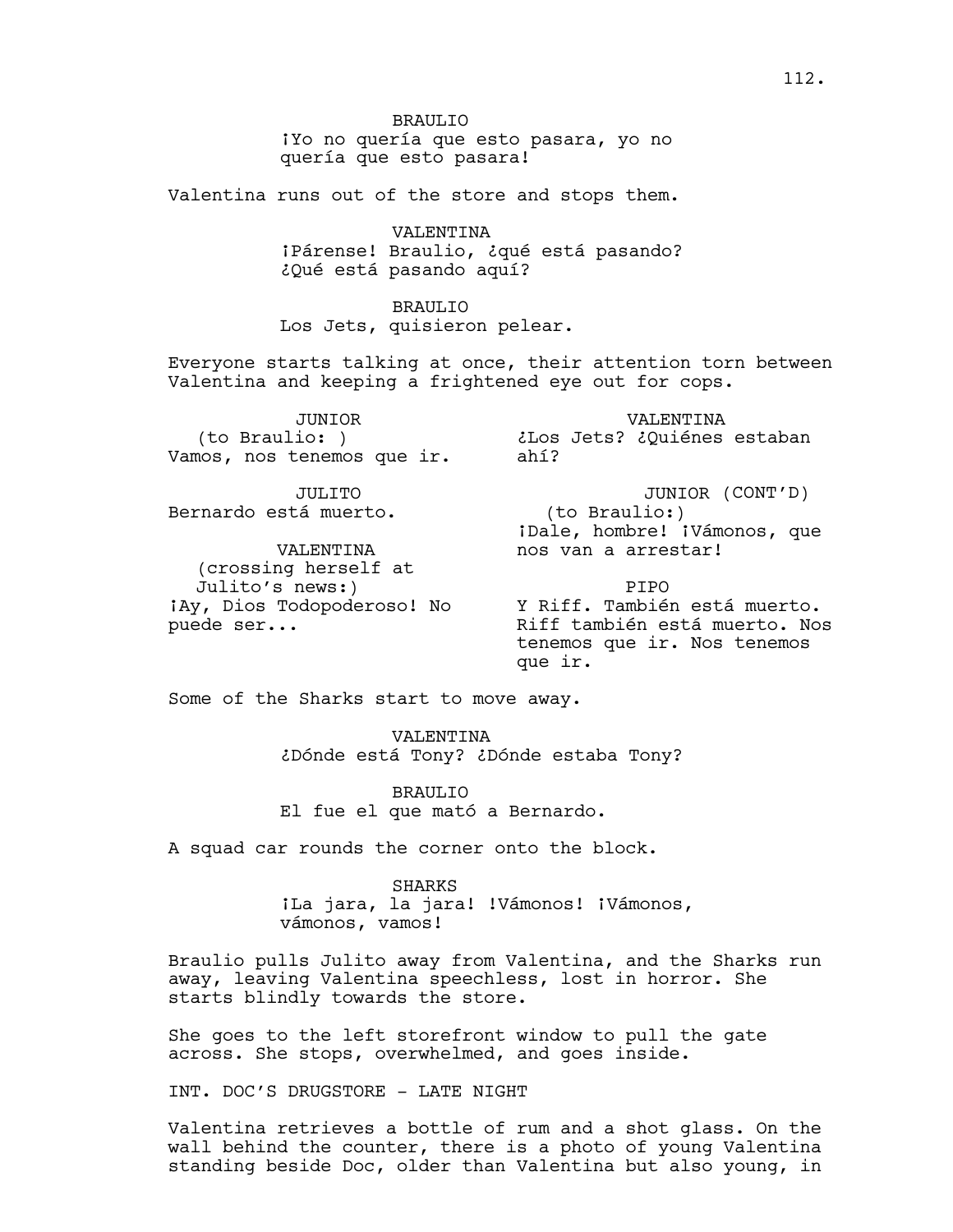BRAULIO
¡Yo no quería que esto pasara, yo no quería que esto pasara!

Valentina runs out of the store and stops them.

VALENTINA
¡Párense! Braulio, ¿qué está pasando? ¿Qué está pasando aquí?

BRAULIO
Los Jets, quisieron pelear.

Everyone starts talking at once, their attention torn between Valentina and keeping a frightened eye out for cops.

JUNIOR
(to Braulio: )
Vamos, nos tenemos que ir.

JULITO
Bernardo está muerto.

VALENTINA
(crossing herself at Julito's news:)
¡Ay, Dios Todopoderoso! No puede ser...

VALENTINA
¿Los Jets? ¿Quiénes estaban ahí?

JUNIOR (CONT'D)
(to Braulio:)
¡Dale, hombre! ¡Vámonos, que nos van a arrestar!

PIPO
Y Riff. También está muerto. Riff también está muerto. Nos tenemos que ir. Nos tenemos que ir.

Some of the Sharks start to move away.

VALENTINA
¿Dónde está Tony? ¿Dónde estaba Tony?

BRAULIO
El fue el que mató a Bernardo.

A squad car rounds the corner onto the block.

SHARKS
¡La jara, la jara! !Vámonos! ¡Vámonos, vámonos, vamos!

Braulio pulls Julito away from Valentina, and the Sharks run away, leaving Valentina speechless, lost in horror. She starts blindly towards the store.

She goes to the left storefront window to pull the gate across. She stops, overwhelmed, and goes inside.

INT. DOC'S DRUGSTORE - LATE NIGHT

Valentina retrieves a bottle of rum and a shot glass. On the wall behind the counter, there is a photo of young Valentina standing beside Doc, older than Valentina but also young, in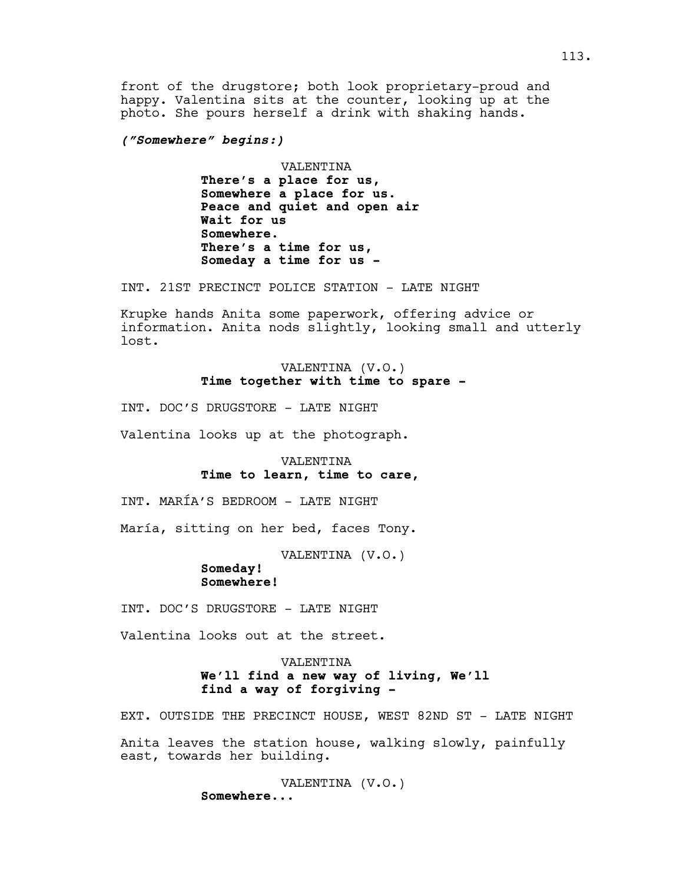front of the drugstore; both look proprietary-proud and happy. Valentina sits at the counter, looking up at the photo. She pours herself a drink with shaking hands.

***("Somewhere" begins:)***

VALENTINA

**There's a place for us,**
**Somewhere a place for us.**
**Peace and quiet and open air**
**Wait for us**
**Somewhere.**
**There's a time for us,**
**Someday a time for us -**

INT. 21ST PRECINCT POLICE STATION - LATE NIGHT

Krupke hands Anita some paperwork, offering advice or information. Anita nods slightly, looking small and utterly lost.

VALENTINA (V.O.)

**Time together with time to spare -**

INT. DOC'S DRUGSTORE - LATE NIGHT

Valentina looks up at the photograph.

VALENTINA

**Time to learn, time to care,**

INT. MARÍA'S BEDROOM - LATE NIGHT

María, sitting on her bed, faces Tony.

VALENTINA (V.O.)

**Someday!**
**Somewhere!**

INT. DOC'S DRUGSTORE - LATE NIGHT

Valentina looks out at the street.

VALENTINA

**We'll find a new way of living, We'll find a way of forgiving -**

EXT. OUTSIDE THE PRECINCT HOUSE, WEST 82ND ST - LATE NIGHT

Anita leaves the station house, walking slowly, painfully east, towards her building.

VALENTINA (V.O.)

**Somewhere...**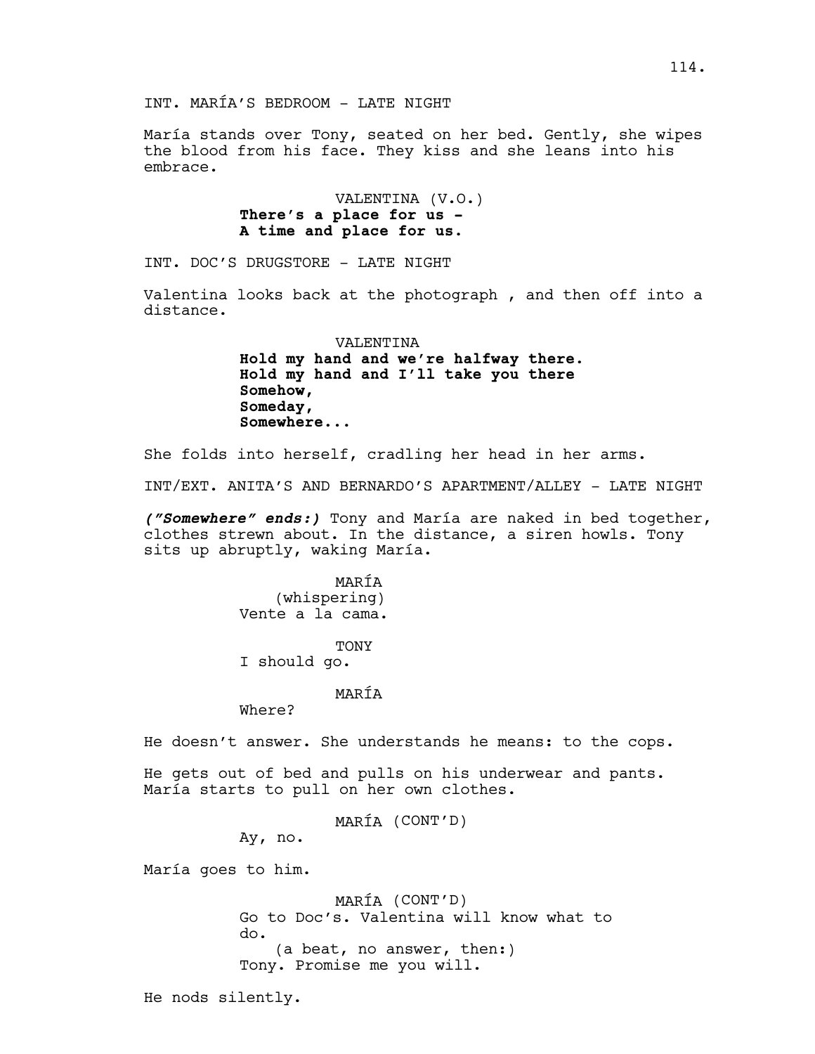INT. MARÍA'S BEDROOM - LATE NIGHT

María stands over Tony, seated on her bed. Gently, she wipes the blood from his face. They kiss and she leans into his embrace.

VALENTINA (V.O.)
**There's a place for us -**
**A time and place for us.**

INT. DOC'S DRUGSTORE - LATE NIGHT

Valentina looks back at the photograph , and then off into a distance.

VALENTINA
**Hold my hand and we're halfway there.**
**Hold my hand and I'll take you there**
**Somehow,**
**Someday,**
**Somewhere...**

She folds into herself, cradling her head in her arms.

INT/EXT. ANITA'S AND BERNARDO'S APARTMENT/ALLEY - LATE NIGHT

***("Somewhere" ends:)*** Tony and María are naked in bed together, clothes strewn about. In the distance, a siren howls. Tony sits up abruptly, waking María.

MARÍA
(whispering)
Vente a la cama.

TONY
I should go.

MARÍA
Where?

He doesn't answer. She understands he means: to the cops.

He gets out of bed and pulls on his underwear and pants. María starts to pull on her own clothes.

MARÍA (CONT'D)
Ay, no.

María goes to him.

MARÍA (CONT'D)
Go to Doc's. Valentina will know what to do.
(a beat, no answer, then:)
Tony. Promise me you will.

He nods silently.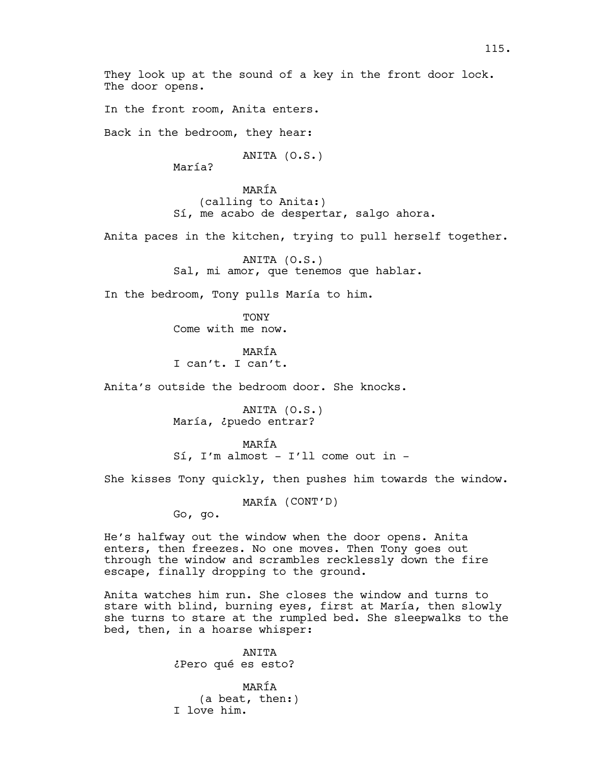They look up at the sound of a key in the front door lock. The door opens.

In the front room, Anita enters.

Back in the bedroom, they hear:

ANITA (O.S.)
María?

MARÍA
(calling to Anita:)
Sí, me acabo de despertar, salgo ahora.

Anita paces in the kitchen, trying to pull herself together.

ANITA (O.S.)
Sal, mi amor, que tenemos que hablar.

In the bedroom, Tony pulls María to him.

TONY
Come with me now.

MARÍA
I can't. I can't.

Anita's outside the bedroom door. She knocks.

ANITA (O.S.)
María, ¿puedo entrar?

MARÍA
Sí, I'm almost - I'll come out in -

She kisses Tony quickly, then pushes him towards the window.

MARÍA (CONT'D)
Go, go.

He's halfway out the window when the door opens. Anita enters, then freezes. No one moves. Then Tony goes out through the window and scrambles recklessly down the fire escape, finally dropping to the ground.

Anita watches him run. She closes the window and turns to stare with blind, burning eyes, first at María, then slowly she turns to stare at the rumpled bed. She sleepwalks to the bed, then, in a hoarse whisper:

ANITA
¿Pero qué es esto?

MARÍA
(a beat, then:)
I love him.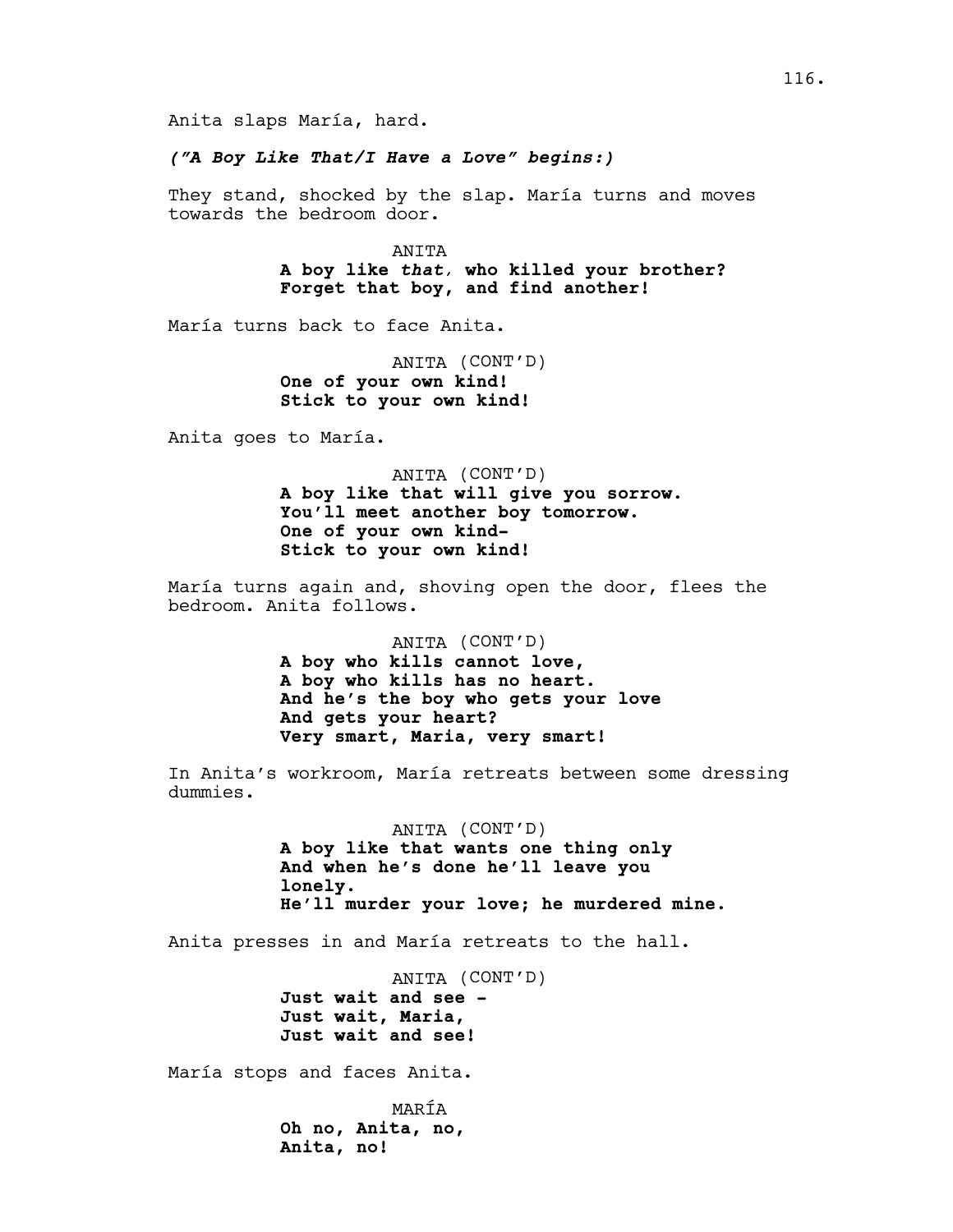Anita slaps María, hard.

*("A Boy Like That/I Have a Love" begins:)*

They stand, shocked by the slap. María turns and moves towards the bedroom door.

ANITA

**A boy like *that,* who killed your brother?**
**Forget that boy, and find another!**

María turns back to face Anita.

ANITA (CONT'D)

**One of your own kind!**
**Stick to your own kind!**

Anita goes to María.

ANITA (CONT'D)

**A boy like that will give you sorrow.**
**You'll meet another boy tomorrow.**
**One of your own kind-**
**Stick to your own kind!**

María turns again and, shoving open the door, flees the bedroom. Anita follows.

ANITA (CONT'D)

**A boy who kills cannot love,**
**A boy who kills has no heart.**
**And he's the boy who gets your love**
**And gets your heart?**
**Very smart, Maria, very smart!**

In Anita's workroom, María retreats between some dressing dummies.

ANITA (CONT'D)

**A boy like that wants one thing only**
**And when he's done he'll leave you lonely.**
**He'll murder your love; he murdered mine.**

Anita presses in and María retreats to the hall.

ANITA (CONT'D)

**Just wait and see -**
**Just wait, Maria,**
**Just wait and see!**

María stops and faces Anita.

MARÍA

**Oh no, Anita, no,**
**Anita, no!**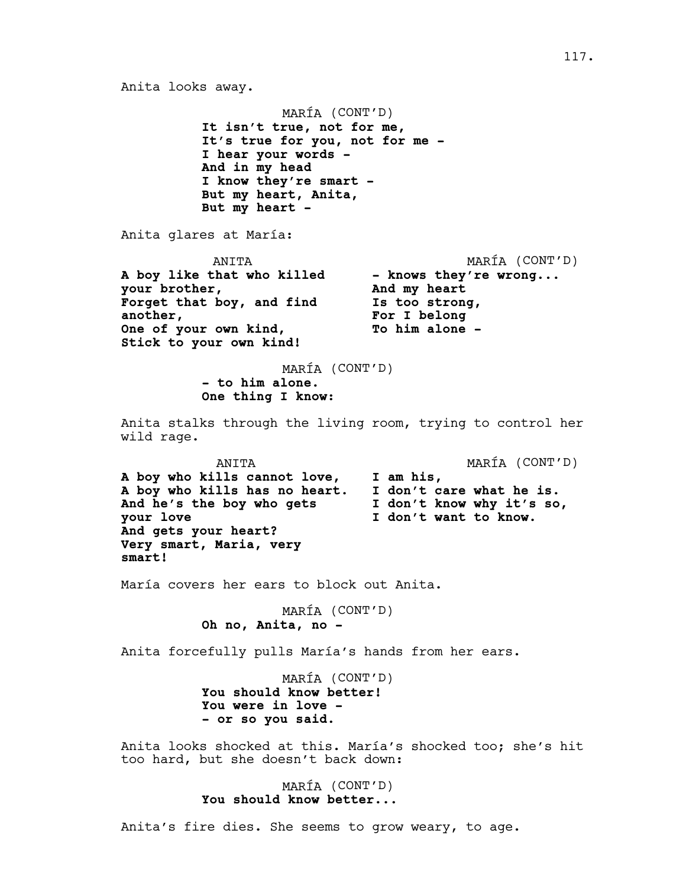Anita looks away.

MARÍA (CONT'D)

**It isn't true, not for me,**
**It's true for you, not for me -**
**I hear your words -**
**And in my head**
**I know they're smart -**
**But my heart, Anita,**
**But my heart -**

Anita glares at María:

ANITA

**A boy like that who killed your brother,**
**Forget that boy, and find another,**
**One of your own kind,**
**Stick to your own kind!**

MARÍA (CONT'D)

**- knows they're wrong...**
**And my heart**
**Is too strong,**
**For I belong**
**To him alone -**

MARÍA (CONT'D)

**- to him alone.**
**One thing I know:**

Anita stalks through the living room, trying to control her wild rage.

ANITA

**A boy who kills cannot love,**
**A boy who kills has no heart.**
**And he's the boy who gets your love**
**And gets your heart?**
**Very smart, Maria, very smart!**

MARÍA (CONT'D)

**I am his,**
**I don't care what he is.**
**I don't know why it's so,**
**I don't want to know.**

María covers her ears to block out Anita.

MARÍA (CONT'D)

**Oh no, Anita, no -**

Anita forcefully pulls María's hands from her ears.

MARÍA (CONT'D)

**You should know better!**
**You were in love -**
**- or so you said.**

Anita looks shocked at this. María's shocked too; she's hit too hard, but she doesn't back down:

MARÍA (CONT'D)

**You should know better...**

Anita's fire dies. She seems to grow weary, to age.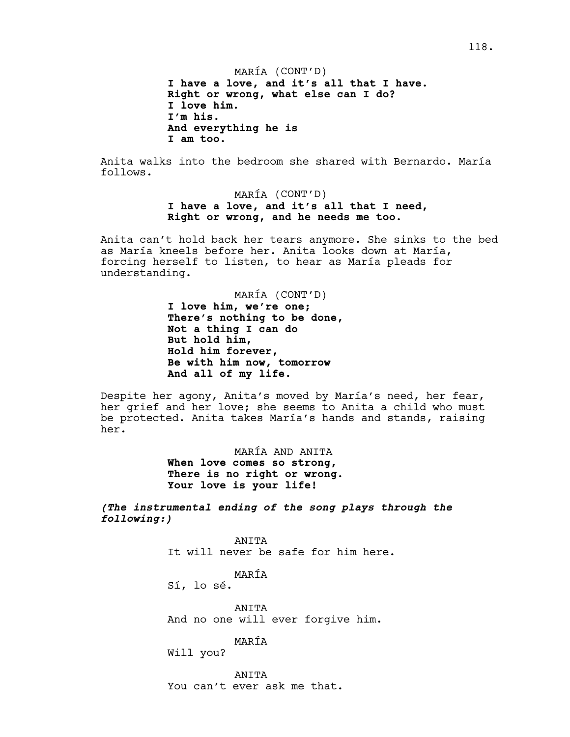MARÍA (CONT'D)
**I have a love, and it's all that I have.**
**Right or wrong, what else can I do?**
**I love him.**
**I'm his.**
**And everything he is**
**I am too.**

Anita walks into the bedroom she shared with Bernardo. María follows.

MARÍA (CONT'D)
**I have a love, and it's all that I need,**
**Right or wrong, and he needs me too.**

Anita can't hold back her tears anymore. She sinks to the bed as María kneels before her. Anita looks down at María, forcing herself to listen, to hear as María pleads for understanding.

MARÍA (CONT'D)
**I love him, we're one;**
**There's nothing to be done,**
**Not a thing I can do**
**But hold him,**
**Hold him forever,**
**Be with him now, tomorrow**
**And all of my life.**

Despite her agony, Anita's moved by María's need, her fear, her grief and her love; she seems to Anita a child who must be protected. Anita takes María's hands and stands, raising her.

MARÍA AND ANITA
**When love comes so strong,**
**There is no right or wrong.**
**Your love is your life!**

***(The instrumental ending of the song plays through the following:)***

ANITA
It will never be safe for him here.

MARÍA
Sí, lo sé.

ANITA
And no one will ever forgive him.

MARÍA
Will you?

ANITA
You can't ever ask me that.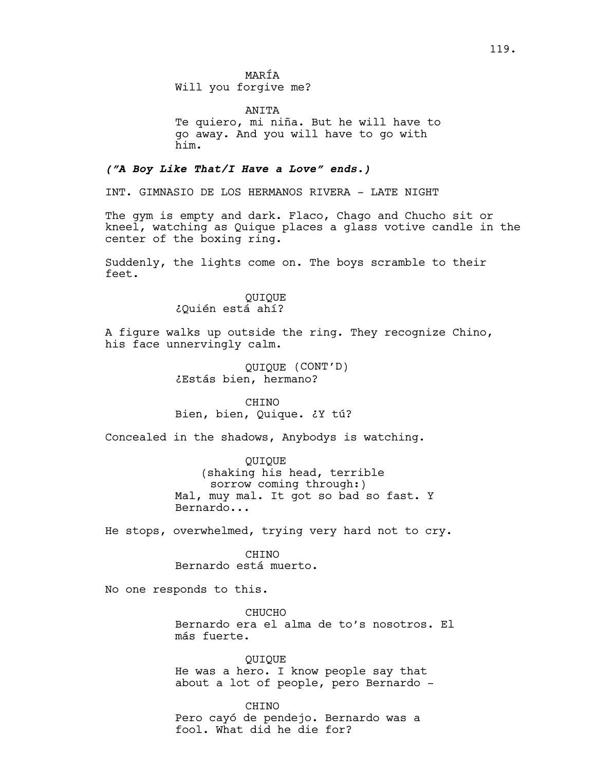MARÍA
Will you forgive me?

ANITA
Te quiero, mi niña. But he will have to go away. And you will have to go with him.

*("A Boy Like That/I Have a Love" ends.)*

INT. GIMNASIO DE LOS HERMANOS RIVERA - LATE NIGHT

The gym is empty and dark. Flaco, Chago and Chucho sit or kneel, watching as Quique places a glass votive candle in the center of the boxing ring.

Suddenly, the lights come on. The boys scramble to their feet.

QUIQUE
¿Quién está ahí?

A figure walks up outside the ring. They recognize Chino, his face unnervingly calm.

QUIQUE (CONT'D)
¿Estás bien, hermano?

CHINO
Bien, bien, Quique. ¿Y tú?

Concealed in the shadows, Anybodys is watching.

QUIQUE
(shaking his head, terrible sorrow coming through:)
Mal, muy mal. It got so bad so fast. Y Bernardo...

He stops, overwhelmed, trying very hard not to cry.

CHINO
Bernardo está muerto.

No one responds to this.

CHUCHO
Bernardo era el alma de to's nosotros. El más fuerte.

QUIQUE
He was a hero. I know people say that about a lot of people, pero Bernardo -

CHINO
Pero cayó de pendejo. Bernardo was a fool. What did he die for?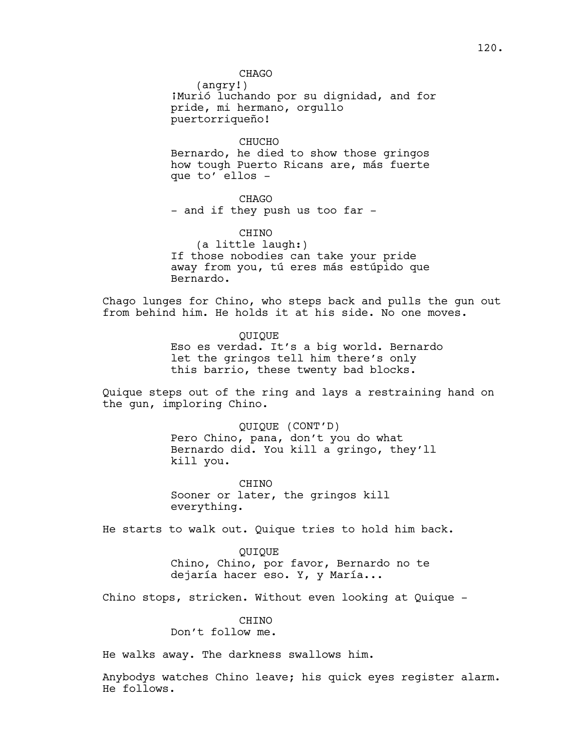CHAGO
(angry!)
¡Murió luchando por su dignidad, and for pride, mi hermano, orgullo puertorriqueño!

CHUCHO
Bernardo, he died to show those gringos how tough Puerto Ricans are, más fuerte que to' ellos -

CHAGO
- and if they push us too far -

CHINO
(a little laugh:)
If those nobodies can take your pride away from you, tú eres más estúpido que Bernardo.

Chago lunges for Chino, who steps back and pulls the gun out from behind him. He holds it at his side. No one moves.

QUIQUE
Eso es verdad. It's a big world. Bernardo let the gringos tell him there's only this barrio, these twenty bad blocks.

Quique steps out of the ring and lays a restraining hand on the gun, imploring Chino.

QUIQUE (CONT'D)
Pero Chino, pana, don't you do what Bernardo did. You kill a gringo, they'll kill you.

CHINO
Sooner or later, the gringos kill everything.

He starts to walk out. Quique tries to hold him back.

QUIQUE
Chino, Chino, por favor, Bernardo no te dejaría hacer eso. Y, y María...

Chino stops, stricken. Without even looking at Quique -

CHINO
Don't follow me.

He walks away. The darkness swallows him.

Anybodys watches Chino leave; his quick eyes register alarm. He follows.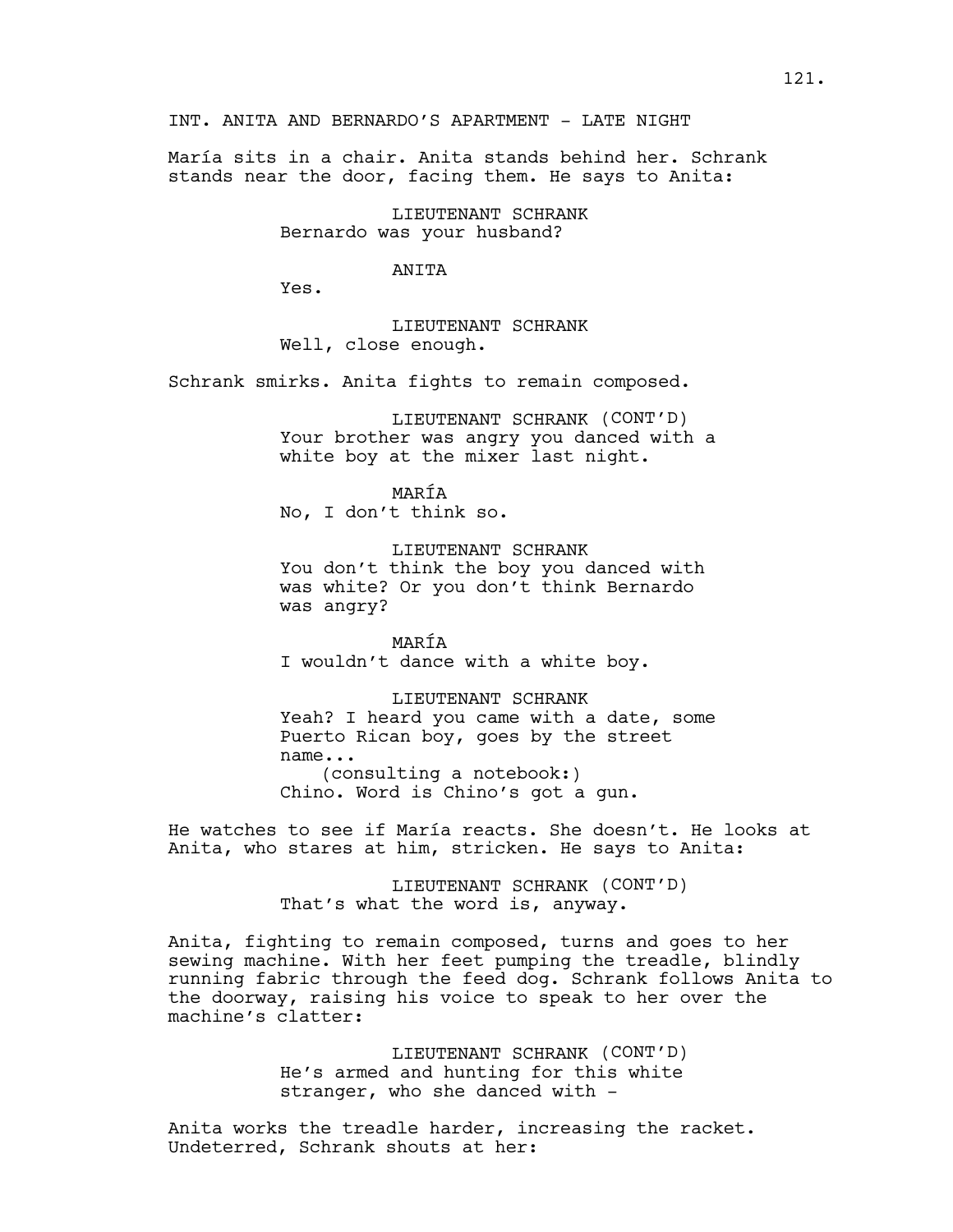INT. ANITA AND BERNARDO'S APARTMENT - LATE NIGHT

María sits in a chair. Anita stands behind her. Schrank stands near the door, facing them. He says to Anita:

LIEUTENANT SCHRANK
Bernardo was your husband?

ANITA
Yes.

LIEUTENANT SCHRANK
Well, close enough.

Schrank smirks. Anita fights to remain composed.

LIEUTENANT SCHRANK (CONT'D)
Your brother was angry you danced with a white boy at the mixer last night.

MARÍA
No, I don't think so.

LIEUTENANT SCHRANK
You don't think the boy you danced with was white? Or you don't think Bernardo was angry?

MARÍA
I wouldn't dance with a white boy.

LIEUTENANT SCHRANK
Yeah? I heard you came with a date, some Puerto Rican boy, goes by the street name...
(consulting a notebook:)
Chino. Word is Chino's got a gun.

He watches to see if María reacts. She doesn't. He looks at Anita, who stares at him, stricken. He says to Anita:

LIEUTENANT SCHRANK (CONT'D)
That's what the word is, anyway.

Anita, fighting to remain composed, turns and goes to her sewing machine. With her feet pumping the treadle, blindly running fabric through the feed dog. Schrank follows Anita to the doorway, raising his voice to speak to her over the machine's clatter:

LIEUTENANT SCHRANK (CONT'D)
He's armed and hunting for this white stranger, who she danced with -

Anita works the treadle harder, increasing the racket. Undeterred, Schrank shouts at her: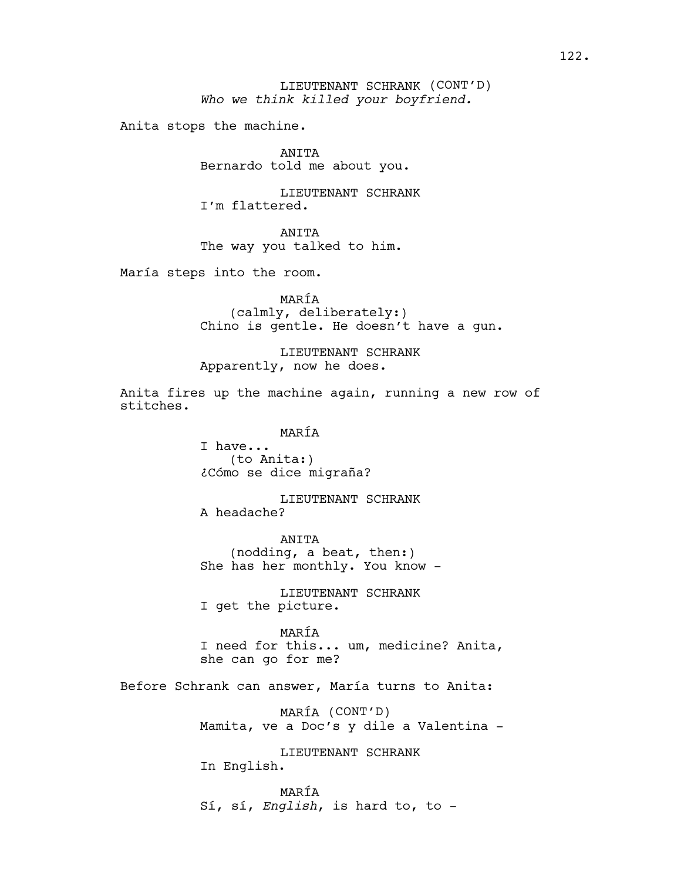LIEUTENANT SCHRANK (CONT'D)
*Who we think killed your boyfriend.*

Anita stops the machine.

ANITA
Bernardo told me about you.

LIEUTENANT SCHRANK
I'm flattered.

ANITA
The way you talked to him.

María steps into the room.

MARÍA
(calmly, deliberately:)
Chino is gentle. He doesn't have a gun.

LIEUTENANT SCHRANK
Apparently, now he does.

Anita fires up the machine again, running a new row of stitches.

MARÍA
I have...
(to Anita:)
¿Cómo se dice migraña?

LIEUTENANT SCHRANK
A headache?

ANITA
(nodding, a beat, then:)
She has her monthly. You know -

LIEUTENANT SCHRANK
I get the picture.

MARÍA
I need for this... um, medicine? Anita, she can go for me?

Before Schrank can answer, María turns to Anita:

MARÍA (CONT'D)
Mamita, ve a Doc's y dile a Valentina -

LIEUTENANT SCHRANK
In English.

MARÍA
Sí, sí, *English*, is hard to, to -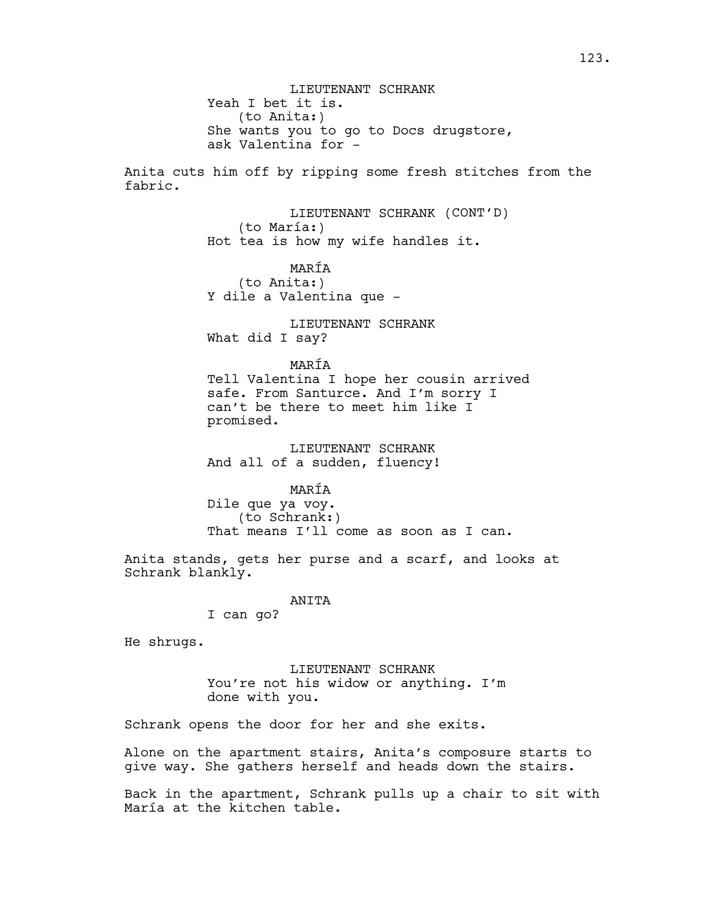LIEUTENANT SCHRANK

Yeah I bet it is.

(to Anita:)

She wants you to go to Docs drugstore, ask Valentina for -

Anita cuts him off by ripping some fresh stitches from the fabric.

LIEUTENANT SCHRANK (CONT'D)

(to María:)

Hot tea is how my wife handles it.

MARÍA

(to Anita:)

Y dile a Valentina que -

LIEUTENANT SCHRANK

What did I say?

MARÍA

Tell Valentina I hope her cousin arrived safe. From Santurce. And I'm sorry I can't be there to meet him like I promised.

LIEUTENANT SCHRANK

And all of a sudden, fluency!

MARÍA

Dile que ya voy.

(to Schrank:)

That means I'll come as soon as I can.

Anita stands, gets her purse and a scarf, and looks at Schrank blankly.

ANITA

I can go?

He shrugs.

LIEUTENANT SCHRANK

You're not his widow or anything. I'm done with you.

Schrank opens the door for her and she exits.

Alone on the apartment stairs, Anita's composure starts to give way. She gathers herself and heads down the stairs.

Back in the apartment, Schrank pulls up a chair to sit with María at the kitchen table.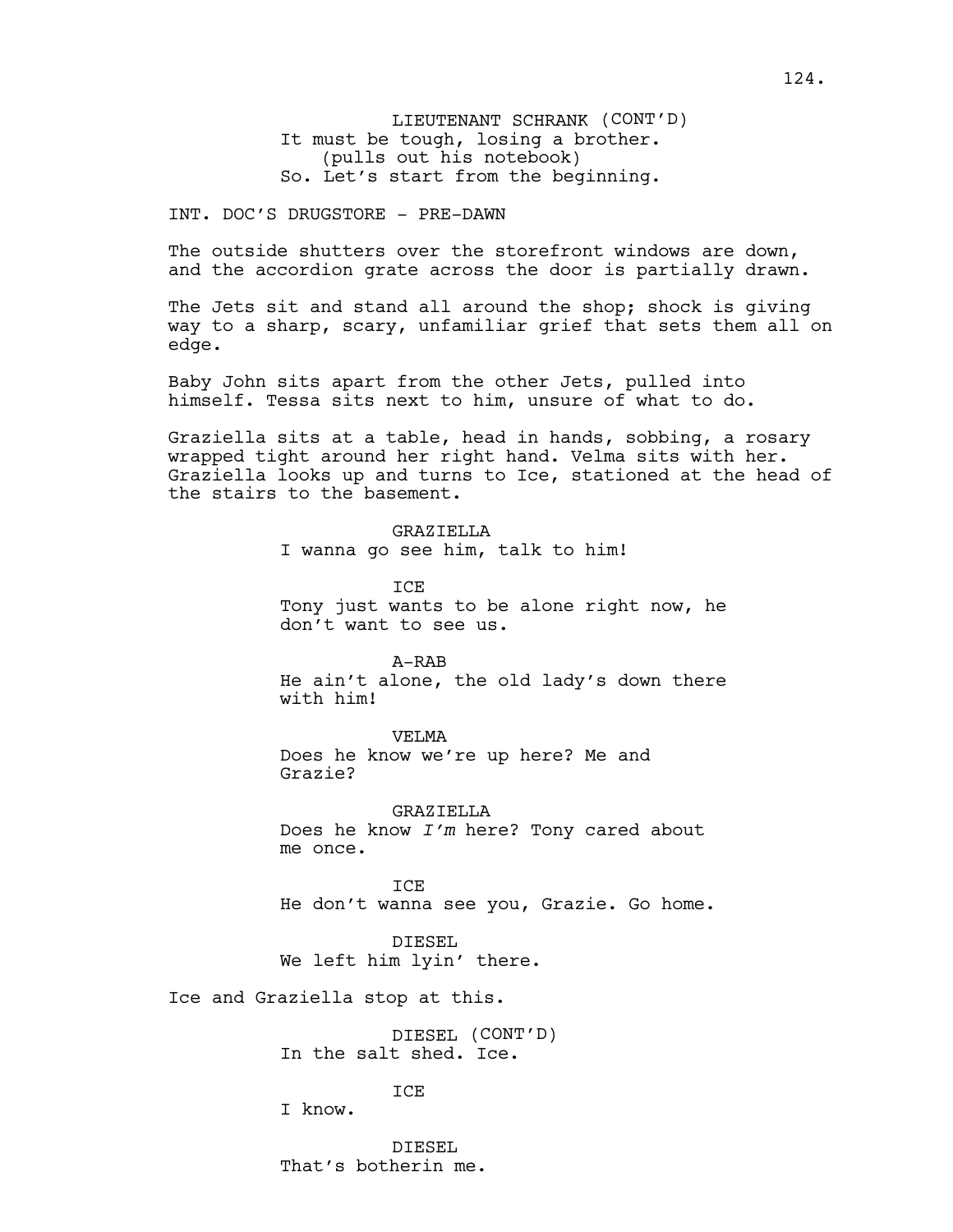LIEUTENANT SCHRANK (CONT'D)
It must be tough, losing a brother.
(pulls out his notebook)
So. Let's start from the beginning.

INT. DOC'S DRUGSTORE - PRE-DAWN

The outside shutters over the storefront windows are down, and the accordion grate across the door is partially drawn.

The Jets sit and stand all around the shop; shock is giving way to a sharp, scary, unfamiliar grief that sets them all on edge.

Baby John sits apart from the other Jets, pulled into himself. Tessa sits next to him, unsure of what to do.

Graziella sits at a table, head in hands, sobbing, a rosary wrapped tight around her right hand. Velma sits with her. Graziella looks up and turns to Ice, stationed at the head of the stairs to the basement.

GRAZIELLA
I wanna go see him, talk to him!

ICE
Tony just wants to be alone right now, he don't want to see us.

A-RAB
He ain't alone, the old lady's down there with him!

VELMA
Does he know we're up here? Me and Grazie?

GRAZIELLA
Does he know *I'm* here? Tony cared about me once.

ICE
He don't wanna see you, Grazie. Go home.

DIESEL
We left him lyin' there.

Ice and Graziella stop at this.

DIESEL (CONT'D)
In the salt shed. Ice.

ICE
I know.

DIESEL
That's botherin me.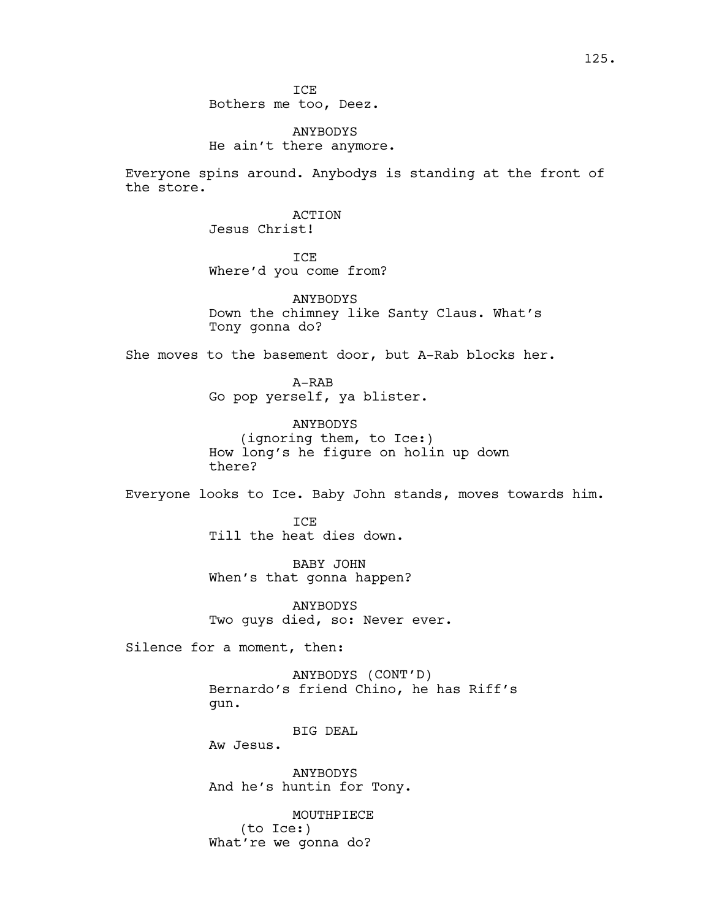ICE
Bothers me too, Deez.

ANYBODYS
He ain't there anymore.

Everyone spins around. Anybodys is standing at the front of the store.

ACTION
Jesus Christ!

ICE
Where'd you come from?

ANYBODYS
Down the chimney like Santy Claus. What's Tony gonna do?

She moves to the basement door, but A-Rab blocks her.

A-RAB
Go pop yerself, ya blister.

ANYBODYS
(ignoring them, to Ice:)
How long's he figure on holin up down there?

Everyone looks to Ice. Baby John stands, moves towards him.

ICE
Till the heat dies down.

BABY JOHN
When's that gonna happen?

ANYBODYS
Two guys died, so: Never ever.

Silence for a moment, then:

ANYBODYS (CONT'D)
Bernardo's friend Chino, he has Riff's gun.

BIG DEAL
Aw Jesus.

ANYBODYS
And he's huntin for Tony.

MOUTHPIECE
(to Ice:)
What're we gonna do?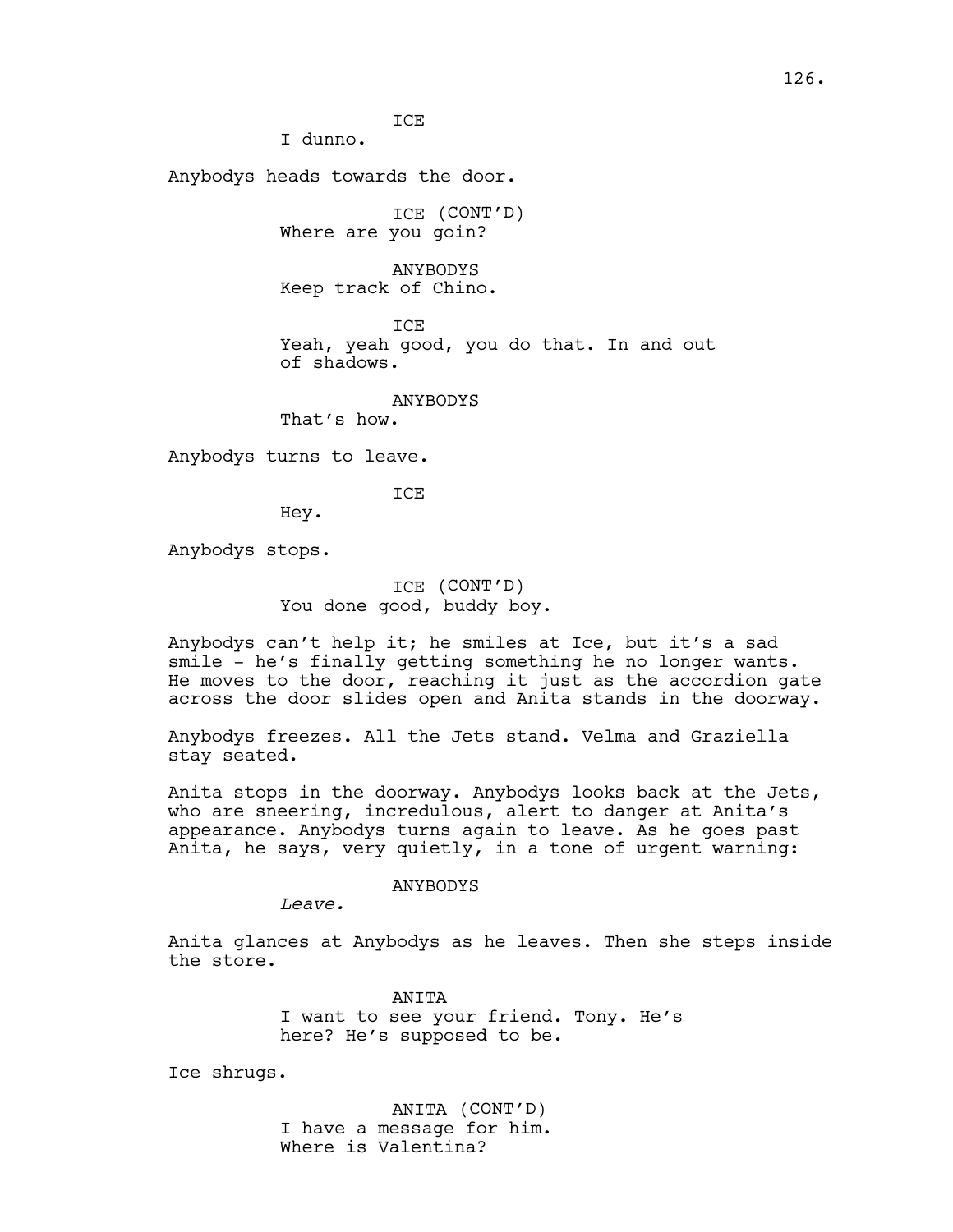ICE

I dunno.

Anybodys heads towards the door.

ICE (CONT'D)

Where are you goin?

ANYBODYS

Keep track of Chino.

ICE

Yeah, yeah good, you do that. In and out of shadows.

ANYBODYS

That's how.

Anybodys turns to leave.

ICE

Hey.

Anybodys stops.

ICE (CONT'D)

You done good, buddy boy.

Anybodys can't help it; he smiles at Ice, but it's a sad smile - he's finally getting something he no longer wants. He moves to the door, reaching it just as the accordion gate across the door slides open and Anita stands in the doorway.

Anybodys freezes. All the Jets stand. Velma and Graziella stay seated.

Anita stops in the doorway. Anybodys looks back at the Jets, who are sneering, incredulous, alert to danger at Anita's appearance. Anybodys turns again to leave. As he goes past Anita, he says, very quietly, in a tone of urgent warning:

ANYBODYS

*Leave.*

Anita glances at Anybodys as he leaves. Then she steps inside the store.

ANITA

I want to see your friend. Tony. He's here? He's supposed to be.

Ice shrugs.

ANITA (CONT'D)

I have a message for him. Where is Valentina?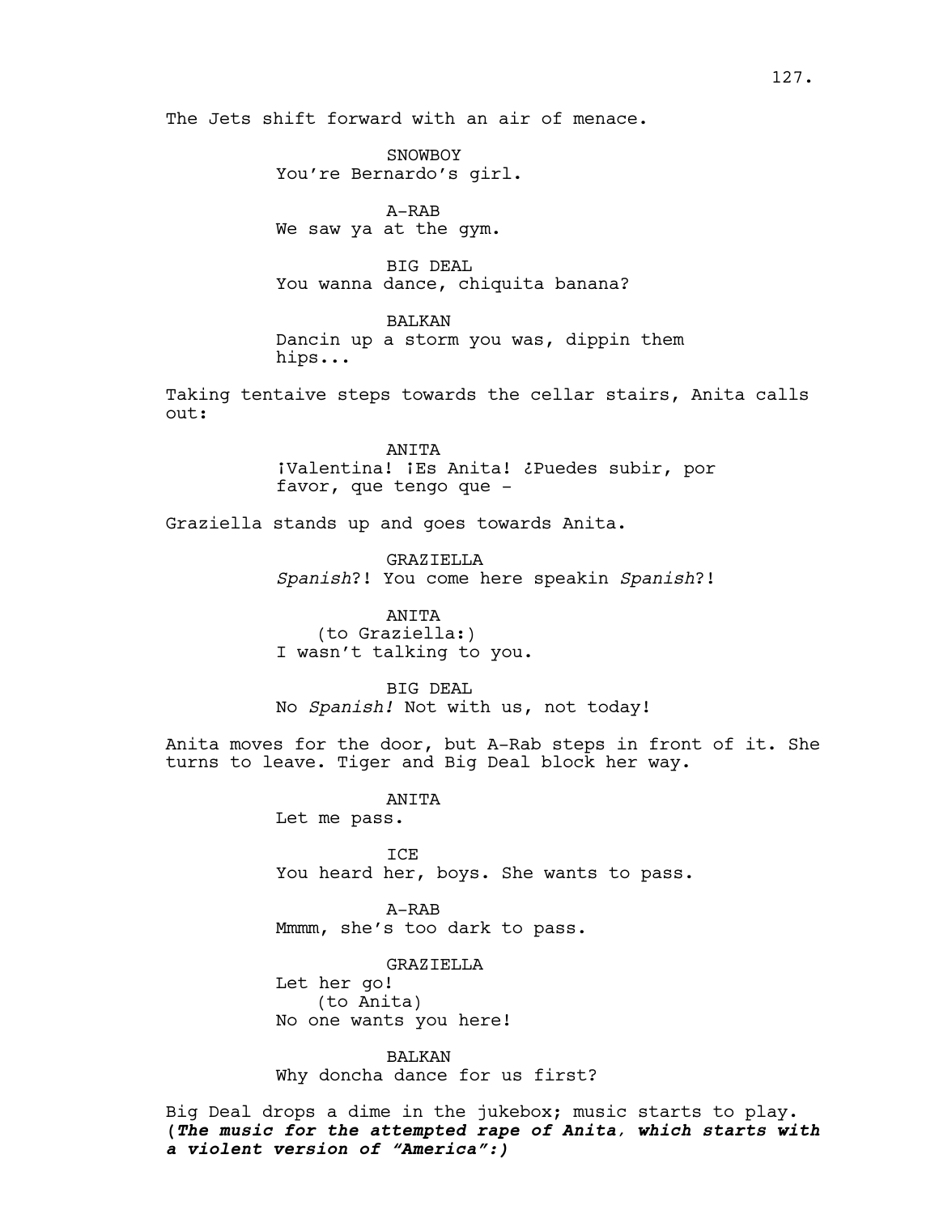The Jets shift forward with an air of menace.

SNOWBOY
You're Bernardo's girl.

A-RAB
We saw ya at the gym.

BIG DEAL
You wanna dance, chiquita banana?

BALKAN
Dancin up a storm you was, dippin them hips...

Taking tentaive steps towards the cellar stairs, Anita calls out:

ANITA
¡Valentina! ¡Es Anita! ¿Puedes subir, por favor, que tengo que -

Graziella stands up and goes towards Anita.

GRAZIELLA
*Spanish*?! You come here speakin *Spanish*?!

ANITA
(to Graziella:)
I wasn't talking to you.

BIG DEAL
No *Spanish!* Not with us, not today!

Anita moves for the door, but A-Rab steps in front of it. She turns to leave. Tiger and Big Deal block her way.

ANITA
Let me pass.

ICE
You heard her, boys. She wants to pass.

A-RAB
Mmmm, she's too dark to pass.

GRAZIELLA
Let her go!
(to Anita)
No one wants you here!

BALKAN
Why doncha dance for us first?

Big Deal drops a dime in the jukebox; music starts to play. (***The music for the attempted rape of Anita, which starts with a violent version of "America":)***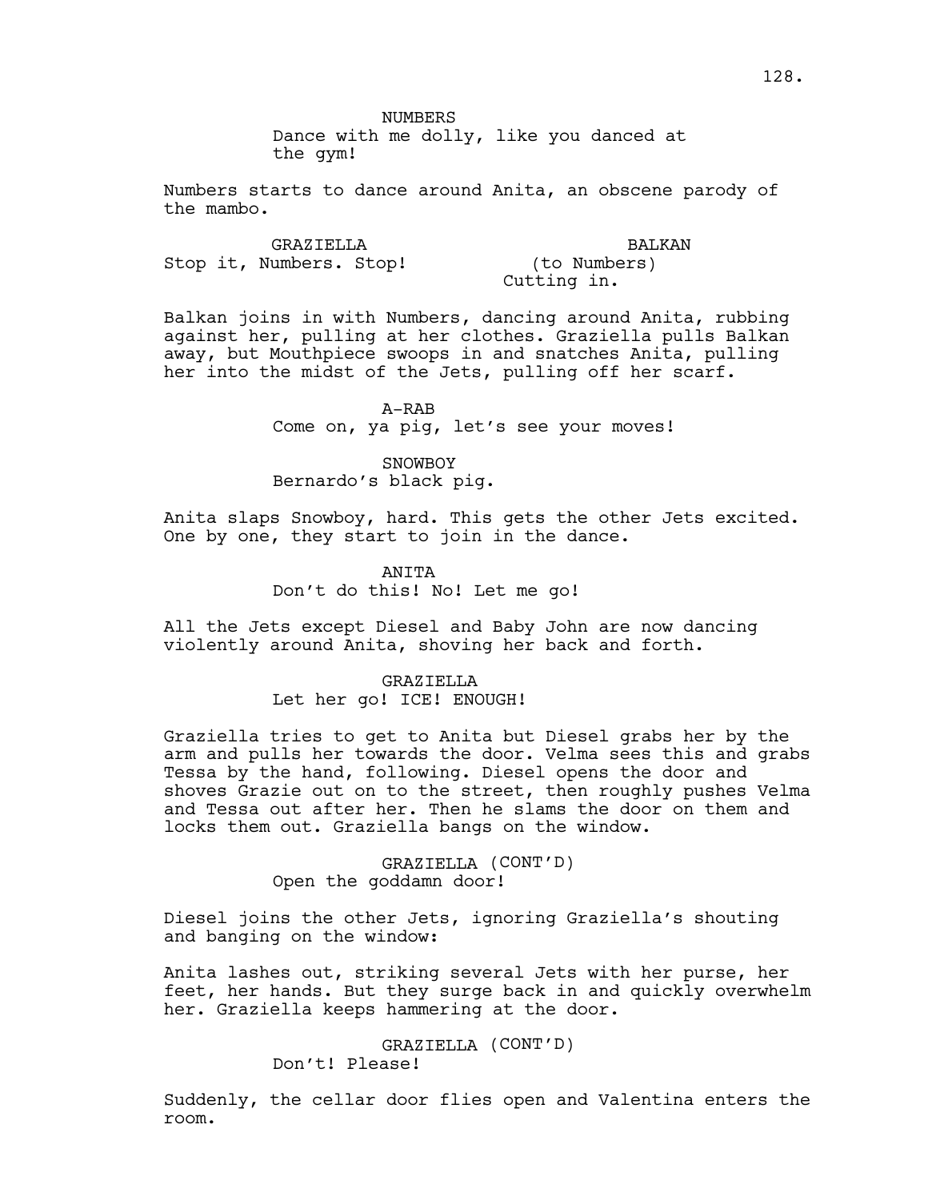NUMBERS
Dance with me dolly, like you danced at the gym!

Numbers starts to dance around Anita, an obscene parody of the mambo.

GRAZIELLA
Stop it, Numbers. Stop!

BALKAN
(to Numbers)
Cutting in.

Balkan joins in with Numbers, dancing around Anita, rubbing against her, pulling at her clothes. Graziella pulls Balkan away, but Mouthpiece swoops in and snatches Anita, pulling her into the midst of the Jets, pulling off her scarf.

A-RAB
Come on, ya pig, let's see your moves!

SNOWBOY
Bernardo's black pig.

Anita slaps Snowboy, hard. This gets the other Jets excited. One by one, they start to join in the dance.

ANITA
Don't do this! No! Let me go!

All the Jets except Diesel and Baby John are now dancing violently around Anita, shoving her back and forth.

GRAZIELLA
Let her go! ICE! ENOUGH!

Graziella tries to get to Anita but Diesel grabs her by the arm and pulls her towards the door. Velma sees this and grabs Tessa by the hand, following. Diesel opens the door and shoves Grazie out on to the street, then roughly pushes Velma and Tessa out after her. Then he slams the door on them and locks them out. Graziella bangs on the window.

GRAZIELLA (CONT'D)
Open the goddamn door!

Diesel joins the other Jets, ignoring Graziella's shouting and banging on the window:

Anita lashes out, striking several Jets with her purse, her feet, her hands. But they surge back in and quickly overwhelm her. Graziella keeps hammering at the door.

GRAZIELLA (CONT'D)
Don't! Please!

Suddenly, the cellar door flies open and Valentina enters the room.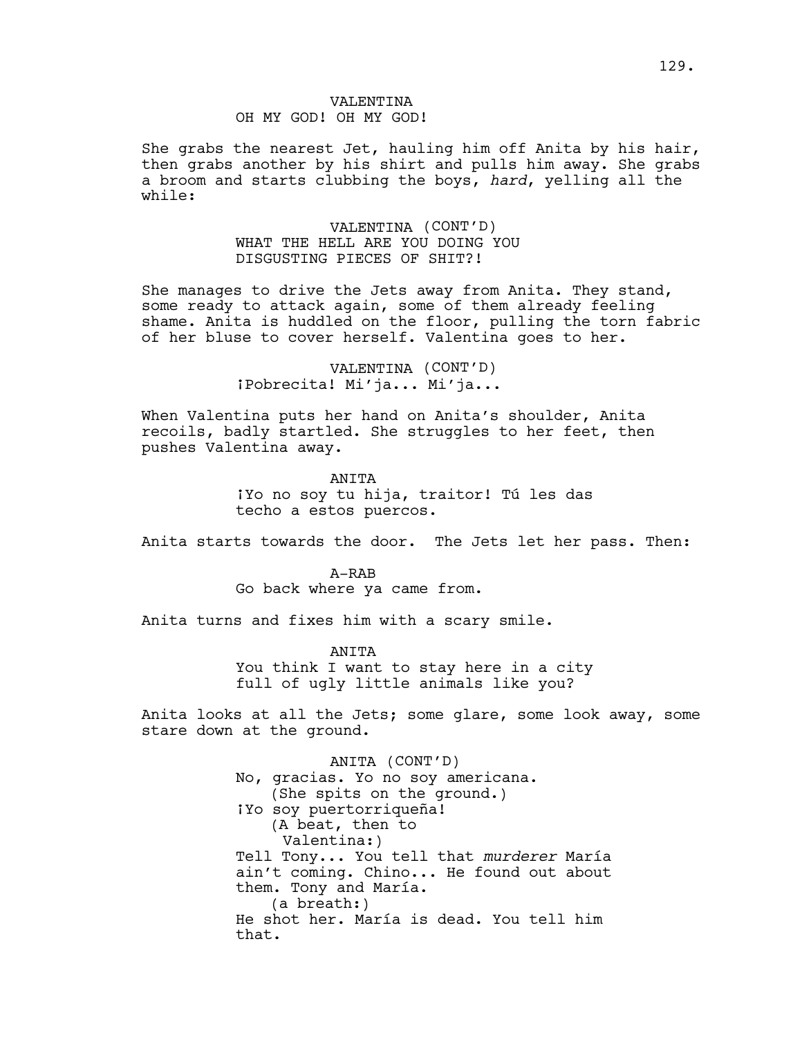VALENTINA
OH MY GOD! OH MY GOD!

She grabs the nearest Jet, hauling him off Anita by his hair, then grabs another by his shirt and pulls him away. She grabs a broom and starts clubbing the boys, *hard*, yelling all the while:

VALENTINA (CONT'D)
WHAT THE HELL ARE YOU DOING YOU DISGUSTING PIECES OF SHIT?!

She manages to drive the Jets away from Anita. They stand, some ready to attack again, some of them already feeling shame. Anita is huddled on the floor, pulling the torn fabric of her bluse to cover herself. Valentina goes to her.

VALENTINA (CONT'D)
¡Pobrecita! Mi'ja... Mi'ja...

When Valentina puts her hand on Anita's shoulder, Anita recoils, badly startled. She struggles to her feet, then pushes Valentina away.

ANITA
¡Yo no soy tu hija, traitor! Tú les das techo a estos puercos.

Anita starts towards the door. The Jets let her pass. Then:

A-RAB
Go back where ya came from.

Anita turns and fixes him with a scary smile.

ANITA
You think I want to stay here in a city full of ugly little animals like you?

Anita looks at all the Jets; some glare, some look away, some stare down at the ground.

ANITA (CONT'D)
No, gracias. Yo no soy americana.
(She spits on the ground.)
¡Yo soy puertorriqueña!
(A beat, then to Valentina:)
Tell Tony... You tell that *murderer* María ain't coming. Chino... He found out about them. Tony and María.
(a breath:)
He shot her. María is dead. You tell him that.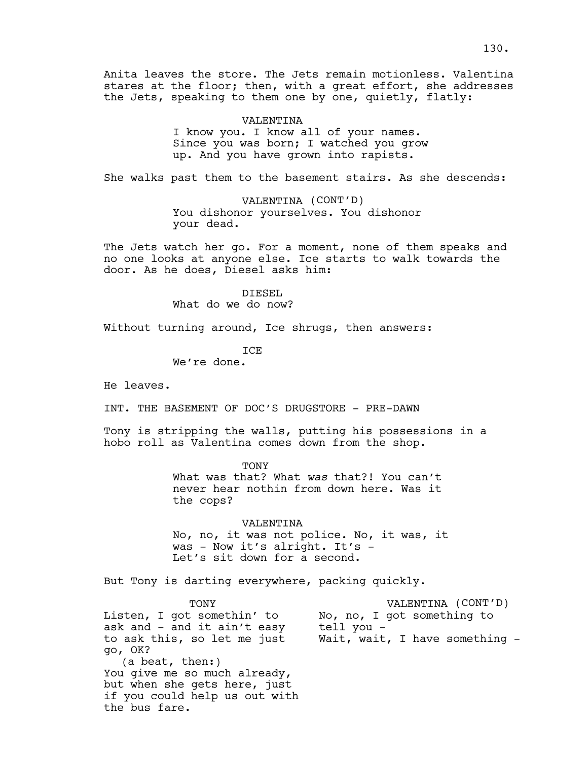Anita leaves the store. The Jets remain motionless. Valentina stares at the floor; then, with a great effort, she addresses the Jets, speaking to them one by one, quietly, flatly:

VALENTINA
I know you. I know all of your names. Since you was born; I watched you grow up. And you have grown into rapists.

She walks past them to the basement stairs. As she descends:

VALENTINA (CONT'D)
You dishonor yourselves. You dishonor your dead.

The Jets watch her go. For a moment, none of them speaks and no one looks at anyone else. Ice starts to walk towards the door. As he does, Diesel asks him:

DIESEL
What do we do now?

Without turning around, Ice shrugs, then answers:

ICE
We're done.

He leaves.

INT. THE BASEMENT OF DOC'S DRUGSTORE - PRE-DAWN

Tony is stripping the walls, putting his possessions in a hobo roll as Valentina comes down from the shop.

TONY
What was that? What *was* that?! You can't never hear nothin from down here. Was it the cops?

VALENTINA
No, no, it was not police. No, it was, it was - Now it's alright. It's - Let's sit down for a second.

But Tony is darting everywhere, packing quickly.

TONY
Listen, I got somethin' to ask and - and it ain't easy to ask this, so let me just go, OK?
(a beat, then:)
You give me so much already, but when she gets here, just if you could help us out with the bus fare.

VALENTINA (CONT'D)
No, no, I got something to tell you -
Wait, wait, I have something -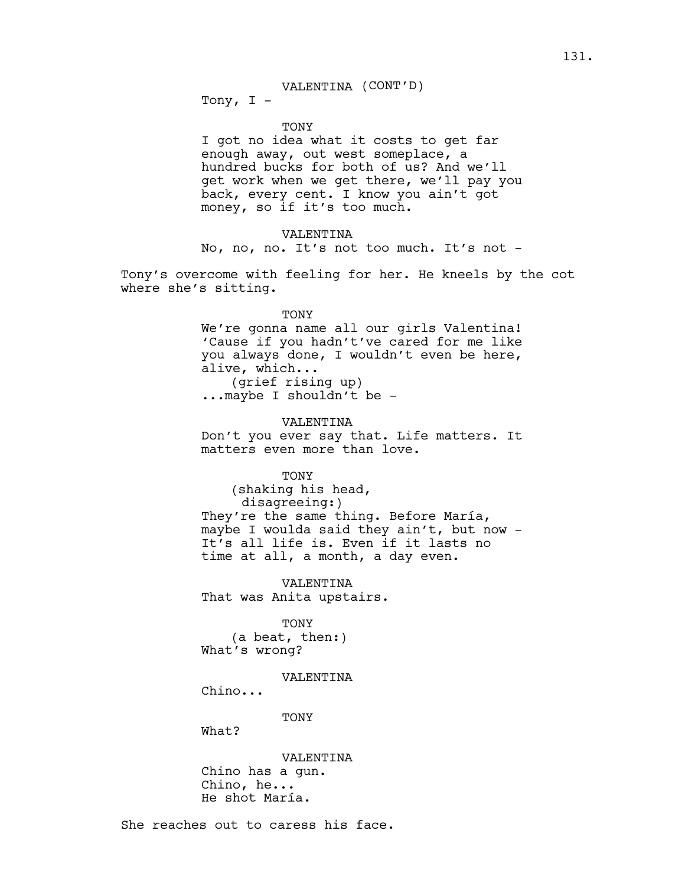VALENTINA (CONT'D)
Tony, I -

TONY
I got no idea what it costs to get far enough away, out west someplace, a hundred bucks for both of us? And we'll get work when we get there, we'll pay you back, every cent. I know you ain't got money, so if it's too much.

VALENTINA
No, no, no. It's not too much. It's not -

Tony's overcome with feeling for her. He kneels by the cot where she's sitting.

TONY
We're gonna name all our girls Valentina! 'Cause if you hadn't've cared for me like you always done, I wouldn't even be here, alive, which...
(grief rising up)
...maybe I shouldn't be -

VALENTINA
Don't you ever say that. Life matters. It matters even more than love.

TONY
(shaking his head, disagreeing:)
They're the same thing. Before María, maybe I woulda said they ain't, but now - It's all life is. Even if it lasts no time at all, a month, a day even.

VALENTINA
That was Anita upstairs.

TONY
(a beat, then:)
What's wrong?

VALENTINA
Chino...

TONY
What?

VALENTINA
Chino has a gun.
Chino, he...
He shot María.

She reaches out to caress his face.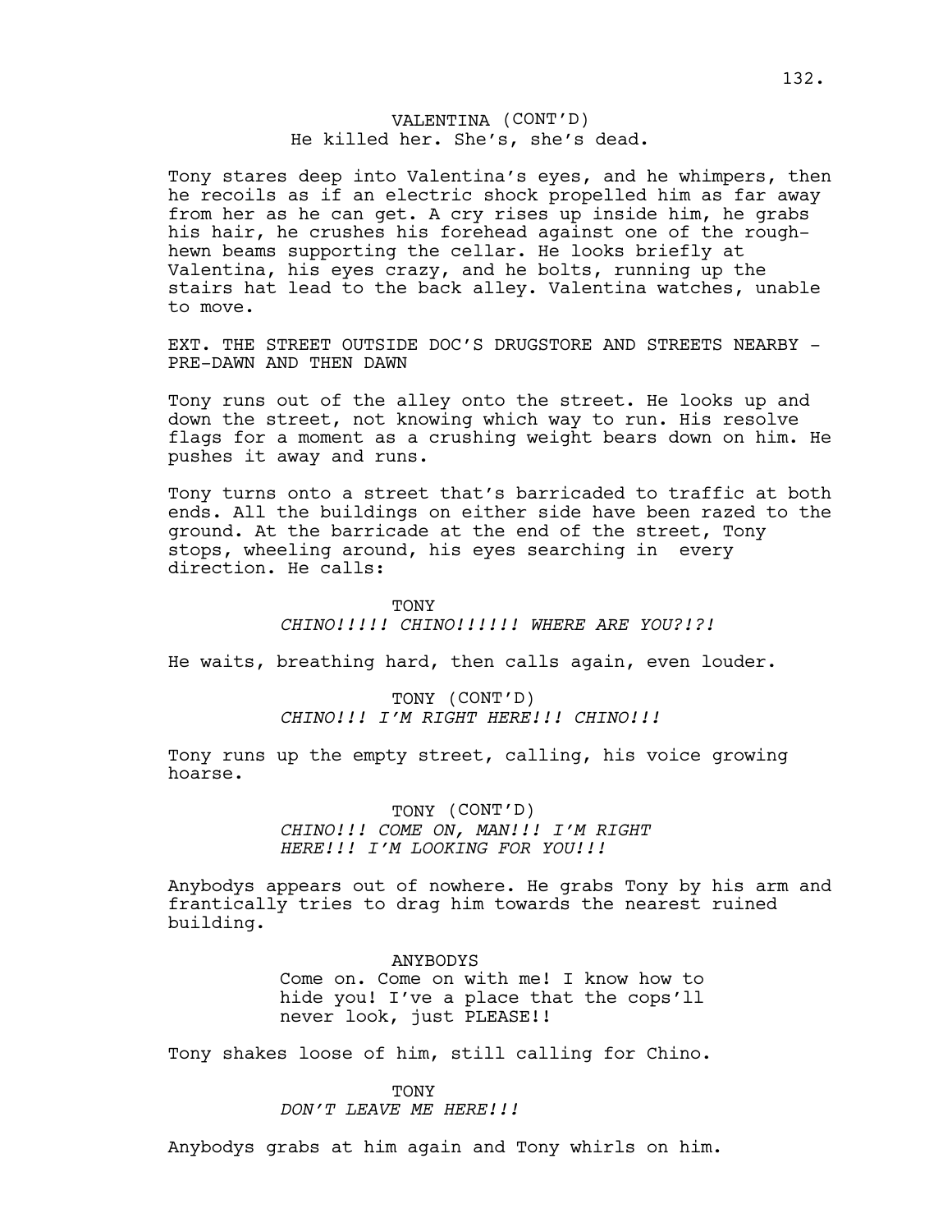VALENTINA (CONT'D)
He killed her. She's, she's dead.

Tony stares deep into Valentina's eyes, and he whimpers, then he recoils as if an electric shock propelled him as far away from her as he can get. A cry rises up inside him, he grabs his hair, he crushes his forehead against one of the rough-hewn beams supporting the cellar. He looks briefly at Valentina, his eyes crazy, and he bolts, running up the stairs hat lead to the back alley. Valentina watches, unable to move.

EXT. THE STREET OUTSIDE DOC'S DRUGSTORE AND STREETS NEARBY - PRE-DAWN AND THEN DAWN

Tony runs out of the alley onto the street. He looks up and down the street, not knowing which way to run. His resolve flags for a moment as a crushing weight bears down on him. He pushes it away and runs.

Tony turns onto a street that's barricaded to traffic at both ends. All the buildings on either side have been razed to the ground. At the barricade at the end of the street, Tony stops, wheeling around, his eyes searching in every direction. He calls:

TONY
*CHINO!!!!! CHINO!!!!!! WHERE ARE YOU?!?!*

He waits, breathing hard, then calls again, even louder.

TONY (CONT'D)
*CHINO!!! I'M RIGHT HERE!!! CHINO!!!*

Tony runs up the empty street, calling, his voice growing hoarse.

TONY (CONT'D)
*CHINO!!! COME ON, MAN!!! I'M RIGHT HERE!!! I'M LOOKING FOR YOU!!!*

Anybodys appears out of nowhere. He grabs Tony by his arm and frantically tries to drag him towards the nearest ruined building.

ANYBODYS
Come on. Come on with me! I know how to hide you! I've a place that the cops'll never look, just PLEASE!!

Tony shakes loose of him, still calling for Chino.

TONY
*DON'T LEAVE ME HERE!!!*

Anybodys grabs at him again and Tony whirls on him.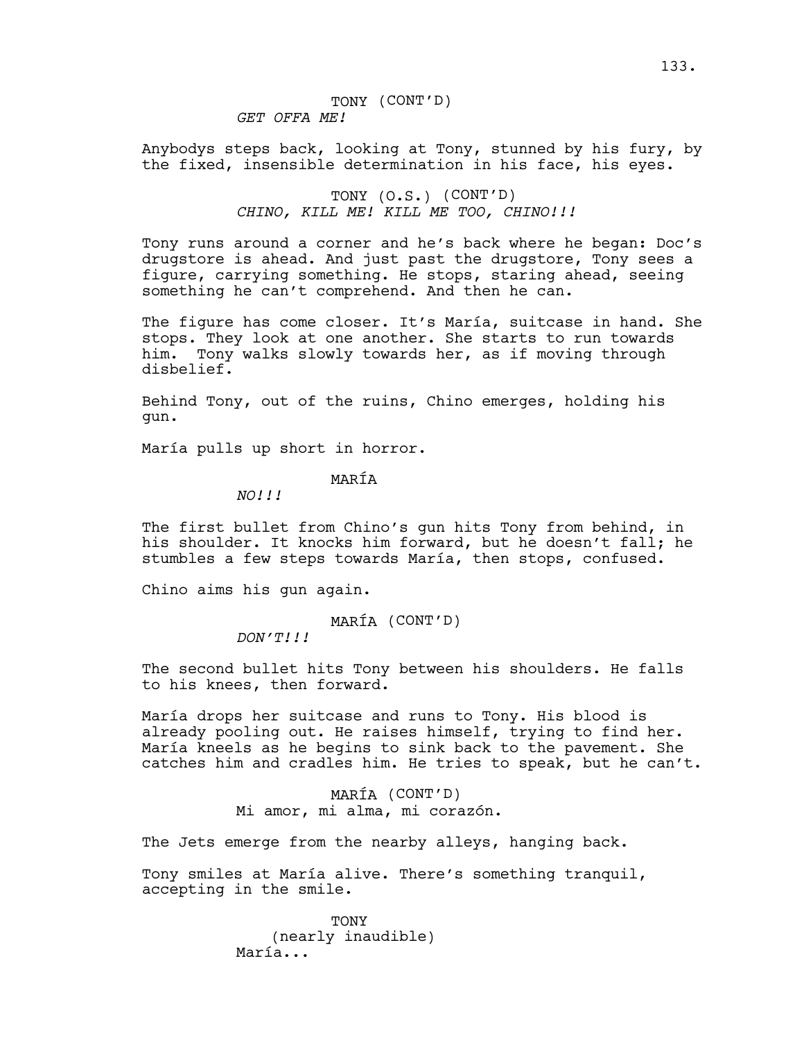TONY (CONT'D)
*GET OFFA ME!*

Anybodys steps back, looking at Tony, stunned by his fury, by the fixed, insensible determination in his face, his eyes.

TONY (O.S.) (CONT'D)
*CHINO, KILL ME! KILL ME TOO, CHINO!!!*

Tony runs around a corner and he's back where he began: Doc's drugstore is ahead. And just past the drugstore, Tony sees a figure, carrying something. He stops, staring ahead, seeing something he can't comprehend. And then he can.

The figure has come closer. It's María, suitcase in hand. She stops. They look at one another. She starts to run towards him. Tony walks slowly towards her, as if moving through disbelief.

Behind Tony, out of the ruins, Chino emerges, holding his gun.

María pulls up short in horror.

MARÍA
*NO!!!*

The first bullet from Chino's gun hits Tony from behind, in his shoulder. It knocks him forward, but he doesn't fall; he stumbles a few steps towards María, then stops, confused.

Chino aims his gun again.

MARÍA (CONT'D)
*DON'T!!!*

The second bullet hits Tony between his shoulders. He falls to his knees, then forward.

María drops her suitcase and runs to Tony. His blood is already pooling out. He raises himself, trying to find her. María kneels as he begins to sink back to the pavement. She catches him and cradles him. He tries to speak, but he can't.

MARÍA (CONT'D)
Mi amor, mi alma, mi corazón.

The Jets emerge from the nearby alleys, hanging back.

Tony smiles at María alive. There's something tranquil, accepting in the smile.

TONY
(nearly inaudible)
María...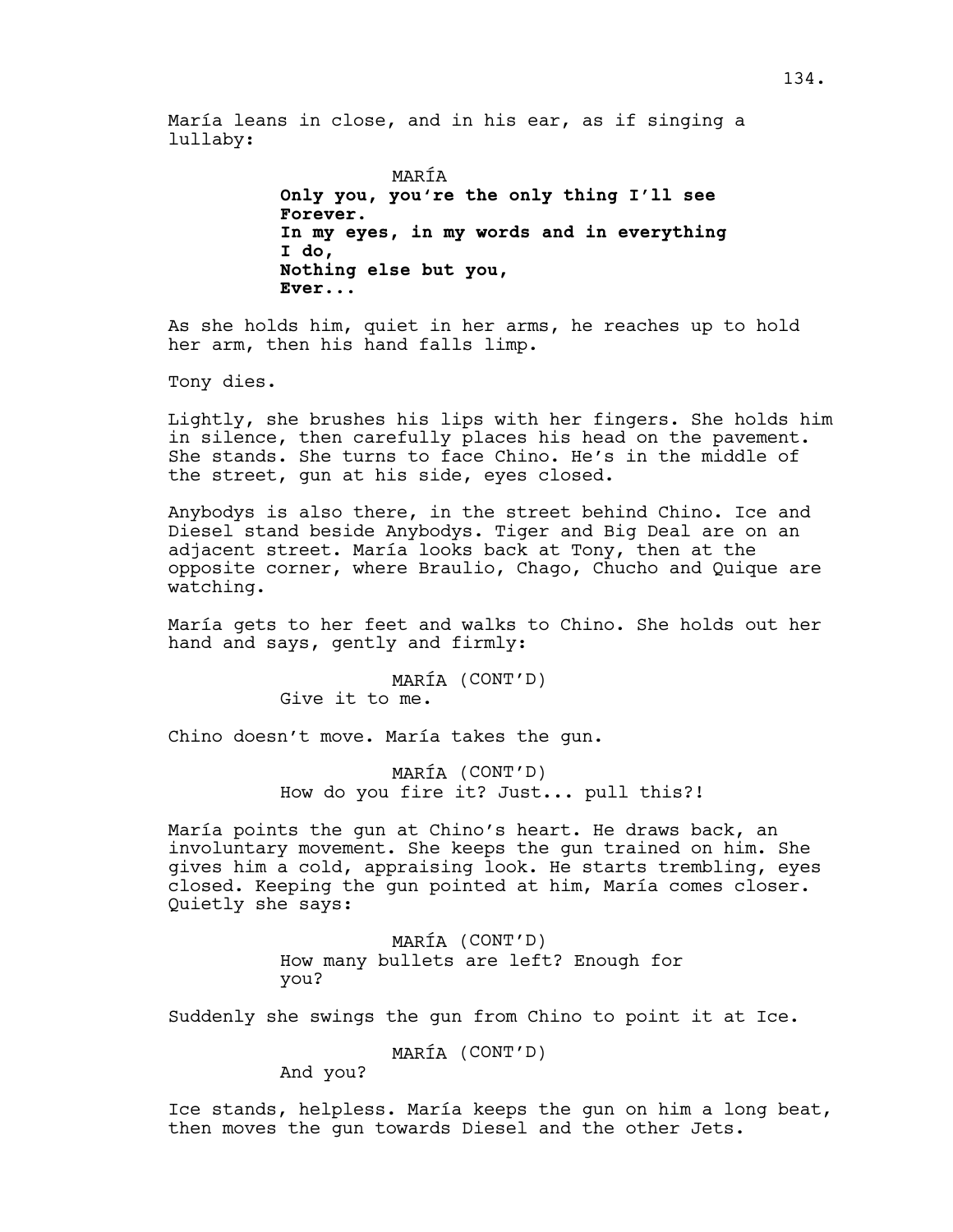María leans in close, and in his ear, as if singing a lullaby:

MARÍA

**Only you, you're the only thing I'll see**
**Forever.**
**In my eyes, in my words and in everything**
**I do,**
**Nothing else but you,**
**Ever...**

As she holds him, quiet in her arms, he reaches up to hold her arm, then his hand falls limp.

Tony dies.

Lightly, she brushes his lips with her fingers. She holds him in silence, then carefully places his head on the pavement. She stands. She turns to face Chino. He's in the middle of the street, gun at his side, eyes closed.

Anybodys is also there, in the street behind Chino. Ice and Diesel stand beside Anybodys. Tiger and Big Deal are on an adjacent street. María looks back at Tony, then at the opposite corner, where Braulio, Chago, Chucho and Quique are watching.

María gets to her feet and walks to Chino. She holds out her hand and says, gently and firmly:

MARÍA (CONT'D)

Give it to me.

Chino doesn't move. María takes the gun.

MARÍA (CONT'D)

How do you fire it? Just... pull this?!

María points the gun at Chino's heart. He draws back, an involuntary movement. She keeps the gun trained on him. She gives him a cold, appraising look. He starts trembling, eyes closed. Keeping the gun pointed at him, María comes closer. Quietly she says:

MARÍA (CONT'D)

How many bullets are left? Enough for you?

Suddenly she swings the gun from Chino to point it at Ice.

MARÍA (CONT'D)

And you?

Ice stands, helpless. María keeps the gun on him a long beat, then moves the gun towards Diesel and the other Jets.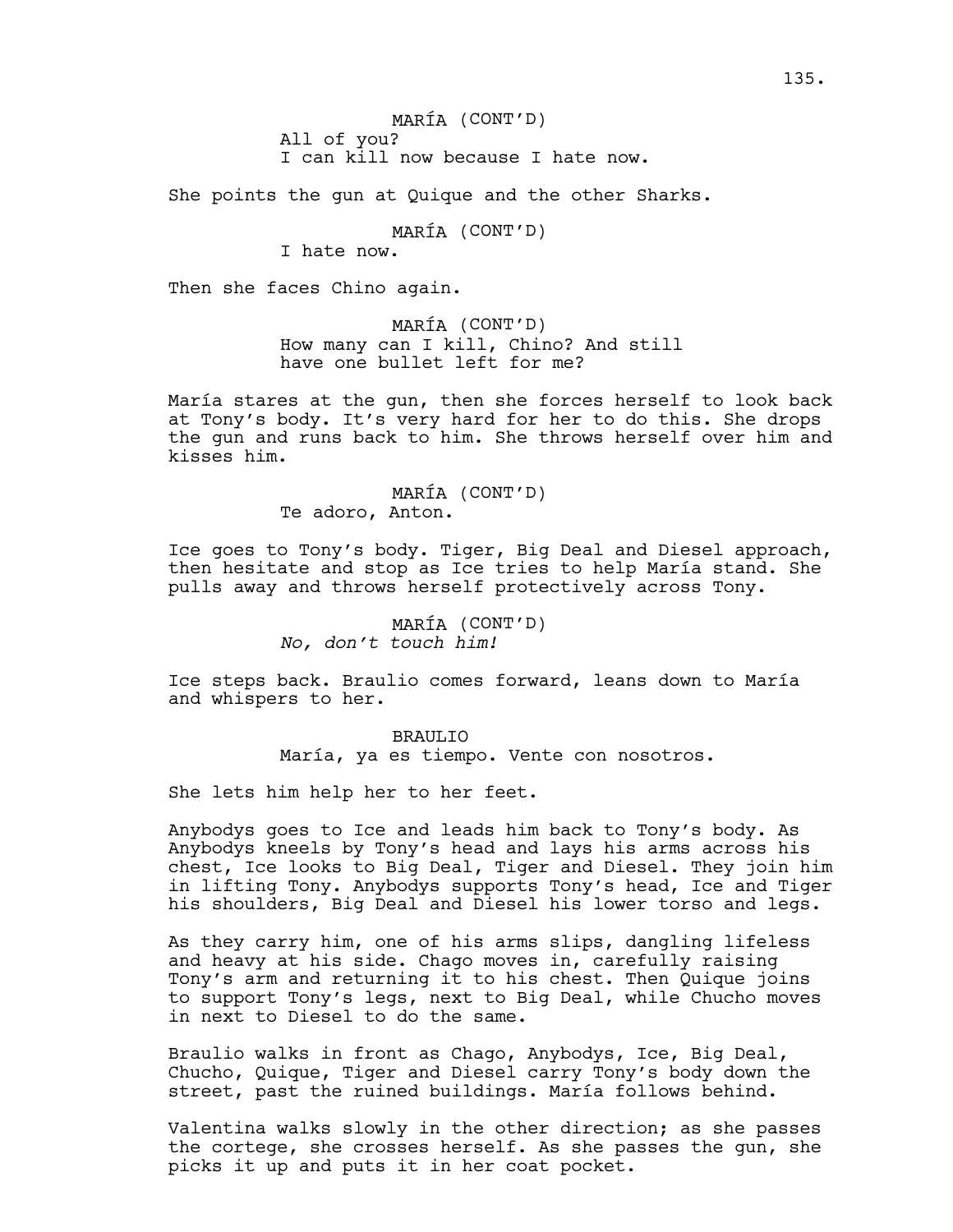MARÍA (CONT'D)
All of you?
I can kill now because I hate now.

She points the gun at Quique and the other Sharks.

MARÍA (CONT'D)
I hate now.

Then she faces Chino again.

MARÍA (CONT'D)
How many can I kill, Chino? And still have one bullet left for me?

María stares at the gun, then she forces herself to look back at Tony's body. It's very hard for her to do this. She drops the gun and runs back to him. She throws herself over him and kisses him.

MARÍA (CONT'D)
Te adoro, Anton.

Ice goes to Tony's body. Tiger, Big Deal and Diesel approach, then hesitate and stop as Ice tries to help María stand. She pulls away and throws herself protectively across Tony.

MARÍA (CONT'D)
*No, don't touch him!*

Ice steps back. Braulio comes forward, leans down to María and whispers to her.

BRAULIO
María, ya es tiempo. Vente con nosotros.

She lets him help her to her feet.

Anybodys goes to Ice and leads him back to Tony's body. As Anybodys kneels by Tony's head and lays his arms across his chest, Ice looks to Big Deal, Tiger and Diesel. They join him in lifting Tony. Anybodys supports Tony's head, Ice and Tiger his shoulders, Big Deal and Diesel his lower torso and legs.

As they carry him, one of his arms slips, dangling lifeless and heavy at his side. Chago moves in, carefully raising Tony's arm and returning it to his chest. Then Quique joins to support Tony's legs, next to Big Deal, while Chucho moves in next to Diesel to do the same.

Braulio walks in front as Chago, Anybodys, Ice, Big Deal, Chucho, Quique, Tiger and Diesel carry Tony's body down the street, past the ruined buildings. María follows behind.

Valentina walks slowly in the other direction; as she passes the cortege, she crosses herself. As she passes the gun, she picks it up and puts it in her coat pocket.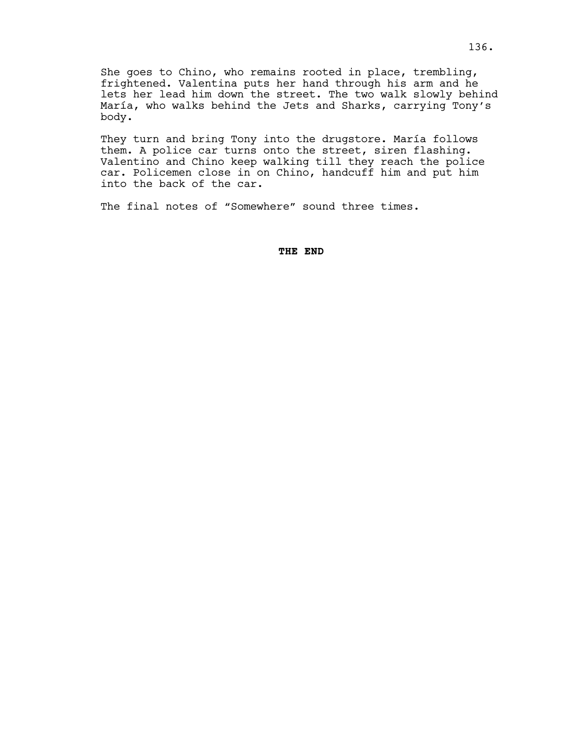She goes to Chino, who remains rooted in place, trembling, frightened. Valentina puts her hand through his arm and he lets her lead him down the street. The two walk slowly behind María, who walks behind the Jets and Sharks, carrying Tony's body.

They turn and bring Tony into the drugstore. María follows them. A police car turns onto the street, siren flashing. Valentino and Chino keep walking till they reach the police car. Policemen close in on Chino, handcuff him and put him into the back of the car.

The final notes of "Somewhere" sound three times.

**THE END**